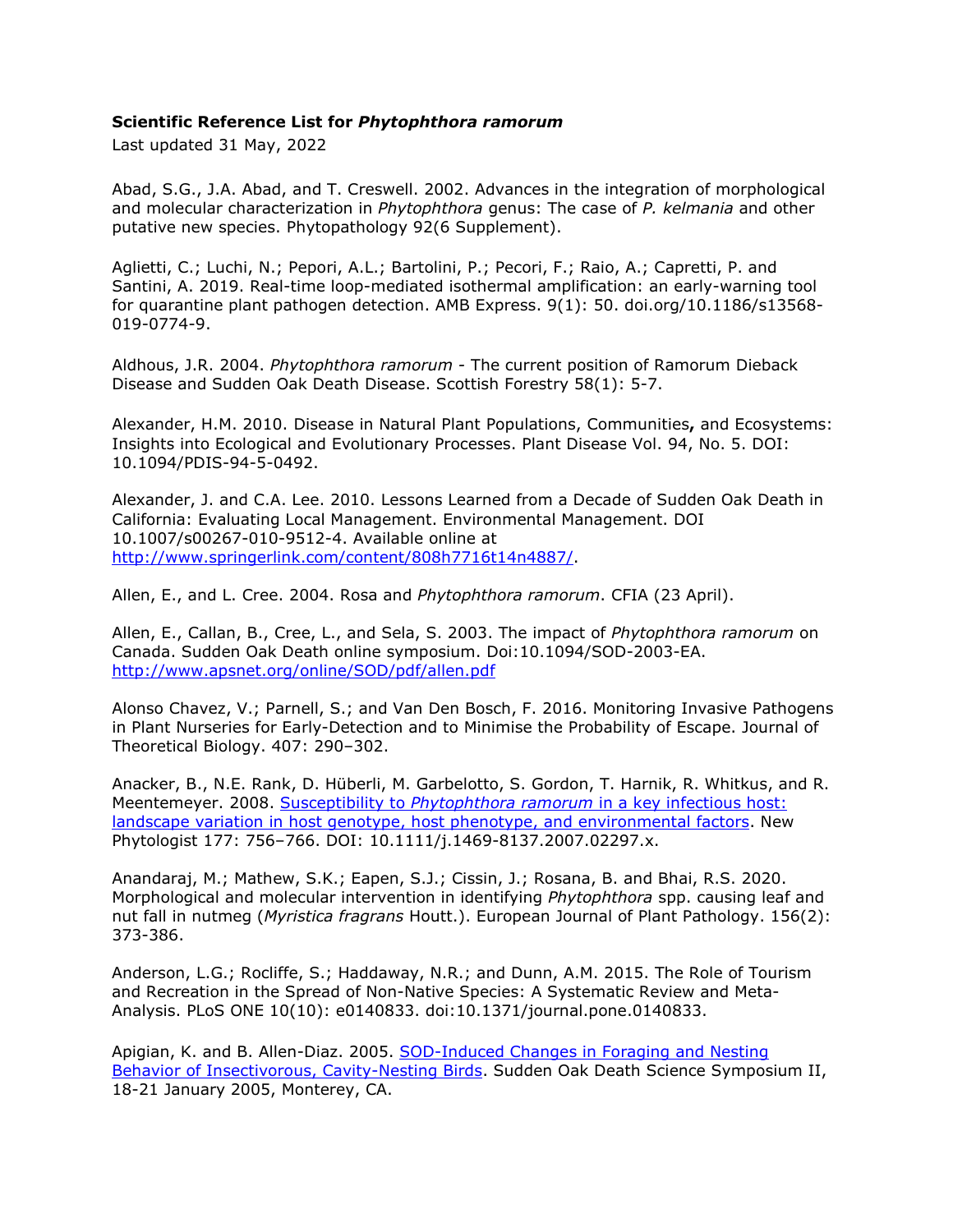**Scientific Reference List for *Phytophthora ramorum***

Last updated 31 May, 2022

Abad, S.G., J.A. Abad, and T. Creswell. 2002. Advances in the integration of morphological and molecular characterization in *Phytophthora* genus: The case of *P. kelmania* and other putative new species. Phytopathology 92(6 Supplement).

Aglietti, C.; Luchi, N.; Pepori, A.L.; Bartolini, P.; Pecori, F.; Raio, A.; Capretti, P. and Santini, A. 2019. Real-time loop-mediated isothermal amplification: an early-warning tool for quarantine plant pathogen detection. AMB Express. 9(1): 50. doi.org/10.1186/s13568-019-0774-9.

Aldhous, J.R. 2004. *Phytophthora ramorum* - The current position of Ramorum Dieback Disease and Sudden Oak Death Disease. Scottish Forestry 58(1): 5-7.

Alexander, H.M. 2010. Disease in Natural Plant Populations, Communities**,** and Ecosystems: Insights into Ecological and Evolutionary Processes. Plant Disease Vol. 94, No. 5. DOI: 10.1094/PDIS-94-5-0492.

Alexander, J. and C.A. Lee. 2010. Lessons Learned from a Decade of Sudden Oak Death in California: Evaluating Local Management. Environmental Management. DOI 10.1007/s00267-010-9512-4. Available online at [http://www.springerlink.com/content/808h7716t14n4887/](http://www.springerlink.com/content/808h7716t14n4887/).

Allen, E., and L. Cree. 2004. Rosa and *Phytophthora ramorum*. CFIA (23 April).

Allen, E., Callan, B., Cree, L., and Sela, S. 2003. The impact of *Phytophthora ramorum* on Canada. Sudden Oak Death online symposium. Doi:10.1094/SOD-2003-EA. [http://www.apsnet.org/online/SOD/pdf/allen.pdf](http://www.apsnet.org/online/SOD/pdf/allen.pdf)

Alonso Chavez, V.; Parnell, S.; and Van Den Bosch, F. 2016. Monitoring Invasive Pathogens in Plant Nurseries for Early-Detection and to Minimise the Probability of Escape. Journal of Theoretical Biology. 407: 290–302.

Anacker, B., N.E. Rank, D. Hüberli, M. Garbelotto, S. Gordon, T. Harnik, R. Whitkus, and R. Meentemeyer. 2008. Susceptibility to *Phytophthora ramorum* in a key infectious host: landscape variation in host genotype, host phenotype, and environmental factors. New Phytologist 177: 756–766. DOI: 10.1111/j.1469-8137.2007.02297.x.

Anandaraj, M.; Mathew, S.K.; Eapen, S.J.; Cissin, J.; Rosana, B. and Bhai, R.S. 2020. Morphological and molecular intervention in identifying *Phytophthora* spp. causing leaf and nut fall in nutmeg (*Myristica fragrans* Houtt.). European Journal of Plant Pathology. 156(2): 373-386.

Anderson, L.G.; Rocliffe, S.; Haddaway, N.R.; and Dunn, A.M. 2015. The Role of Tourism and Recreation in the Spread of Non-Native Species: A Systematic Review and Meta-Analysis. PLoS ONE 10(10): e0140833. doi:10.1371/journal.pone.0140833.

Apigian, K. and B. Allen-Diaz. 2005. SOD-Induced Changes in Foraging and Nesting Behavior of Insectivorous, Cavity-Nesting Birds. Sudden Oak Death Science Symposium II, 18-21 January 2005, Monterey, CA.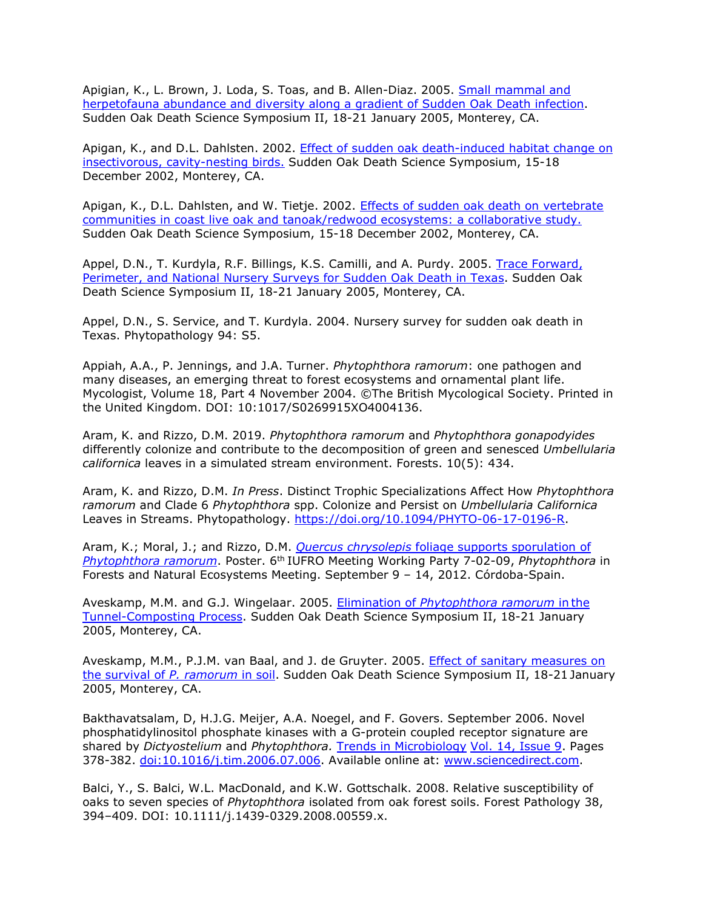Apigian, K., L. Brown, J. Loda, S. Toas, and B. Allen-Diaz. 2005. Small mammal and herpetofauna abundance and diversity along a gradient of Sudden Oak Death infection. Sudden Oak Death Science Symposium II, 18-21 January 2005, Monterey, CA.

Apigan, K., and D.L. Dahlsten. 2002. Effect of sudden oak death-induced habitat change on insectivorous, cavity-nesting birds. Sudden Oak Death Science Symposium, 15-18 December 2002, Monterey, CA.

Apigan, K., D.L. Dahlsten, and W. Tietje. 2002. Effects of sudden oak death on vertebrate communities in coast live oak and tanoak/redwood ecosystems: a collaborative study. Sudden Oak Death Science Symposium, 15-18 December 2002, Monterey, CA.

Appel, D.N., T. Kurdyla, R.F. Billings, K.S. Camilli, and A. Purdy. 2005. Trace Forward, Perimeter, and National Nursery Surveys for Sudden Oak Death in Texas. Sudden Oak Death Science Symposium II, 18-21 January 2005, Monterey, CA.

Appel, D.N., S. Service, and T. Kurdyla. 2004. Nursery survey for sudden oak death in Texas. Phytopathology 94: S5.

Appiah, A.A., P. Jennings, and J.A. Turner. *Phytophthora ramorum*: one pathogen and many diseases, an emerging threat to forest ecosystems and ornamental plant life. Mycologist, Volume 18, Part 4 November 2004. ©The British Mycological Society. Printed in the United Kingdom. DOI: 10:1017/S0269915XO4004136.

Aram, K. and Rizzo, D.M. 2019. *Phytophthora ramorum* and *Phytophthora gonapodyides* differently colonize and contribute to the decomposition of green and senesced *Umbellularia californica* leaves in a simulated stream environment. Forests. 10(5): 434.

Aram, K. and Rizzo, D.M. *In Press*. Distinct Trophic Specializations Affect How *Phytophthora ramorum* and Clade 6 *Phytophthora* spp. Colonize and Persist on *Umbellularia Californica* Leaves in Streams. Phytopathology. https://doi.org/10.1094/PHYTO-06-17-0196-R.

Aram, K.; Moral, J.; and Rizzo, D.M. *Quercus chrysolepis* foliage supports sporulation of *Phytophthora ramorum*. Poster. 6th IUFRO Meeting Working Party 7-02-09, *Phytophthora* in Forests and Natural Ecosystems Meeting. September 9 – 14, 2012. Córdoba-Spain.

Aveskamp, M.M. and G.J. Wingelaar. 2005. Elimination of *Phytophthora ramorum* in the Tunnel-Composting Process. Sudden Oak Death Science Symposium II, 18-21 January 2005, Monterey, CA.

Aveskamp, M.M., P.J.M. van Baal, and J. de Gruyter. 2005. Effect of sanitary measures on the survival of *P. ramorum* in soil. Sudden Oak Death Science Symposium II, 18-21 January 2005, Monterey, CA.

Bakthavatsalam, D, H.J.G. Meijer, A.A. Noegel, and F. Govers. September 2006. Novel phosphatidylinositol phosphate kinases with a G-protein coupled receptor signature are shared by *Dictyostelium* and *Phytophthora.* Trends in Microbiology Vol. 14, Issue 9. Pages 378-382. doi:10.1016/j.tim.2006.07.006. Available online at: www.sciencedirect.com.

Balci, Y., S. Balci, W.L. MacDonald, and K.W. Gottschalk. 2008. Relative susceptibility of oaks to seven species of *Phytophthora* isolated from oak forest soils. Forest Pathology 38, 394–409. DOI: 10.1111/j.1439-0329.2008.00559.x.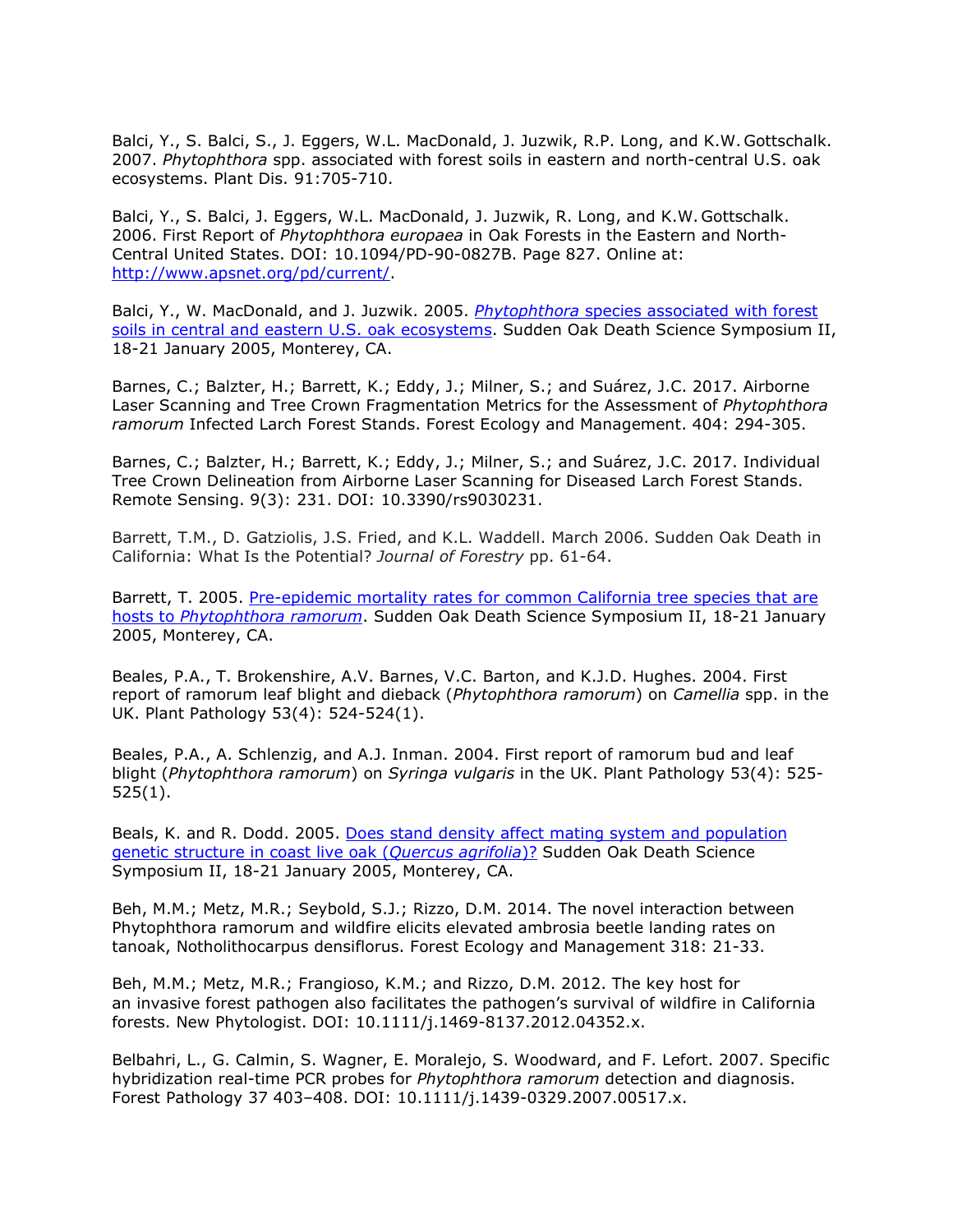Balci, Y., S. Balci, S., J. Eggers, W.L. MacDonald, J. Juzwik, R.P. Long, and K.W. Gottschalk. 2007. *Phytophthora* spp. associated with forest soils in eastern and north-central U.S. oak ecosystems. Plant Dis. 91:705-710.

Balci, Y., S. Balci, J. Eggers, W.L. MacDonald, J. Juzwik, R. Long, and K.W. Gottschalk. 2006. First Report of *Phytophthora europaea* in Oak Forests in the Eastern and North-Central United States. DOI: 10.1094/PD-90-0827B. Page 827. Online at: http://www.apsnet.org/pd/current/.

Balci, Y., W. MacDonald, and J. Juzwik. 2005. *Phytophthora* species associated with forest soils in central and eastern U.S. oak ecosystems. Sudden Oak Death Science Symposium II, 18-21 January 2005, Monterey, CA.

Barnes, C.; Balzter, H.; Barrett, K.; Eddy, J.; Milner, S.; and Suárez, J.C. 2017. Airborne Laser Scanning and Tree Crown Fragmentation Metrics for the Assessment of *Phytophthora ramorum* Infected Larch Forest Stands. Forest Ecology and Management. 404: 294-305.

Barnes, C.; Balzter, H.; Barrett, K.; Eddy, J.; Milner, S.; and Suárez, J.C. 2017. Individual Tree Crown Delineation from Airborne Laser Scanning for Diseased Larch Forest Stands. Remote Sensing. 9(3): 231. DOI: 10.3390/rs9030231.

Barrett, T.M., D. Gatziolis, J.S. Fried, and K.L. Waddell. March 2006. Sudden Oak Death in California: What Is the Potential? *Journal of Forestry* pp. 61-64.

Barrett, T. 2005. Pre-epidemic mortality rates for common California tree species that are hosts to *Phytophthora ramorum*. Sudden Oak Death Science Symposium II, 18-21 January 2005, Monterey, CA.

Beales, P.A., T. Brokenshire, A.V. Barnes, V.C. Barton, and K.J.D. Hughes. 2004. First report of ramorum leaf blight and dieback (*Phytophthora ramorum*) on *Camellia* spp. in the UK. Plant Pathology 53(4): 524-524(1).

Beales, P.A., A. Schlenzig, and A.J. Inman. 2004. First report of ramorum bud and leaf blight (*Phytophthora ramorum*) on *Syringa vulgaris* in the UK. Plant Pathology 53(4): 525-525(1).

Beals, K. and R. Dodd. 2005. Does stand density affect mating system and population genetic structure in coast live oak (*Quercus agrifolia*)? Sudden Oak Death Science Symposium II, 18-21 January 2005, Monterey, CA.

Beh, M.M.; Metz, M.R.; Seybold, S.J.; Rizzo, D.M. 2014. The novel interaction between Phytophthora ramorum and wildfire elicits elevated ambrosia beetle landing rates on tanoak, Notholithocarpus densiflorus. Forest Ecology and Management 318: 21-33.

Beh, M.M.; Metz, M.R.; Frangioso, K.M.; and Rizzo, D.M. 2012. The key host for an invasive forest pathogen also facilitates the pathogen's survival of wildfire in California forests. New Phytologist. DOI: 10.1111/j.1469-8137.2012.04352.x.

Belbahri, L., G. Calmin, S. Wagner, E. Moralejo, S. Woodward, and F. Lefort. 2007. Specific hybridization real-time PCR probes for *Phytophthora ramorum* detection and diagnosis. Forest Pathology 37 403–408. DOI: 10.1111/j.1439-0329.2007.00517.x.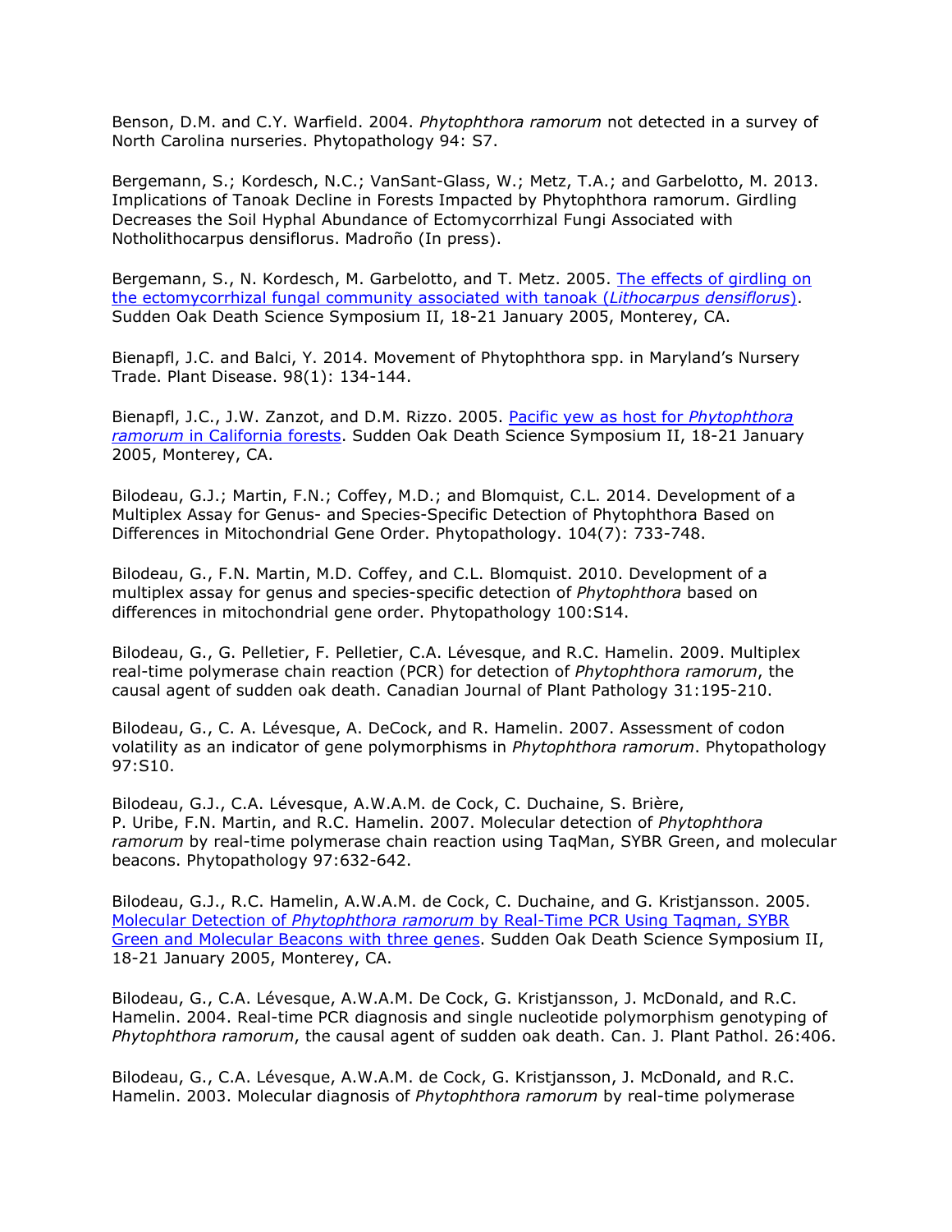Benson, D.M. and C.Y. Warfield. 2004. *Phytophthora ramorum* not detected in a survey of North Carolina nurseries. Phytopathology 94: S7.

Bergemann, S.; Kordesch, N.C.; VanSant-Glass, W.; Metz, T.A.; and Garbelotto, M. 2013. Implications of Tanoak Decline in Forests Impacted by Phytophthora ramorum. Girdling Decreases the Soil Hyphal Abundance of Ectomycorrhizal Fungi Associated with Notholithocarpus densiflorus. Madroño (In press).

Bergemann, S., N. Kordesch, M. Garbelotto, and T. Metz. 2005. [The effects of girdling on the ectomycorrhizal fungal community associated with tanoak (*Lithocarpus densiflorus*)](). Sudden Oak Death Science Symposium II, 18-21 January 2005, Monterey, CA.

Bienapfl, J.C. and Balci, Y. 2014. Movement of Phytophthora spp. in Maryland's Nursery Trade. Plant Disease. 98(1): 134-144.

Bienapfl, J.C., J.W. Zanzot, and D.M. Rizzo. 2005. [Pacific yew as host for *Phytophthora ramorum* in California forests](). Sudden Oak Death Science Symposium II, 18-21 January 2005, Monterey, CA.

Bilodeau, G.J.; Martin, F.N.; Coffey, M.D.; and Blomquist, C.L. 2014. Development of a Multiplex Assay for Genus- and Species-Specific Detection of Phytophthora Based on Differences in Mitochondrial Gene Order. Phytopathology. 104(7): 733-748.

Bilodeau, G., F.N. Martin, M.D. Coffey, and C.L. Blomquist. 2010. Development of a multiplex assay for genus and species-specific detection of *Phytophthora* based on differences in mitochondrial gene order. Phytopathology 100:S14.

Bilodeau, G., G. Pelletier, F. Pelletier, C.A. Lévesque, and R.C. Hamelin. 2009. Multiplex real-time polymerase chain reaction (PCR) for detection of *Phytophthora ramorum*, the causal agent of sudden oak death. Canadian Journal of Plant Pathology 31:195-210.

Bilodeau, G., C. A. Lévesque, A. DeCock, and R. Hamelin. 2007. Assessment of codon volatility as an indicator of gene polymorphisms in *Phytophthora ramorum*. Phytopathology 97:S10.

Bilodeau, G.J., C.A. Lévesque, A.W.A.M. de Cock, C. Duchaine, S. Brière, P. Uribe, F.N. Martin, and R.C. Hamelin. 2007. Molecular detection of *Phytophthora ramorum* by real-time polymerase chain reaction using TaqMan, SYBR Green, and molecular beacons. Phytopathology 97:632-642.

Bilodeau, G.J., R.C. Hamelin, A.W.A.M. de Cock, C. Duchaine, and G. Kristjansson. 2005. [Molecular Detection of *Phytophthora ramorum* by Real-Time PCR Using Taqman, SYBR Green and Molecular Beacons with three genes](). Sudden Oak Death Science Symposium II, 18-21 January 2005, Monterey, CA.

Bilodeau, G., C.A. Lévesque, A.W.A.M. De Cock, G. Kristjansson, J. McDonald, and R.C. Hamelin. 2004. Real-time PCR diagnosis and single nucleotide polymorphism genotyping of *Phytophthora ramorum*, the causal agent of sudden oak death. Can. J. Plant Pathol. 26:406.

Bilodeau, G., C.A. Lévesque, A.W.A.M. de Cock, G. Kristjansson, J. McDonald, and R.C. Hamelin. 2003. Molecular diagnosis of *Phytophthora ramorum* by real-time polymerase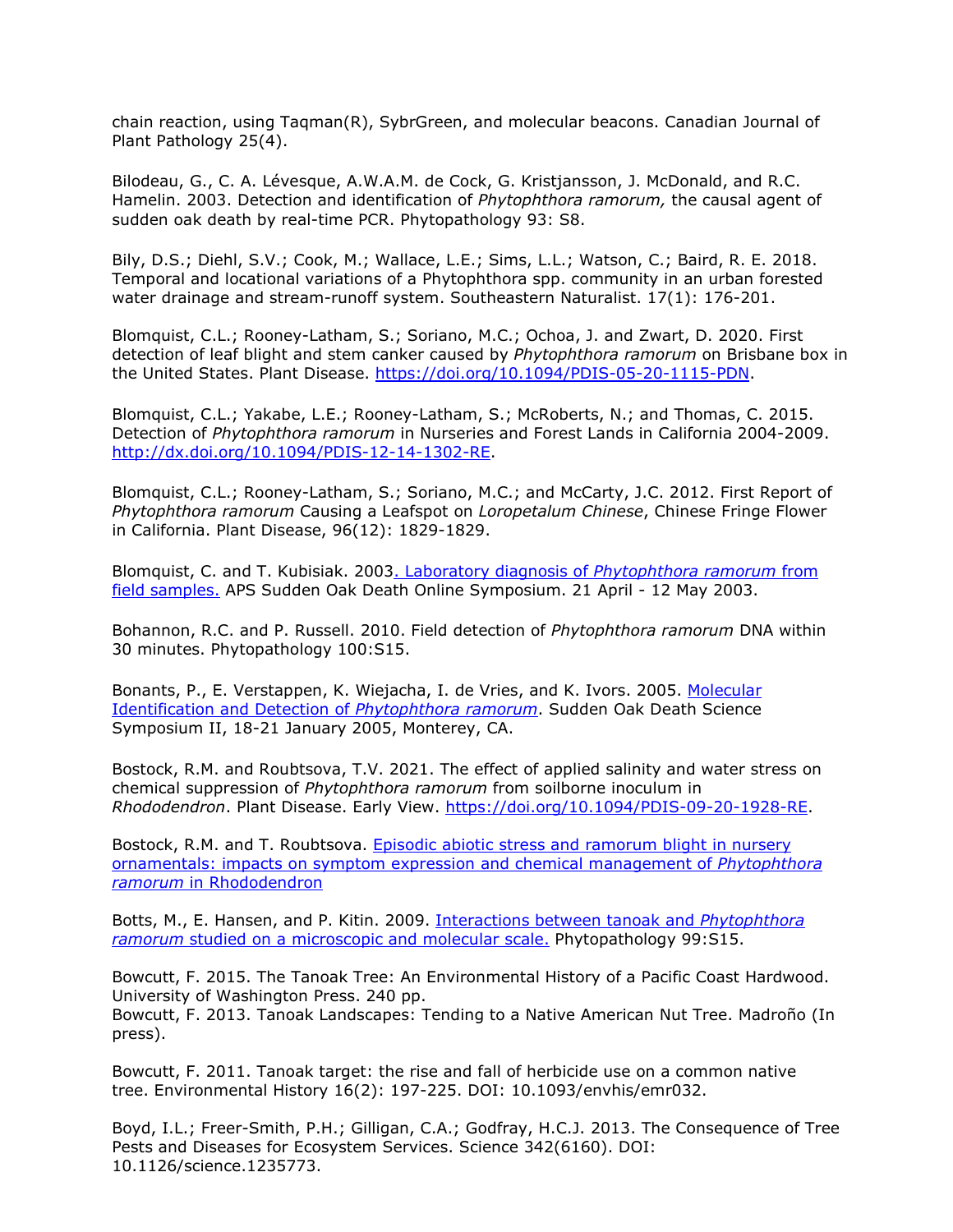chain reaction, using Taqman(R), SybrGreen, and molecular beacons. Canadian Journal of Plant Pathology 25(4).

Bilodeau, G., C. A. Lévesque, A.W.A.M. de Cock, G. Kristjansson, J. McDonald, and R.C. Hamelin. 2003. Detection and identification of *Phytophthora ramorum,* the causal agent of sudden oak death by real-time PCR. Phytopathology 93: S8.

Bily, D.S.; Diehl, S.V.; Cook, M.; Wallace, L.E.; Sims, L.L.; Watson, C.; Baird, R. E. 2018. Temporal and locational variations of a Phytophthora spp. community in an urban forested water drainage and stream-runoff system. Southeastern Naturalist. 17(1): 176-201.

Blomquist, C.L.; Rooney-Latham, S.; Soriano, M.C.; Ochoa, J. and Zwart, D. 2020. First detection of leaf blight and stem canker caused by *Phytophthora ramorum* on Brisbane box in the United States. Plant Disease. [https://doi.org/10.1094/PDIS-05-20-1115-PDN](https://doi.org/10.1094/PDIS-05-20-1115-PDN).

Blomquist, C.L.; Yakabe, L.E.; Rooney-Latham, S.; McRoberts, N.; and Thomas, C. 2015. Detection of *Phytophthora ramorum* in Nurseries and Forest Lands in California 2004-2009. [http://dx.doi.org/10.1094/PDIS-12-14-1302-RE](http://dx.doi.org/10.1094/PDIS-12-14-1302-RE).

Blomquist, C.L.; Rooney-Latham, S.; Soriano, M.C.; and McCarty, J.C. 2012. First Report of *Phytophthora ramorum* Causing a Leafspot on *Loropetalum Chinese*, Chinese Fringe Flower in California. Plant Disease, 96(12): 1829-1829.

Blomquist, C. and T. Kubisiak. 2003. Laboratory diagnosis of *Phytophthora ramorum* from field samples. APS Sudden Oak Death Online Symposium. 21 April - 12 May 2003.

Bohannon, R.C. and P. Russell. 2010. Field detection of *Phytophthora ramorum* DNA within 30 minutes. Phytopathology 100:S15.

Bonants, P., E. Verstappen, K. Wiejacha, I. de Vries, and K. Ivors. 2005. Molecular Identification and Detection of *Phytophthora ramorum*. Sudden Oak Death Science Symposium II, 18-21 January 2005, Monterey, CA.

Bostock, R.M. and Roubtsova, T.V. 2021. The effect of applied salinity and water stress on chemical suppression of *Phytophthora ramorum* from soilborne inoculum in *Rhododendron*. Plant Disease. Early View. [https://doi.org/10.1094/PDIS-09-20-1928-RE](https://doi.org/10.1094/PDIS-09-20-1928-RE).

Bostock, R.M. and T. Roubtsova. Episodic abiotic stress and ramorum blight in nursery ornamentals: impacts on symptom expression and chemical management of *Phytophthora ramorum* in Rhododendron

Botts, M., E. Hansen, and P. Kitin. 2009. Interactions between tanoak and *Phytophthora ramorum* studied on a microscopic and molecular scale. Phytopathology 99:S15.

Bowcutt, F. 2015. The Tanoak Tree: An Environmental History of a Pacific Coast Hardwood. University of Washington Press. 240 pp.
Bowcutt, F. 2013. Tanoak Landscapes: Tending to a Native American Nut Tree. Madroño (In press).

Bowcutt, F. 2011. Tanoak target: the rise and fall of herbicide use on a common native tree. Environmental History 16(2): 197-225. DOI: 10.1093/envhis/emr032.

Boyd, I.L.; Freer-Smith, P.H.; Gilligan, C.A.; Godfray, H.C.J. 2013. The Consequence of Tree Pests and Diseases for Ecosystem Services. Science 342(6160). DOI: 10.1126/science.1235773.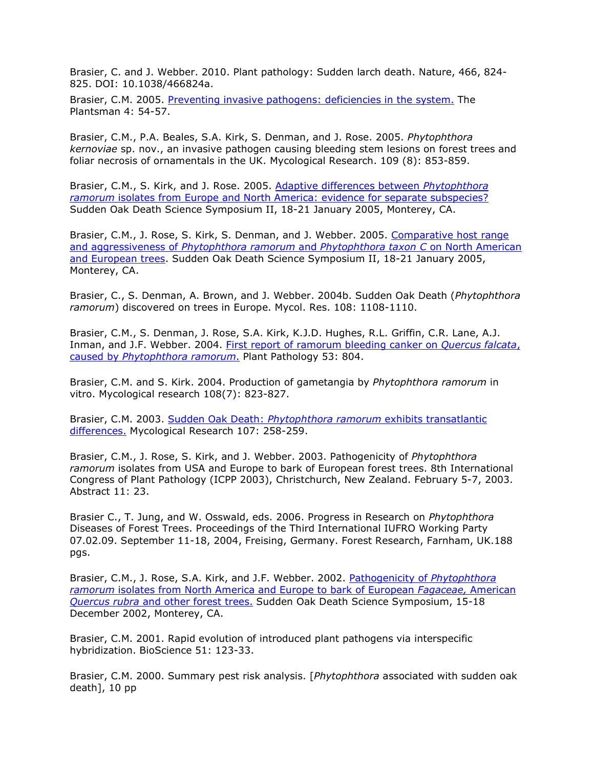Brasier, C. and J. Webber. 2010. Plant pathology: Sudden larch death. Nature, 466, 824-825. DOI: 10.1038/466824a.

Brasier, C.M. 2005. Preventing invasive pathogens: deficiencies in the system. The Plantsman 4: 54-57.

Brasier, C.M., P.A. Beales, S.A. Kirk, S. Denman, and J. Rose. 2005. *Phytophthora kernoviae* sp. nov., an invasive pathogen causing bleeding stem lesions on forest trees and foliar necrosis of ornamentals in the UK. Mycological Research. 109 (8): 853-859.

Brasier, C.M., S. Kirk, and J. Rose. 2005. Adaptive differences between *Phytophthora ramorum* isolates from Europe and North America: evidence for separate subspecies? Sudden Oak Death Science Symposium II, 18-21 January 2005, Monterey, CA.

Brasier, C.M., J. Rose, S. Kirk, S. Denman, and J. Webber. 2005. Comparative host range and aggressiveness of *Phytophthora ramorum* and *Phytophthora taxon C* on North American and European trees. Sudden Oak Death Science Symposium II, 18-21 January 2005, Monterey, CA.

Brasier, C., S. Denman, A. Brown, and J. Webber. 2004b. Sudden Oak Death (*Phytophthora ramorum*) discovered on trees in Europe. Mycol. Res. 108: 1108-1110.

Brasier, C.M., S. Denman, J. Rose, S.A. Kirk, K.J.D. Hughes, R.L. Griffin, C.R. Lane, A.J. Inman, and J.F. Webber. 2004. First report of ramorum bleeding canker on *Quercus falcata*, caused by *Phytophthora ramorum*. Plant Pathology 53: 804.

Brasier, C.M. and S. Kirk. 2004. Production of gametangia by *Phytophthora ramorum* in vitro. Mycological research 108(7): 823-827.

Brasier, C.M. 2003. Sudden Oak Death: *Phytophthora ramorum* exhibits transatlantic differences. Mycological Research 107: 258-259.

Brasier, C.M., J. Rose, S. Kirk, and J. Webber. 2003. Pathogenicity of *Phytophthora ramorum* isolates from USA and Europe to bark of European forest trees. 8th International Congress of Plant Pathology (ICPP 2003), Christchurch, New Zealand. February 5-7, 2003. Abstract 11: 23.

Brasier C., T. Jung, and W. Osswald, eds. 2006. Progress in Research on *Phytophthora* Diseases of Forest Trees. Proceedings of the Third International IUFRO Working Party 07.02.09. September 11-18, 2004, Freising, Germany. Forest Research, Farnham, UK.188 pgs.

Brasier, C.M., J. Rose, S.A. Kirk, and J.F. Webber. 2002. Pathogenicity of *Phytophthora ramorum* isolates from North America and Europe to bark of European *Fagaceae*, American *Quercus rubra* and other forest trees. Sudden Oak Death Science Symposium, 15-18 December 2002, Monterey, CA.

Brasier, C.M. 2001. Rapid evolution of introduced plant pathogens via interspecific hybridization. BioScience 51: 123-33.

Brasier, C.M. 2000. Summary pest risk analysis. [*Phytophthora* associated with sudden oak death], 10 pp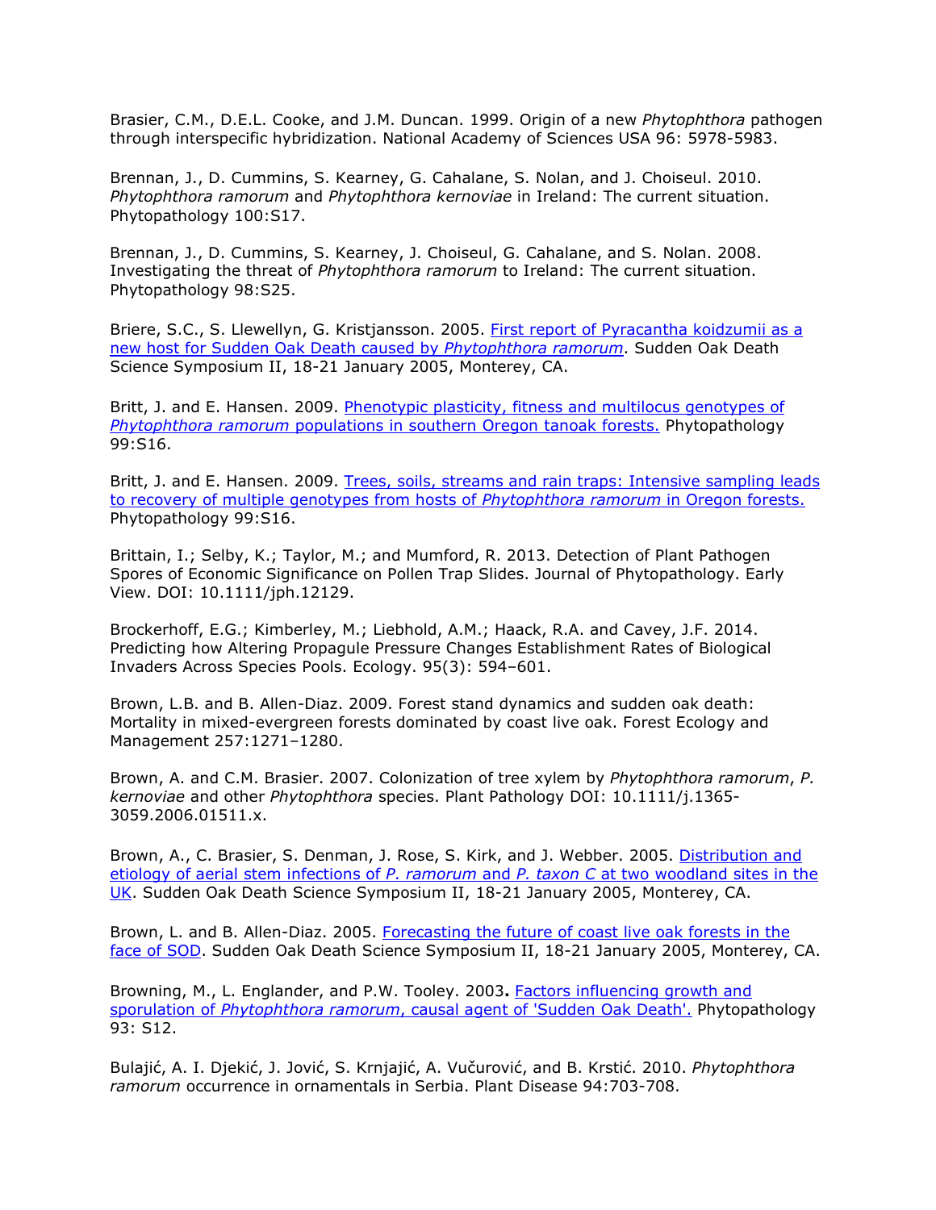Brasier, C.M., D.E.L. Cooke, and J.M. Duncan. 1999. Origin of a new *Phytophthora* pathogen through interspecific hybridization. National Academy of Sciences USA 96: 5978-5983.

Brennan, J., D. Cummins, S. Kearney, G. Cahalane, S. Nolan, and J. Choiseul. 2010. *Phytophthora ramorum* and *Phytophthora kernoviae* in Ireland: The current situation. Phytopathology 100:S17.

Brennan, J., D. Cummins, S. Kearney, J. Choiseul, G. Cahalane, and S. Nolan. 2008. Investigating the threat of *Phytophthora ramorum* to Ireland: The current situation. Phytopathology 98:S25.

Briere, S.C., S. Llewellyn, G. Kristjansson. 2005. First report of Pyracantha koidzumii as a new host for Sudden Oak Death caused by *Phytophthora ramorum*. Sudden Oak Death Science Symposium II, 18-21 January 2005, Monterey, CA.

Britt, J. and E. Hansen. 2009. Phenotypic plasticity, fitness and multilocus genotypes of *Phytophthora ramorum* populations in southern Oregon tanoak forests. Phytopathology 99:S16.

Britt, J. and E. Hansen. 2009. Trees, soils, streams and rain traps: Intensive sampling leads to recovery of multiple genotypes from hosts of *Phytophthora ramorum* in Oregon forests. Phytopathology 99:S16.

Brittain, I.; Selby, K.; Taylor, M.; and Mumford, R. 2013. Detection of Plant Pathogen Spores of Economic Significance on Pollen Trap Slides. Journal of Phytopathology. Early View. DOI: 10.1111/jph.12129.

Brockerhoff, E.G.; Kimberley, M.; Liebhold, A.M.; Haack, R.A. and Cavey, J.F. 2014. Predicting how Altering Propagule Pressure Changes Establishment Rates of Biological Invaders Across Species Pools. Ecology. 95(3): 594–601.

Brown, L.B. and B. Allen-Diaz. 2009. Forest stand dynamics and sudden oak death: Mortality in mixed-evergreen forests dominated by coast live oak. Forest Ecology and Management 257:1271–1280.

Brown, A. and C.M. Brasier. 2007. Colonization of tree xylem by *Phytophthora ramorum*, *P. kernoviae* and other *Phytophthora* species. Plant Pathology DOI: 10.1111/j.1365-3059.2006.01511.x.

Brown, A., C. Brasier, S. Denman, J. Rose, S. Kirk, and J. Webber. 2005. Distribution and etiology of aerial stem infections of *P. ramorum* and *P. taxon C* at two woodland sites in the UK. Sudden Oak Death Science Symposium II, 18-21 January 2005, Monterey, CA.

Brown, L. and B. Allen-Diaz. 2005. Forecasting the future of coast live oak forests in the face of SOD. Sudden Oak Death Science Symposium II, 18-21 January 2005, Monterey, CA.

Browning, M., L. Englander, and P.W. Tooley. 2003**.** Factors influencing growth and sporulation of *Phytophthora ramorum*, causal agent of 'Sudden Oak Death'. Phytopathology 93: S12.

Bulajić, A. I. Djekić, J. Jović, S. Krnjajić, A. Vučurović, and B. Krstić. 2010. *Phytophthora ramorum* occurrence in ornamentals in Serbia. Plant Disease 94:703-708.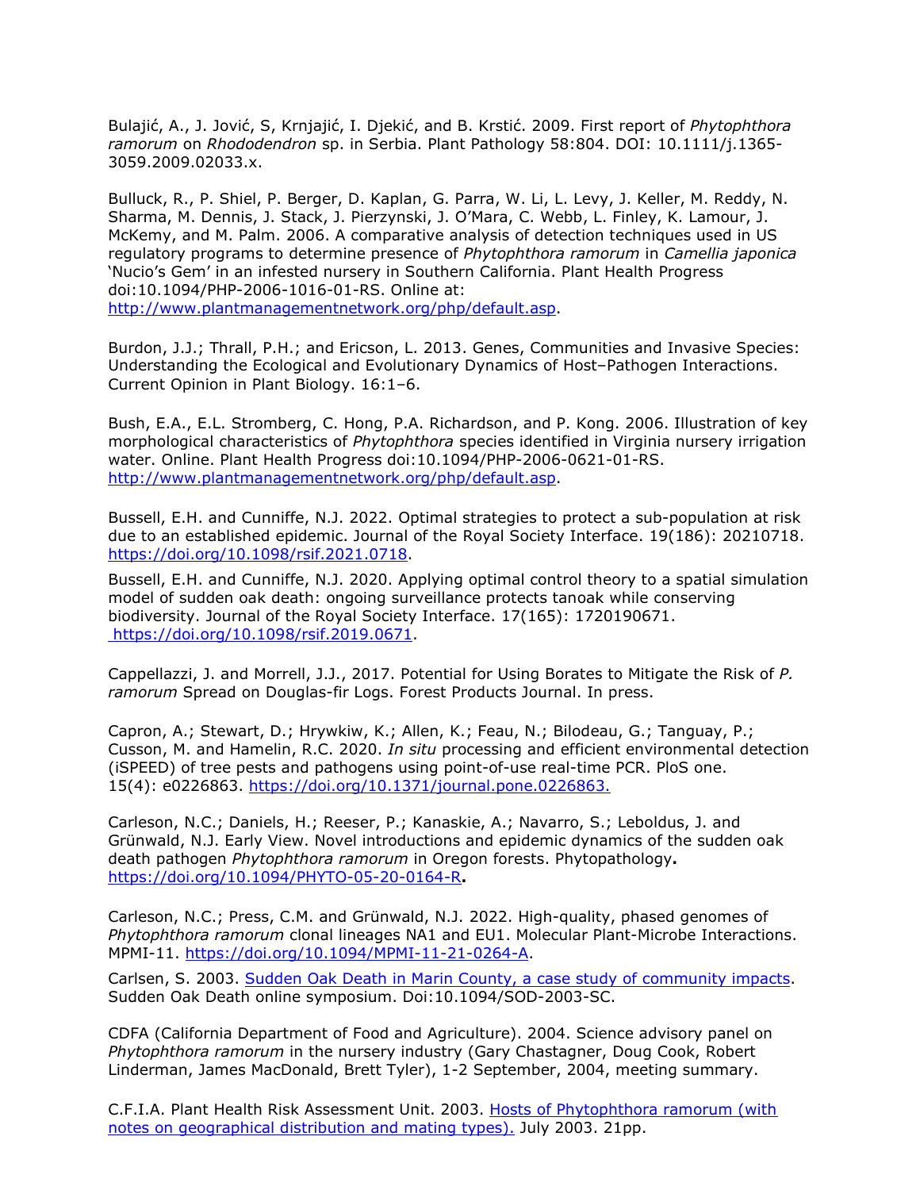Bulajić, A., J. Jović, S, Krnjajić, I. Djekić, and B. Krstić. 2009. First report of *Phytophthora ramorum* on *Rhododendron* sp. in Serbia. Plant Pathology 58:804. DOI: 10.1111/j.1365-3059.2009.02033.x.

Bulluck, R., P. Shiel, P. Berger, D. Kaplan, G. Parra, W. Li, L. Levy, J. Keller, M. Reddy, N. Sharma, M. Dennis, J. Stack, J. Pierzynski, J. O'Mara, C. Webb, L. Finley, K. Lamour, J. McKemy, and M. Palm. 2006. A comparative analysis of detection techniques used in US regulatory programs to determine presence of *Phytophthora ramorum* in *Camellia japonica* 'Nucio's Gem' in an infested nursery in Southern California. Plant Health Progress doi:10.1094/PHP-2006-1016-01-RS. Online at: [http://www.plantmanagementnetwork.org/php/default.asp](http://www.plantmanagementnetwork.org/php/default.asp).

Burdon, J.J.; Thrall, P.H.; and Ericson, L. 2013. Genes, Communities and Invasive Species: Understanding the Ecological and Evolutionary Dynamics of Host–Pathogen Interactions. Current Opinion in Plant Biology. 16:1–6.

Bush, E.A., E.L. Stromberg, C. Hong, P.A. Richardson, and P. Kong. 2006. Illustration of key morphological characteristics of *Phytophthora* species identified in Virginia nursery irrigation water. Online. Plant Health Progress doi:10.1094/PHP-2006-0621-01-RS. [http://www.plantmanagementnetwork.org/php/default.asp](http://www.plantmanagementnetwork.org/php/default.asp).

Bussell, E.H. and Cunniffe, N.J. 2022. Optimal strategies to protect a sub-population at risk due to an established epidemic. Journal of the Royal Society Interface. 19(186): 20210718. [https://doi.org/10.1098/rsif.2021.0718](https://doi.org/10.1098/rsif.2021.0718).

Bussell, E.H. and Cunniffe, N.J. 2020. Applying optimal control theory to a spatial simulation model of sudden oak death: ongoing surveillance protects tanoak while conserving biodiversity. Journal of the Royal Society Interface. 17(165): 1720190671. [https://doi.org/10.1098/rsif.2019.0671](https://doi.org/10.1098/rsif.2019.0671).

Cappellazzi, J. and Morrell, J.J., 2017. Potential for Using Borates to Mitigate the Risk of *P. ramorum* Spread on Douglas-fir Logs. Forest Products Journal. In press.

Capron, A.; Stewart, D.; Hrywkiw, K.; Allen, K.; Feau, N.; Bilodeau, G.; Tanguay, P.; Cusson, M. and Hamelin, R.C. 2020. *In situ* processing and efficient environmental detection (iSPEED) of tree pests and pathogens using point-of-use real-time PCR. PloS one. 15(4): e0226863. [https://doi.org/10.1371/journal.pone.0226863.](https://doi.org/10.1371/journal.pone.0226863)

Carleson, N.C.; Daniels, H.; Reeser, P.; Kanaskie, A.; Navarro, S.; Leboldus, J. and Grünwald, N.J. Early View. Novel introductions and epidemic dynamics of the sudden oak death pathogen *Phytophthora ramorum* in Oregon forests. Phytopathology**.** [https://doi.org/10.1094/PHYTO-05-20-0164-R](https://doi.org/10.1094/PHYTO-05-20-0164-R)**.**

Carleson, N.C.; Press, C.M. and Grünwald, N.J. 2022. High-quality, phased genomes of *Phytophthora ramorum* clonal lineages NA1 and EU1. Molecular Plant-Microbe Interactions. MPMI-11. [https://doi.org/10.1094/MPMI-11-21-0264-A](https://doi.org/10.1094/MPMI-11-21-0264-A).

Carlsen, S. 2003. [Sudden Oak Death in Marin County, a case study of community impacts](). Sudden Oak Death online symposium. Doi:10.1094/SOD-2003-SC.

CDFA (California Department of Food and Agriculture). 2004. Science advisory panel on *Phytophthora ramorum* in the nursery industry (Gary Chastagner, Doug Cook, Robert Linderman, James MacDonald, Brett Tyler), 1-2 September, 2004, meeting summary.

C.F.I.A. Plant Health Risk Assessment Unit. 2003. [Hosts of Phytophthora ramorum (with notes on geographical distribution and mating types).]() July 2003. 21pp.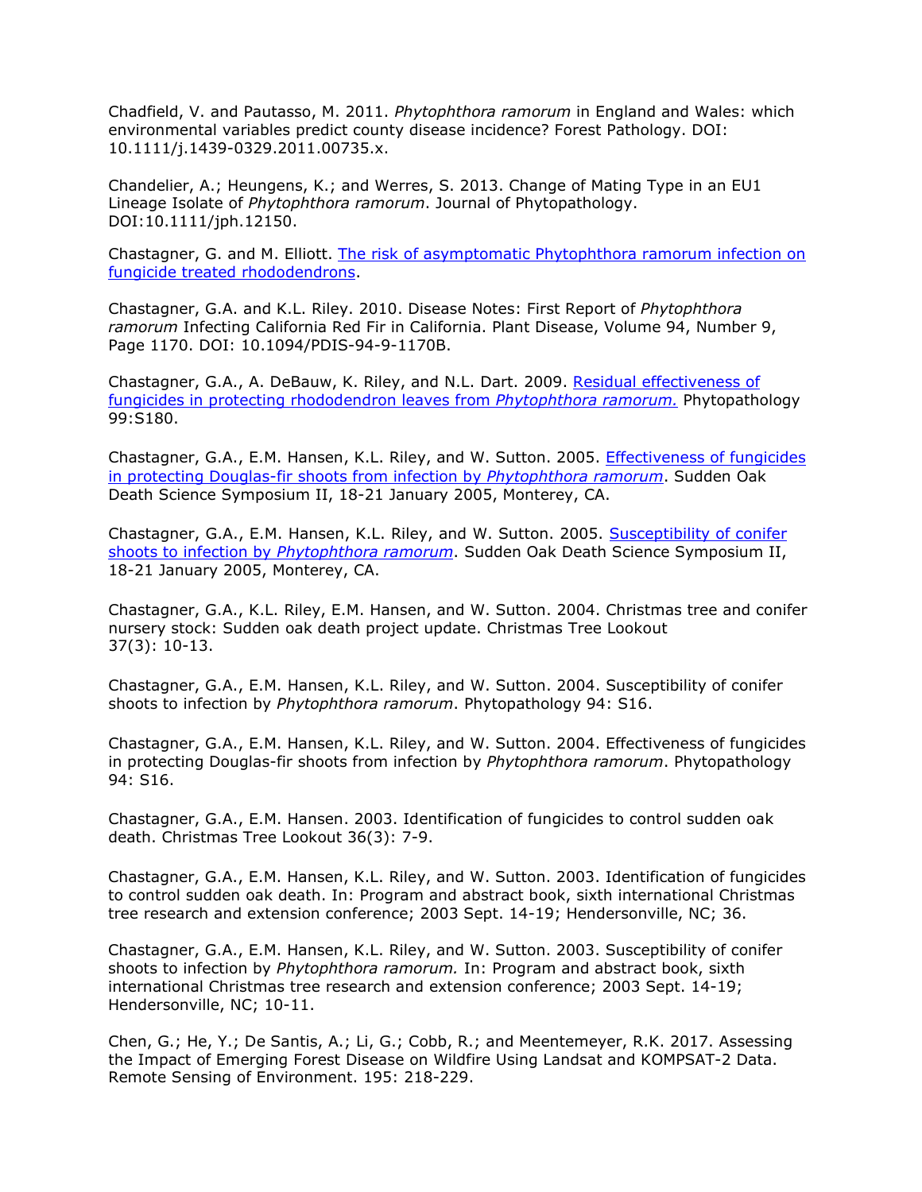Chadfield, V. and Pautasso, M. 2011. *Phytophthora ramorum* in England and Wales: which environmental variables predict county disease incidence? Forest Pathology. DOI: 10.1111/j.1439-0329.2011.00735.x.

Chandelier, A.; Heungens, K.; and Werres, S. 2013. Change of Mating Type in an EU1 Lineage Isolate of *Phytophthora ramorum*. Journal of Phytopathology. DOI:10.1111/jph.12150.

Chastagner, G. and M. Elliott. The risk of asymptomatic Phytophthora ramorum infection on fungicide treated rhododendrons.

Chastagner, G.A. and K.L. Riley. 2010. Disease Notes: First Report of *Phytophthora ramorum* Infecting California Red Fir in California. Plant Disease, Volume 94, Number 9, Page 1170. DOI: 10.1094/PDIS-94-9-1170B.

Chastagner, G.A., A. DeBauw, K. Riley, and N.L. Dart. 2009. Residual effectiveness of fungicides in protecting rhododendron leaves from *Phytophthora ramorum.* Phytopathology 99:S180.

Chastagner, G.A., E.M. Hansen, K.L. Riley, and W. Sutton. 2005. Effectiveness of fungicides in protecting Douglas-fir shoots from infection by *Phytophthora ramorum*. Sudden Oak Death Science Symposium II, 18-21 January 2005, Monterey, CA.

Chastagner, G.A., E.M. Hansen, K.L. Riley, and W. Sutton. 2005. Susceptibility of conifer shoots to infection by *Phytophthora ramorum*. Sudden Oak Death Science Symposium II, 18-21 January 2005, Monterey, CA.

Chastagner, G.A., K.L. Riley, E.M. Hansen, and W. Sutton. 2004. Christmas tree and conifer nursery stock: Sudden oak death project update. Christmas Tree Lookout 37(3): 10-13.

Chastagner, G.A., E.M. Hansen, K.L. Riley, and W. Sutton. 2004. Susceptibility of conifer shoots to infection by *Phytophthora ramorum*. Phytopathology 94: S16.

Chastagner, G.A., E.M. Hansen, K.L. Riley, and W. Sutton. 2004. Effectiveness of fungicides in protecting Douglas-fir shoots from infection by *Phytophthora ramorum*. Phytopathology 94: S16.

Chastagner, G.A., E.M. Hansen. 2003. Identification of fungicides to control sudden oak death. Christmas Tree Lookout 36(3): 7-9.

Chastagner, G.A., E.M. Hansen, K.L. Riley, and W. Sutton. 2003. Identification of fungicides to control sudden oak death. In: Program and abstract book, sixth international Christmas tree research and extension conference; 2003 Sept. 14-19; Hendersonville, NC; 36.

Chastagner, G.A., E.M. Hansen, K.L. Riley, and W. Sutton. 2003. Susceptibility of conifer shoots to infection by *Phytophthora ramorum.* In: Program and abstract book, sixth international Christmas tree research and extension conference; 2003 Sept. 14-19; Hendersonville, NC; 10-11.

Chen, G.; He, Y.; De Santis, A.; Li, G.; Cobb, R.; and Meentemeyer, R.K. 2017. Assessing the Impact of Emerging Forest Disease on Wildfire Using Landsat and KOMPSAT-2 Data. Remote Sensing of Environment. 195: 218-229.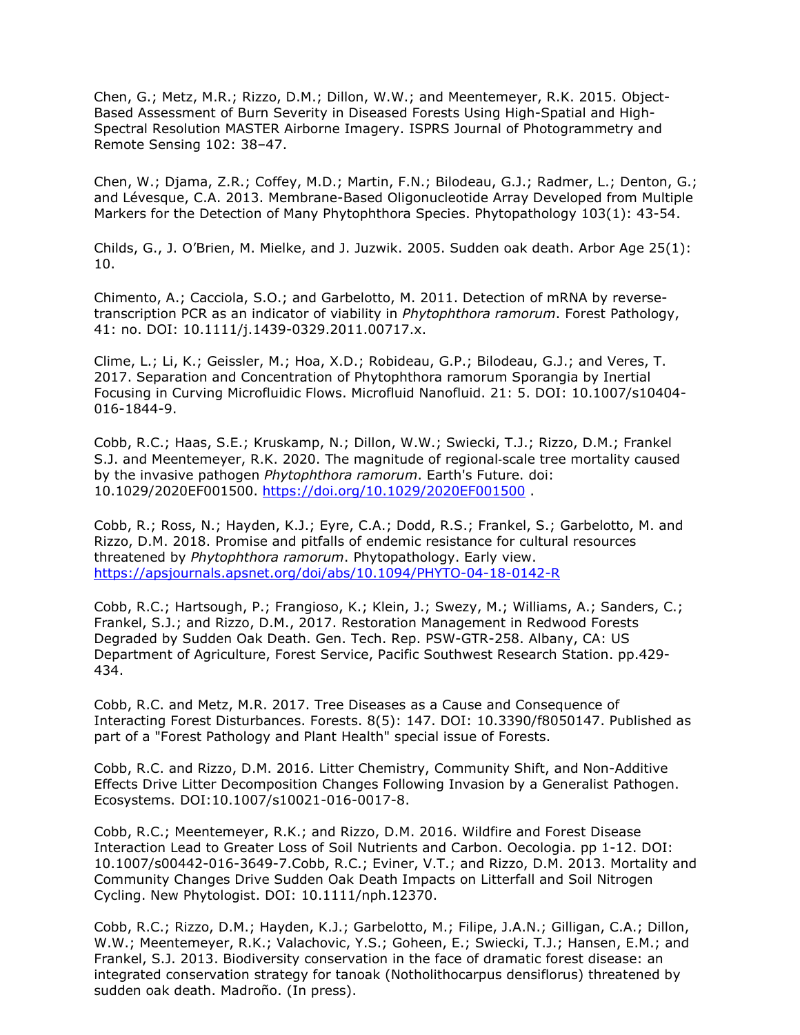Chen, G.; Metz, M.R.; Rizzo, D.M.; Dillon, W.W.; and Meentemeyer, R.K. 2015. Object-Based Assessment of Burn Severity in Diseased Forests Using High-Spatial and High-Spectral Resolution MASTER Airborne Imagery. ISPRS Journal of Photogrammetry and Remote Sensing 102: 38–47.

Chen, W.; Djama, Z.R.; Coffey, M.D.; Martin, F.N.; Bilodeau, G.J.; Radmer, L.; Denton, G.; and Lévesque, C.A. 2013. Membrane-Based Oligonucleotide Array Developed from Multiple Markers for the Detection of Many Phytophthora Species. Phytopathology 103(1): 43-54.

Childs, G., J. O'Brien, M. Mielke, and J. Juzwik. 2005. Sudden oak death. Arbor Age 25(1): 10.

Chimento, A.; Cacciola, S.O.; and Garbelotto, M. 2011. Detection of mRNA by reverse-transcription PCR as an indicator of viability in *Phytophthora ramorum*. Forest Pathology, 41: no. DOI: 10.1111/j.1439-0329.2011.00717.x.

Clime, L.; Li, K.; Geissler, M.; Hoa, X.D.; Robideau, G.P.; Bilodeau, G.J.; and Veres, T. 2017. Separation and Concentration of Phytophthora ramorum Sporangia by Inertial Focusing in Curving Microfluidic Flows. Microfluid Nanofluid. 21: 5. DOI: 10.1007/s10404-016-1844-9.

Cobb, R.C.; Haas, S.E.; Kruskamp, N.; Dillon, W.W.; Swiecki, T.J.; Rizzo, D.M.; Frankel S.J. and Meentemeyer, R.K. 2020. The magnitude of regional-scale tree mortality caused by the invasive pathogen *Phytophthora ramorum*. Earth's Future. doi: 10.1029/2020EF001500. https://doi.org/10.1029/2020EF001500 .

Cobb, R.; Ross, N.; Hayden, K.J.; Eyre, C.A.; Dodd, R.S.; Frankel, S.; Garbelotto, M. and Rizzo, D.M. 2018. Promise and pitfalls of endemic resistance for cultural resources threatened by *Phytophthora ramorum*. Phytopathology. Early view. https://apsjournals.apsnet.org/doi/abs/10.1094/PHYTO-04-18-0142-R

Cobb, R.C.; Hartsough, P.; Frangioso, K.; Klein, J.; Swezy, M.; Williams, A.; Sanders, C.; Frankel, S.J.; and Rizzo, D.M., 2017. Restoration Management in Redwood Forests Degraded by Sudden Oak Death. Gen. Tech. Rep. PSW-GTR-258. Albany, CA: US Department of Agriculture, Forest Service, Pacific Southwest Research Station. pp.429-434.

Cobb, R.C. and Metz, M.R. 2017. Tree Diseases as a Cause and Consequence of Interacting Forest Disturbances. Forests. 8(5): 147. DOI: 10.3390/f8050147. Published as part of a "Forest Pathology and Plant Health" special issue of Forests.

Cobb, R.C. and Rizzo, D.M. 2016. Litter Chemistry, Community Shift, and Non-Additive Effects Drive Litter Decomposition Changes Following Invasion by a Generalist Pathogen. Ecosystems. DOI:10.1007/s10021-016-0017-8.

Cobb, R.C.; Meentemeyer, R.K.; and Rizzo, D.M. 2016. Wildfire and Forest Disease Interaction Lead to Greater Loss of Soil Nutrients and Carbon. Oecologia. pp 1-12. DOI: 10.1007/s00442-016-3649-7.Cobb, R.C.; Eviner, V.T.; and Rizzo, D.M. 2013. Mortality and Community Changes Drive Sudden Oak Death Impacts on Litterfall and Soil Nitrogen Cycling. New Phytologist. DOI: 10.1111/nph.12370.

Cobb, R.C.; Rizzo, D.M.; Hayden, K.J.; Garbelotto, M.; Filipe, J.A.N.; Gilligan, C.A.; Dillon, W.W.; Meentemeyer, R.K.; Valachovic, Y.S.; Goheen, E.; Swiecki, T.J.; Hansen, E.M.; and Frankel, S.J. 2013. Biodiversity conservation in the face of dramatic forest disease: an integrated conservation strategy for tanoak (Notholithocarpus densiflorus) threatened by sudden oak death. Madroño. (In press).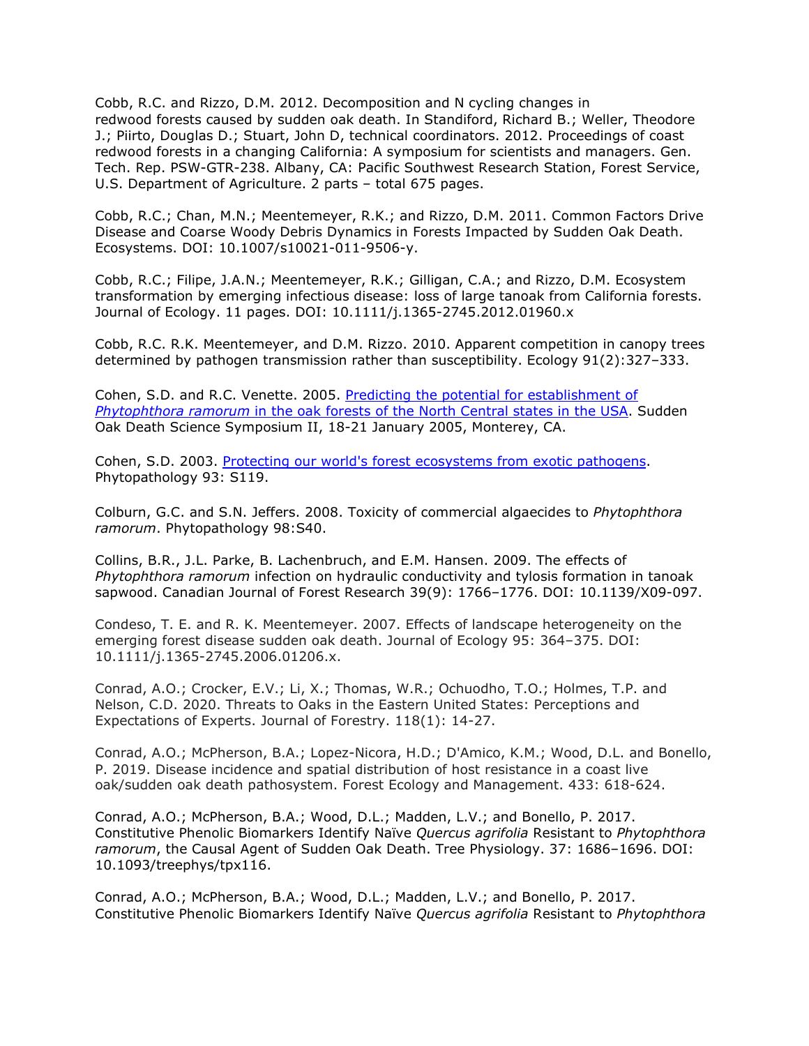Cobb, R.C. and Rizzo, D.M. 2012. Decomposition and N cycling changes in redwood forests caused by sudden oak death. In Standiford, Richard B.; Weller, Theodore J.; Piirto, Douglas D.; Stuart, John D, technical coordinators. 2012. Proceedings of coast redwood forests in a changing California: A symposium for scientists and managers. Gen. Tech. Rep. PSW-GTR-238. Albany, CA: Pacific Southwest Research Station, Forest Service, U.S. Department of Agriculture. 2 parts – total 675 pages.

Cobb, R.C.; Chan, M.N.; Meentemeyer, R.K.; and Rizzo, D.M. 2011. Common Factors Drive Disease and Coarse Woody Debris Dynamics in Forests Impacted by Sudden Oak Death. Ecosystems. DOI: 10.1007/s10021-011-9506-y.

Cobb, R.C.; Filipe, J.A.N.; Meentemeyer, R.K.; Gilligan, C.A.; and Rizzo, D.M. Ecosystem transformation by emerging infectious disease: loss of large tanoak from California forests. Journal of Ecology. 11 pages. DOI: 10.1111/j.1365-2745.2012.01960.x

Cobb, R.C. R.K. Meentemeyer, and D.M. Rizzo. 2010. Apparent competition in canopy trees determined by pathogen transmission rather than susceptibility. Ecology 91(2):327–333.

Cohen, S.D. and R.C. Venette. 2005. Predicting the potential for establishment of *Phytophthora ramorum* in the oak forests of the North Central states in the USA. Sudden Oak Death Science Symposium II, 18-21 January 2005, Monterey, CA.

Cohen, S.D. 2003. Protecting our world's forest ecosystems from exotic pathogens. Phytopathology 93: S119.

Colburn, G.C. and S.N. Jeffers. 2008. Toxicity of commercial algaecides to *Phytophthora ramorum*. Phytopathology 98:S40.

Collins, B.R., J.L. Parke, B. Lachenbruch, and E.M. Hansen. 2009. The effects of *Phytophthora ramorum* infection on hydraulic conductivity and tylosis formation in tanoak sapwood. Canadian Journal of Forest Research 39(9): 1766–1776. DOI: 10.1139/X09-097.

Condeso, T. E. and R. K. Meentemeyer. 2007. Effects of landscape heterogeneity on the emerging forest disease sudden oak death. Journal of Ecology 95: 364–375. DOI: 10.1111/j.1365-2745.2006.01206.x.

Conrad, A.O.; Crocker, E.V.; Li, X.; Thomas, W.R.; Ochuodho, T.O.; Holmes, T.P. and Nelson, C.D. 2020. Threats to Oaks in the Eastern United States: Perceptions and Expectations of Experts. Journal of Forestry. 118(1): 14-27.

Conrad, A.O.; McPherson, B.A.; Lopez-Nicora, H.D.; D'Amico, K.M.; Wood, D.L. and Bonello, P. 2019. Disease incidence and spatial distribution of host resistance in a coast live oak/sudden oak death pathosystem. Forest Ecology and Management. 433: 618-624.

Conrad, A.O.; McPherson, B.A.; Wood, D.L.; Madden, L.V.; and Bonello, P. 2017. Constitutive Phenolic Biomarkers Identify Naïve *Quercus agrifolia* Resistant to *Phytophthora ramorum*, the Causal Agent of Sudden Oak Death. Tree Physiology. 37: 1686–1696. DOI: 10.1093/treephys/tpx116.

Conrad, A.O.; McPherson, B.A.; Wood, D.L.; Madden, L.V.; and Bonello, P. 2017. Constitutive Phenolic Biomarkers Identify Naïve *Quercus agrifolia* Resistant to *Phytophthora*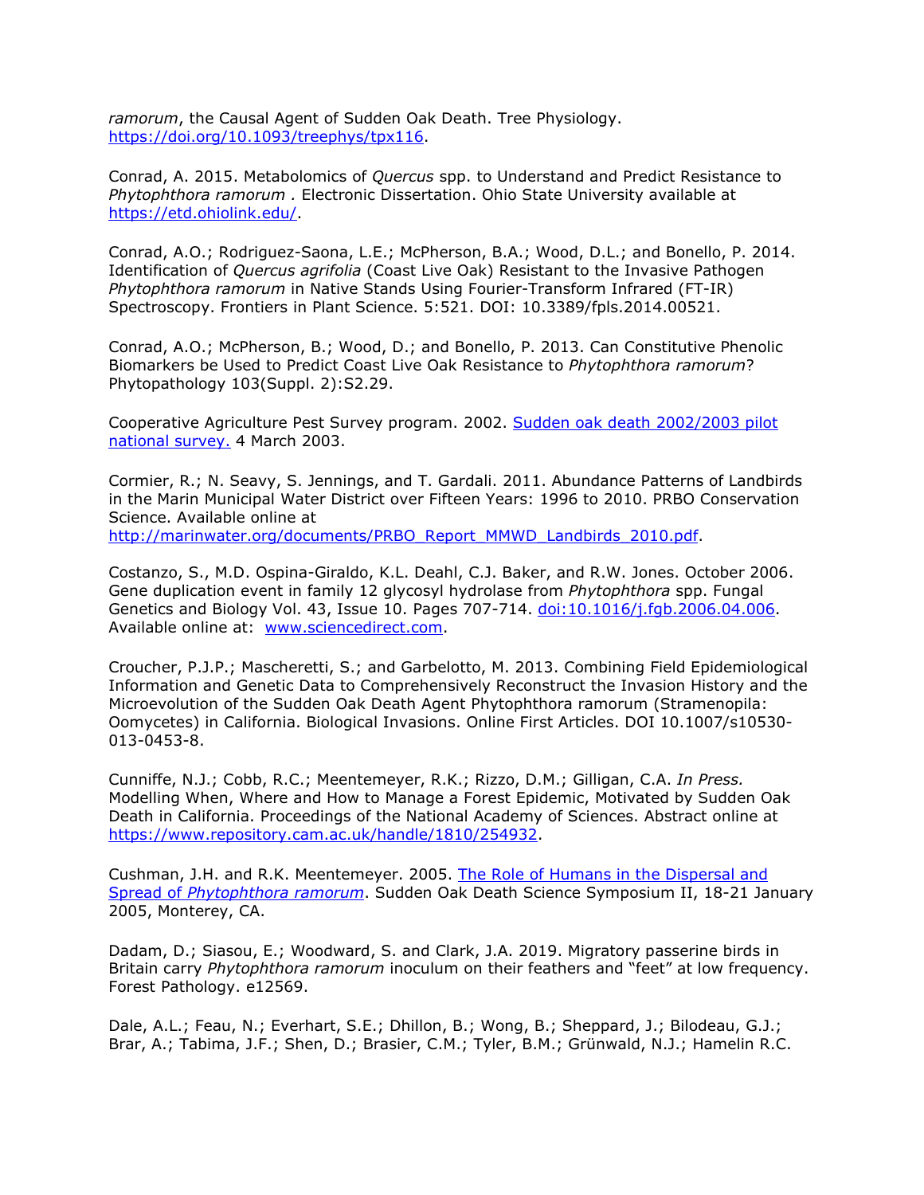*ramorum*, the Causal Agent of Sudden Oak Death. Tree Physiology. https://doi.org/10.1093/treephys/tpx116.

Conrad, A. 2015. Metabolomics of *Quercus* spp. to Understand and Predict Resistance to *Phytophthora ramorum .* Electronic Dissertation. Ohio State University available at https://etd.ohiolink.edu/.

Conrad, A.O.; Rodriguez-Saona, L.E.; McPherson, B.A.; Wood, D.L.; and Bonello, P. 2014. Identification of *Quercus agrifolia* (Coast Live Oak) Resistant to the Invasive Pathogen *Phytophthora ramorum* in Native Stands Using Fourier-Transform Infrared (FT-IR) Spectroscopy. Frontiers in Plant Science. 5:521. DOI: 10.3389/fpls.2014.00521.

Conrad, A.O.; McPherson, B.; Wood, D.; and Bonello, P. 2013. Can Constitutive Phenolic Biomarkers be Used to Predict Coast Live Oak Resistance to *Phytophthora ramorum*? Phytopathology 103(Suppl. 2):S2.29.

Cooperative Agriculture Pest Survey program. 2002. Sudden oak death 2002/2003 pilot national survey. 4 March 2003.

Cormier, R.; N. Seavy, S. Jennings, and T. Gardali. 2011. Abundance Patterns of Landbirds in the Marin Municipal Water District over Fifteen Years: 1996 to 2010. PRBO Conservation Science. Available online at http://marinwater.org/documents/PRBO_Report_MMWD_Landbirds_2010.pdf.

Costanzo, S., M.D. Ospina-Giraldo, K.L. Deahl, C.J. Baker, and R.W. Jones. October 2006. Gene duplication event in family 12 glycosyl hydrolase from *Phytophthora* spp. Fungal Genetics and Biology Vol. 43, Issue 10. Pages 707-714. doi:10.1016/j.fgb.2006.04.006. Available online at: www.sciencedirect.com.

Croucher, P.J.P.; Mascheretti, S.; and Garbelotto, M. 2013. Combining Field Epidemiological Information and Genetic Data to Comprehensively Reconstruct the Invasion History and the Microevolution of the Sudden Oak Death Agent Phytophthora ramorum (Stramenopila: Oomycetes) in California. Biological Invasions. Online First Articles. DOI 10.1007/s10530-013-0453-8.

Cunniffe, N.J.; Cobb, R.C.; Meentemeyer, R.K.; Rizzo, D.M.; Gilligan, C.A. *In Press.* Modelling When, Where and How to Manage a Forest Epidemic, Motivated by Sudden Oak Death in California. Proceedings of the National Academy of Sciences. Abstract online at https://www.repository.cam.ac.uk/handle/1810/254932.

Cushman, J.H. and R.K. Meentemeyer. 2005. The Role of Humans in the Dispersal and Spread of *Phytophthora ramorum*. Sudden Oak Death Science Symposium II, 18-21 January 2005, Monterey, CA.

Dadam, D.; Siasou, E.; Woodward, S. and Clark, J.A. 2019. Migratory passerine birds in Britain carry *Phytophthora ramorum* inoculum on their feathers and "feet" at low frequency. Forest Pathology. e12569.

Dale, A.L.; Feau, N.; Everhart, S.E.; Dhillon, B.; Wong, B.; Sheppard, J.; Bilodeau, G.J.; Brar, A.; Tabima, J.F.; Shen, D.; Brasier, C.M.; Tyler, B.M.; Grünwald, N.J.; Hamelin R.C.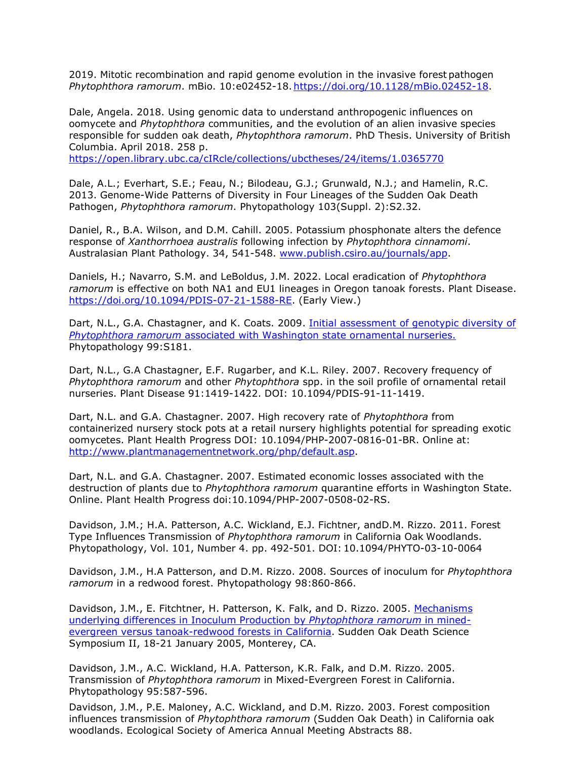2019. Mitotic recombination and rapid genome evolution in the invasive forest pathogen *Phytophthora ramorum*. mBio. 10:e02452-18. https://doi.org/10.1128/mBio.02452-18.

Dale, Angela. 2018. Using genomic data to understand anthropogenic influences on oomycete and *Phytophthora* communities, and the evolution of an alien invasive species responsible for sudden oak death, *Phytophthora ramorum*. PhD Thesis. University of British Columbia. April 2018. 258 p. https://open.library.ubc.ca/cIRcle/collections/ubctheses/24/items/1.0365770

Dale, A.L.; Everhart, S.E.; Feau, N.; Bilodeau, G.J.; Grunwald, N.J.; and Hamelin, R.C. 2013. Genome-Wide Patterns of Diversity in Four Lineages of the Sudden Oak Death Pathogen, *Phytophthora ramorum*. Phytopathology 103(Suppl. 2):S2.32.

Daniel, R., B.A. Wilson, and D.M. Cahill. 2005. Potassium phosphonate alters the defence response of *Xanthorrhoea australis* following infection by *Phytophthora cinnamomi*. Australasian Plant Pathology. 34, 541-548. www.publish.csiro.au/journals/app.

Daniels, H.; Navarro, S.M. and LeBoldus, J.M. 2022. Local eradication of *Phytophthora ramorum* is effective on both NA1 and EU1 lineages in Oregon tanoak forests. Plant Disease. https://doi.org/10.1094/PDIS-07-21-1588-RE. (Early View.)

Dart, N.L., G.A. Chastagner, and K. Coats. 2009. Initial assessment of genotypic diversity of *Phytophthora ramorum* associated with Washington state ornamental nurseries. Phytopathology 99:S181.

Dart, N.L., G.A Chastagner, E.F. Rugarber, and K.L. Riley. 2007. Recovery frequency of *Phytophthora ramorum* and other *Phytophthora* spp. in the soil profile of ornamental retail nurseries. Plant Disease 91:1419-1422. DOI: 10.1094/PDIS-91-11-1419.

Dart, N.L. and G.A. Chastagner. 2007. High recovery rate of *Phytophthora* from containerized nursery stock pots at a retail nursery highlights potential for spreading exotic oomycetes. Plant Health Progress DOI: 10.1094/PHP-2007-0816-01-BR. Online at: http://www.plantmanagementnetwork.org/php/default.asp.

Dart, N.L. and G.A. Chastagner. 2007. Estimated economic losses associated with the destruction of plants due to *Phytophthora ramorum* quarantine efforts in Washington State. Online. Plant Health Progress doi:10.1094/PHP-2007-0508-02-RS.

Davidson, J.M.; H.A. Patterson, A.C. Wickland, E.J. Fichtner, andD.M. Rizzo. 2011. Forest Type Influences Transmission of *Phytophthora ramorum* in California Oak Woodlands. Phytopathology, Vol. 101, Number 4. pp. 492-501. DOI: 10.1094/PHYTO-03-10-0064

Davidson, J.M., H.A Patterson, and D.M. Rizzo. 2008. Sources of inoculum for *Phytophthora ramorum* in a redwood forest. Phytopathology 98:860-866.

Davidson, J.M., E. Fitchtner, H. Patterson, K. Falk, and D. Rizzo. 2005. Mechanisms underlying differences in Inoculum Production by *Phytophthora ramorum* in mined-evergreen versus tanoak-redwood forests in California. Sudden Oak Death Science Symposium II, 18-21 January 2005, Monterey, CA.

Davidson, J.M., A.C. Wickland, H.A. Patterson, K.R. Falk, and D.M. Rizzo. 2005. Transmission of *Phytophthora ramorum* in Mixed-Evergreen Forest in California. Phytopathology 95:587-596.

Davidson, J.M., P.E. Maloney, A.C. Wickland, and D.M. Rizzo. 2003. Forest composition influences transmission of *Phytophthora ramorum* (Sudden Oak Death) in California oak woodlands. Ecological Society of America Annual Meeting Abstracts 88.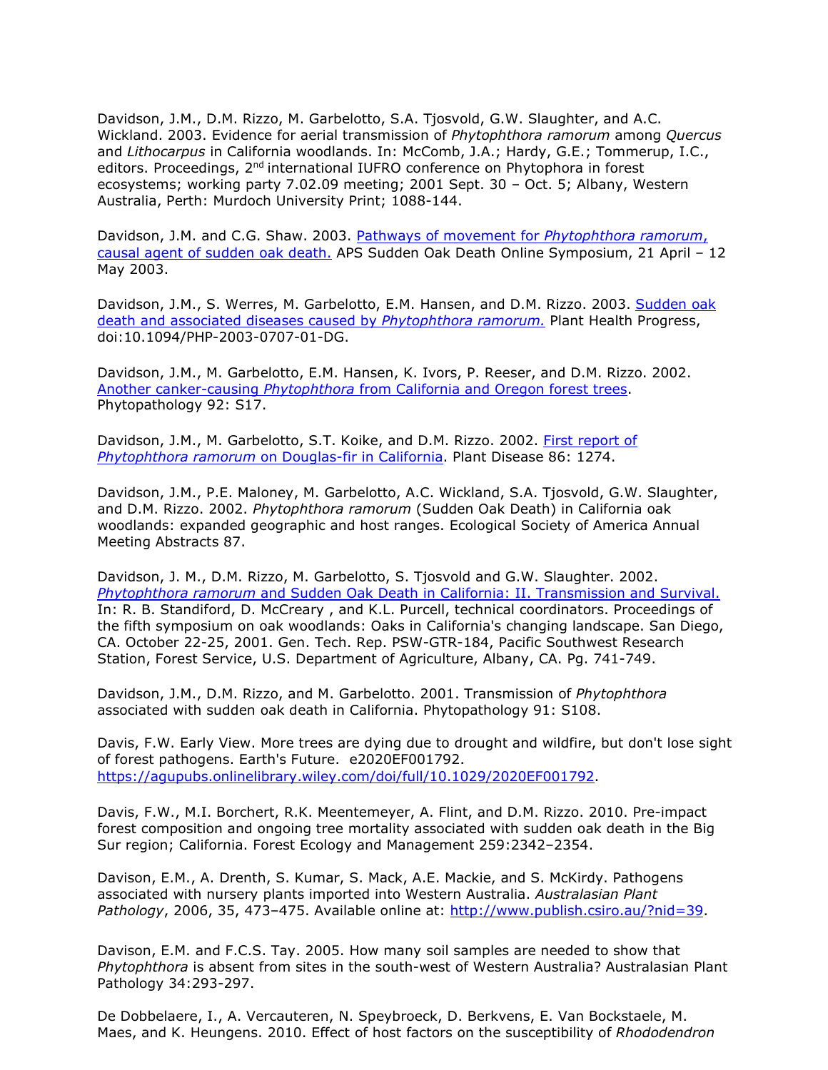Davidson, J.M., D.M. Rizzo, M. Garbelotto, S.A. Tjosvold, G.W. Slaughter, and A.C. Wickland. 2003. Evidence for aerial transmission of *Phytophthora ramorum* among *Quercus* and *Lithocarpus* in California woodlands. In: McComb, J.A.; Hardy, G.E.; Tommerup, I.C., editors. Proceedings, 2nd international IUFRO conference on Phytophora in forest ecosystems; working party 7.02.09 meeting; 2001 Sept. 30 – Oct. 5; Albany, Western Australia, Perth: Murdoch University Print; 1088-144.

Davidson, J.M. and C.G. Shaw. 2003. [Pathways of movement for *Phytophthora ramorum*, causal agent of sudden oak death.]() APS Sudden Oak Death Online Symposium, 21 April – 12 May 2003.

Davidson, J.M., S. Werres, M. Garbelotto, E.M. Hansen, and D.M. Rizzo. 2003. [Sudden oak death and associated diseases caused by *Phytophthora ramorum*.]() Plant Health Progress, doi:10.1094/PHP-2003-0707-01-DG.

Davidson, J.M., M. Garbelotto, E.M. Hansen, K. Ivors, P. Reeser, and D.M. Rizzo. 2002. [Another canker-causing *Phytophthora* from California and Oregon forest trees](). Phytopathology 92: S17.

Davidson, J.M., M. Garbelotto, S.T. Koike, and D.M. Rizzo. 2002. [First report of *Phytophthora ramorum* on Douglas-fir in California](). Plant Disease 86: 1274.

Davidson, J.M., P.E. Maloney, M. Garbelotto, A.C. Wickland, S.A. Tjosvold, G.W. Slaughter, and D.M. Rizzo. 2002. *Phytophthora ramorum* (Sudden Oak Death) in California oak woodlands: expanded geographic and host ranges. Ecological Society of America Annual Meeting Abstracts 87.

Davidson, J. M., D.M. Rizzo, M. Garbelotto, S. Tjosvold and G.W. Slaughter. 2002. [*Phytophthora ramorum* and Sudden Oak Death in California: II. Transmission and Survival.]() In: R. B. Standiford, D. McCreary , and K.L. Purcell, technical coordinators. Proceedings of the fifth symposium on oak woodlands: Oaks in California's changing landscape. San Diego, CA. October 22-25, 2001. Gen. Tech. Rep. PSW-GTR-184, Pacific Southwest Research Station, Forest Service, U.S. Department of Agriculture, Albany, CA. Pg. 741-749.

Davidson, J.M., D.M. Rizzo, and M. Garbelotto. 2001. Transmission of *Phytophthora* associated with sudden oak death in California. Phytopathology 91: S108.

Davis, F.W. Early View. More trees are dying due to drought and wildfire, but don't lose sight of forest pathogens. Earth's Future. e2020EF001792. [https://agupubs.onlinelibrary.wiley.com/doi/full/10.1029/2020EF001792](https://agupubs.onlinelibrary.wiley.com/doi/full/10.1029/2020EF001792).

Davis, F.W., M.I. Borchert, R.K. Meentemeyer, A. Flint, and D.M. Rizzo. 2010. Pre-impact forest composition and ongoing tree mortality associated with sudden oak death in the Big Sur region; California. Forest Ecology and Management 259:2342–2354.

Davison, E.M., A. Drenth, S. Kumar, S. Mack, A.E. Mackie, and S. McKirdy. Pathogens associated with nursery plants imported into Western Australia. *Australasian Plant Pathology*, 2006, 35, 473–475. Available online at: [http://www.publish.csiro.au/?nid=39](http://www.publish.csiro.au/?nid=39).

Davison, E.M. and F.C.S. Tay. 2005. How many soil samples are needed to show that *Phytophthora* is absent from sites in the south-west of Western Australia? Australasian Plant Pathology 34:293-297.

De Dobbelaere, I., A. Vercauteren, N. Speybroeck, D. Berkvens, E. Van Bockstaele, M. Maes, and K. Heungens. 2010. Effect of host factors on the susceptibility of *Rhododendron*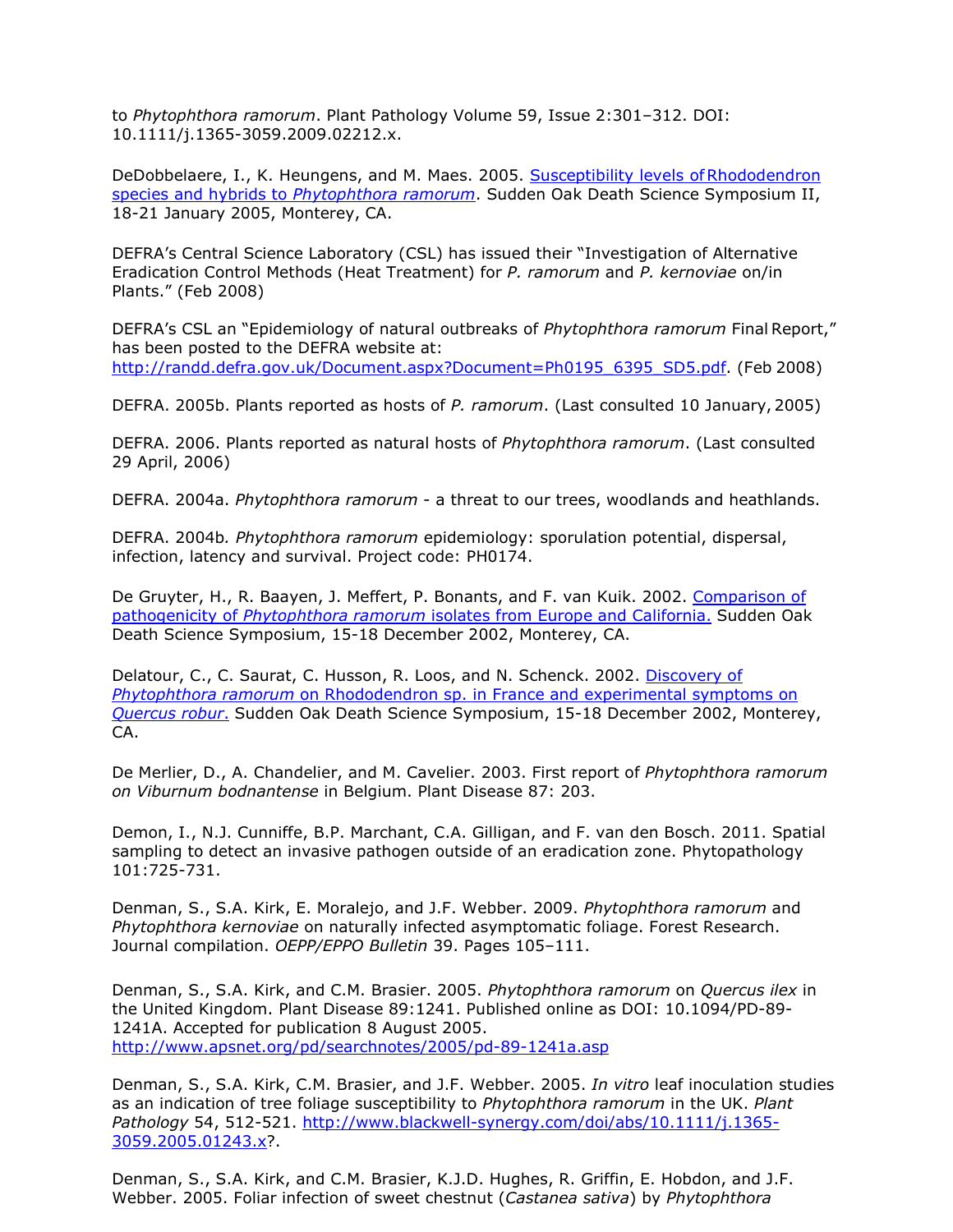to *Phytophthora ramorum*. Plant Pathology Volume 59, Issue 2:301–312. DOI: 10.1111/j.1365-3059.2009.02212.x.

DeDobbelaere, I., K. Heungens, and M. Maes. 2005. [Susceptibility levels of Rhododendron species and hybrids to *Phytophthora ramorum*](). Sudden Oak Death Science Symposium II, 18-21 January 2005, Monterey, CA.

DEFRA's Central Science Laboratory (CSL) has issued their "Investigation of Alternative Eradication Control Methods (Heat Treatment) for *P. ramorum* and *P. kernoviae* on/in Plants." (Feb 2008)

DEFRA's CSL an "Epidemiology of natural outbreaks of *Phytophthora ramorum* Final Report," has been posted to the DEFRA website at: [http://randd.defra.gov.uk/Document.aspx?Document=Ph0195_6395_SD5.pdf](http://randd.defra.gov.uk/Document.aspx?Document=Ph0195_6395_SD5.pdf). (Feb 2008)

DEFRA. 2005b. Plants reported as hosts of *P. ramorum*. (Last consulted 10 January, 2005)

DEFRA. 2006. Plants reported as natural hosts of *Phytophthora ramorum*. (Last consulted 29 April, 2006)

DEFRA. 2004a. *Phytophthora ramorum* - a threat to our trees, woodlands and heathlands.

DEFRA. 2004b*. Phytophthora ramorum* epidemiology: sporulation potential, dispersal, infection, latency and survival. Project code: PH0174.

De Gruyter, H., R. Baayen, J. Meffert, P. Bonants, and F. van Kuik. 2002. [Comparison of pathogenicity of *Phytophthora ramorum* isolates from Europe and California.]() Sudden Oak Death Science Symposium, 15-18 December 2002, Monterey, CA.

Delatour, C., C. Saurat, C. Husson, R. Loos, and N. Schenck. 2002. [Discovery of *Phytophthora ramorum* on Rhododendron sp. in France and experimental symptoms on *Quercus robur*.]() Sudden Oak Death Science Symposium, 15-18 December 2002, Monterey, CA.

De Merlier, D., A. Chandelier, and M. Cavelier. 2003. First report of *Phytophthora ramorum on Viburnum bodnantense* in Belgium. Plant Disease 87: 203.

Demon, I., N.J. Cunniffe, B.P. Marchant, C.A. Gilligan, and F. van den Bosch. 2011. Spatial sampling to detect an invasive pathogen outside of an eradication zone. Phytopathology 101:725-731.

Denman, S., S.A. Kirk, E. Moralejo, and J.F. Webber. 2009. *Phytophthora ramorum* and *Phytophthora kernoviae* on naturally infected asymptomatic foliage. Forest Research. Journal compilation. *OEPP/EPPO Bulletin* 39. Pages 105–111.

Denman, S., S.A. Kirk, and C.M. Brasier. 2005. *Phytophthora ramorum* on *Quercus ilex* in the United Kingdom. Plant Disease 89:1241. Published online as DOI: 10.1094/PD-89-1241A. Accepted for publication 8 August 2005. [http://www.apsnet.org/pd/searchnotes/2005/pd-89-1241a.asp](http://www.apsnet.org/pd/searchnotes/2005/pd-89-1241a.asp)

Denman, S., S.A. Kirk, C.M. Brasier, and J.F. Webber. 2005. *In vitro* leaf inoculation studies as an indication of tree foliage susceptibility to *Phytophthora ramorum* in the UK. *Plant Pathology* 54, 512-521. [http://www.blackwell-synergy.com/doi/abs/10.1111/j.1365-3059.2005.01243.x](http://www.blackwell-synergy.com/doi/abs/10.1111/j.1365-3059.2005.01243.x)?.

Denman, S., S.A. Kirk, and C.M. Brasier, K.J.D. Hughes, R. Griffin, E. Hobdon, and J.F. Webber. 2005. Foliar infection of sweet chestnut (*Castanea sativa*) by *Phytophthora*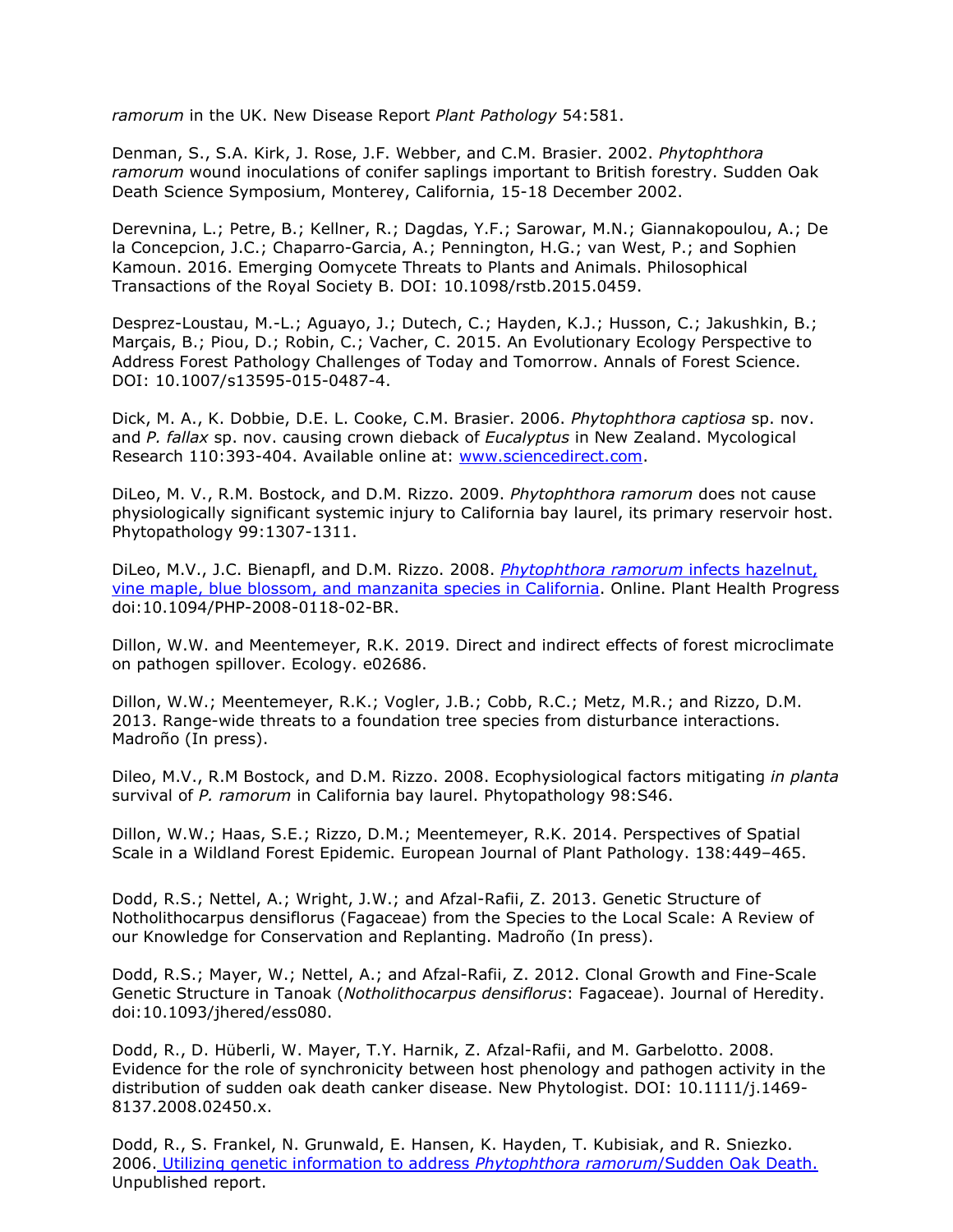*ramorum* in the UK. New Disease Report *Plant Pathology* 54:581.

Denman, S., S.A. Kirk, J. Rose, J.F. Webber, and C.M. Brasier. 2002. *Phytophthora ramorum* wound inoculations of conifer saplings important to British forestry. Sudden Oak Death Science Symposium, Monterey, California, 15-18 December 2002.

Derevnina, L.; Petre, B.; Kellner, R.; Dagdas, Y.F.; Sarowar, M.N.; Giannakopoulou, A.; De la Concepcion, J.C.; Chaparro-Garcia, A.; Pennington, H.G.; van West, P.; and Sophien Kamoun. 2016. Emerging Oomycete Threats to Plants and Animals. Philosophical Transactions of the Royal Society B. DOI: 10.1098/rstb.2015.0459.

Desprez-Loustau, M.-L.; Aguayo, J.; Dutech, C.; Hayden, K.J.; Husson, C.; Jakushkin, B.; Marçais, B.; Piou, D.; Robin, C.; Vacher, C. 2015. An Evolutionary Ecology Perspective to Address Forest Pathology Challenges of Today and Tomorrow. Annals of Forest Science. DOI: 10.1007/s13595-015-0487-4.

Dick, M. A., K. Dobbie, D.E. L. Cooke, C.M. Brasier. 2006. *Phytophthora captiosa* sp. nov. and *P. fallax* sp. nov. causing crown dieback of *Eucalyptus* in New Zealand. Mycological Research 110:393-404. Available online at: [www.sciencedirect.com](www.sciencedirect.com).

DiLeo, M. V., R.M. Bostock, and D.M. Rizzo. 2009. *Phytophthora ramorum* does not cause physiologically significant systemic injury to California bay laurel, its primary reservoir host. Phytopathology 99:1307-1311.

DiLeo, M.V., J.C. Bienapfl, and D.M. Rizzo. 2008. [*Phytophthora ramorum* infects hazelnut, vine maple, blue blossom, and manzanita species in California](). Online. Plant Health Progress doi:10.1094/PHP-2008-0118-02-BR.

Dillon, W.W. and Meentemeyer, R.K. 2019. Direct and indirect effects of forest microclimate on pathogen spillover. Ecology. e02686.

Dillon, W.W.; Meentemeyer, R.K.; Vogler, J.B.; Cobb, R.C.; Metz, M.R.; and Rizzo, D.M. 2013. Range-wide threats to a foundation tree species from disturbance interactions. Madroño (In press).

Dileo, M.V., R.M Bostock, and D.M. Rizzo. 2008. Ecophysiological factors mitigating *in planta* survival of *P. ramorum* in California bay laurel. Phytopathology 98:S46.

Dillon, W.W.; Haas, S.E.; Rizzo, D.M.; Meentemeyer, R.K. 2014. Perspectives of Spatial Scale in a Wildland Forest Epidemic. European Journal of Plant Pathology. 138:449–465.

Dodd, R.S.; Nettel, A.; Wright, J.W.; and Afzal-Rafii, Z. 2013. Genetic Structure of Notholithocarpus densiflorus (Fagaceae) from the Species to the Local Scale: A Review of our Knowledge for Conservation and Replanting. Madroño (In press).

Dodd, R.S.; Mayer, W.; Nettel, A.; and Afzal-Rafii, Z. 2012. Clonal Growth and Fine-Scale Genetic Structure in Tanoak (*Notholithocarpus densiflorus*: Fagaceae). Journal of Heredity. doi:10.1093/jhered/ess080.

Dodd, R., D. Hüberli, W. Mayer, T.Y. Harnik, Z. Afzal-Rafii, and M. Garbelotto. 2008. Evidence for the role of synchronicity between host phenology and pathogen activity in the distribution of sudden oak death canker disease. New Phytologist. DOI: 10.1111/j.1469-8137.2008.02450.x.

Dodd, R., S. Frankel, N. Grunwald, E. Hansen, K. Hayden, T. Kubisiak, and R. Sniezko. 2006. [Utilizing genetic information to address *Phytophthora ramorum*/Sudden Oak Death.]() Unpublished report.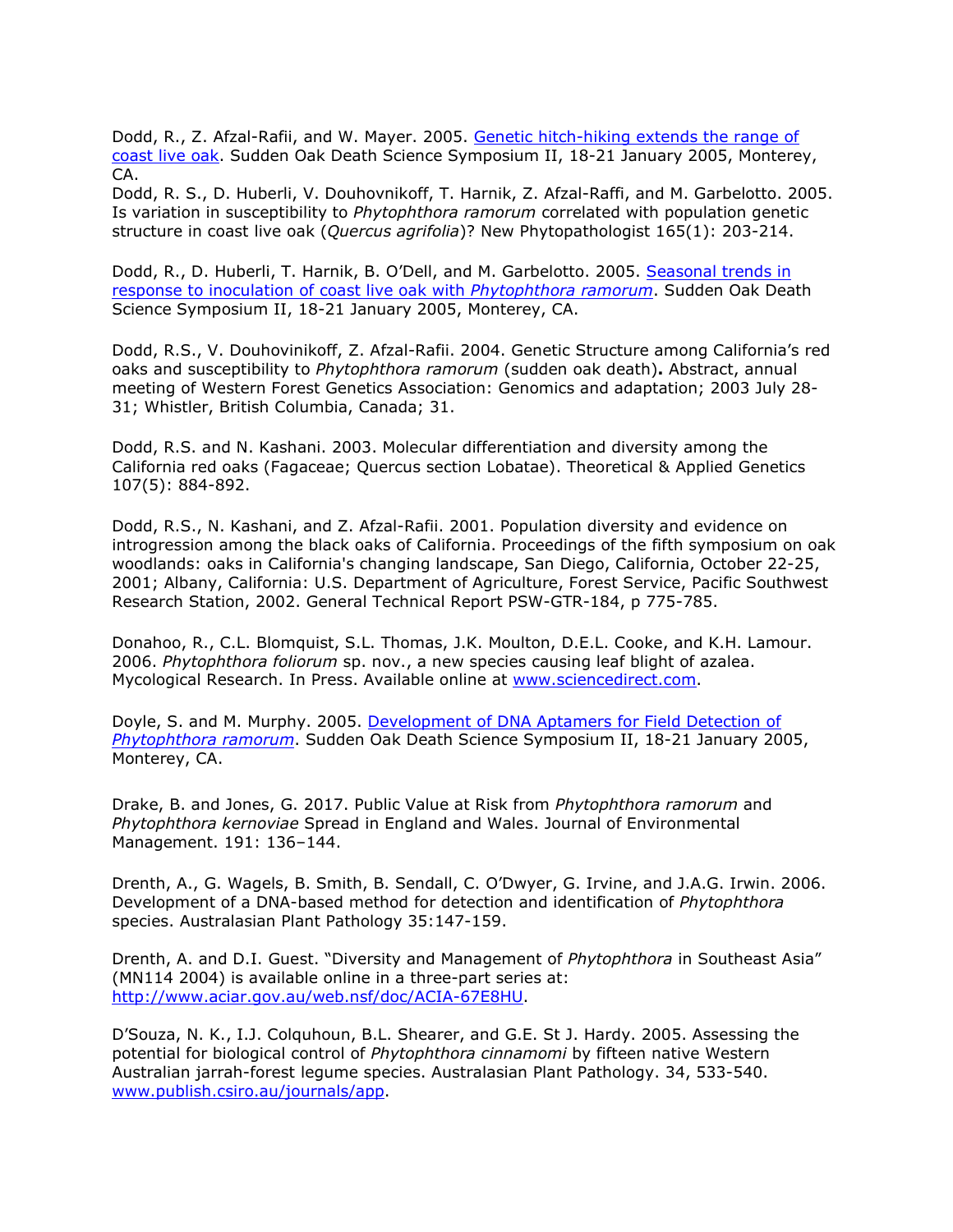Dodd, R., Z. Afzal-Rafii, and W. Mayer. 2005. [Genetic hitch-hiking extends the range of coast live oak](). Sudden Oak Death Science Symposium II, 18-21 January 2005, Monterey, CA.
Dodd, R. S., D. Huberli, V. Douhovnikoff, T. Harnik, Z. Afzal-Raffi, and M. Garbelotto. 2005. Is variation in susceptibility to *Phytophthora ramorum* correlated with population genetic structure in coast live oak (*Quercus agrifolia*)? New Phytopathologist 165(1): 203-214.

Dodd, R., D. Huberli, T. Harnik, B. O'Dell, and M. Garbelotto. 2005. [Seasonal trends in response to inoculation of coast live oak with *Phytophthora ramorum*](). Sudden Oak Death Science Symposium II, 18-21 January 2005, Monterey, CA.

Dodd, R.S., V. Douhovinikoff, Z. Afzal-Rafii. 2004. Genetic Structure among California's red oaks and susceptibility to *Phytophthora ramorum* (sudden oak death)**.** Abstract, annual meeting of Western Forest Genetics Association: Genomics and adaptation; 2003 July 28-31; Whistler, British Columbia, Canada; 31.

Dodd, R.S. and N. Kashani. 2003. Molecular differentiation and diversity among the California red oaks (Fagaceae; Quercus section Lobatae). Theoretical & Applied Genetics 107(5): 884-892.

Dodd, R.S., N. Kashani, and Z. Afzal-Rafii. 2001. Population diversity and evidence on introgression among the black oaks of California. Proceedings of the fifth symposium on oak woodlands: oaks in California's changing landscape, San Diego, California, October 22-25, 2001; Albany, California: U.S. Department of Agriculture, Forest Service, Pacific Southwest Research Station, 2002. General Technical Report PSW-GTR-184, p 775-785.

Donahoo, R., C.L. Blomquist, S.L. Thomas, J.K. Moulton, D.E.L. Cooke, and K.H. Lamour. 2006. *Phytophthora foliorum* sp. nov., a new species causing leaf blight of azalea. Mycological Research. In Press. Available online at [www.sciencedirect.com]().

Doyle, S. and M. Murphy. 2005. [Development of DNA Aptamers for Field Detection of *Phytophthora ramorum*](). Sudden Oak Death Science Symposium II, 18-21 January 2005, Monterey, CA.

Drake, B. and Jones, G. 2017. Public Value at Risk from *Phytophthora ramorum* and *Phytophthora kernoviae* Spread in England and Wales. Journal of Environmental Management. 191: 136–144.

Drenth, A., G. Wagels, B. Smith, B. Sendall, C. O'Dwyer, G. Irvine, and J.A.G. Irwin. 2006. Development of a DNA-based method for detection and identification of *Phytophthora* species. Australasian Plant Pathology 35:147-159.

Drenth, A. and D.I. Guest. "Diversity and Management of *Phytophthora* in Southeast Asia" (MN114 2004) is available online in a three-part series at: [http://www.aciar.gov.au/web.nsf/doc/ACIA-67E8HU]().

D'Souza, N. K., I.J. Colquhoun, B.L. Shearer, and G.E. St J. Hardy. 2005. Assessing the potential for biological control of *Phytophthora cinnamomi* by fifteen native Western Australian jarrah-forest legume species. Australasian Plant Pathology. 34, 533-540. [www.publish.csiro.au/journals/app]().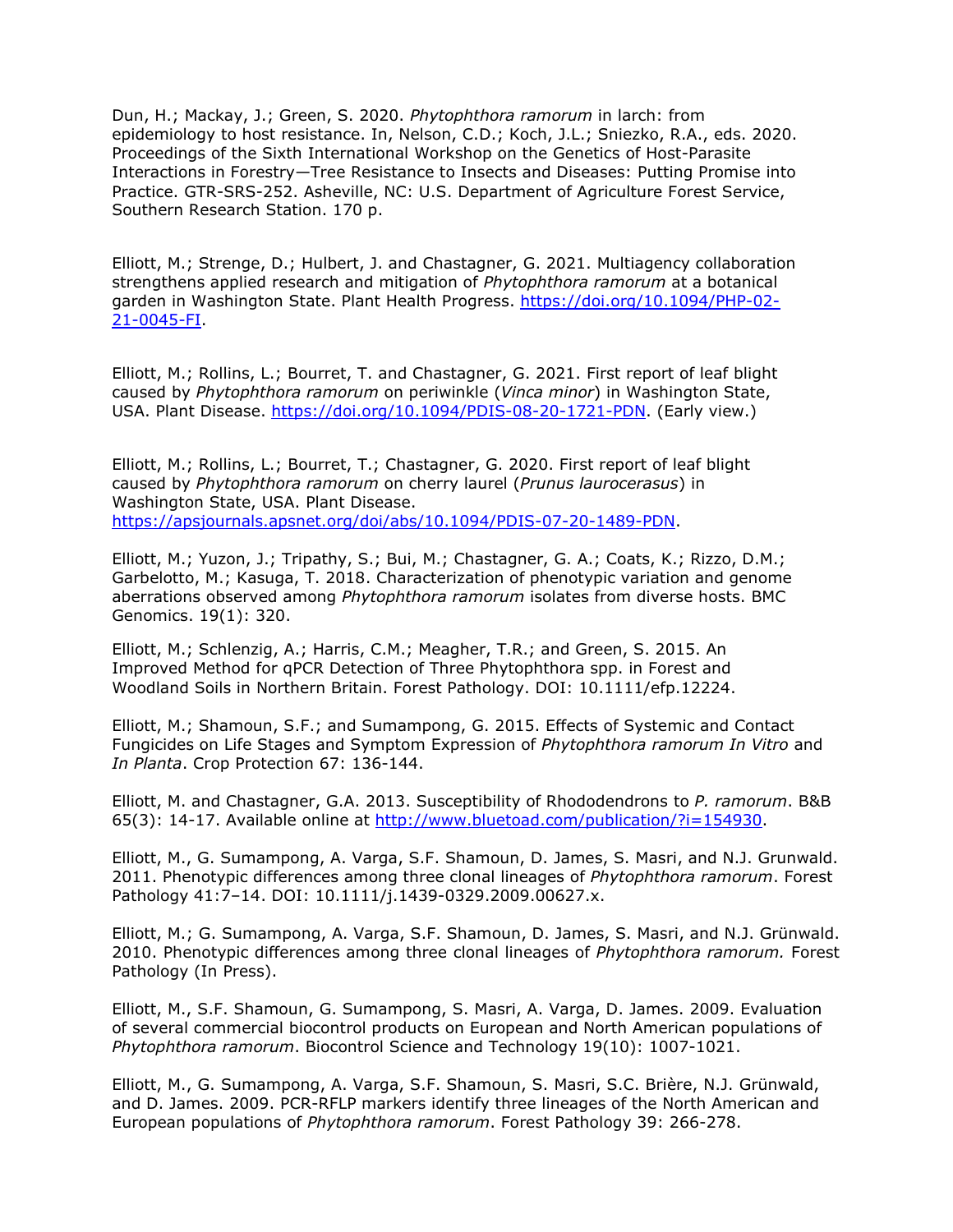Dun, H.; Mackay, J.; Green, S. 2020. *Phytophthora ramorum* in larch: from epidemiology to host resistance. In, Nelson, C.D.; Koch, J.L.; Sniezko, R.A., eds. 2020. Proceedings of the Sixth International Workshop on the Genetics of Host-Parasite Interactions in Forestry—Tree Resistance to Insects and Diseases: Putting Promise into Practice. GTR-SRS-252. Asheville, NC: U.S. Department of Agriculture Forest Service, Southern Research Station. 170 p.

Elliott, M.; Strenge, D.; Hulbert, J. and Chastagner, G. 2021. Multiagency collaboration strengthens applied research and mitigation of *Phytophthora ramorum* at a botanical garden in Washington State. Plant Health Progress. https://doi.org/10.1094/PHP-02-21-0045-FI.

Elliott, M.; Rollins, L.; Bourret, T. and Chastagner, G. 2021. First report of leaf blight caused by *Phytophthora ramorum* on periwinkle (*Vinca minor*) in Washington State, USA. Plant Disease. https://doi.org/10.1094/PDIS-08-20-1721-PDN. (Early view.)

Elliott, M.; Rollins, L.; Bourret, T.; Chastagner, G. 2020. First report of leaf blight caused by *Phytophthora ramorum* on cherry laurel (*Prunus laurocerasus*) in Washington State, USA. Plant Disease. https://apsjournals.apsnet.org/doi/abs/10.1094/PDIS-07-20-1489-PDN.

Elliott, M.; Yuzon, J.; Tripathy, S.; Bui, M.; Chastagner, G. A.; Coats, K.; Rizzo, D.M.; Garbelotto, M.; Kasuga, T. 2018. Characterization of phenotypic variation and genome aberrations observed among *Phytophthora ramorum* isolates from diverse hosts. BMC Genomics. 19(1): 320.

Elliott, M.; Schlenzig, A.; Harris, C.M.; Meagher, T.R.; and Green, S. 2015. An Improved Method for qPCR Detection of Three Phytophthora spp. in Forest and Woodland Soils in Northern Britain. Forest Pathology. DOI: 10.1111/efp.12224.

Elliott, M.; Shamoun, S.F.; and Sumampong, G. 2015. Effects of Systemic and Contact Fungicides on Life Stages and Symptom Expression of *Phytophthora ramorum In Vitro* and *In Planta*. Crop Protection 67: 136-144.

Elliott, M. and Chastagner, G.A. 2013. Susceptibility of Rhododendrons to *P. ramorum*. B&B 65(3): 14-17. Available online at http://www.bluetoad.com/publication/?i=154930.

Elliott, M., G. Sumampong, A. Varga, S.F. Shamoun, D. James, S. Masri, and N.J. Grunwald. 2011. Phenotypic differences among three clonal lineages of *Phytophthora ramorum*. Forest Pathology 41:7–14. DOI: 10.1111/j.1439-0329.2009.00627.x.

Elliott, M.; G. Sumampong, A. Varga, S.F. Shamoun, D. James, S. Masri, and N.J. Grünwald. 2010. Phenotypic differences among three clonal lineages of *Phytophthora ramorum.* Forest Pathology (In Press).

Elliott, M., S.F. Shamoun, G. Sumampong, S. Masri, A. Varga, D. James. 2009. Evaluation of several commercial biocontrol products on European and North American populations of *Phytophthora ramorum*. Biocontrol Science and Technology 19(10): 1007-1021.

Elliott, M., G. Sumampong, A. Varga, S.F. Shamoun, S. Masri, S.C. Brière, N.J. Grünwald, and D. James. 2009. PCR-RFLP markers identify three lineages of the North American and European populations of *Phytophthora ramorum*. Forest Pathology 39: 266-278.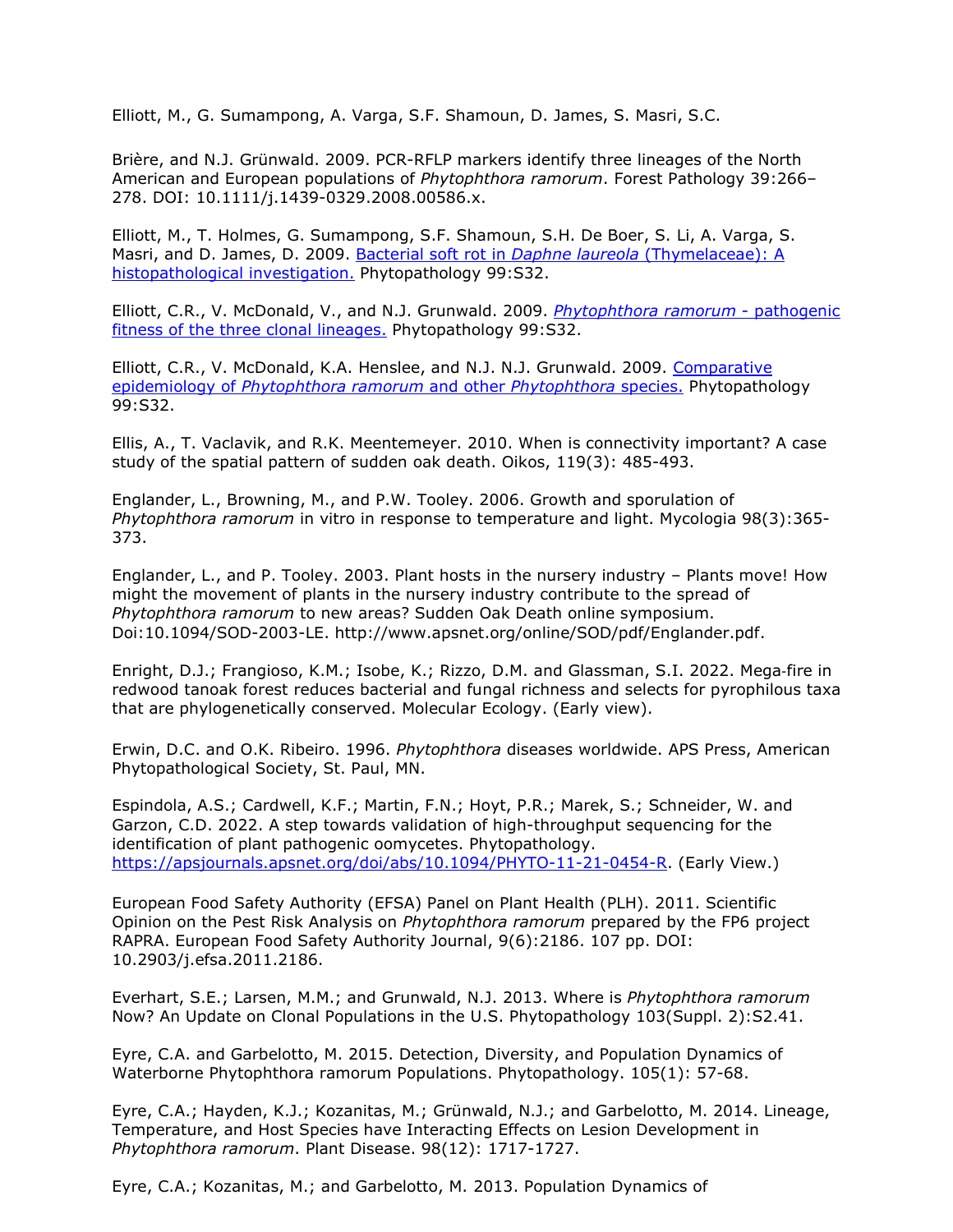Elliott, M., G. Sumampong, A. Varga, S.F. Shamoun, D. James, S. Masri, S.C.

Brière, and N.J. Grünwald. 2009. PCR-RFLP markers identify three lineages of the North American and European populations of *Phytophthora ramorum*. Forest Pathology 39:266–278. DOI: 10.1111/j.1439-0329.2008.00586.x.

Elliott, M., T. Holmes, G. Sumampong, S.F. Shamoun, S.H. De Boer, S. Li, A. Varga, S. Masri, and D. James, D. 2009. [Bacterial soft rot in *Daphne laureola* (Thymelaceae): A histopathological investigation.] Phytopathology 99:S32.

Elliott, C.R., V. McDonald, V., and N.J. Grunwald. 2009. [*Phytophthora ramorum* - pathogenic fitness of the three clonal lineages.] Phytopathology 99:S32.

Elliott, C.R., V. McDonald, K.A. Henslee, and N.J. N.J. Grunwald. 2009. [Comparative epidemiology of *Phytophthora ramorum* and other *Phytophthora* species.] Phytopathology 99:S32.

Ellis, A., T. Vaclavik, and R.K. Meentemeyer. 2010. When is connectivity important? A case study of the spatial pattern of sudden oak death. Oikos, 119(3): 485-493.

Englander, L., Browning, M., and P.W. Tooley. 2006. Growth and sporulation of *Phytophthora ramorum* in vitro in response to temperature and light. Mycologia 98(3):365-373.

Englander, L., and P. Tooley. 2003. Plant hosts in the nursery industry – Plants move! How might the movement of plants in the nursery industry contribute to the spread of *Phytophthora ramorum* to new areas? Sudden Oak Death online symposium. Doi:10.1094/SOD-2003-LE. http://www.apsnet.org/online/SOD/pdf/Englander.pdf.

Enright, D.J.; Frangioso, K.M.; Isobe, K.; Rizzo, D.M. and Glassman, S.I. 2022. Mega-fire in redwood tanoak forest reduces bacterial and fungal richness and selects for pyrophilous taxa that are phylogenetically conserved. Molecular Ecology. (Early view).

Erwin, D.C. and O.K. Ribeiro. 1996. *Phytophthora* diseases worldwide. APS Press, American Phytopathological Society, St. Paul, MN.

Espindola, A.S.; Cardwell, K.F.; Martin, F.N.; Hoyt, P.R.; Marek, S.; Schneider, W. and Garzon, C.D. 2022. A step towards validation of high-throughput sequencing for the identification of plant pathogenic oomycetes. Phytopathology. https://apsjournals.apsnet.org/doi/abs/10.1094/PHYTO-11-21-0454-R. (Early View.)

European Food Safety Authority (EFSA) Panel on Plant Health (PLH). 2011. Scientific Opinion on the Pest Risk Analysis on *Phytophthora ramorum* prepared by the FP6 project RAPRA. European Food Safety Authority Journal, 9(6):2186. 107 pp. DOI: 10.2903/j.efsa.2011.2186.

Everhart, S.E.; Larsen, M.M.; and Grunwald, N.J. 2013. Where is *Phytophthora ramorum* Now? An Update on Clonal Populations in the U.S. Phytopathology 103(Suppl. 2):S2.41.

Eyre, C.A. and Garbelotto, M. 2015. Detection, Diversity, and Population Dynamics of Waterborne Phytophthora ramorum Populations. Phytopathology. 105(1): 57-68.

Eyre, C.A.; Hayden, K.J.; Kozanitas, M.; Grünwald, N.J.; and Garbelotto, M. 2014. Lineage, Temperature, and Host Species have Interacting Effects on Lesion Development in *Phytophthora ramorum*. Plant Disease. 98(12): 1717-1727.

Eyre, C.A.; Kozanitas, M.; and Garbelotto, M. 2013. Population Dynamics of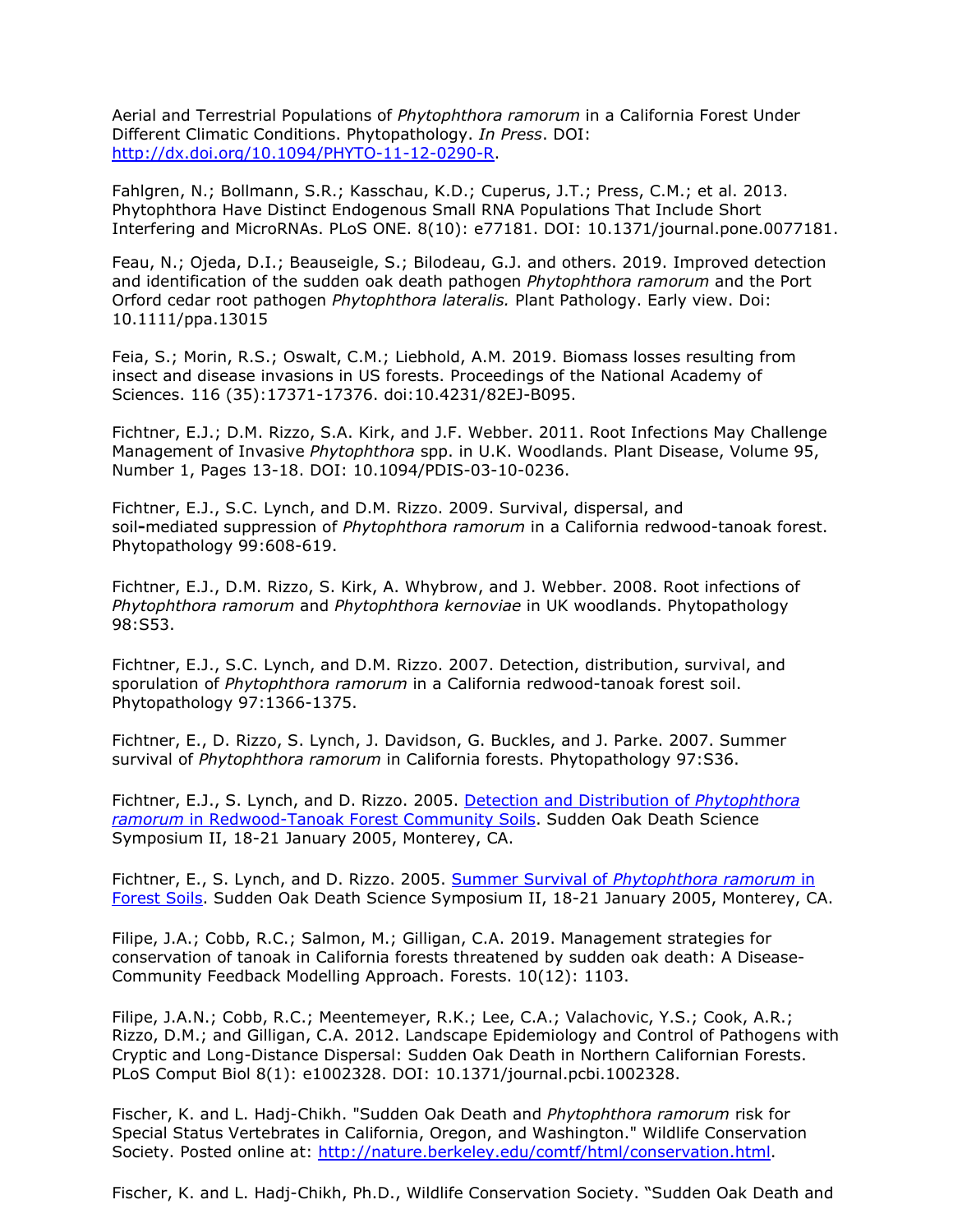Aerial and Terrestrial Populations of *Phytophthora ramorum* in a California Forest Under Different Climatic Conditions. Phytopathology. *In Press*. DOI: [http://dx.doi.org/10.1094/PHYTO-11-12-0290-R](http://dx.doi.org/10.1094/PHYTO-11-12-0290-R).

Fahlgren, N.; Bollmann, S.R.; Kasschau, K.D.; Cuperus, J.T.; Press, C.M.; et al. 2013. Phytophthora Have Distinct Endogenous Small RNA Populations That Include Short Interfering and MicroRNAs. PLoS ONE. 8(10): e77181. DOI: 10.1371/journal.pone.0077181.

Feau, N.; Ojeda, D.I.; Beauseigle, S.; Bilodeau, G.J. and others. 2019. Improved detection and identification of the sudden oak death pathogen *Phytophthora ramorum* and the Port Orford cedar root pathogen *Phytophthora lateralis.* Plant Pathology. Early view. Doi: 10.1111/ppa.13015

Feia, S.; Morin, R.S.; Oswalt, C.M.; Liebhold, A.M. 2019. Biomass losses resulting from insect and disease invasions in US forests. Proceedings of the National Academy of Sciences. 116 (35):17371-17376. doi:10.4231/82EJ-B095.

Fichtner, E.J.; D.M. Rizzo, S.A. Kirk, and J.F. Webber. 2011. Root Infections May Challenge Management of Invasive *Phytophthora* spp. in U.K. Woodlands. Plant Disease, Volume 95, Number 1, Pages 13-18. DOI: 10.1094/PDIS-03-10-0236.

Fichtner, E.J., S.C. Lynch, and D.M. Rizzo. 2009. Survival, dispersal, and soil-mediated suppression of *Phytophthora ramorum* in a California redwood-tanoak forest. Phytopathology 99:608-619.

Fichtner, E.J., D.M. Rizzo, S. Kirk, A. Whybrow, and J. Webber. 2008. Root infections of *Phytophthora ramorum* and *Phytophthora kernoviae* in UK woodlands. Phytopathology 98:S53.

Fichtner, E.J., S.C. Lynch, and D.M. Rizzo. 2007. Detection, distribution, survival, and sporulation of *Phytophthora ramorum* in a California redwood-tanoak forest soil. Phytopathology 97:1366-1375.

Fichtner, E., D. Rizzo, S. Lynch, J. Davidson, G. Buckles, and J. Parke. 2007. Summer survival of *Phytophthora ramorum* in California forests. Phytopathology 97:S36.

Fichtner, E.J., S. Lynch, and D. Rizzo. 2005. [Detection and Distribution of *Phytophthora ramorum* in Redwood-Tanoak Forest Community Soils](). Sudden Oak Death Science Symposium II, 18-21 January 2005, Monterey, CA.

Fichtner, E., S. Lynch, and D. Rizzo. 2005. [Summer Survival of *Phytophthora ramorum* in Forest Soils](). Sudden Oak Death Science Symposium II, 18-21 January 2005, Monterey, CA.

Filipe, J.A.; Cobb, R.C.; Salmon, M.; Gilligan, C.A. 2019. Management strategies for conservation of tanoak in California forests threatened by sudden oak death: A Disease-Community Feedback Modelling Approach. Forests. 10(12): 1103.

Filipe, J.A.N.; Cobb, R.C.; Meentemeyer, R.K.; Lee, C.A.; Valachovic, Y.S.; Cook, A.R.; Rizzo, D.M.; and Gilligan, C.A. 2012. Landscape Epidemiology and Control of Pathogens with Cryptic and Long-Distance Dispersal: Sudden Oak Death in Northern Californian Forests. PLoS Comput Biol 8(1): e1002328. DOI: 10.1371/journal.pcbi.1002328.

Fischer, K. and L. Hadj-Chikh. "Sudden Oak Death and *Phytophthora ramorum* risk for Special Status Vertebrates in California, Oregon, and Washington." Wildlife Conservation Society. Posted online at: [http://nature.berkeley.edu/comtf/html/conservation.html](http://nature.berkeley.edu/comtf/html/conservation.html).

Fischer, K. and L. Hadj-Chikh, Ph.D., Wildlife Conservation Society. "Sudden Oak Death and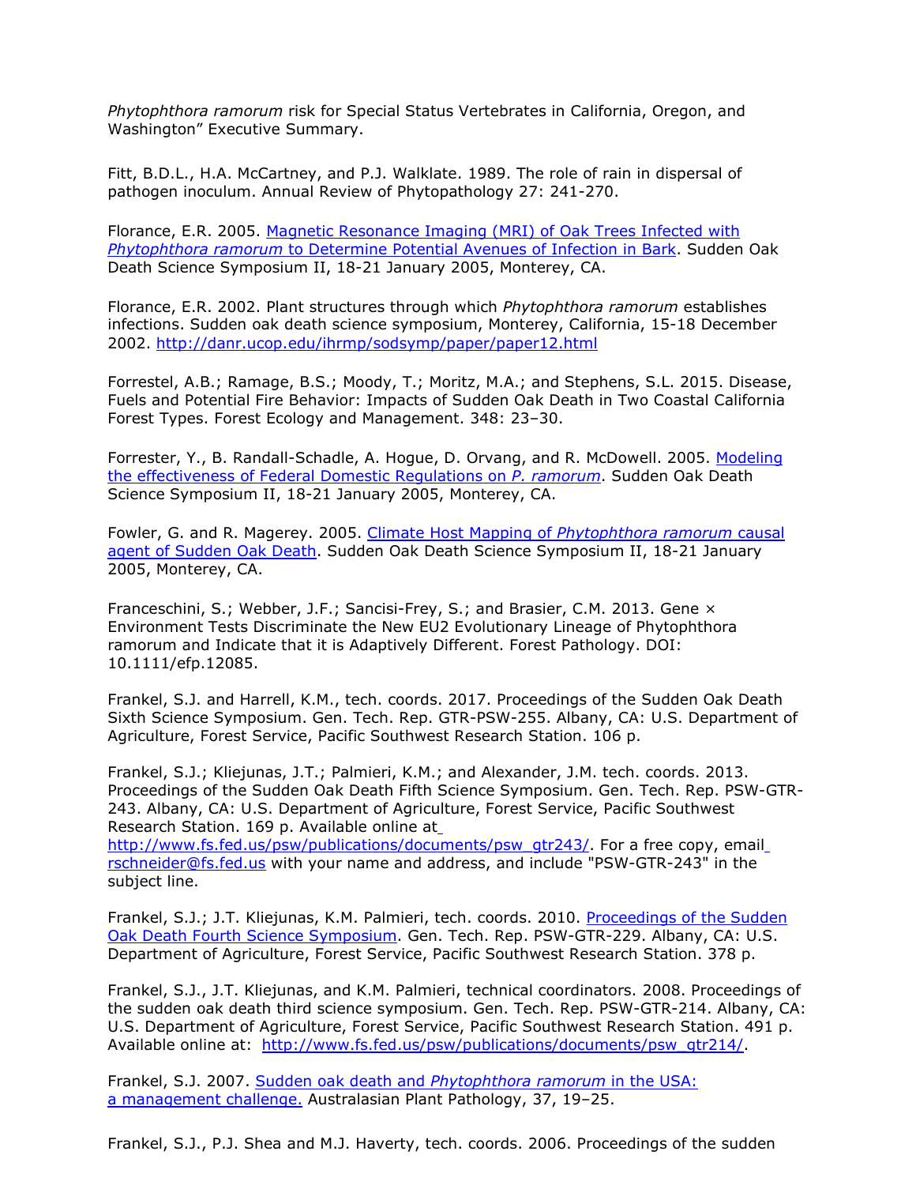*Phytophthora ramorum* risk for Special Status Vertebrates in California, Oregon, and Washington" Executive Summary.

Fitt, B.D.L., H.A. McCartney, and P.J. Walklate. 1989. The role of rain in dispersal of pathogen inoculum. Annual Review of Phytopathology 27: 241-270.

Florance, E.R. 2005. [Magnetic Resonance Imaging (MRI) of Oak Trees Infected with *Phytophthora ramorum* to Determine Potential Avenues of Infection in Bark](). Sudden Oak Death Science Symposium II, 18-21 January 2005, Monterey, CA.

Florance, E.R. 2002. Plant structures through which *Phytophthora ramorum* establishes infections. Sudden oak death science symposium, Monterey, California, 15-18 December 2002. http://danr.ucop.edu/ihrmp/sodsymp/paper/paper12.html

Forrestel, A.B.; Ramage, B.S.; Moody, T.; Moritz, M.A.; and Stephens, S.L. 2015. Disease, Fuels and Potential Fire Behavior: Impacts of Sudden Oak Death in Two Coastal California Forest Types. Forest Ecology and Management. 348: 23–30.

Forrester, Y., B. Randall-Schadle, A. Hogue, D. Orvang, and R. McDowell. 2005. [Modeling the effectiveness of Federal Domestic Regulations on *P. ramorum*](). Sudden Oak Death Science Symposium II, 18-21 January 2005, Monterey, CA.

Fowler, G. and R. Magerey. 2005. [Climate Host Mapping of *Phytophthora ramorum* causal agent of Sudden Oak Death](). Sudden Oak Death Science Symposium II, 18-21 January 2005, Monterey, CA.

Franceschini, S.; Webber, J.F.; Sancisi-Frey, S.; and Brasier, C.M. 2013. Gene × Environment Tests Discriminate the New EU2 Evolutionary Lineage of Phytophthora ramorum and Indicate that it is Adaptively Different. Forest Pathology. DOI: 10.1111/efp.12085.

Frankel, S.J. and Harrell, K.M., tech. coords. 2017. Proceedings of the Sudden Oak Death Sixth Science Symposium. Gen. Tech. Rep. GTR-PSW-255. Albany, CA: U.S. Department of Agriculture, Forest Service, Pacific Southwest Research Station. 106 p.

Frankel, S.J.; Kliejunas, J.T.; Palmieri, K.M.; and Alexander, J.M. tech. coords. 2013. Proceedings of the Sudden Oak Death Fifth Science Symposium. Gen. Tech. Rep. PSW-GTR-243. Albany, CA: U.S. Department of Agriculture, Forest Service, Pacific Southwest Research Station. 169 p. Available online at http://www.fs.fed.us/psw/publications/documents/psw_gtr243/. For a free copy, email rschneider@fs.fed.us with your name and address, and include "PSW-GTR-243" in the subject line.

Frankel, S.J.; J.T. Kliejunas, K.M. Palmieri, tech. coords. 2010. [Proceedings of the Sudden Oak Death Fourth Science Symposium](). Gen. Tech. Rep. PSW-GTR-229. Albany, CA: U.S. Department of Agriculture, Forest Service, Pacific Southwest Research Station. 378 p.

Frankel, S.J., J.T. Kliejunas, and K.M. Palmieri, technical coordinators. 2008. Proceedings of the sudden oak death third science symposium. Gen. Tech. Rep. PSW-GTR-214. Albany, CA: U.S. Department of Agriculture, Forest Service, Pacific Southwest Research Station. 491 p. Available online at: http://www.fs.fed.us/psw/publications/documents/psw_gtr214/.

Frankel, S.J. 2007. [Sudden oak death and *Phytophthora ramorum* in the USA: a management challenge.]() Australasian Plant Pathology, 37, 19–25.

Frankel, S.J., P.J. Shea and M.J. Haverty, tech. coords. 2006. Proceedings of the sudden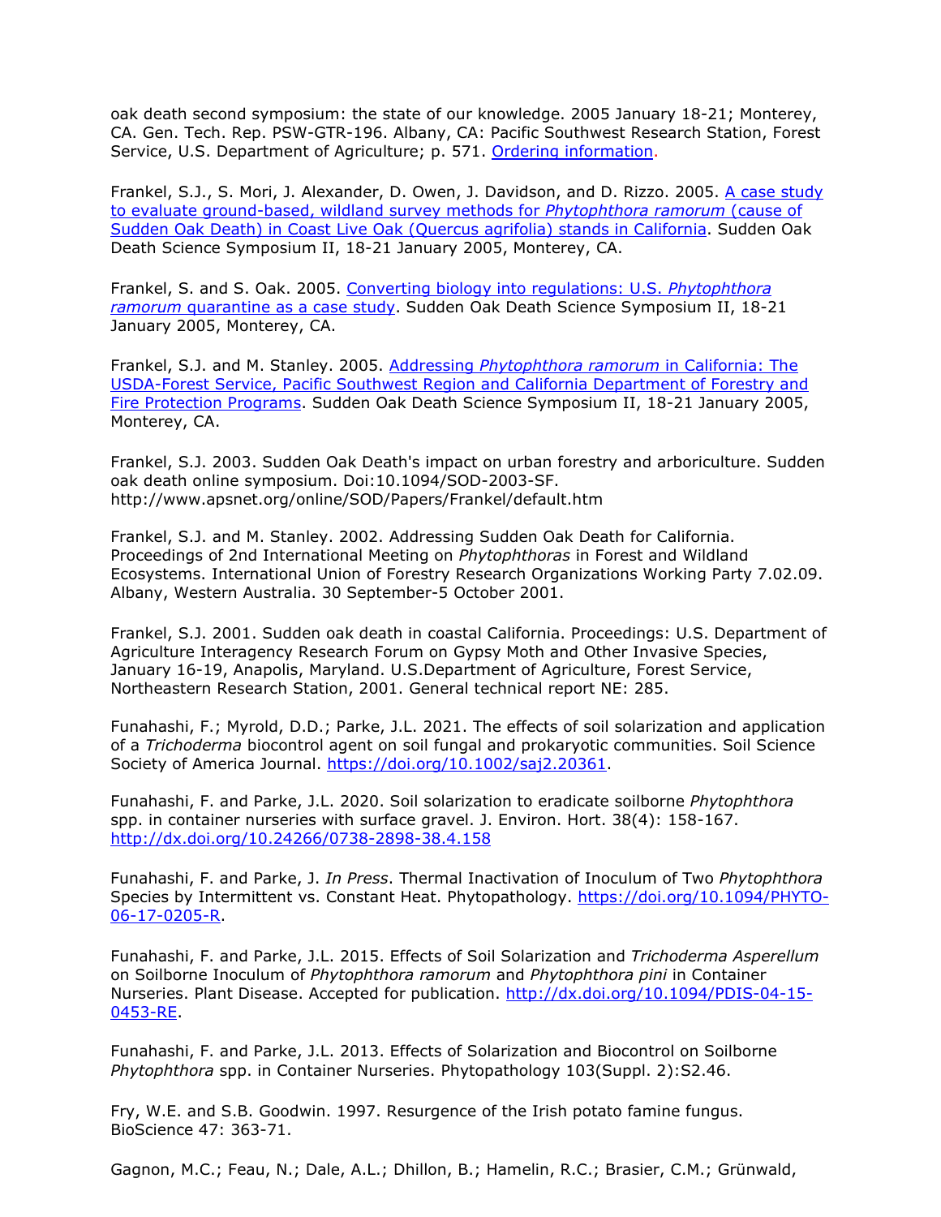oak death second symposium: the state of our knowledge. 2005 January 18-21; Monterey, CA. Gen. Tech. Rep. PSW-GTR-196. Albany, CA: Pacific Southwest Research Station, Forest Service, U.S. Department of Agriculture; p. 571. Ordering information.

Frankel, S.J., S. Mori, J. Alexander, D. Owen, J. Davidson, and D. Rizzo. 2005. A case study to evaluate ground-based, wildland survey methods for *Phytophthora ramorum* (cause of Sudden Oak Death) in Coast Live Oak (Quercus agrifolia) stands in California. Sudden Oak Death Science Symposium II, 18-21 January 2005, Monterey, CA.

Frankel, S. and S. Oak. 2005. Converting biology into regulations: U.S. *Phytophthora ramorum* quarantine as a case study. Sudden Oak Death Science Symposium II, 18-21 January 2005, Monterey, CA.

Frankel, S.J. and M. Stanley. 2005. Addressing *Phytophthora ramorum* in California: The USDA-Forest Service, Pacific Southwest Region and California Department of Forestry and Fire Protection Programs. Sudden Oak Death Science Symposium II, 18-21 January 2005, Monterey, CA.

Frankel, S.J. 2003. Sudden Oak Death's impact on urban forestry and arboriculture. Sudden oak death online symposium. Doi:10.1094/SOD-2003-SF. http://www.apsnet.org/online/SOD/Papers/Frankel/default.htm

Frankel, S.J. and M. Stanley. 2002. Addressing Sudden Oak Death for California. Proceedings of 2nd International Meeting on *Phytophthoras* in Forest and Wildland Ecosystems. International Union of Forestry Research Organizations Working Party 7.02.09. Albany, Western Australia. 30 September-5 October 2001.

Frankel, S.J. 2001. Sudden oak death in coastal California. Proceedings: U.S. Department of Agriculture Interagency Research Forum on Gypsy Moth and Other Invasive Species, January 16-19, Anapolis, Maryland. U.S.Department of Agriculture, Forest Service, Northeastern Research Station, 2001. General technical report NE: 285.

Funahashi, F.; Myrold, D.D.; Parke, J.L. 2021. The effects of soil solarization and application of a *Trichoderma* biocontrol agent on soil fungal and prokaryotic communities. Soil Science Society of America Journal. https://doi.org/10.1002/saj2.20361.

Funahashi, F. and Parke, J.L. 2020. Soil solarization to eradicate soilborne *Phytophthora* spp. in container nurseries with surface gravel. J. Environ. Hort. 38(4): 158-167. http://dx.doi.org/10.24266/0738-2898-38.4.158

Funahashi, F. and Parke, J. *In Press*. Thermal Inactivation of Inoculum of Two *Phytophthora* Species by Intermittent vs. Constant Heat. Phytopathology. https://doi.org/10.1094/PHYTO-06-17-0205-R.

Funahashi, F. and Parke, J.L. 2015. Effects of Soil Solarization and *Trichoderma Asperellum* on Soilborne Inoculum of *Phytophthora ramorum* and *Phytophthora pini* in Container Nurseries. Plant Disease. Accepted for publication. http://dx.doi.org/10.1094/PDIS-04-15-0453-RE.

Funahashi, F. and Parke, J.L. 2013. Effects of Solarization and Biocontrol on Soilborne *Phytophthora* spp. in Container Nurseries. Phytopathology 103(Suppl. 2):S2.46.

Fry, W.E. and S.B. Goodwin. 1997. Resurgence of the Irish potato famine fungus. BioScience 47: 363-71.

Gagnon, M.C.; Feau, N.; Dale, A.L.; Dhillon, B.; Hamelin, R.C.; Brasier, C.M.; Grünwald,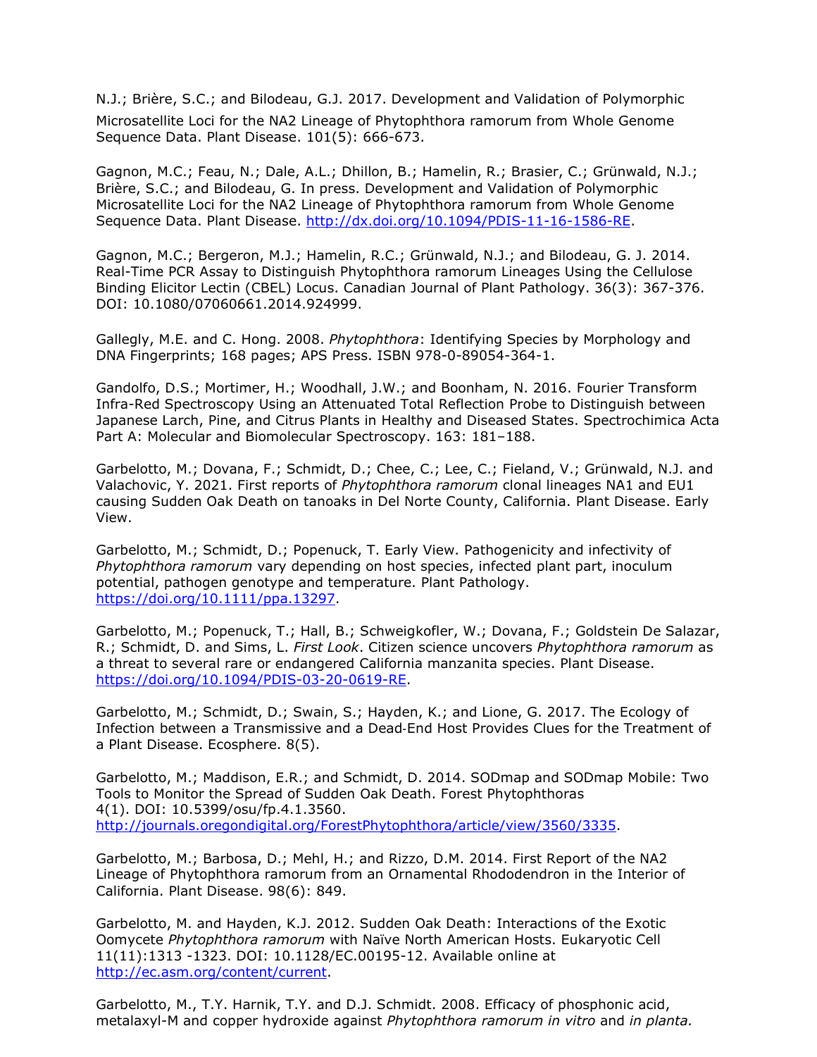N.J.; Brière, S.C.; and Bilodeau, G.J. 2017. Development and Validation of Polymorphic Microsatellite Loci for the NA2 Lineage of Phytophthora ramorum from Whole Genome Sequence Data. Plant Disease. 101(5): 666-673.

Gagnon, M.C.; Feau, N.; Dale, A.L.; Dhillon, B.; Hamelin, R.; Brasier, C.; Grünwald, N.J.; Brière, S.C.; and Bilodeau, G. In press. Development and Validation of Polymorphic Microsatellite Loci for the NA2 Lineage of Phytophthora ramorum from Whole Genome Sequence Data. Plant Disease. http://dx.doi.org/10.1094/PDIS-11-16-1586-RE.

Gagnon, M.C.; Bergeron, M.J.; Hamelin, R.C.; Grünwald, N.J.; and Bilodeau, G. J. 2014. Real-Time PCR Assay to Distinguish Phytophthora ramorum Lineages Using the Cellulose Binding Elicitor Lectin (CBEL) Locus. Canadian Journal of Plant Pathology. 36(3): 367-376. DOI: 10.1080/07060661.2014.924999.

Gallegly, M.E. and C. Hong. 2008. *Phytophthora*: Identifying Species by Morphology and DNA Fingerprints; 168 pages; APS Press. ISBN 978-0-89054-364-1.

Gandolfo, D.S.; Mortimer, H.; Woodhall, J.W.; and Boonham, N. 2016. Fourier Transform Infra-Red Spectroscopy Using an Attenuated Total Reflection Probe to Distinguish between Japanese Larch, Pine, and Citrus Plants in Healthy and Diseased States. Spectrochimica Acta Part A: Molecular and Biomolecular Spectroscopy. 163: 181–188.

Garbelotto, M.; Dovana, F.; Schmidt, D.; Chee, C.; Lee, C.; Fieland, V.; Grünwald, N.J. and Valachovic, Y. 2021. First reports of *Phytophthora ramorum* clonal lineages NA1 and EU1 causing Sudden Oak Death on tanoaks in Del Norte County, California. Plant Disease. Early View.

Garbelotto, M.; Schmidt, D.; Popenuck, T. Early View. Pathogenicity and infectivity of *Phytophthora ramorum* vary depending on host species, infected plant part, inoculum potential, pathogen genotype and temperature. Plant Pathology. https://doi.org/10.1111/ppa.13297.

Garbelotto, M.; Popenuck, T.; Hall, B.; Schweigkofler, W.; Dovana, F.; Goldstein De Salazar, R.; Schmidt, D. and Sims, L. *First Look*. Citizen science uncovers *Phytophthora ramorum* as a threat to several rare or endangered California manzanita species. Plant Disease. https://doi.org/10.1094/PDIS-03-20-0619-RE.

Garbelotto, M.; Schmidt, D.; Swain, S.; Hayden, K.; and Lione, G. 2017. The Ecology of Infection between a Transmissive and a Dead-End Host Provides Clues for the Treatment of a Plant Disease. Ecosphere. 8(5).

Garbelotto, M.; Maddison, E.R.; and Schmidt, D. 2014. SODmap and SODmap Mobile: Two Tools to Monitor the Spread of Sudden Oak Death. Forest Phytophthoras 4(1). DOI: 10.5399/osu/fp.4.1.3560. http://journals.oregondigital.org/ForestPhytophthora/article/view/3560/3335.

Garbelotto, M.; Barbosa, D.; Mehl, H.; and Rizzo, D.M. 2014. First Report of the NA2 Lineage of Phytophthora ramorum from an Ornamental Rhododendron in the Interior of California. Plant Disease. 98(6): 849.

Garbelotto, M. and Hayden, K.J. 2012. Sudden Oak Death: Interactions of the Exotic Oomycete *Phytophthora ramorum* with Naïve North American Hosts. Eukaryotic Cell 11(11):1313 -1323. DOI: 10.1128/EC.00195-12. Available online at http://ec.asm.org/content/current.

Garbelotto, M., T.Y. Harnik, T.Y. and D.J. Schmidt. 2008. Efficacy of phosphonic acid, metalaxyl-M and copper hydroxide against *Phytophthora ramorum in vitro* and *in planta.*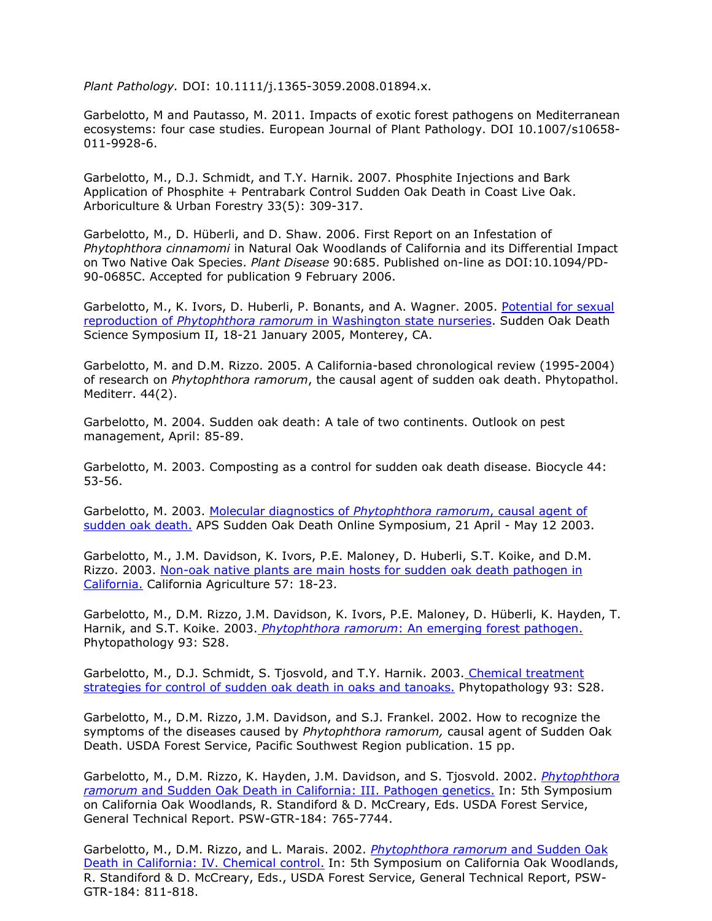*Plant Pathology.* DOI: 10.1111/j.1365-3059.2008.01894.x.

Garbelotto, M and Pautasso, M. 2011. Impacts of exotic forest pathogens on Mediterranean ecosystems: four case studies. European Journal of Plant Pathology. DOI 10.1007/s10658-011-9928-6.

Garbelotto, M., D.J. Schmidt, and T.Y. Harnik. 2007. Phosphite Injections and Bark Application of Phosphite + Pentrabark Control Sudden Oak Death in Coast Live Oak. Arboriculture & Urban Forestry 33(5): 309-317.

Garbelotto, M., D. Hüberli, and D. Shaw. 2006. First Report on an Infestation of *Phytophthora cinnamomi* in Natural Oak Woodlands of California and its Differential Impact on Two Native Oak Species. *Plant Disease* 90:685. Published on-line as DOI:10.1094/PD-90-0685C. Accepted for publication 9 February 2006.

Garbelotto, M., K. Ivors, D. Huberli, P. Bonants, and A. Wagner. 2005. Potential for sexual reproduction of *Phytophthora ramorum* in Washington state nurseries. Sudden Oak Death Science Symposium II, 18-21 January 2005, Monterey, CA.

Garbelotto, M. and D.M. Rizzo. 2005. A California-based chronological review (1995-2004) of research on *Phytophthora ramorum*, the causal agent of sudden oak death. Phytopathol. Mediterr. 44(2).

Garbelotto, M. 2004. Sudden oak death: A tale of two continents. Outlook on pest management, April: 85-89.

Garbelotto, M. 2003. Composting as a control for sudden oak death disease. Biocycle 44: 53-56.

Garbelotto, M. 2003. Molecular diagnostics of *Phytophthora ramorum*, causal agent of sudden oak death. APS Sudden Oak Death Online Symposium, 21 April - May 12 2003.

Garbelotto, M., J.M. Davidson, K. Ivors, P.E. Maloney, D. Huberli, S.T. Koike, and D.M. Rizzo. 2003. Non-oak native plants are main hosts for sudden oak death pathogen in California. California Agriculture 57: 18-23.

Garbelotto, M., D.M. Rizzo, J.M. Davidson, K. Ivors, P.E. Maloney, D. Hüberli, K. Hayden, T. Harnik, and S.T. Koike. 2003. *Phytophthora ramorum*: An emerging forest pathogen. Phytopathology 93: S28.

Garbelotto, M., D.J. Schmidt, S. Tjosvold, and T.Y. Harnik. 2003. Chemical treatment strategies for control of sudden oak death in oaks and tanoaks. Phytopathology 93: S28.

Garbelotto, M., D.M. Rizzo, J.M. Davidson, and S.J. Frankel. 2002. How to recognize the symptoms of the diseases caused by *Phytophthora ramorum,* causal agent of Sudden Oak Death. USDA Forest Service, Pacific Southwest Region publication. 15 pp.

Garbelotto, M., D.M. Rizzo, K. Hayden, J.M. Davidson, and S. Tjosvold. 2002. *Phytophthora ramorum* and Sudden Oak Death in California: III. Pathogen genetics. In: 5th Symposium on California Oak Woodlands, R. Standiford & D. McCreary, Eds. USDA Forest Service, General Technical Report. PSW-GTR-184: 765-7744.

Garbelotto, M., D.M. Rizzo, and L. Marais. 2002. *Phytophthora ramorum* and Sudden Oak Death in California: IV. Chemical control. In: 5th Symposium on California Oak Woodlands, R. Standiford & D. McCreary, Eds., USDA Forest Service, General Technical Report, PSW-GTR-184: 811-818.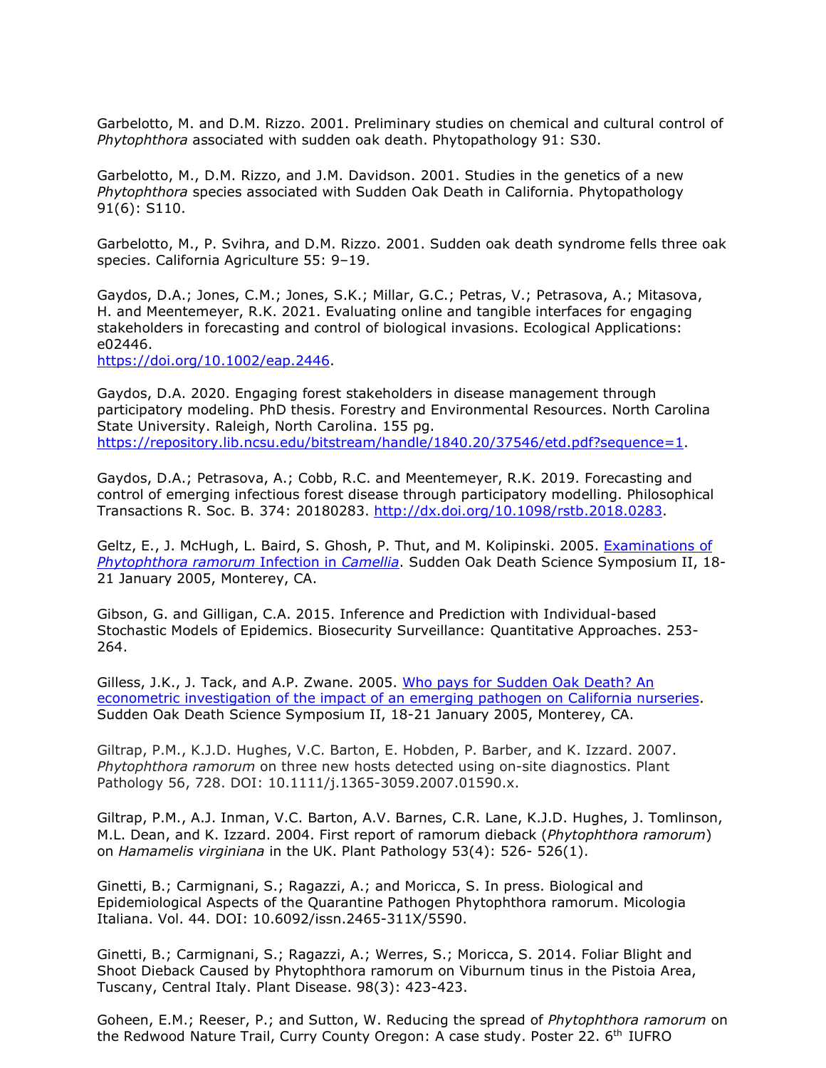Garbelotto, M. and D.M. Rizzo. 2001. Preliminary studies on chemical and cultural control of *Phytophthora* associated with sudden oak death. Phytopathology 91: S30.

Garbelotto, M., D.M. Rizzo, and J.M. Davidson. 2001. Studies in the genetics of a new *Phytophthora* species associated with Sudden Oak Death in California. Phytopathology 91(6): S110.

Garbelotto, M., P. Svihra, and D.M. Rizzo. 2001. Sudden oak death syndrome fells three oak species. California Agriculture 55: 9–19.

Gaydos, D.A.; Jones, C.M.; Jones, S.K.; Millar, G.C.; Petras, V.; Petrasova, A.; Mitasova, H. and Meentemeyer, R.K. 2021. Evaluating online and tangible interfaces for engaging stakeholders in forecasting and control of biological invasions. Ecological Applications: e02446.
https://doi.org/10.1002/eap.2446.

Gaydos, D.A. 2020. Engaging forest stakeholders in disease management through participatory modeling. PhD thesis. Forestry and Environmental Resources. North Carolina State University. Raleigh, North Carolina. 155 pg.
https://repository.lib.ncsu.edu/bitstream/handle/1840.20/37546/etd.pdf?sequence=1.

Gaydos, D.A.; Petrasova, A.; Cobb, R.C. and Meentemeyer, R.K. 2019. Forecasting and control of emerging infectious forest disease through participatory modelling. Philosophical Transactions R. Soc. B. 374: 20180283. http://dx.doi.org/10.1098/rstb.2018.0283.

Geltz, E., J. McHugh, L. Baird, S. Ghosh, P. Thut, and M. Kolipinski. 2005. Examinations of *Phytophthora ramorum* Infection in *Camellia*. Sudden Oak Death Science Symposium II, 18-21 January 2005, Monterey, CA.

Gibson, G. and Gilligan, C.A. 2015. Inference and Prediction with Individual-based Stochastic Models of Epidemics. Biosecurity Surveillance: Quantitative Approaches. 253-264.

Gilless, J.K., J. Tack, and A.P. Zwane. 2005. Who pays for Sudden Oak Death? An econometric investigation of the impact of an emerging pathogen on California nurseries. Sudden Oak Death Science Symposium II, 18-21 January 2005, Monterey, CA.

Giltrap, P.M., K.J.D. Hughes, V.C. Barton, E. Hobden, P. Barber, and K. Izzard. 2007. *Phytophthora ramorum* on three new hosts detected using on-site diagnostics. Plant Pathology 56, 728. DOI: 10.1111/j.1365-3059.2007.01590.x.

Giltrap, P.M., A.J. Inman, V.C. Barton, A.V. Barnes, C.R. Lane, K.J.D. Hughes, J. Tomlinson, M.L. Dean, and K. Izzard. 2004. First report of ramorum dieback (*Phytophthora ramorum*) on *Hamamelis virginiana* in the UK. Plant Pathology 53(4): 526- 526(1).

Ginetti, B.; Carmignani, S.; Ragazzi, A.; and Moricca, S. In press. Biological and Epidemiological Aspects of the Quarantine Pathogen Phytophthora ramorum. Micologia Italiana. Vol. 44. DOI: 10.6092/issn.2465-311X/5590.

Ginetti, B.; Carmignani, S.; Ragazzi, A.; Werres, S.; Moricca, S. 2014. Foliar Blight and Shoot Dieback Caused by Phytophthora ramorum on Viburnum tinus in the Pistoia Area, Tuscany, Central Italy. Plant Disease. 98(3): 423-423.

Goheen, E.M.; Reeser, P.; and Sutton, W. Reducing the spread of *Phytophthora ramorum* on the Redwood Nature Trail, Curry County Oregon: A case study. Poster 22. 6th IUFRO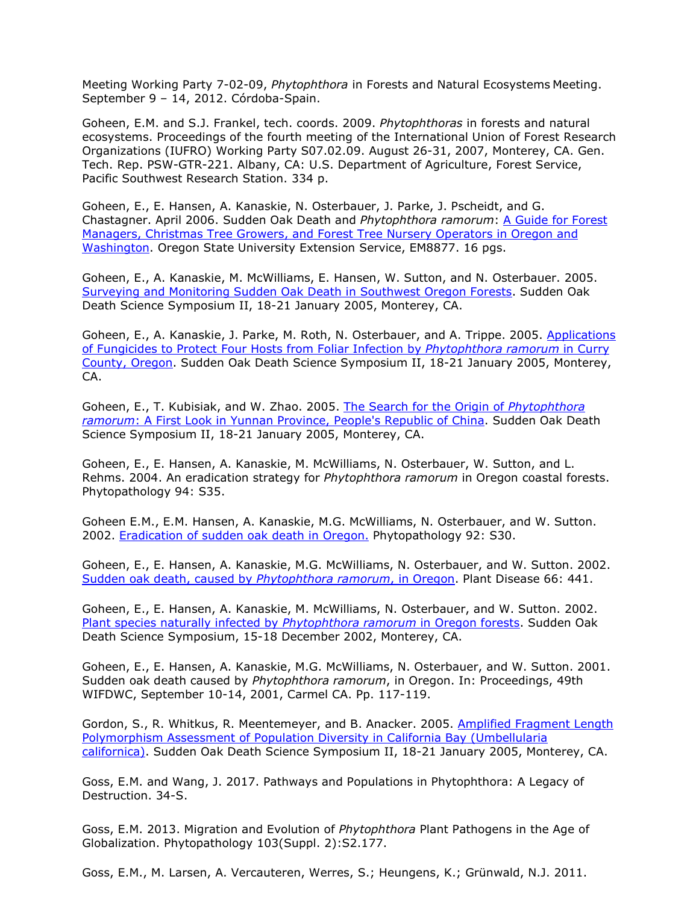Meeting Working Party 7-02-09, *Phytophthora* in Forests and Natural Ecosystems Meeting. September 9 – 14, 2012. Córdoba-Spain.

Goheen, E.M. and S.J. Frankel, tech. coords. 2009. *Phytophthoras* in forests and natural ecosystems. Proceedings of the fourth meeting of the International Union of Forest Research Organizations (IUFRO) Working Party S07.02.09. August 26-31, 2007, Monterey, CA. Gen. Tech. Rep. PSW-GTR-221. Albany, CA: U.S. Department of Agriculture, Forest Service, Pacific Southwest Research Station. 334 p.

Goheen, E., E. Hansen, A. Kanaskie, N. Osterbauer, J. Parke, J. Pscheidt, and G. Chastagner. April 2006. Sudden Oak Death and *Phytophthora ramorum*: A Guide for Forest Managers, Christmas Tree Growers, and Forest Tree Nursery Operators in Oregon and Washington. Oregon State University Extension Service, EM8877. 16 pgs.

Goheen, E., A. Kanaskie, M. McWilliams, E. Hansen, W. Sutton, and N. Osterbauer. 2005. Surveying and Monitoring Sudden Oak Death in Southwest Oregon Forests. Sudden Oak Death Science Symposium II, 18-21 January 2005, Monterey, CA.

Goheen, E., A. Kanaskie, J. Parke, M. Roth, N. Osterbauer, and A. Trippe. 2005. Applications of Fungicides to Protect Four Hosts from Foliar Infection by *Phytophthora ramorum* in Curry County, Oregon. Sudden Oak Death Science Symposium II, 18-21 January 2005, Monterey, CA.

Goheen, E., T. Kubisiak, and W. Zhao. 2005. The Search for the Origin of *Phytophthora ramorum*: A First Look in Yunnan Province, People's Republic of China. Sudden Oak Death Science Symposium II, 18-21 January 2005, Monterey, CA.

Goheen, E., E. Hansen, A. Kanaskie, M. McWilliams, N. Osterbauer, W. Sutton, and L. Rehms. 2004. An eradication strategy for *Phytophthora ramorum* in Oregon coastal forests. Phytopathology 94: S35.

Goheen E.M., E.M. Hansen, A. Kanaskie, M.G. McWilliams, N. Osterbauer, and W. Sutton. 2002. Eradication of sudden oak death in Oregon. Phytopathology 92: S30.

Goheen, E., E. Hansen, A. Kanaskie, M.G. McWilliams, N. Osterbauer, and W. Sutton. 2002. Sudden oak death, caused by *Phytophthora ramorum*, in Oregon. Plant Disease 66: 441.

Goheen, E., E. Hansen, A. Kanaskie, M. McWilliams, N. Osterbauer, and W. Sutton. 2002. Plant species naturally infected by *Phytophthora ramorum* in Oregon forests. Sudden Oak Death Science Symposium, 15-18 December 2002, Monterey, CA.

Goheen, E., E. Hansen, A. Kanaskie, M.G. McWilliams, N. Osterbauer, and W. Sutton. 2001. Sudden oak death caused by *Phytophthora ramorum*, in Oregon. In: Proceedings, 49th WIFDWC, September 10-14, 2001, Carmel CA. Pp. 117-119.

Gordon, S., R. Whitkus, R. Meentemeyer, and B. Anacker. 2005. Amplified Fragment Length Polymorphism Assessment of Population Diversity in California Bay (Umbellularia californica). Sudden Oak Death Science Symposium II, 18-21 January 2005, Monterey, CA.

Goss, E.M. and Wang, J. 2017. Pathways and Populations in Phytophthora: A Legacy of Destruction. 34-S.

Goss, E.M. 2013. Migration and Evolution of *Phytophthora* Plant Pathogens in the Age of Globalization. Phytopathology 103(Suppl. 2):S2.177.

Goss, E.M., M. Larsen, A. Vercauteren, Werres, S.; Heungens, K.; Grünwald, N.J. 2011.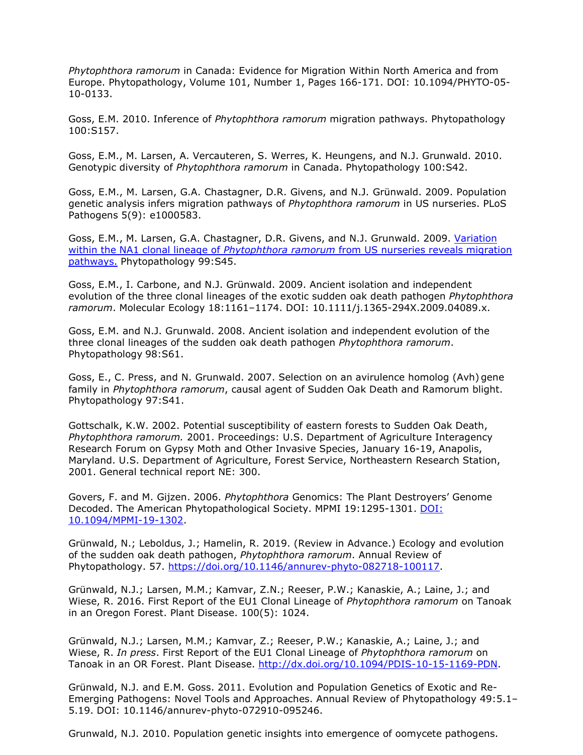*Phytophthora ramorum* in Canada: Evidence for Migration Within North America and from Europe. Phytopathology, Volume 101, Number 1, Pages 166-171. DOI: 10.1094/PHYTO-05-10-0133.

Goss, E.M. 2010. Inference of *Phytophthora ramorum* migration pathways. Phytopathology 100:S157.

Goss, E.M., M. Larsen, A. Vercauteren, S. Werres, K. Heungens, and N.J. Grunwald. 2010. Genotypic diversity of *Phytophthora ramorum* in Canada. Phytopathology 100:S42.

Goss, E.M., M. Larsen, G.A. Chastagner, D.R. Givens, and N.J. Grünwald. 2009. Population genetic analysis infers migration pathways of *Phytophthora ramorum* in US nurseries. PLoS Pathogens 5(9): e1000583.

Goss, E.M., M. Larsen, G.A. Chastagner, D.R. Givens, and N.J. Grunwald. 2009. [Variation within the NA1 clonal lineage of *Phytophthora ramorum* from US nurseries reveals migration pathways.]() Phytopathology 99:S45.

Goss, E.M., I. Carbone, and N.J. Grünwald. 2009. Ancient isolation and independent evolution of the three clonal lineages of the exotic sudden oak death pathogen *Phytophthora ramorum*. Molecular Ecology 18:1161–1174. DOI: 10.1111/j.1365-294X.2009.04089.x.

Goss, E.M. and N.J. Grunwald. 2008. Ancient isolation and independent evolution of the three clonal lineages of the sudden oak death pathogen *Phytophthora ramorum*. Phytopathology 98:S61.

Goss, E., C. Press, and N. Grunwald. 2007. Selection on an avirulence homolog (Avh) gene family in *Phytophthora ramorum*, causal agent of Sudden Oak Death and Ramorum blight. Phytopathology 97:S41.

Gottschalk, K.W. 2002. Potential susceptibility of eastern forests to Sudden Oak Death, *Phytophthora ramorum.* 2001. Proceedings: U.S. Department of Agriculture Interagency Research Forum on Gypsy Moth and Other Invasive Species, January 16-19, Anapolis, Maryland. U.S. Department of Agriculture, Forest Service, Northeastern Research Station, 2001. General technical report NE: 300.

Govers, F. and M. Gijzen. 2006. *Phytophthora* Genomics: The Plant Destroyers' Genome Decoded. The American Phytopathological Society. MPMI 19:1295-1301. [DOI: 10.1094/MPMI-19-1302]().

Grünwald, N.; Leboldus, J.; Hamelin, R. 2019. (Review in Advance.) Ecology and evolution of the sudden oak death pathogen, *Phytophthora ramorum*. Annual Review of Phytopathology. 57. [https://doi.org/10.1146/annurev-phyto-082718-100117]().

Grünwald, N.J.; Larsen, M.M.; Kamvar, Z.N.; Reeser, P.W.; Kanaskie, A.; Laine, J.; and Wiese, R. 2016. First Report of the EU1 Clonal Lineage of *Phytophthora ramorum* on Tanoak in an Oregon Forest. Plant Disease. 100(5): 1024.

Grünwald, N.J.; Larsen, M.M.; Kamvar, Z.; Reeser, P.W.; Kanaskie, A.; Laine, J.; and Wiese, R. *In press*. First Report of the EU1 Clonal Lineage of *Phytophthora ramorum* on Tanoak in an OR Forest. Plant Disease. [http://dx.doi.org/10.1094/PDIS-10-15-1169-PDN]().

Grünwald, N.J. and E.M. Goss. 2011. Evolution and Population Genetics of Exotic and Re-Emerging Pathogens: Novel Tools and Approaches. Annual Review of Phytopathology 49:5.1–5.19. DOI: 10.1146/annurev-phyto-072910-095246.

Grunwald, N.J. 2010. Population genetic insights into emergence of oomycete pathogens.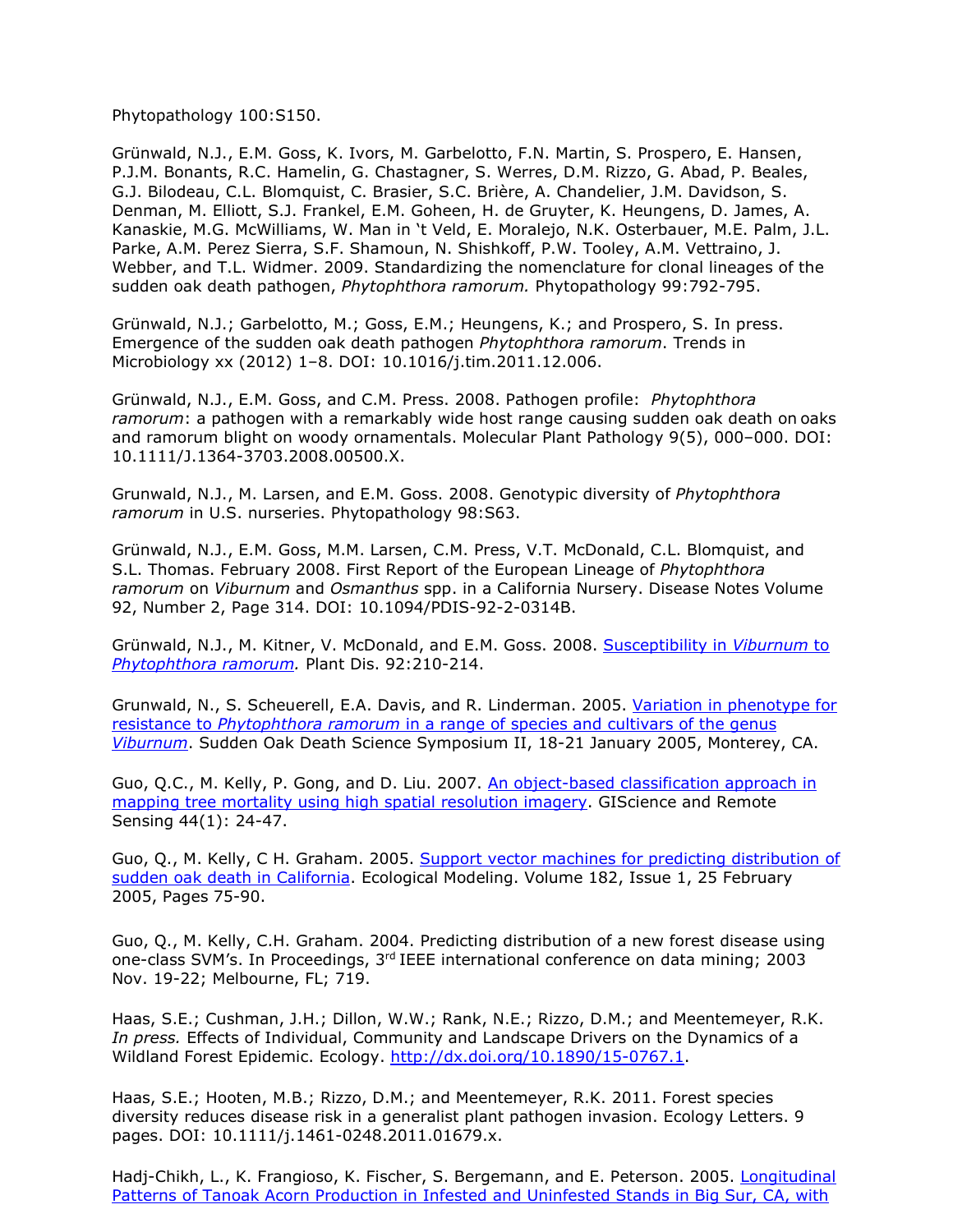Phytopathology 100:S150.

Grünwald, N.J., E.M. Goss, K. Ivors, M. Garbelotto, F.N. Martin, S. Prospero, E. Hansen, P.J.M. Bonants, R.C. Hamelin, G. Chastagner, S. Werres, D.M. Rizzo, G. Abad, P. Beales, G.J. Bilodeau, C.L. Blomquist, C. Brasier, S.C. Brière, A. Chandelier, J.M. Davidson, S. Denman, M. Elliott, S.J. Frankel, E.M. Goheen, H. de Gruyter, K. Heungens, D. James, A. Kanaskie, M.G. McWilliams, W. Man in 't Veld, E. Moralejo, N.K. Osterbauer, M.E. Palm, J.L. Parke, A.M. Perez Sierra, S.F. Shamoun, N. Shishkoff, P.W. Tooley, A.M. Vettraino, J. Webber, and T.L. Widmer. 2009. Standardizing the nomenclature for clonal lineages of the sudden oak death pathogen, *Phytophthora ramorum.* Phytopathology 99:792-795.

Grünwald, N.J.; Garbelotto, M.; Goss, E.M.; Heungens, K.; and Prospero, S. In press. Emergence of the sudden oak death pathogen *Phytophthora ramorum*. Trends in Microbiology xx (2012) 1–8. DOI: 10.1016/j.tim.2011.12.006.

Grünwald, N.J., E.M. Goss, and C.M. Press. 2008. Pathogen profile: *Phytophthora ramorum*: a pathogen with a remarkably wide host range causing sudden oak death on oaks and ramorum blight on woody ornamentals. Molecular Plant Pathology 9(5), 000–000. DOI: 10.1111/J.1364-3703.2008.00500.X.

Grunwald, N.J., M. Larsen, and E.M. Goss. 2008. Genotypic diversity of *Phytophthora ramorum* in U.S. nurseries. Phytopathology 98:S63.

Grünwald, N.J., E.M. Goss, M.M. Larsen, C.M. Press, V.T. McDonald, C.L. Blomquist, and S.L. Thomas. February 2008. First Report of the European Lineage of *Phytophthora ramorum* on *Viburnum* and *Osmanthus* spp. in a California Nursery. Disease Notes Volume 92, Number 2, Page 314. DOI: 10.1094/PDIS-92-2-0314B.

Grünwald, N.J., M. Kitner, V. McDonald, and E.M. Goss. 2008. Susceptibility in *Viburnum* to *Phytophthora ramorum.* Plant Dis. 92:210-214.

Grunwald, N., S. Scheuerell, E.A. Davis, and R. Linderman. 2005. Variation in phenotype for resistance to *Phytophthora ramorum* in a range of species and cultivars of the genus *Viburnum*. Sudden Oak Death Science Symposium II, 18-21 January 2005, Monterey, CA.

Guo, Q.C., M. Kelly, P. Gong, and D. Liu. 2007. An object-based classification approach in mapping tree mortality using high spatial resolution imagery. GIScience and Remote Sensing 44(1): 24-47.

Guo, Q., M. Kelly, C H. Graham. 2005. Support vector machines for predicting distribution of sudden oak death in California. Ecological Modeling. Volume 182, Issue 1, 25 February 2005, Pages 75-90.

Guo, Q., M. Kelly, C.H. Graham. 2004. Predicting distribution of a new forest disease using one-class SVM's. In Proceedings, 3rd IEEE international conference on data mining; 2003 Nov. 19-22; Melbourne, FL; 719.

Haas, S.E.; Cushman, J.H.; Dillon, W.W.; Rank, N.E.; Rizzo, D.M.; and Meentemeyer, R.K. *In press.* Effects of Individual, Community and Landscape Drivers on the Dynamics of a Wildland Forest Epidemic. Ecology. http://dx.doi.org/10.1890/15-0767.1.

Haas, S.E.; Hooten, M.B.; Rizzo, D.M.; and Meentemeyer, R.K. 2011. Forest species diversity reduces disease risk in a generalist plant pathogen invasion. Ecology Letters. 9 pages. DOI: 10.1111/j.1461-0248.2011.01679.x.

Hadj-Chikh, L., K. Frangioso, K. Fischer, S. Bergemann, and E. Peterson. 2005. Longitudinal Patterns of Tanoak Acorn Production in Infested and Uninfested Stands in Big Sur, CA, with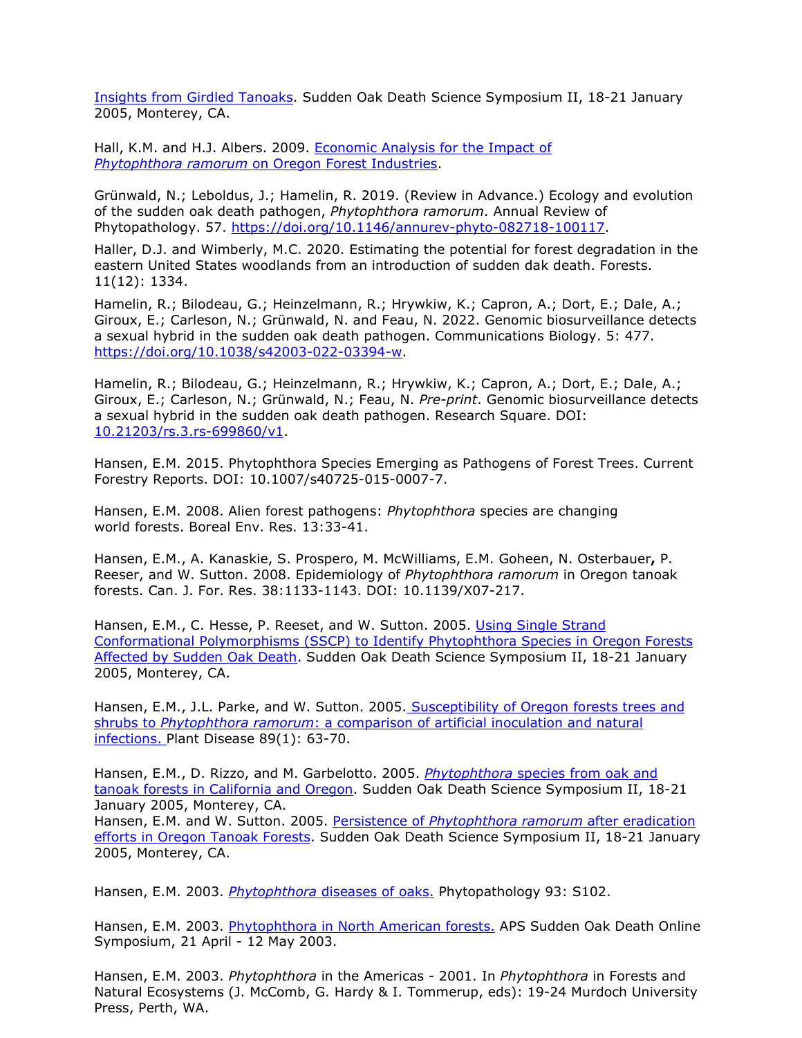Insights from Girdled Tanoaks. Sudden Oak Death Science Symposium II, 18-21 January 2005, Monterey, CA.

Hall, K.M. and H.J. Albers. 2009. Economic Analysis for the Impact of *Phytophthora ramorum* on Oregon Forest Industries.

Grünwald, N.; Leboldus, J.; Hamelin, R. 2019. (Review in Advance.) Ecology and evolution of the sudden oak death pathogen, *Phytophthora ramorum*. Annual Review of Phytopathology. 57. https://doi.org/10.1146/annurev-phyto-082718-100117.

Haller, D.J. and Wimberly, M.C. 2020. Estimating the potential for forest degradation in the eastern United States woodlands from an introduction of sudden dak death. Forests. 11(12): 1334.

Hamelin, R.; Bilodeau, G.; Heinzelmann, R.; Hrywkiw, K.; Capron, A.; Dort, E.; Dale, A.; Giroux, E.; Carleson, N.; Grünwald, N. and Feau, N. 2022. Genomic biosurveillance detects a sexual hybrid in the sudden oak death pathogen. Communications Biology. 5: 477. https://doi.org/10.1038/s42003-022-03394-w.

Hamelin, R.; Bilodeau, G.; Heinzelmann, R.; Hrywkiw, K.; Capron, A.; Dort, E.; Dale, A.; Giroux, E.; Carleson, N.; Grünwald, N.; Feau, N. *Pre-print*. Genomic biosurveillance detects a sexual hybrid in the sudden oak death pathogen. Research Square. DOI: 10.21203/rs.3.rs-699860/v1.

Hansen, E.M. 2015. Phytophthora Species Emerging as Pathogens of Forest Trees. Current Forestry Reports. DOI: 10.1007/s40725-015-0007-7.

Hansen, E.M. 2008. Alien forest pathogens: *Phytophthora* species are changing world forests. Boreal Env. Res. 13:33-41.

Hansen, E.M., A. Kanaskie, S. Prospero, M. McWilliams, E.M. Goheen, N. Osterbauer**,** P. Reeser, and W. Sutton. 2008. Epidemiology of *Phytophthora ramorum* in Oregon tanoak forests. Can. J. For. Res. 38:1133-1143. DOI: 10.1139/X07-217.

Hansen, E.M., C. Hesse, P. Reeset, and W. Sutton. 2005. Using Single Strand Conformational Polymorphisms (SSCP) to Identify Phytophthora Species in Oregon Forests Affected by Sudden Oak Death. Sudden Oak Death Science Symposium II, 18-21 January 2005, Monterey, CA.

Hansen, E.M., J.L. Parke, and W. Sutton. 2005. Susceptibility of Oregon forests trees and shrubs to *Phytophthora ramorum*: a comparison of artificial inoculation and natural infections. Plant Disease 89(1): 63-70.

Hansen, E.M., D. Rizzo, and M. Garbelotto. 2005. *Phytophthora* species from oak and tanoak forests in California and Oregon. Sudden Oak Death Science Symposium II, 18-21 January 2005, Monterey, CA.

Hansen, E.M. and W. Sutton. 2005. Persistence of *Phytophthora ramorum* after eradication efforts in Oregon Tanoak Forests. Sudden Oak Death Science Symposium II, 18-21 January 2005, Monterey, CA.

Hansen, E.M. 2003. *Phytophthora* diseases of oaks. Phytopathology 93: S102.

Hansen, E.M. 2003. Phytophthora in North American forests. APS Sudden Oak Death Online Symposium, 21 April - 12 May 2003.

Hansen, E.M. 2003. *Phytophthora* in the Americas - 2001. In *Phytophthora* in Forests and Natural Ecosystems (J. McComb, G. Hardy & I. Tommerup, eds): 19-24 Murdoch University Press, Perth, WA.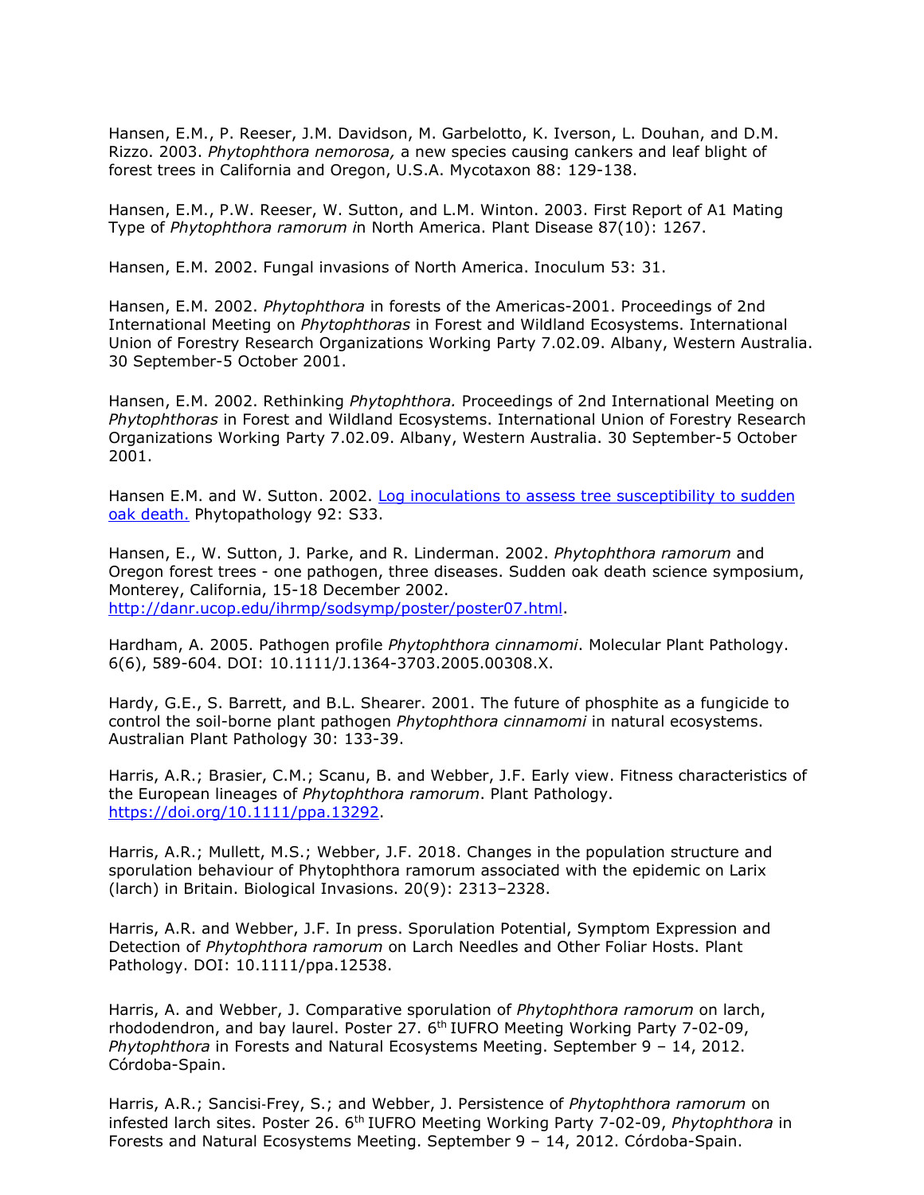Hansen, E.M., P. Reeser, J.M. Davidson, M. Garbelotto, K. Iverson, L. Douhan, and D.M. Rizzo. 2003. *Phytophthora nemorosa,* a new species causing cankers and leaf blight of forest trees in California and Oregon, U.S.A. Mycotaxon 88: 129-138.

Hansen, E.M., P.W. Reeser, W. Sutton, and L.M. Winton. 2003. First Report of A1 Mating Type of *Phytophthora ramorum i*n North America. Plant Disease 87(10): 1267.

Hansen, E.M. 2002. Fungal invasions of North America. Inoculum 53: 31.

Hansen, E.M. 2002. *Phytophthora* in forests of the Americas-2001. Proceedings of 2nd International Meeting on *Phytophthoras* in Forest and Wildland Ecosystems. International Union of Forestry Research Organizations Working Party 7.02.09. Albany, Western Australia. 30 September-5 October 2001.

Hansen, E.M. 2002. Rethinking *Phytophthora.* Proceedings of 2nd International Meeting on *Phytophthoras* in Forest and Wildland Ecosystems. International Union of Forestry Research Organizations Working Party 7.02.09. Albany, Western Australia. 30 September-5 October 2001.

Hansen E.M. and W. Sutton. 2002. [Log inoculations to assess tree susceptibility to sudden oak death.]() Phytopathology 92: S33.

Hansen, E., W. Sutton, J. Parke, and R. Linderman. 2002. *Phytophthora ramorum* and Oregon forest trees - one pathogen, three diseases. Sudden oak death science symposium, Monterey, California, 15-18 December 2002. http://danr.ucop.edu/ihrmp/sodsymp/poster/poster07.html.

Hardham, A. 2005. Pathogen profile *Phytophthora cinnamomi*. Molecular Plant Pathology. 6(6), 589-604. DOI: 10.1111/J.1364-3703.2005.00308.X.

Hardy, G.E., S. Barrett, and B.L. Shearer. 2001. The future of phosphite as a fungicide to control the soil-borne plant pathogen *Phytophthora cinnamomi* in natural ecosystems. Australian Plant Pathology 30: 133-39.

Harris, A.R.; Brasier, C.M.; Scanu, B. and Webber, J.F. Early view. Fitness characteristics of the European lineages of *Phytophthora ramorum*. Plant Pathology. https://doi.org/10.1111/ppa.13292.

Harris, A.R.; Mullett, M.S.; Webber, J.F. 2018. Changes in the population structure and sporulation behaviour of Phytophthora ramorum associated with the epidemic on Larix (larch) in Britain. Biological Invasions. 20(9): 2313–2328.

Harris, A.R. and Webber, J.F. In press. Sporulation Potential, Symptom Expression and Detection of *Phytophthora ramorum* on Larch Needles and Other Foliar Hosts. Plant Pathology. DOI: 10.1111/ppa.12538.

Harris, A. and Webber, J. Comparative sporulation of *Phytophthora ramorum* on larch, rhododendron, and bay laurel. Poster 27. 6th IUFRO Meeting Working Party 7-02-09, *Phytophthora* in Forests and Natural Ecosystems Meeting. September 9 – 14, 2012. Córdoba-Spain.

Harris, A.R.; Sancisi-Frey, S.; and Webber, J. Persistence of *Phytophthora ramorum* on infested larch sites. Poster 26. 6th IUFRO Meeting Working Party 7-02-09, *Phytophthora* in Forests and Natural Ecosystems Meeting. September 9 – 14, 2012. Córdoba-Spain.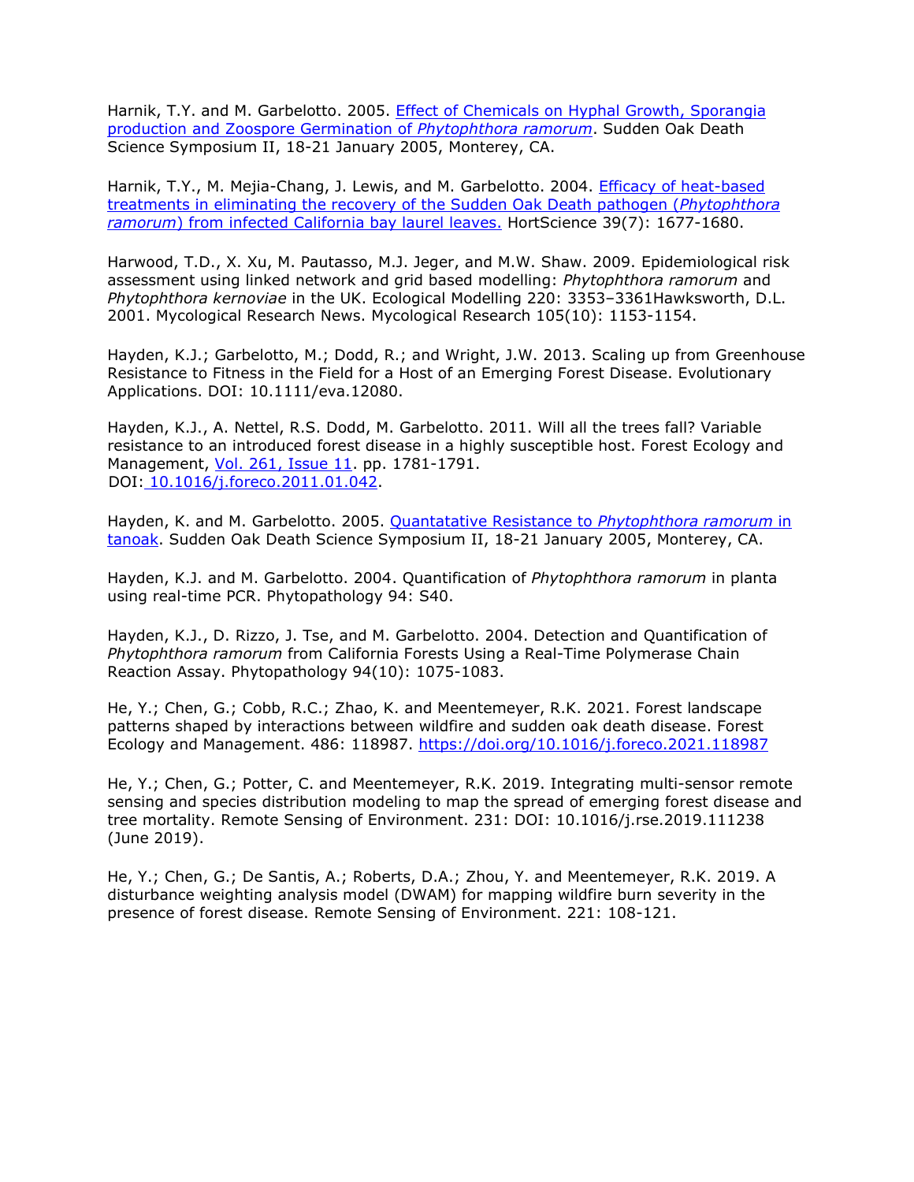Harnik, T.Y. and M. Garbelotto. 2005. Effect of Chemicals on Hyphal Growth, Sporangia production and Zoospore Germination of *Phytophthora ramorum*. Sudden Oak Death Science Symposium II, 18-21 January 2005, Monterey, CA.

Harnik, T.Y., M. Mejia-Chang, J. Lewis, and M. Garbelotto. 2004. Efficacy of heat-based treatments in eliminating the recovery of the Sudden Oak Death pathogen (*Phytophthora ramorum*) from infected California bay laurel leaves. HortScience 39(7): 1677-1680.

Harwood, T.D., X. Xu, M. Pautasso, M.J. Jeger, and M.W. Shaw. 2009. Epidemiological risk assessment using linked network and grid based modelling: *Phytophthora ramorum* and *Phytophthora kernoviae* in the UK. Ecological Modelling 220: 3353–3361Hawksworth, D.L. 2001. Mycological Research News. Mycological Research 105(10): 1153-1154.

Hayden, K.J.; Garbelotto, M.; Dodd, R.; and Wright, J.W. 2013. Scaling up from Greenhouse Resistance to Fitness in the Field for a Host of an Emerging Forest Disease. Evolutionary Applications. DOI: 10.1111/eva.12080.

Hayden, K.J., A. Nettel, R.S. Dodd, M. Garbelotto. 2011. Will all the trees fall? Variable resistance to an introduced forest disease in a highly susceptible host. Forest Ecology and Management, Vol. 261, Issue 11. pp. 1781-1791.
DOI: 10.1016/j.foreco.2011.01.042.

Hayden, K. and M. Garbelotto. 2005. Quantatative Resistance to *Phytophthora ramorum* in tanoak. Sudden Oak Death Science Symposium II, 18-21 January 2005, Monterey, CA.

Hayden, K.J. and M. Garbelotto. 2004. Quantification of *Phytophthora ramorum* in planta using real-time PCR. Phytopathology 94: S40.

Hayden, K.J., D. Rizzo, J. Tse, and M. Garbelotto. 2004. Detection and Quantification of *Phytophthora ramorum* from California Forests Using a Real-Time Polymerase Chain Reaction Assay. Phytopathology 94(10): 1075-1083.

He, Y.; Chen, G.; Cobb, R.C.; Zhao, K. and Meentemeyer, R.K. 2021. Forest landscape patterns shaped by interactions between wildfire and sudden oak death disease. Forest Ecology and Management. 486: 118987. https://doi.org/10.1016/j.foreco.2021.118987

He, Y.; Chen, G.; Potter, C. and Meentemeyer, R.K. 2019. Integrating multi-sensor remote sensing and species distribution modeling to map the spread of emerging forest disease and tree mortality. Remote Sensing of Environment. 231: DOI: 10.1016/j.rse.2019.111238 (June 2019).

He, Y.; Chen, G.; De Santis, A.; Roberts, D.A.; Zhou, Y. and Meentemeyer, R.K. 2019. A disturbance weighting analysis model (DWAM) for mapping wildfire burn severity in the presence of forest disease. Remote Sensing of Environment. 221: 108-121.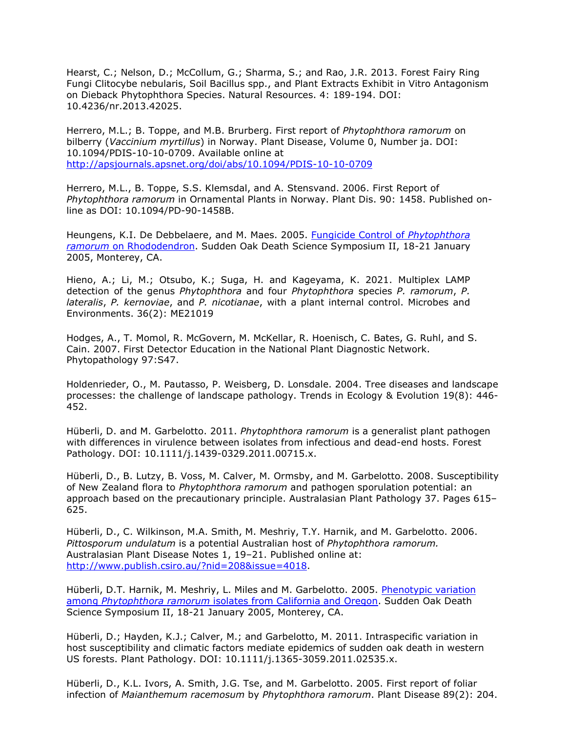Hearst, C.; Nelson, D.; McCollum, G.; Sharma, S.; and Rao, J.R. 2013. Forest Fairy Ring Fungi Clitocybe nebularis, Soil Bacillus spp., and Plant Extracts Exhibit in Vitro Antagonism on Dieback Phytophthora Species. Natural Resources. 4: 189-194. DOI: 10.4236/nr.2013.42025.

Herrero, M.L.; B. Toppe, and M.B. Brurberg. First report of *Phytophthora ramorum* on bilberry (*Vaccinium myrtillus*) in Norway. Plant Disease, Volume 0, Number ja. DOI: 10.1094/PDIS-10-10-0709. Available online at [http://apsjournals.apsnet.org/doi/abs/10.1094/PDIS-10-10-0709](http://apsjournals.apsnet.org/doi/abs/10.1094/PDIS-10-10-0709)

Herrero, M.L., B. Toppe, S.S. Klemsdal, and A. Stensvand. 2006. First Report of *Phytophthora ramorum* in Ornamental Plants in Norway. Plant Dis. 90: 1458. Published on-line as DOI: 10.1094/PD-90-1458B.

Heungens, K.I. De Debbelaere, and M. Maes. 2005. [Fungicide Control of *Phytophthora ramorum* on Rhododendron](). Sudden Oak Death Science Symposium II, 18-21 January 2005, Monterey, CA.

Hieno, A.; Li, M.; Otsubo, K.; Suga, H. and Kageyama, K. 2021. Multiplex LAMP detection of the genus *Phytophthora* and four *Phytophthora* species *P. ramorum*, *P. lateralis*, *P. kernoviae*, and *P. nicotianae*, with a plant internal control. Microbes and Environments. 36(2): ME21019

Hodges, A., T. Momol, R. McGovern, M. McKellar, R. Hoenisch, C. Bates, G. Ruhl, and S. Cain. 2007. First Detector Education in the National Plant Diagnostic Network. Phytopathology 97:S47.

Holdenrieder, O., M. Pautasso, P. Weisberg, D. Lonsdale. 2004. Tree diseases and landscape processes: the challenge of landscape pathology. Trends in Ecology & Evolution 19(8): 446-452.

Hüberli, D. and M. Garbelotto. 2011. *Phytophthora ramorum* is a generalist plant pathogen with differences in virulence between isolates from infectious and dead-end hosts. Forest Pathology. DOI: 10.1111/j.1439-0329.2011.00715.x.

Hüberli, D., B. Lutzy, B. Voss, M. Calver, M. Ormsby, and M. Garbelotto. 2008. Susceptibility of New Zealand flora to *Phytophthora ramorum* and pathogen sporulation potential: an approach based on the precautionary principle. Australasian Plant Pathology 37. Pages 615–625.

Hüberli, D., C. Wilkinson, M.A. Smith, M. Meshriy, T.Y. Harnik, and M. Garbelotto. 2006. *Pittosporum undulatum* is a potential Australian host of *Phytophthora ramorum.* Australasian Plant Disease Notes 1, 19–21. Published online at: [http://www.publish.csiro.au/?nid=208&issue=4018](http://www.publish.csiro.au/?nid=208&issue=4018).

Hüberli, D.T. Harnik, M. Meshriy, L. Miles and M. Garbelotto. 2005. [Phenotypic variation among *Phytophthora ramorum* isolates from California and Oregon](). Sudden Oak Death Science Symposium II, 18-21 January 2005, Monterey, CA.

Hüberli, D.; Hayden, K.J.; Calver, M.; and Garbelotto, M. 2011. Intraspecific variation in host susceptibility and climatic factors mediate epidemics of sudden oak death in western US forests. Plant Pathology. DOI: 10.1111/j.1365-3059.2011.02535.x.

Hüberli, D., K.L. Ivors, A. Smith, J.G. Tse, and M. Garbelotto. 2005. First report of foliar infection of *Maianthemum racemosum* by *Phytophthora ramorum*. Plant Disease 89(2): 204.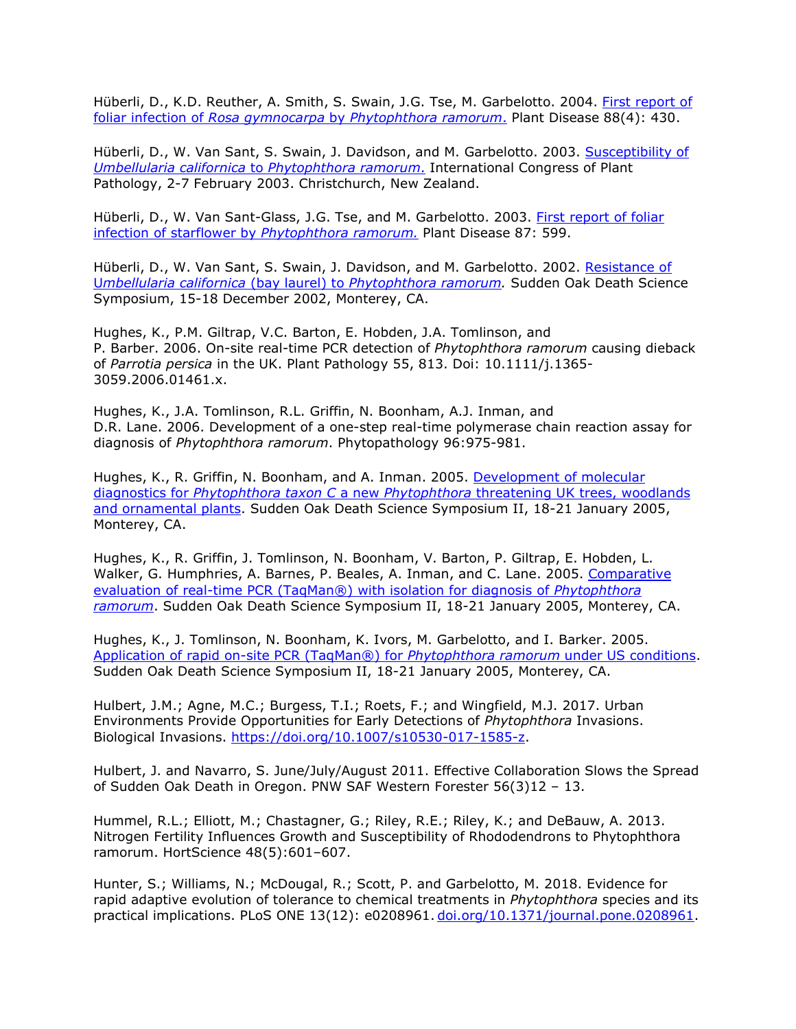Hüberli, D., K.D. Reuther, A. Smith, S. Swain, J.G. Tse, M. Garbelotto. 2004. [First report of foliar infection of *Rosa gymnocarpa* by *Phytophthora ramorum*.] Plant Disease 88(4): 430.

Hüberli, D., W. Van Sant, S. Swain, J. Davidson, and M. Garbelotto. 2003. [Susceptibility of *Umbellularia californica* to *Phytophthora ramorum*.] International Congress of Plant Pathology, 2-7 February 2003. Christchurch, New Zealand.

Hüberli, D., W. Van Sant-Glass, J.G. Tse, and M. Garbelotto. 2003. [First report of foliar infection of starflower by *Phytophthora ramorum.*] Plant Disease 87: 599.

Hüberli, D., W. Van Sant, S. Swain, J. Davidson, and M. Garbelotto. 2002. [Resistance of *Umbellularia californica* (bay laurel) to *Phytophthora ramorum.*] Sudden Oak Death Science Symposium, 15-18 December 2002, Monterey, CA.

Hughes, K., P.M. Giltrap, V.C. Barton, E. Hobden, J.A. Tomlinson, and P. Barber. 2006. On-site real-time PCR detection of *Phytophthora ramorum* causing dieback of *Parrotia persica* in the UK. Plant Pathology 55, 813. Doi: 10.1111/j.1365-3059.2006.01461.x.

Hughes, K., J.A. Tomlinson, R.L. Griffin, N. Boonham, A.J. Inman, and D.R. Lane. 2006. Development of a one-step real-time polymerase chain reaction assay for diagnosis of *Phytophthora ramorum*. Phytopathology 96:975-981.

Hughes, K., R. Griffin, N. Boonham, and A. Inman. 2005. [Development of molecular diagnostics for *Phytophthora taxon C* a new *Phytophthora* threatening UK trees, woodlands and ornamental plants]. Sudden Oak Death Science Symposium II, 18-21 January 2005, Monterey, CA.

Hughes, K., R. Griffin, J. Tomlinson, N. Boonham, V. Barton, P. Giltrap, E. Hobden, L. Walker, G. Humphries, A. Barnes, P. Beales, A. Inman, and C. Lane. 2005. [Comparative evaluation of real-time PCR (TaqMan®) with isolation for diagnosis of *Phytophthora ramorum*]. Sudden Oak Death Science Symposium II, 18-21 January 2005, Monterey, CA.

Hughes, K., J. Tomlinson, N. Boonham, K. Ivors, M. Garbelotto, and I. Barker. 2005. [Application of rapid on-site PCR (TaqMan®) for *Phytophthora ramorum* under US conditions]. Sudden Oak Death Science Symposium II, 18-21 January 2005, Monterey, CA.

Hulbert, J.M.; Agne, M.C.; Burgess, T.I.; Roets, F.; and Wingfield, M.J. 2017. Urban Environments Provide Opportunities for Early Detections of *Phytophthora* Invasions. Biological Invasions. https://doi.org/10.1007/s10530-017-1585-z.

Hulbert, J. and Navarro, S. June/July/August 2011. Effective Collaboration Slows the Spread of Sudden Oak Death in Oregon. PNW SAF Western Forester 56(3)12 – 13.

Hummel, R.L.; Elliott, M.; Chastagner, G.; Riley, R.E.; Riley, K.; and DeBauw, A. 2013. Nitrogen Fertility Influences Growth and Susceptibility of Rhododendrons to Phytophthora ramorum. HortScience 48(5):601–607.

Hunter, S.; Williams, N.; McDougal, R.; Scott, P. and Garbelotto, M. 2018. Evidence for rapid adaptive evolution of tolerance to chemical treatments in *Phytophthora* species and its practical implications. PLoS ONE 13(12): e0208961. doi.org/10.1371/journal.pone.0208961.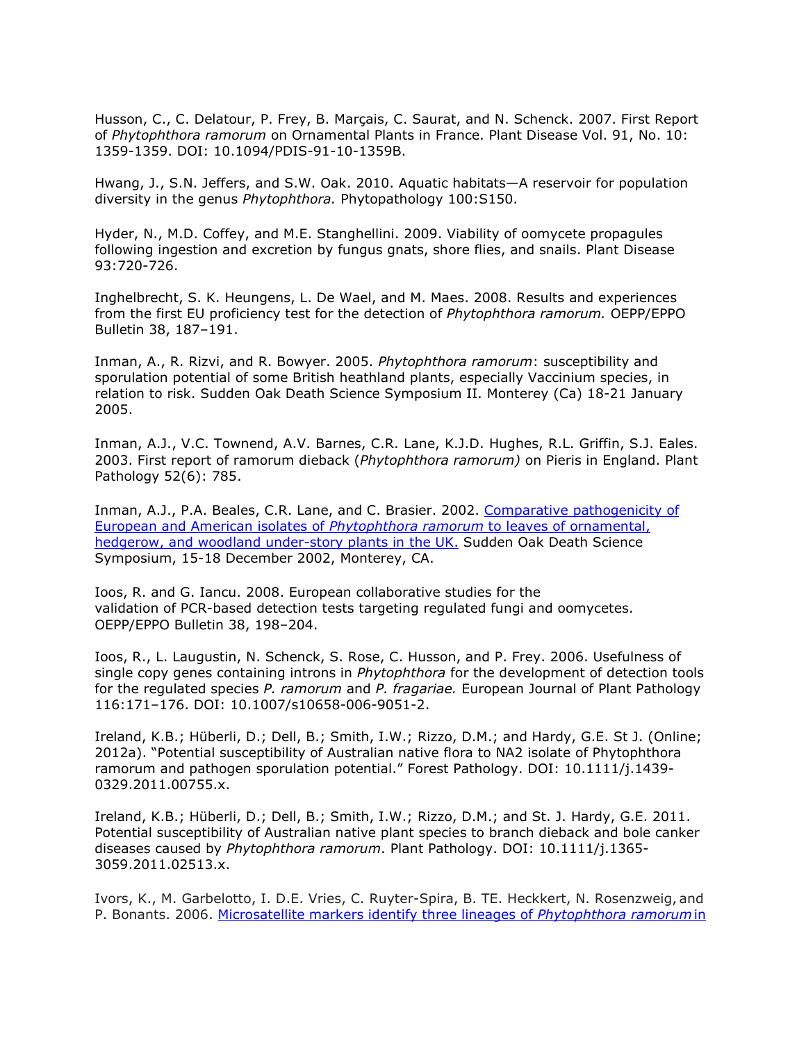Husson, C., C. Delatour, P. Frey, B. Marçais, C. Saurat, and N. Schenck. 2007. First Report of *Phytophthora ramorum* on Ornamental Plants in France. Plant Disease Vol. 91, No. 10: 1359-1359. DOI: 10.1094/PDIS-91-10-1359B.

Hwang, J., S.N. Jeffers, and S.W. Oak. 2010. Aquatic habitats—A reservoir for population diversity in the genus *Phytophthora.* Phytopathology 100:S150.

Hyder, N., M.D. Coffey, and M.E. Stanghellini. 2009. Viability of oomycete propagules following ingestion and excretion by fungus gnats, shore flies, and snails. Plant Disease 93:720-726.

Inghelbrecht, S. K. Heungens, L. De Wael, and M. Maes. 2008. Results and experiences from the first EU proficiency test for the detection of *Phytophthora ramorum.* OEPP/EPPO Bulletin 38, 187–191.

Inman, A., R. Rizvi, and R. Bowyer. 2005. *Phytophthora ramorum*: susceptibility and sporulation potential of some British heathland plants, especially Vaccinium species, in relation to risk. Sudden Oak Death Science Symposium II. Monterey (Ca) 18-21 January 2005.

Inman, A.J., V.C. Townend, A.V. Barnes, C.R. Lane, K.J.D. Hughes, R.L. Griffin, S.J. Eales. 2003. First report of ramorum dieback (*Phytophthora ramorum)* on Pieris in England. Plant Pathology 52(6): 785.

Inman, A.J., P.A. Beales, C.R. Lane, and C. Brasier. 2002. Comparative pathogenicity of European and American isolates of *Phytophthora ramorum* to leaves of ornamental, hedgerow, and woodland under-story plants in the UK. Sudden Oak Death Science Symposium, 15-18 December 2002, Monterey, CA.

Ioos, R. and G. Iancu. 2008. European collaborative studies for the validation of PCR-based detection tests targeting regulated fungi and oomycetes. OEPP/EPPO Bulletin 38, 198–204.

Ioos, R., L. Laugustin, N. Schenck, S. Rose, C. Husson, and P. Frey. 2006. Usefulness of single copy genes containing introns in *Phytophthora* for the development of detection tools for the regulated species *P. ramorum* and *P. fragariae.* European Journal of Plant Pathology 116:171–176. DOI: 10.1007/s10658-006-9051-2.

Ireland, K.B.; Hüberli, D.; Dell, B.; Smith, I.W.; Rizzo, D.M.; and Hardy, G.E. St J. (Online; 2012a). "Potential susceptibility of Australian native flora to NA2 isolate of Phytophthora ramorum and pathogen sporulation potential." Forest Pathology. DOI: 10.1111/j.1439-0329.2011.00755.x.

Ireland, K.B.; Hüberli, D.; Dell, B.; Smith, I.W.; Rizzo, D.M.; and St. J. Hardy, G.E. 2011. Potential susceptibility of Australian native plant species to branch dieback and bole canker diseases caused by *Phytophthora ramorum*. Plant Pathology. DOI: 10.1111/j.1365-3059.2011.02513.x.

Ivors, K., M. Garbelotto, I. D.E. Vries, C. Ruyter-Spira, B. TE. Heckkert, N. Rosenzweig, and P. Bonants. 2006. Microsatellite markers identify three lineages of *Phytophthora ramorum* in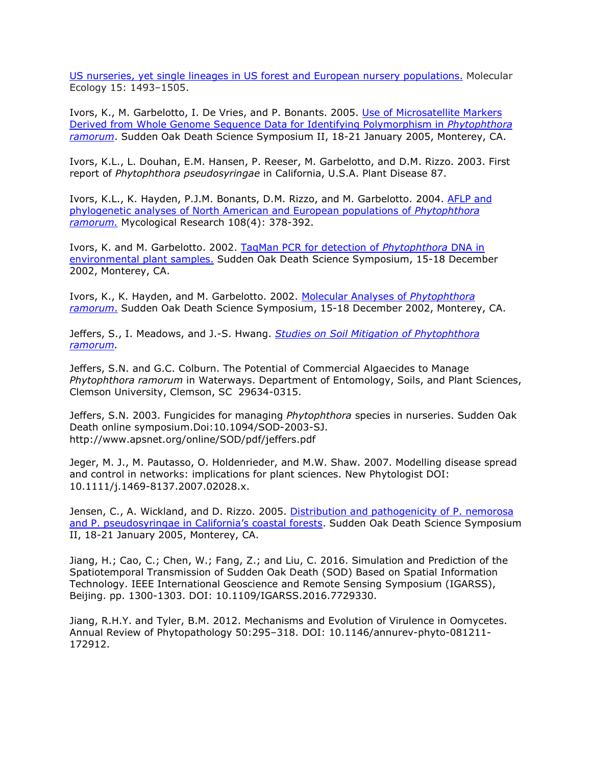US nurseries, yet single lineages in US forest and European nursery populations. Molecular Ecology 15: 1493–1505.

Ivors, K., M. Garbelotto, I. De Vries, and P. Bonants. 2005. Use of Microsatellite Markers Derived from Whole Genome Sequence Data for Identifying Polymorphism in *Phytophthora ramorum*. Sudden Oak Death Science Symposium II, 18-21 January 2005, Monterey, CA.

Ivors, K.L., L. Douhan, E.M. Hansen, P. Reeser, M. Garbelotto, and D.M. Rizzo. 2003. First report of *Phytophthora pseudosyringae* in California, U.S.A. Plant Disease 87.

Ivors, K.L., K. Hayden, P.J.M. Bonants, D.M. Rizzo, and M. Garbelotto. 2004. AFLP and phylogenetic analyses of North American and European populations of *Phytophthora ramorum.* Mycological Research 108(4): 378-392.

Ivors, K. and M. Garbelotto. 2002. TaqMan PCR for detection of *Phytophthora* DNA in environmental plant samples. Sudden Oak Death Science Symposium, 15-18 December 2002, Monterey, CA.

Ivors, K., K. Hayden, and M. Garbelotto. 2002. Molecular Analyses of *Phytophthora ramorum*. Sudden Oak Death Science Symposium, 15-18 December 2002, Monterey, CA.

Jeffers, S., I. Meadows, and J.-S. Hwang. *Studies on Soil Mitigation of Phytophthora ramorum.*

Jeffers, S.N. and G.C. Colburn. The Potential of Commercial Algaecides to Manage *Phytophthora ramorum* in Waterways. Department of Entomology, Soils, and Plant Sciences, Clemson University, Clemson, SC 29634-0315.

Jeffers, S.N. 2003. Fungicides for managing *Phytophthora* species in nurseries. Sudden Oak Death online symposium.Doi:10.1094/SOD-2003-SJ. http://www.apsnet.org/online/SOD/pdf/jeffers.pdf

Jeger, M. J., M. Pautasso, O. Holdenrieder, and M.W. Shaw. 2007. Modelling disease spread and control in networks: implications for plant sciences. New Phytologist DOI: 10.1111/j.1469-8137.2007.02028.x.

Jensen, C., A. Wickland, and D. Rizzo. 2005. Distribution and pathogenicity of P. nemorosa and P. pseudosyringae in California's coastal forests. Sudden Oak Death Science Symposium II, 18-21 January 2005, Monterey, CA.

Jiang, H.; Cao, C.; Chen, W.; Fang, Z.; and Liu, C. 2016. Simulation and Prediction of the Spatiotemporal Transmission of Sudden Oak Death (SOD) Based on Spatial Information Technology. IEEE International Geoscience and Remote Sensing Symposium (IGARSS), Beijing. pp. 1300-1303. DOI: 10.1109/IGARSS.2016.7729330.

Jiang, R.H.Y. and Tyler, B.M. 2012. Mechanisms and Evolution of Virulence in Oomycetes. Annual Review of Phytopathology 50:295–318. DOI: 10.1146/annurev-phyto-081211-172912.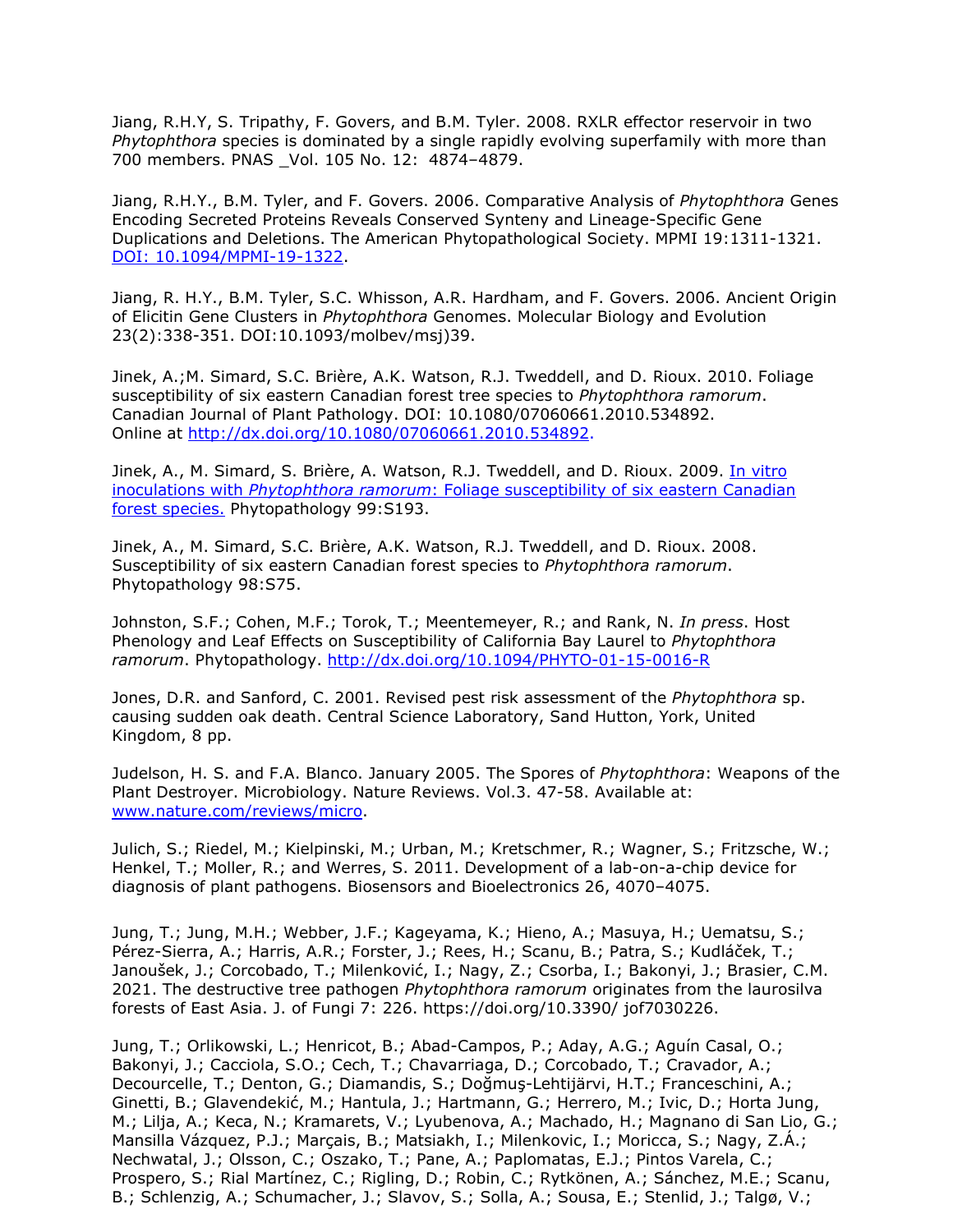Jiang, R.H.Y, S. Tripathy, F. Govers, and B.M. Tyler. 2008. RXLR effector reservoir in two *Phytophthora* species is dominated by a single rapidly evolving superfamily with more than 700 members. PNAS _Vol. 105 No. 12: 4874–4879.

Jiang, R.H.Y., B.M. Tyler, and F. Govers. 2006. Comparative Analysis of *Phytophthora* Genes Encoding Secreted Proteins Reveals Conserved Synteny and Lineage-Specific Gene Duplications and Deletions. The American Phytopathological Society. MPMI 19:1311-1321. [DOI: 10.1094/MPMI-19-1322](DOI: 10.1094/MPMI-19-1322).

Jiang, R. H.Y., B.M. Tyler, S.C. Whisson, A.R. Hardham, and F. Govers. 2006. Ancient Origin of Elicitin Gene Clusters in *Phytophthora* Genomes. Molecular Biology and Evolution 23(2):338-351. DOI:10.1093/molbev/msj)39.

Jinek, A.;M. Simard, S.C. Brière, A.K. Watson, R.J. Tweddell, and D. Rioux. 2010. Foliage susceptibility of six eastern Canadian forest tree species to *Phytophthora ramorum*. Canadian Journal of Plant Pathology. DOI: 10.1080/07060661.2010.534892. Online at [http://dx.doi.org/10.1080/07060661.2010.534892](http://dx.doi.org/10.1080/07060661.2010.534892).

Jinek, A., M. Simard, S. Brière, A. Watson, R.J. Tweddell, and D. Rioux. 2009. In vitro inoculations with *Phytophthora ramorum*: Foliage susceptibility of six eastern Canadian forest species. Phytopathology 99:S193.

Jinek, A., M. Simard, S.C. Brière, A.K. Watson, R.J. Tweddell, and D. Rioux. 2008. Susceptibility of six eastern Canadian forest species to *Phytophthora ramorum*. Phytopathology 98:S75.

Johnston, S.F.; Cohen, M.F.; Torok, T.; Meentemeyer, R.; and Rank, N. *In press*. Host Phenology and Leaf Effects on Susceptibility of California Bay Laurel to *Phytophthora ramorum*. Phytopathology. [http://dx.doi.org/10.1094/PHYTO-01-15-0016-R](http://dx.doi.org/10.1094/PHYTO-01-15-0016-R)

Jones, D.R. and Sanford, C. 2001. Revised pest risk assessment of the *Phytophthora* sp. causing sudden oak death. Central Science Laboratory, Sand Hutton, York, United Kingdom, 8 pp.

Judelson, H. S. and F.A. Blanco. January 2005. The Spores of *Phytophthora*: Weapons of the Plant Destroyer. Microbiology. Nature Reviews. Vol.3. 47-58. Available at: [www.nature.com/reviews/micro](www.nature.com/reviews/micro).

Julich, S.; Riedel, M.; Kielpinski, M.; Urban, M.; Kretschmer, R.; Wagner, S.; Fritzsche, W.; Henkel, T.; Moller, R.; and Werres, S. 2011. Development of a lab-on-a-chip device for diagnosis of plant pathogens. Biosensors and Bioelectronics 26, 4070–4075.

Jung, T.; Jung, M.H.; Webber, J.F.; Kageyama, K.; Hieno, A.; Masuya, H.; Uematsu, S.; Pérez-Sierra, A.; Harris, A.R.; Forster, J.; Rees, H.; Scanu, B.; Patra, S.; Kudláček, T.; Janoušek, J.; Corcobado, T.; Milenković, I.; Nagy, Z.; Csorba, I.; Bakonyi, J.; Brasier, C.M. 2021. The destructive tree pathogen *Phytophthora ramorum* originates from the laurosilva forests of East Asia. J. of Fungi 7: 226. https://doi.org/10.3390/ jof7030226.

Jung, T.; Orlikowski, L.; Henricot, B.; Abad-Campos, P.; Aday, A.G.; Aguín Casal, O.; Bakonyi, J.; Cacciola, S.O.; Cech, T.; Chavarriaga, D.; Corcobado, T.; Cravador, A.; Decourcelle, T.; Denton, G.; Diamandis, S.; Doğmuş-Lehtijärvi, H.T.; Franceschini, A.; Ginetti, B.; Glavendekić, M.; Hantula, J.; Hartmann, G.; Herrero, M.; Ivic, D.; Horta Jung, M.; Lilja, A.; Keca, N.; Kramarets, V.; Lyubenova, A.; Machado, H.; Magnano di San Lio, G.; Mansilla Vázquez, P.J.; Marçais, B.; Matsiakh, I.; Milenkovic, I.; Moricca, S.; Nagy, Z.Á.; Nechwatal, J.; Olsson, C.; Oszako, T.; Pane, A.; Paplomatas, E.J.; Pintos Varela, C.; Prospero, S.; Rial Martínez, C.; Rigling, D.; Robin, C.; Rytkönen, A.; Sánchez, M.E.; Scanu, B.; Schlenzig, A.; Schumacher, J.; Slavov, S.; Solla, A.; Sousa, E.; Stenlid, J.; Talgø, V.;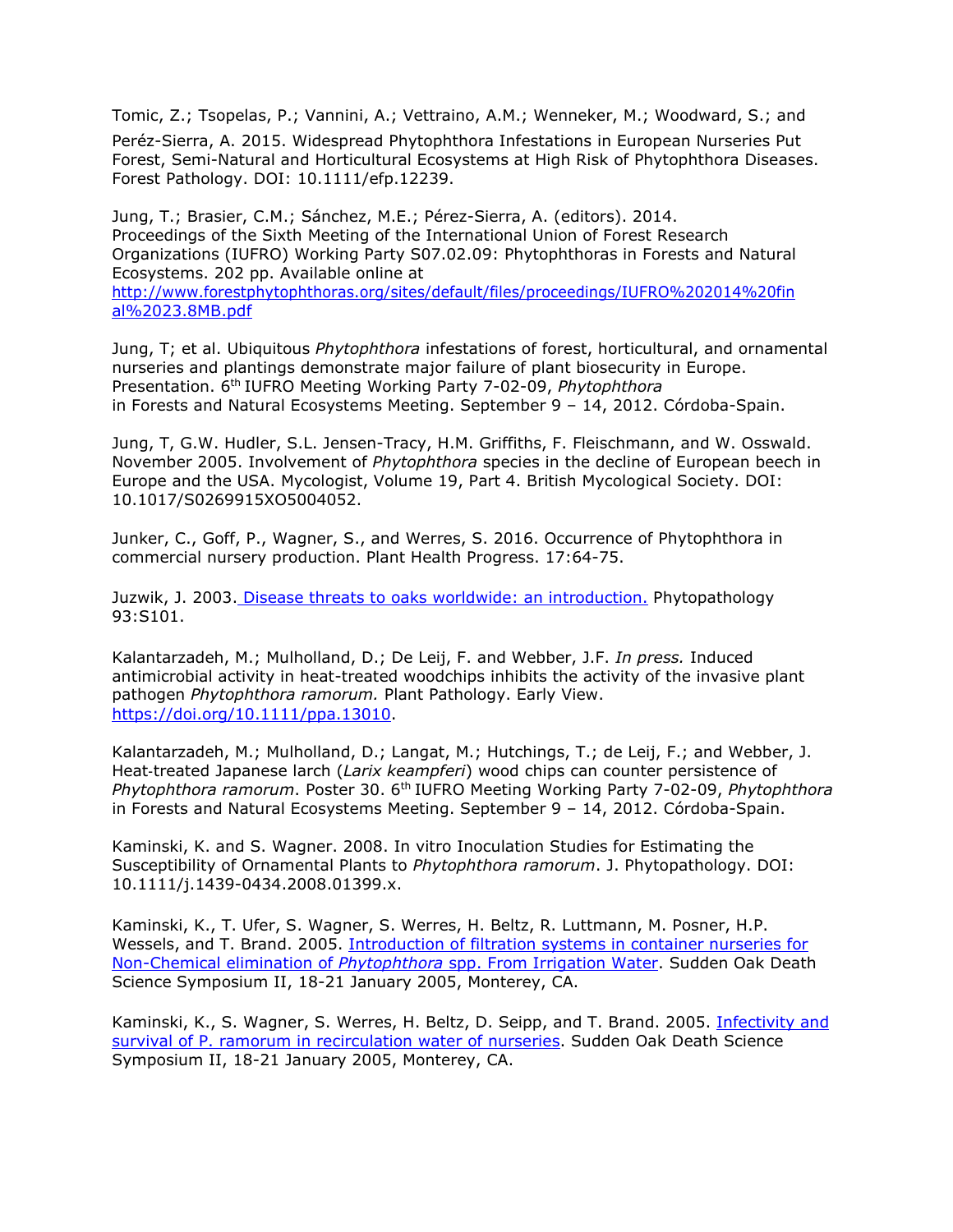Tomic, Z.; Tsopelas, P.; Vannini, A.; Vettraino, A.M.; Wenneker, M.; Woodward, S.; and Peréz-Sierra, A. 2015. Widespread Phytophthora Infestations in European Nurseries Put Forest, Semi-Natural and Horticultural Ecosystems at High Risk of Phytophthora Diseases. Forest Pathology. DOI: 10.1111/efp.12239.

Jung, T.; Brasier, C.M.; Sánchez, M.E.; Pérez-Sierra, A. (editors). 2014. Proceedings of the Sixth Meeting of the International Union of Forest Research Organizations (IUFRO) Working Party S07.02.09: Phytophthoras in Forests and Natural Ecosystems. 202 pp. Available online at [http://www.forestphytophthoras.org/sites/default/files/proceedings/IUFRO%202014%20final%2023.8MB.pdf](http://www.forestphytophthoras.org/sites/default/files/proceedings/IUFRO%202014%20final%2023.8MB.pdf)

Jung, T; et al. Ubiquitous *Phytophthora* infestations of forest, horticultural, and ornamental nurseries and plantings demonstrate major failure of plant biosecurity in Europe. Presentation. 6th IUFRO Meeting Working Party 7-02-09, *Phytophthora* in Forests and Natural Ecosystems Meeting. September 9 – 14, 2012. Córdoba-Spain.

Jung, T, G.W. Hudler, S.L. Jensen-Tracy, H.M. Griffiths, F. Fleischmann, and W. Osswald. November 2005. Involvement of *Phytophthora* species in the decline of European beech in Europe and the USA. Mycologist, Volume 19, Part 4. British Mycological Society. DOI: 10.1017/S0269915XO5004052.

Junker, C., Goff, P., Wagner, S., and Werres, S. 2016. Occurrence of Phytophthora in commercial nursery production. Plant Health Progress. 17:64-75.

Juzwik, J. 2003. [Disease threats to oaks worldwide: an introduction.]() Phytopathology 93:S101.

Kalantarzadeh, M.; Mulholland, D.; De Leij, F. and Webber, J.F. *In press.* Induced antimicrobial activity in heat-treated woodchips inhibits the activity of the invasive plant pathogen *Phytophthora ramorum.* Plant Pathology. Early View. [https://doi.org/10.1111/ppa.13010](https://doi.org/10.1111/ppa.13010).

Kalantarzadeh, M.; Mulholland, D.; Langat, M.; Hutchings, T.; de Leij, F.; and Webber, J. Heat-treated Japanese larch (*Larix keampferi*) wood chips can counter persistence of *Phytophthora ramorum*. Poster 30. 6th IUFRO Meeting Working Party 7-02-09, *Phytophthora* in Forests and Natural Ecosystems Meeting. September 9 – 14, 2012. Córdoba-Spain.

Kaminski, K. and S. Wagner. 2008. In vitro Inoculation Studies for Estimating the Susceptibility of Ornamental Plants to *Phytophthora ramorum*. J. Phytopathology. DOI: 10.1111/j.1439-0434.2008.01399.x.

Kaminski, K., T. Ufer, S. Wagner, S. Werres, H. Beltz, R. Luttmann, M. Posner, H.P. Wessels, and T. Brand. 2005. [Introduction of filtration systems in container nurseries for Non-Chemical elimination of *Phytophthora* spp. From Irrigation Water](). Sudden Oak Death Science Symposium II, 18-21 January 2005, Monterey, CA.

Kaminski, K., S. Wagner, S. Werres, H. Beltz, D. Seipp, and T. Brand. 2005. [Infectivity and survival of P. ramorum in recirculation water of nurseries](). Sudden Oak Death Science Symposium II, 18-21 January 2005, Monterey, CA.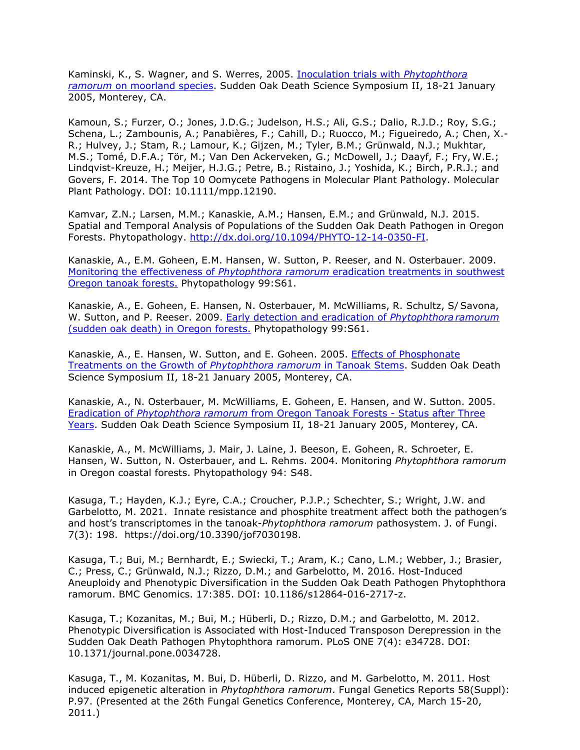Kaminski, K., S. Wagner, and S. Werres, 2005. Inoculation trials with *Phytophthora ramorum* on moorland species. Sudden Oak Death Science Symposium II, 18-21 January 2005, Monterey, CA.

Kamoun, S.; Furzer, O.; Jones, J.D.G.; Judelson, H.S.; Ali, G.S.; Dalio, R.J.D.; Roy, S.G.; Schena, L.; Zambounis, A.; Panabières, F.; Cahill, D.; Ruocco, M.; Figueiredo, A.; Chen, X.-R.; Hulvey, J.; Stam, R.; Lamour, K.; Gijzen, M.; Tyler, B.M.; Grünwald, N.J.; Mukhtar, M.S.; Tomé, D.F.A.; Tör, M.; Van Den Ackerveken, G.; McDowell, J.; Daayf, F.; Fry, W.E.; Lindqvist-Kreuze, H.; Meijer, H.J.G.; Petre, B.; Ristaino, J.; Yoshida, K.; Birch, P.R.J.; and Govers, F. 2014. The Top 10 Oomycete Pathogens in Molecular Plant Pathology. Molecular Plant Pathology. DOI: 10.1111/mpp.12190.

Kamvar, Z.N.; Larsen, M.M.; Kanaskie, A.M.; Hansen, E.M.; and Grünwald, N.J. 2015. Spatial and Temporal Analysis of Populations of the Sudden Oak Death Pathogen in Oregon Forests. Phytopathology. http://dx.doi.org/10.1094/PHYTO-12-14-0350-FI.

Kanaskie, A., E.M. Goheen, E.M. Hansen, W. Sutton, P. Reeser, and N. Osterbauer. 2009. Monitoring the effectiveness of *Phytophthora ramorum* eradication treatments in southwest Oregon tanoak forests. Phytopathology 99:S61.

Kanaskie, A., E. Goheen, E. Hansen, N. Osterbauer, M. McWilliams, R. Schultz, S/ Savona, W. Sutton, and P. Reeser. 2009. Early detection and eradication of *Phytophthora ramorum* (sudden oak death) in Oregon forests. Phytopathology 99:S61.

Kanaskie, A., E. Hansen, W. Sutton, and E. Goheen. 2005. Effects of Phosphonate Treatments on the Growth of *Phytophthora ramorum* in Tanoak Stems. Sudden Oak Death Science Symposium II, 18-21 January 2005, Monterey, CA.

Kanaskie, A., N. Osterbauer, M. McWilliams, E. Goheen, E. Hansen, and W. Sutton. 2005. Eradication of *Phytophthora ramorum* from Oregon Tanoak Forests - Status after Three Years. Sudden Oak Death Science Symposium II, 18-21 January 2005, Monterey, CA.

Kanaskie, A., M. McWilliams, J. Mair, J. Laine, J. Beeson, E. Goheen, R. Schroeter, E. Hansen, W. Sutton, N. Osterbauer, and L. Rehms. 2004. Monitoring *Phytophthora ramorum* in Oregon coastal forests. Phytopathology 94: S48.

Kasuga, T.; Hayden, K.J.; Eyre, C.A.; Croucher, P.J.P.; Schechter, S.; Wright, J.W. and Garbelotto, M. 2021. Innate resistance and phosphite treatment affect both the pathogen's and host's transcriptomes in the tanoak-*Phytophthora ramorum* pathosystem. J. of Fungi. 7(3): 198. https://doi.org/10.3390/jof7030198.

Kasuga, T.; Bui, M.; Bernhardt, E.; Swiecki, T.; Aram, K.; Cano, L.M.; Webber, J.; Brasier, C.; Press, C.; Grünwald, N.J.; Rizzo, D.M.; and Garbelotto, M. 2016. Host-Induced Aneuploidy and Phenotypic Diversification in the Sudden Oak Death Pathogen Phytophthora ramorum. BMC Genomics. 17:385. DOI: 10.1186/s12864-016-2717-z.

Kasuga, T.; Kozanitas, M.; Bui, M.; Hüberli, D.; Rizzo, D.M.; and Garbelotto, M. 2012. Phenotypic Diversification is Associated with Host-Induced Transposon Derepression in the Sudden Oak Death Pathogen Phytophthora ramorum. PLoS ONE 7(4): e34728. DOI: 10.1371/journal.pone.0034728.

Kasuga, T., M. Kozanitas, M. Bui, D. Hüberli, D. Rizzo, and M. Garbelotto, M. 2011. Host induced epigenetic alteration in *Phytophthora ramorum*. Fungal Genetics Reports 58(Suppl): P.97. (Presented at the 26th Fungal Genetics Conference, Monterey, CA, March 15-20, 2011.)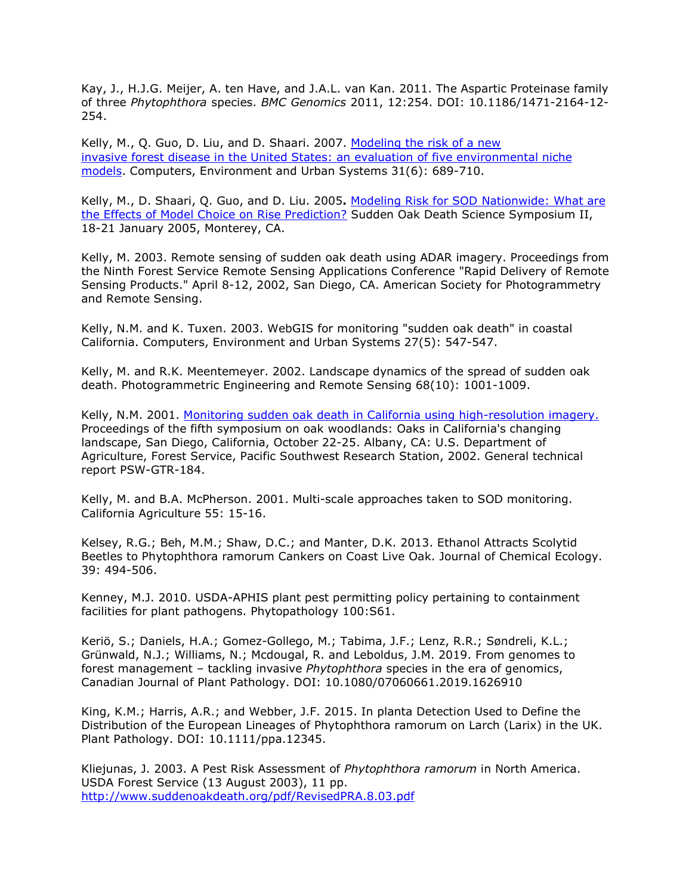Kay, J., H.J.G. Meijer, A. ten Have, and J.A.L. van Kan. 2011. The Aspartic Proteinase family of three *Phytophthora* species. *BMC Genomics* 2011, 12:254. DOI: 10.1186/1471-2164-12-254.

Kelly, M., Q. Guo, D. Liu, and D. Shaari. 2007. [Modeling the risk of a new invasive forest disease in the United States: an evaluation of five environmental niche models](). Computers, Environment and Urban Systems 31(6): 689-710.

Kelly, M., D. Shaari, Q. Guo, and D. Liu. 2005**.** [Modeling Risk for SOD Nationwide: What are the Effects of Model Choice on Rise Prediction?]() Sudden Oak Death Science Symposium II, 18-21 January 2005, Monterey, CA.

Kelly, M. 2003. Remote sensing of sudden oak death using ADAR imagery. Proceedings from the Ninth Forest Service Remote Sensing Applications Conference "Rapid Delivery of Remote Sensing Products." April 8-12, 2002, San Diego, CA. American Society for Photogrammetry and Remote Sensing.

Kelly, N.M. and K. Tuxen. 2003. WebGIS for monitoring "sudden oak death" in coastal California. Computers, Environment and Urban Systems 27(5): 547-547.

Kelly, M. and R.K. Meentemeyer. 2002. Landscape dynamics of the spread of sudden oak death. Photogrammetric Engineering and Remote Sensing 68(10): 1001-1009.

Kelly, N.M. 2001. [Monitoring sudden oak death in California using high-resolution imagery.]() Proceedings of the fifth symposium on oak woodlands: Oaks in California's changing landscape, San Diego, California, October 22-25. Albany, CA: U.S. Department of Agriculture, Forest Service, Pacific Southwest Research Station, 2002. General technical report PSW-GTR-184.

Kelly, M. and B.A. McPherson. 2001. Multi-scale approaches taken to SOD monitoring. California Agriculture 55: 15-16.

Kelsey, R.G.; Beh, M.M.; Shaw, D.C.; and Manter, D.K. 2013. Ethanol Attracts Scolytid Beetles to Phytophthora ramorum Cankers on Coast Live Oak. Journal of Chemical Ecology. 39: 494-506.

Kenney, M.J. 2010. USDA-APHIS plant pest permitting policy pertaining to containment facilities for plant pathogens. Phytopathology 100:S61.

Keriö, S.; Daniels, H.A.; Gomez-Gollego, M.; Tabima, J.F.; Lenz, R.R.; Søndreli, K.L.; Grünwald, N.J.; Williams, N.; Mcdougal, R. and Leboldus, J.M. 2019. From genomes to forest management – tackling invasive *Phytophthora* species in the era of genomics, Canadian Journal of Plant Pathology. DOI: 10.1080/07060661.2019.1626910

King, K.M.; Harris, A.R.; and Webber, J.F. 2015. In planta Detection Used to Define the Distribution of the European Lineages of Phytophthora ramorum on Larch (Larix) in the UK. Plant Pathology. DOI: 10.1111/ppa.12345.

Kliejunas, J. 2003. A Pest Risk Assessment of *Phytophthora ramorum* in North America. USDA Forest Service (13 August 2003), 11 pp. http://www.suddenoakdeath.org/pdf/RevisedPRA.8.03.pdf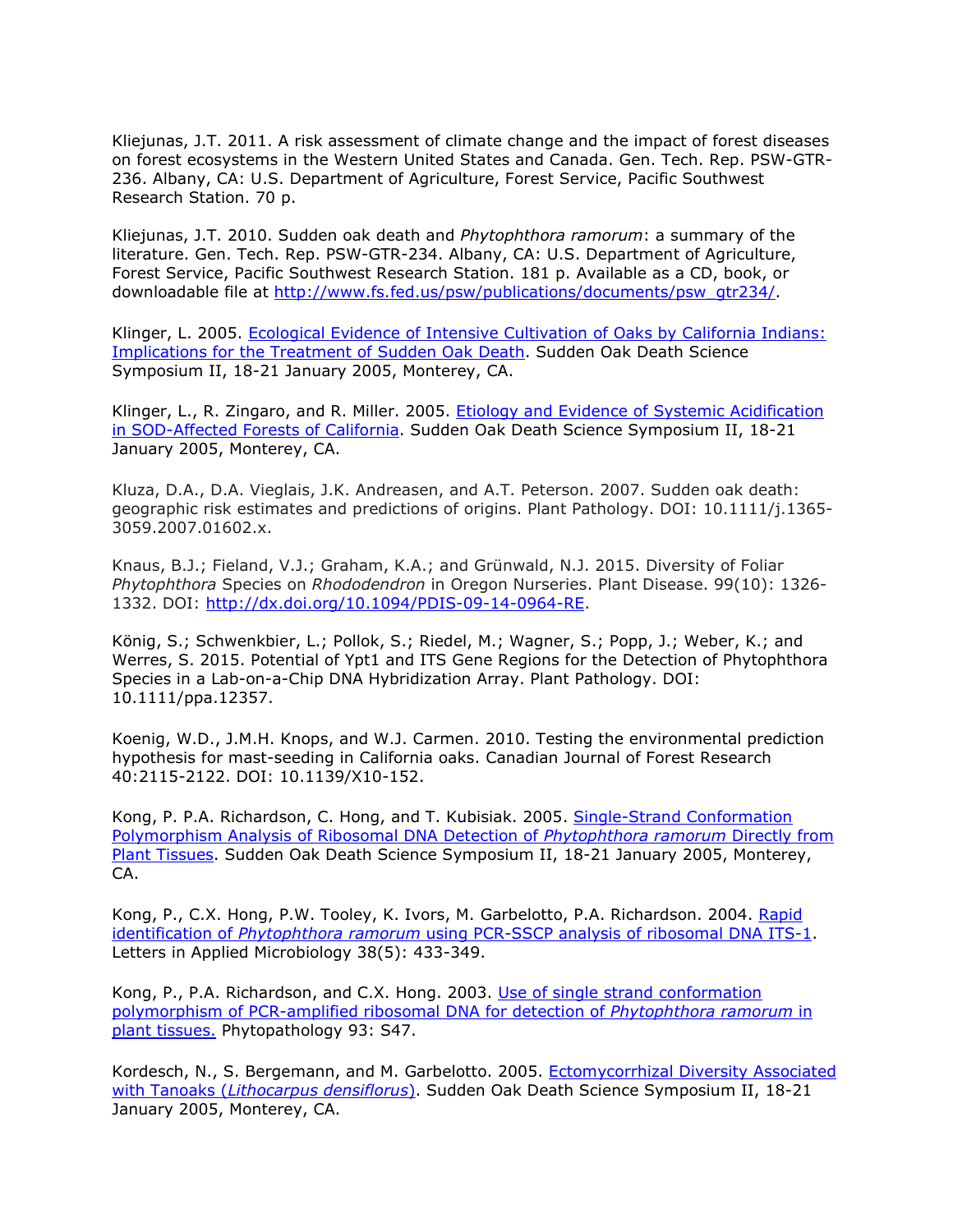Kliejunas, J.T. 2011. A risk assessment of climate change and the impact of forest diseases on forest ecosystems in the Western United States and Canada. Gen. Tech. Rep. PSW-GTR-236. Albany, CA: U.S. Department of Agriculture, Forest Service, Pacific Southwest Research Station. 70 p.

Kliejunas, J.T. 2010. Sudden oak death and *Phytophthora ramorum*: a summary of the literature. Gen. Tech. Rep. PSW-GTR-234. Albany, CA: U.S. Department of Agriculture, Forest Service, Pacific Southwest Research Station. 181 p. Available as a CD, book, or downloadable file at http://www.fs.fed.us/psw/publications/documents/psw_gtr234/.

Klinger, L. 2005. Ecological Evidence of Intensive Cultivation of Oaks by California Indians: Implications for the Treatment of Sudden Oak Death. Sudden Oak Death Science Symposium II, 18-21 January 2005, Monterey, CA.

Klinger, L., R. Zingaro, and R. Miller. 2005. Etiology and Evidence of Systemic Acidification in SOD-Affected Forests of California. Sudden Oak Death Science Symposium II, 18-21 January 2005, Monterey, CA.

Kluza, D.A., D.A. Vieglais, J.K. Andreasen, and A.T. Peterson. 2007. Sudden oak death: geographic risk estimates and predictions of origins. Plant Pathology. DOI: 10.1111/j.1365-3059.2007.01602.x.

Knaus, B.J.; Fieland, V.J.; Graham, K.A.; and Grünwald, N.J. 2015. Diversity of Foliar *Phytophthora* Species on *Rhododendron* in Oregon Nurseries. Plant Disease. 99(10): 1326-1332. DOI: http://dx.doi.org/10.1094/PDIS-09-14-0964-RE.

König, S.; Schwenkbier, L.; Pollok, S.; Riedel, M.; Wagner, S.; Popp, J.; Weber, K.; and Werres, S. 2015. Potential of Ypt1 and ITS Gene Regions for the Detection of Phytophthora Species in a Lab-on-a-Chip DNA Hybridization Array. Plant Pathology. DOI: 10.1111/ppa.12357.

Koenig, W.D., J.M.H. Knops, and W.J. Carmen. 2010. Testing the environmental prediction hypothesis for mast-seeding in California oaks. Canadian Journal of Forest Research 40:2115-2122. DOI: 10.1139/X10-152.

Kong, P. P.A. Richardson, C. Hong, and T. Kubisiak. 2005. Single-Strand Conformation Polymorphism Analysis of Ribosomal DNA Detection of *Phytophthora ramorum* Directly from Plant Tissues. Sudden Oak Death Science Symposium II, 18-21 January 2005, Monterey, CA.

Kong, P., C.X. Hong, P.W. Tooley, K. Ivors, M. Garbelotto, P.A. Richardson. 2004. Rapid identification of *Phytophthora ramorum* using PCR-SSCP analysis of ribosomal DNA ITS-1. Letters in Applied Microbiology 38(5): 433-349.

Kong, P., P.A. Richardson, and C.X. Hong. 2003. Use of single strand conformation polymorphism of PCR-amplified ribosomal DNA for detection of *Phytophthora ramorum* in plant tissues. Phytopathology 93: S47.

Kordesch, N., S. Bergemann, and M. Garbelotto. 2005. Ectomycorrhizal Diversity Associated with Tanoaks (*Lithocarpus densiflorus*). Sudden Oak Death Science Symposium II, 18-21 January 2005, Monterey, CA.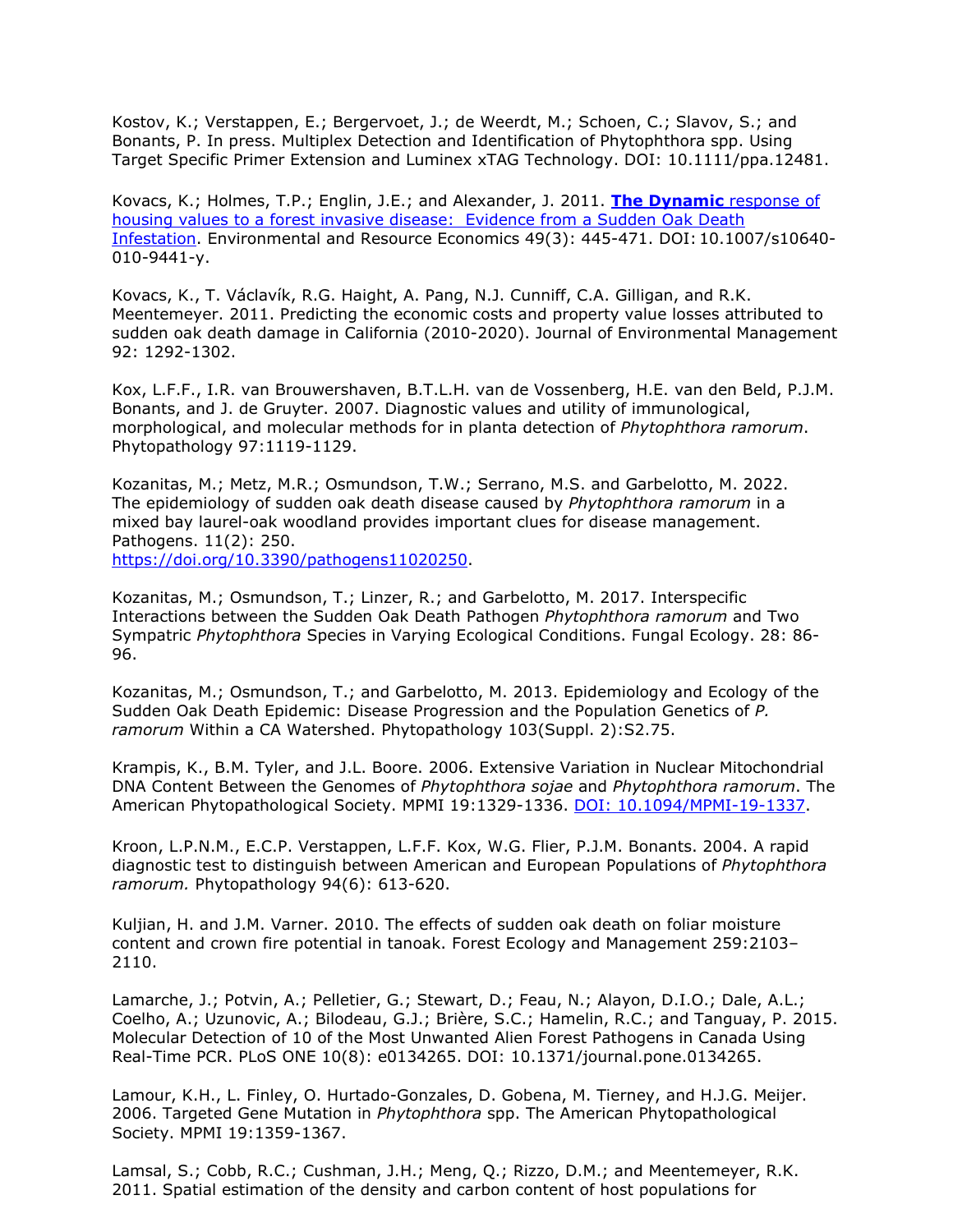Kostov, K.; Verstappen, E.; Bergervoet, J.; de Weerdt, M.; Schoen, C.; Slavov, S.; and Bonants, P. In press. Multiplex Detection and Identification of Phytophthora spp. Using Target Specific Primer Extension and Luminex xTAG Technology. DOI: 10.1111/ppa.12481.

Kovacs, K.; Holmes, T.P.; Englin, J.E.; and Alexander, J. 2011. [**The Dynamic** response of housing values to a forest invasive disease: Evidence from a Sudden Oak Death Infestation](). Environmental and Resource Economics 49(3): 445-471. DOI: 10.1007/s10640-010-9441-y.

Kovacs, K., T. Václavík, R.G. Haight, A. Pang, N.J. Cunniff, C.A. Gilligan, and R.K. Meentemeyer. 2011. Predicting the economic costs and property value losses attributed to sudden oak death damage in California (2010-2020). Journal of Environmental Management 92: 1292-1302.

Kox, L.F.F., I.R. van Brouwershaven, B.T.L.H. van de Vossenberg, H.E. van den Beld, P.J.M. Bonants, and J. de Gruyter. 2007. Diagnostic values and utility of immunological, morphological, and molecular methods for in planta detection of *Phytophthora ramorum*. Phytopathology 97:1119-1129.

Kozanitas, M.; Metz, M.R.; Osmundson, T.W.; Serrano, M.S. and Garbelotto, M. 2022. The epidemiology of sudden oak death disease caused by *Phytophthora ramorum* in a mixed bay laurel-oak woodland provides important clues for disease management. Pathogens. 11(2): 250.
https://doi.org/10.3390/pathogens11020250.

Kozanitas, M.; Osmundson, T.; Linzer, R.; and Garbelotto, M. 2017. Interspecific Interactions between the Sudden Oak Death Pathogen *Phytophthora ramorum* and Two Sympatric *Phytophthora* Species in Varying Ecological Conditions. Fungal Ecology. 28: 86-96.

Kozanitas, M.; Osmundson, T.; and Garbelotto, M. 2013. Epidemiology and Ecology of the Sudden Oak Death Epidemic: Disease Progression and the Population Genetics of *P. ramorum* Within a CA Watershed. Phytopathology 103(Suppl. 2):S2.75.

Krampis, K., B.M. Tyler, and J.L. Boore. 2006. Extensive Variation in Nuclear Mitochondrial DNA Content Between the Genomes of *Phytophthora sojae* and *Phytophthora ramorum*. The American Phytopathological Society. MPMI 19:1329-1336. [DOI: 10.1094/MPMI-19-1337]().

Kroon, L.P.N.M., E.C.P. Verstappen, L.F.F. Kox, W.G. Flier, P.J.M. Bonants. 2004. A rapid diagnostic test to distinguish between American and European Populations of *Phytophthora ramorum.* Phytopathology 94(6): 613-620.

Kuljian, H. and J.M. Varner. 2010. The effects of sudden oak death on foliar moisture content and crown fire potential in tanoak. Forest Ecology and Management 259:2103–2110.

Lamarche, J.; Potvin, A.; Pelletier, G.; Stewart, D.; Feau, N.; Alayon, D.I.O.; Dale, A.L.; Coelho, A.; Uzunovic, A.; Bilodeau, G.J.; Brière, S.C.; Hamelin, R.C.; and Tanguay, P. 2015. Molecular Detection of 10 of the Most Unwanted Alien Forest Pathogens in Canada Using Real-Time PCR. PLoS ONE 10(8): e0134265. DOI: 10.1371/journal.pone.0134265.

Lamour, K.H., L. Finley, O. Hurtado-Gonzales, D. Gobena, M. Tierney, and H.J.G. Meijer. 2006. Targeted Gene Mutation in *Phytophthora* spp. The American Phytopathological Society. MPMI 19:1359-1367.

Lamsal, S.; Cobb, R.C.; Cushman, J.H.; Meng, Q.; Rizzo, D.M.; and Meentemeyer, R.K. 2011. Spatial estimation of the density and carbon content of host populations for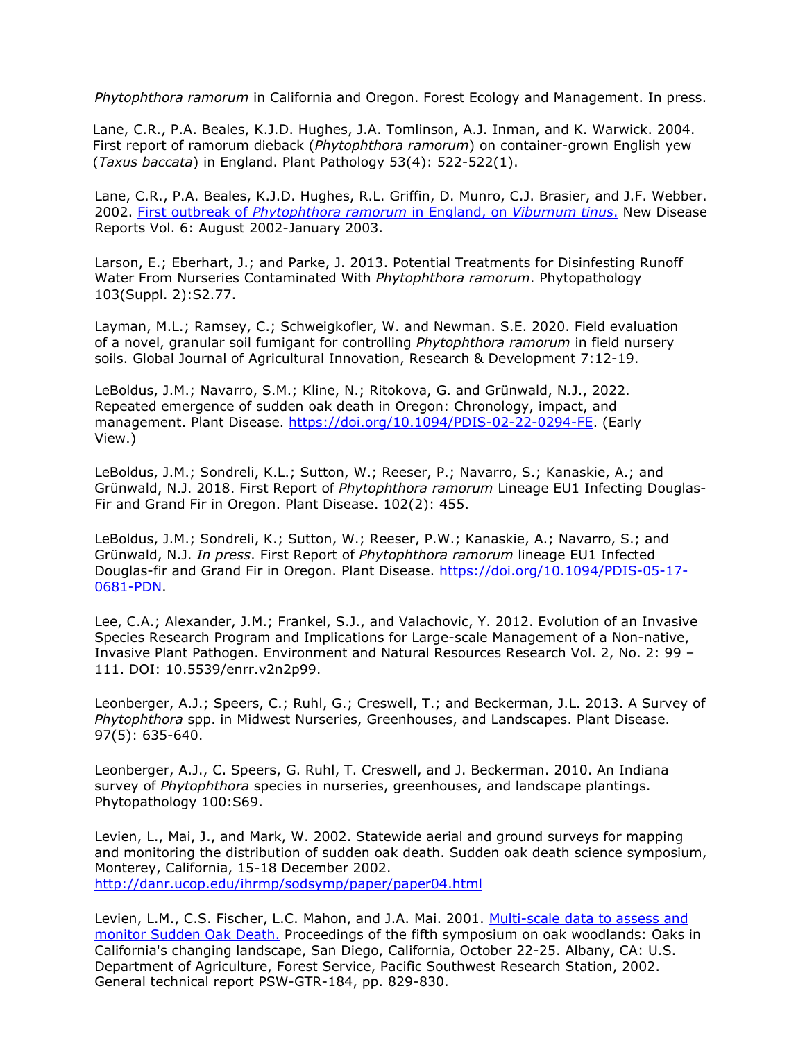*Phytophthora ramorum* in California and Oregon. Forest Ecology and Management. In press.

Lane, C.R., P.A. Beales, K.J.D. Hughes, J.A. Tomlinson, A.J. Inman, and K. Warwick. 2004. First report of ramorum dieback (*Phytophthora ramorum*) on container-grown English yew (*Taxus baccata*) in England. Plant Pathology 53(4): 522-522(1).

Lane, C.R., P.A. Beales, K.J.D. Hughes, R.L. Griffin, D. Munro, C.J. Brasier, and J.F. Webber. 2002. First outbreak of *Phytophthora ramorum* in England, on *Viburnum tinus*. New Disease Reports Vol. 6: August 2002-January 2003.

Larson, E.; Eberhart, J.; and Parke, J. 2013. Potential Treatments for Disinfesting Runoff Water From Nurseries Contaminated With *Phytophthora ramorum*. Phytopathology 103(Suppl. 2):S2.77.

Layman, M.L.; Ramsey, C.; Schweigkofler, W. and Newman. S.E. 2020. Field evaluation of a novel, granular soil fumigant for controlling *Phytophthora ramorum* in field nursery soils. Global Journal of Agricultural Innovation, Research & Development 7:12-19.

LeBoldus, J.M.; Navarro, S.M.; Kline, N.; Ritokova, G. and Grünwald, N.J., 2022. Repeated emergence of sudden oak death in Oregon: Chronology, impact, and management. Plant Disease. https://doi.org/10.1094/PDIS-02-22-0294-FE. (Early View.)

LeBoldus, J.M.; Sondreli, K.L.; Sutton, W.; Reeser, P.; Navarro, S.; Kanaskie, A.; and Grünwald, N.J. 2018. First Report of *Phytophthora ramorum* Lineage EU1 Infecting Douglas-Fir and Grand Fir in Oregon. Plant Disease. 102(2): 455.

LeBoldus, J.M.; Sondreli, K.; Sutton, W.; Reeser, P.W.; Kanaskie, A.; Navarro, S.; and Grünwald, N.J. *In press*. First Report of *Phytophthora ramorum* lineage EU1 Infected Douglas-fir and Grand Fir in Oregon. Plant Disease. https://doi.org/10.1094/PDIS-05-17-0681-PDN.

Lee, C.A.; Alexander, J.M.; Frankel, S.J., and Valachovic, Y. 2012. Evolution of an Invasive Species Research Program and Implications for Large-scale Management of a Non-native, Invasive Plant Pathogen. Environment and Natural Resources Research Vol. 2, No. 2: 99 – 111. DOI: 10.5539/enrr.v2n2p99.

Leonberger, A.J.; Speers, C.; Ruhl, G.; Creswell, T.; and Beckerman, J.L. 2013. A Survey of *Phytophthora* spp. in Midwest Nurseries, Greenhouses, and Landscapes. Plant Disease. 97(5): 635-640.

Leonberger, A.J., C. Speers, G. Ruhl, T. Creswell, and J. Beckerman. 2010. An Indiana survey of *Phytophthora* species in nurseries, greenhouses, and landscape plantings. Phytopathology 100:S69.

Levien, L., Mai, J., and Mark, W. 2002. Statewide aerial and ground surveys for mapping and monitoring the distribution of sudden oak death. Sudden oak death science symposium, Monterey, California, 15-18 December 2002. http://danr.ucop.edu/ihrmp/sodsymp/paper/paper04.html

Levien, L.M., C.S. Fischer, L.C. Mahon, and J.A. Mai. 2001. Multi-scale data to assess and monitor Sudden Oak Death. Proceedings of the fifth symposium on oak woodlands: Oaks in California's changing landscape, San Diego, California, October 22-25. Albany, CA: U.S. Department of Agriculture, Forest Service, Pacific Southwest Research Station, 2002. General technical report PSW-GTR-184, pp. 829-830.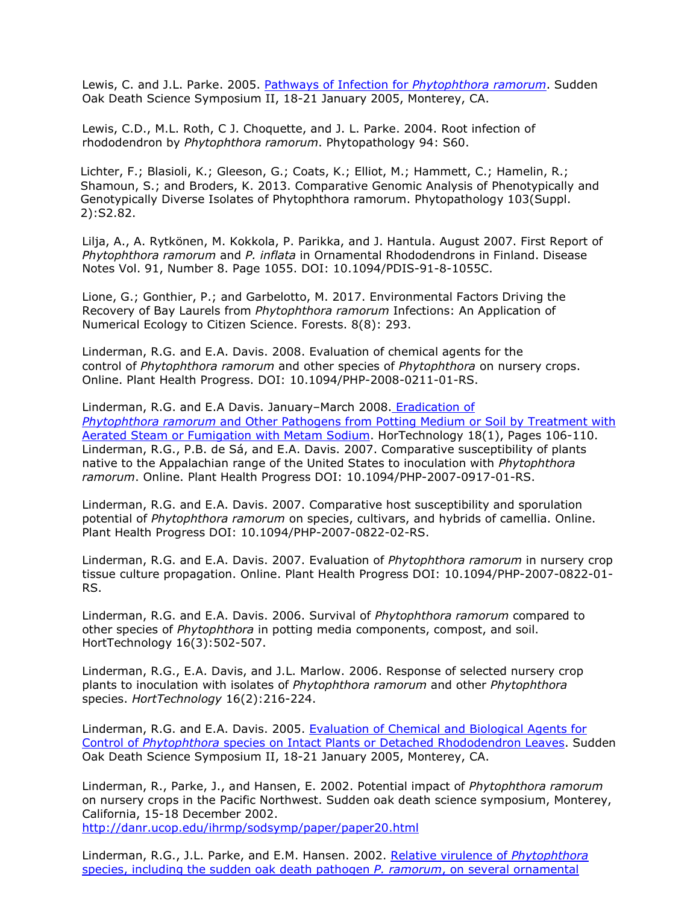Lewis, C. and J.L. Parke. 2005. [Pathways of Infection for *Phytophthora ramorum*](). Sudden Oak Death Science Symposium II, 18-21 January 2005, Monterey, CA.

Lewis, C.D., M.L. Roth, C J. Choquette, and J. L. Parke. 2004. Root infection of rhododendron by *Phytophthora ramorum*. Phytopathology 94: S60.

Lichter, F.; Blasioli, K.; Gleeson, G.; Coats, K.; Elliot, M.; Hammett, C.; Hamelin, R.; Shamoun, S.; and Broders, K. 2013. Comparative Genomic Analysis of Phenotypically and Genotypically Diverse Isolates of Phytophthora ramorum. Phytopathology 103(Suppl. 2):S2.82.

Lilja, A., A. Rytkönen, M. Kokkola, P. Parikka, and J. Hantula. August 2007. First Report of *Phytophthora ramorum* and *P. inflata* in Ornamental Rhododendrons in Finland. Disease Notes Vol. 91, Number 8. Page 1055. DOI: 10.1094/PDIS-91-8-1055C.

Lione, G.; Gonthier, P.; and Garbelotto, M. 2017. Environmental Factors Driving the Recovery of Bay Laurels from *Phytophthora ramorum* Infections: An Application of Numerical Ecology to Citizen Science. Forests. 8(8): 293.

Linderman, R.G. and E.A. Davis. 2008. Evaluation of chemical agents for the control of *Phytophthora ramorum* and other species of *Phytophthora* on nursery crops. Online. Plant Health Progress. DOI: 10.1094/PHP-2008-0211-01-RS.

Linderman, R.G. and E.A Davis. January–March 2008. [Eradication of *Phytophthora ramorum* and Other Pathogens from Potting Medium or Soil by Treatment with Aerated Steam or Fumigation with Metam Sodium](). HorTechnology 18(1), Pages 106-110.
Linderman, R.G., P.B. de Sá, and E.A. Davis. 2007. Comparative susceptibility of plants native to the Appalachian range of the United States to inoculation with *Phytophthora ramorum*. Online. Plant Health Progress DOI: 10.1094/PHP-2007-0917-01-RS.

Linderman, R.G. and E.A. Davis. 2007. Comparative host susceptibility and sporulation potential of *Phytophthora ramorum* on species, cultivars, and hybrids of camellia. Online. Plant Health Progress DOI: 10.1094/PHP-2007-0822-02-RS.

Linderman, R.G. and E.A. Davis. 2007. Evaluation of *Phytophthora ramorum* in nursery crop tissue culture propagation. Online. Plant Health Progress DOI: 10.1094/PHP-2007-0822-01-RS.

Linderman, R.G. and E.A. Davis. 2006. Survival of *Phytophthora ramorum* compared to other species of *Phytophthora* in potting media components, compost, and soil. HortTechnology 16(3):502-507.

Linderman, R.G., E.A. Davis, and J.L. Marlow. 2006. Response of selected nursery crop plants to inoculation with isolates of *Phytophthora ramorum* and other *Phytophthora* species. *HortTechnology* 16(2):216-224.

Linderman, R.G. and E.A. Davis. 2005. [Evaluation of Chemical and Biological Agents for Control of *Phytophthora* species on Intact Plants or Detached Rhododendron Leaves](). Sudden Oak Death Science Symposium II, 18-21 January 2005, Monterey, CA.

Linderman, R., Parke, J., and Hansen, E. 2002. Potential impact of *Phytophthora ramorum* on nursery crops in the Pacific Northwest. Sudden oak death science symposium, Monterey, California, 15-18 December 2002.
http://danr.ucop.edu/ihrmp/sodsymp/paper/paper20.html

Linderman, R.G., J.L. Parke, and E.M. Hansen. 2002. [Relative virulence of *Phytophthora* species, including the sudden oak death pathogen *P. ramorum*, on several ornamental]()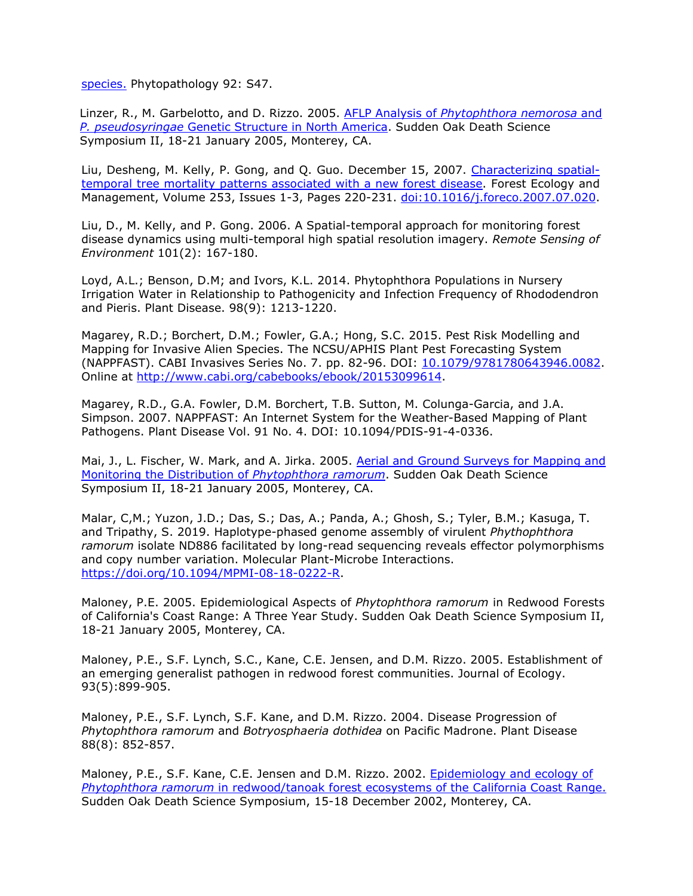species. Phytopathology 92: S47.

Linzer, R., M. Garbelotto, and D. Rizzo. 2005. AFLP Analysis of *Phytophthora nemorosa* and *P. pseudosyringae* Genetic Structure in North America. Sudden Oak Death Science Symposium II, 18-21 January 2005, Monterey, CA.

Liu, Desheng, M. Kelly, P. Gong, and Q. Guo. December 15, 2007. Characterizing spatial-temporal tree mortality patterns associated with a new forest disease. Forest Ecology and Management, Volume 253, Issues 1-3, Pages 220-231. doi:10.1016/j.foreco.2007.07.020.

Liu, D., M. Kelly, and P. Gong. 2006. A Spatial-temporal approach for monitoring forest disease dynamics using multi-temporal high spatial resolution imagery. *Remote Sensing of Environment* 101(2): 167-180.

Loyd, A.L.; Benson, D.M; and Ivors, K.L. 2014. Phytophthora Populations in Nursery Irrigation Water in Relationship to Pathogenicity and Infection Frequency of Rhododendron and Pieris. Plant Disease. 98(9): 1213-1220.

Magarey, R.D.; Borchert, D.M.; Fowler, G.A.; Hong, S.C. 2015. Pest Risk Modelling and Mapping for Invasive Alien Species. The NCSU/APHIS Plant Pest Forecasting System (NAPPFAST). CABI Invasives Series No. 7. pp. 82-96. DOI: 10.1079/9781780643946.0082. Online at http://www.cabi.org/cabebooks/ebook/20153099614.

Magarey, R.D., G.A. Fowler, D.M. Borchert, T.B. Sutton, M. Colunga-Garcia, and J.A. Simpson. 2007. NAPPFAST: An Internet System for the Weather-Based Mapping of Plant Pathogens. Plant Disease Vol. 91 No. 4. DOI: 10.1094/PDIS-91-4-0336.

Mai, J., L. Fischer, W. Mark, and A. Jirka. 2005. Aerial and Ground Surveys for Mapping and Monitoring the Distribution of *Phytophthora ramorum*. Sudden Oak Death Science Symposium II, 18-21 January 2005, Monterey, CA.

Malar, C,M.; Yuzon, J.D.; Das, S.; Das, A.; Panda, A.; Ghosh, S.; Tyler, B.M.; Kasuga, T. and Tripathy, S. 2019. Haplotype-phased genome assembly of virulent *Phythophthora ramorum* isolate ND886 facilitated by long-read sequencing reveals effector polymorphisms and copy number variation. Molecular Plant-Microbe Interactions. https://doi.org/10.1094/MPMI-08-18-0222-R.

Maloney, P.E. 2005. Epidemiological Aspects of *Phytophthora ramorum* in Redwood Forests of California's Coast Range: A Three Year Study. Sudden Oak Death Science Symposium II, 18-21 January 2005, Monterey, CA.

Maloney, P.E., S.F. Lynch, S.C., Kane, C.E. Jensen, and D.M. Rizzo. 2005. Establishment of an emerging generalist pathogen in redwood forest communities. Journal of Ecology. 93(5):899-905.

Maloney, P.E., S.F. Lynch, S.F. Kane, and D.M. Rizzo. 2004. Disease Progression of *Phytophthora ramorum* and *Botryosphaeria dothidea* on Pacific Madrone. Plant Disease 88(8): 852-857.

Maloney, P.E., S.F. Kane, C.E. Jensen and D.M. Rizzo. 2002. Epidemiology and ecology of *Phytophthora ramorum* in redwood/tanoak forest ecosystems of the California Coast Range. Sudden Oak Death Science Symposium, 15-18 December 2002, Monterey, CA.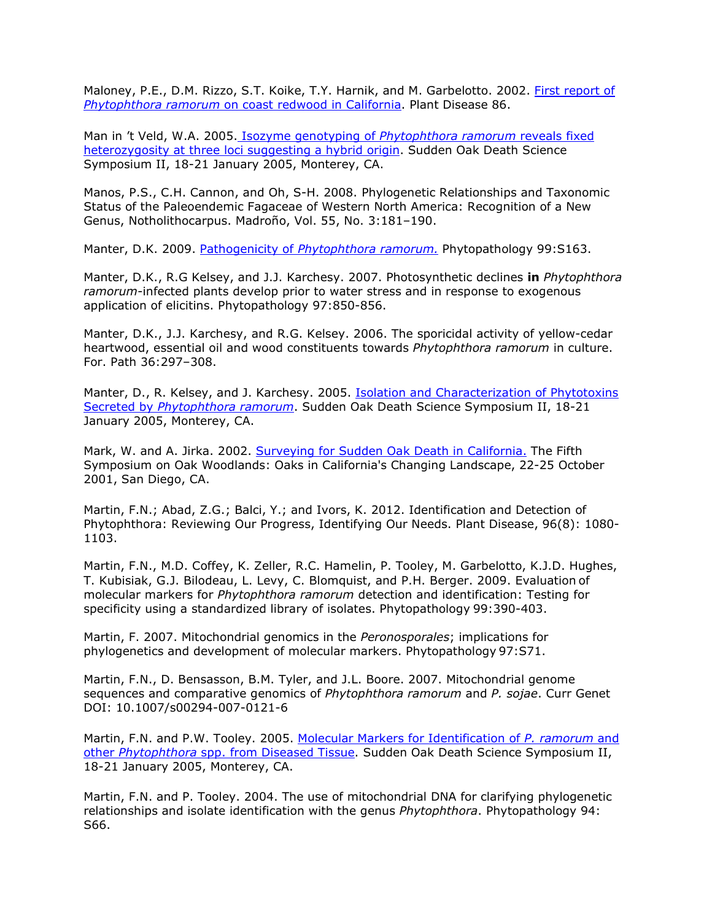Maloney, P.E., D.M. Rizzo, S.T. Koike, T.Y. Harnik, and M. Garbelotto. 2002. First report of *Phytophthora ramorum* on coast redwood in California. Plant Disease 86.

Man in 't Veld, W.A. 2005. Isozyme genotyping of *Phytophthora ramorum* reveals fixed heterozygosity at three loci suggesting a hybrid origin. Sudden Oak Death Science Symposium II, 18-21 January 2005, Monterey, CA.

Manos, P.S., C.H. Cannon, and Oh, S-H. 2008. Phylogenetic Relationships and Taxonomic Status of the Paleoendemic Fagaceae of Western North America: Recognition of a New Genus, Notholithocarpus. Madroño, Vol. 55, No. 3:181–190.

Manter, D.K. 2009. Pathogenicity of *Phytophthora ramorum.* Phytopathology 99:S163.

Manter, D.K., R.G Kelsey, and J.J. Karchesy. 2007. Photosynthetic declines **in** *Phytophthora ramorum*-infected plants develop prior to water stress and in response to exogenous application of elicitins. Phytopathology 97:850-856.

Manter, D.K., J.J. Karchesy, and R.G. Kelsey. 2006. The sporicidal activity of yellow-cedar heartwood, essential oil and wood constituents towards *Phytophthora ramorum* in culture. For. Path 36:297–308.

Manter, D., R. Kelsey, and J. Karchesy. 2005. Isolation and Characterization of Phytotoxins Secreted by *Phytophthora ramorum*. Sudden Oak Death Science Symposium II, 18-21 January 2005, Monterey, CA.

Mark, W. and A. Jirka. 2002. Surveying for Sudden Oak Death in California. The Fifth Symposium on Oak Woodlands: Oaks in California's Changing Landscape, 22-25 October 2001, San Diego, CA.

Martin, F.N.; Abad, Z.G.; Balci, Y.; and Ivors, K. 2012. Identification and Detection of Phytophthora: Reviewing Our Progress, Identifying Our Needs. Plant Disease, 96(8): 1080-1103.

Martin, F.N., M.D. Coffey, K. Zeller, R.C. Hamelin, P. Tooley, M. Garbelotto, K.J.D. Hughes, T. Kubisiak, G.J. Bilodeau, L. Levy, C. Blomquist, and P.H. Berger. 2009. Evaluation of molecular markers for *Phytophthora ramorum* detection and identification: Testing for specificity using a standardized library of isolates. Phytopathology 99:390-403.

Martin, F. 2007. Mitochondrial genomics in the *Peronosporales*; implications for phylogenetics and development of molecular markers. Phytopathology 97:S71.

Martin, F.N., D. Bensasson, B.M. Tyler, and J.L. Boore. 2007. Mitochondrial genome sequences and comparative genomics of *Phytophthora ramorum* and *P. sojae*. Curr Genet DOI: 10.1007/s00294-007-0121-6

Martin, F.N. and P.W. Tooley. 2005. Molecular Markers for Identification of *P. ramorum* and other *Phytophthora* spp. from Diseased Tissue. Sudden Oak Death Science Symposium II, 18-21 January 2005, Monterey, CA.

Martin, F.N. and P. Tooley. 2004. The use of mitochondrial DNA for clarifying phylogenetic relationships and isolate identification with the genus *Phytophthora*. Phytopathology 94: S66.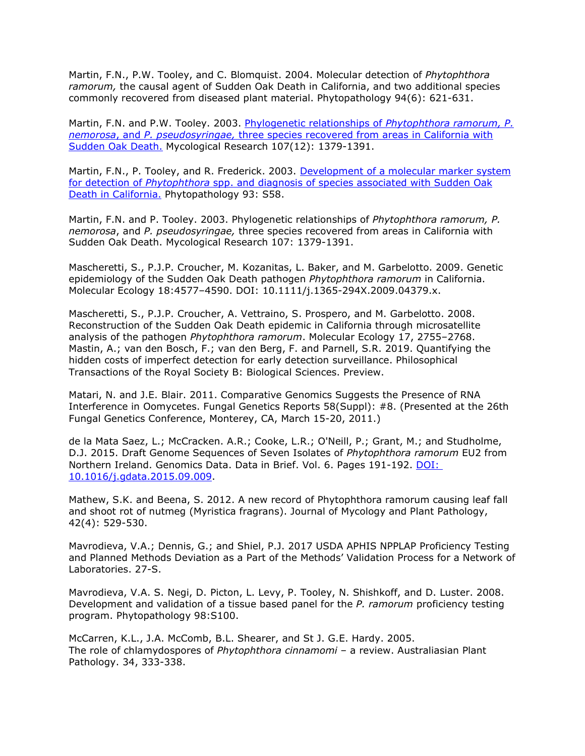Martin, F.N., P.W. Tooley, and C. Blomquist. 2004. Molecular detection of *Phytophthora ramorum,* the causal agent of Sudden Oak Death in California, and two additional species commonly recovered from diseased plant material. Phytopathology 94(6): 621-631.

Martin, F.N. and P.W. Tooley. 2003. Phylogenetic relationships of *Phytophthora ramorum, P. nemorosa*, and *P. pseudosyringae,* three species recovered from areas in California with Sudden Oak Death. Mycological Research 107(12): 1379-1391.

Martin, F.N., P. Tooley, and R. Frederick. 2003. Development of a molecular marker system for detection of *Phytophthora* spp. and diagnosis of species associated with Sudden Oak Death in California. Phytopathology 93: S58.

Martin, F.N. and P. Tooley. 2003. Phylogenetic relationships of *Phytophthora ramorum, P. nemorosa*, and *P. pseudosyringae,* three species recovered from areas in California with Sudden Oak Death. Mycological Research 107: 1379-1391.

Mascheretti, S., P.J.P. Croucher, M. Kozanitas, L. Baker, and M. Garbelotto. 2009. Genetic epidemiology of the Sudden Oak Death pathogen *Phytophthora ramorum* in California. Molecular Ecology 18:4577–4590. DOI: 10.1111/j.1365-294X.2009.04379.x.

Mascheretti, S., P.J.P. Croucher, A. Vettraino, S. Prospero, and M. Garbelotto. 2008. Reconstruction of the Sudden Oak Death epidemic in California through microsatellite analysis of the pathogen *Phytophthora ramorum*. Molecular Ecology 17, 2755–2768.
Mastin, A.; van den Bosch, F.; van den Berg, F. and Parnell, S.R. 2019. Quantifying the hidden costs of imperfect detection for early detection surveillance. Philosophical Transactions of the Royal Society B: Biological Sciences. Preview.

Matari, N. and J.E. Blair. 2011. Comparative Genomics Suggests the Presence of RNA Interference in Oomycetes. Fungal Genetics Reports 58(Suppl): #8. (Presented at the 26th Fungal Genetics Conference, Monterey, CA, March 15-20, 2011.)

de la Mata Saez, L.; McCracken. A.R.; Cooke, L.R.; O'Neill, P.; Grant, M.; and Studholme, D.J. 2015. Draft Genome Sequences of Seven Isolates of *Phytophthora ramorum* EU2 from Northern Ireland. Genomics Data. Data in Brief. Vol. 6. Pages 191-192. DOI: 10.1016/j.gdata.2015.09.009.

Mathew, S.K. and Beena, S. 2012. A new record of Phytophthora ramorum causing leaf fall and shoot rot of nutmeg (Myristica fragrans). Journal of Mycology and Plant Pathology, 42(4): 529-530.

Mavrodieva, V.A.; Dennis, G.; and Shiel, P.J. 2017 USDA APHIS NPPLAP Proficiency Testing and Planned Methods Deviation as a Part of the Methods' Validation Process for a Network of Laboratories. 27-S.

Mavrodieva, V.A. S. Negi, D. Picton, L. Levy, P. Tooley, N. Shishkoff, and D. Luster. 2008. Development and validation of a tissue based panel for the *P. ramorum* proficiency testing program. Phytopathology 98:S100.

McCarren, K.L., J.A. McComb, B.L. Shearer, and St J. G.E. Hardy. 2005.
The role of chlamydospores of *Phytophthora cinnamomi* – a review. Australiasian Plant Pathology. 34, 333-338.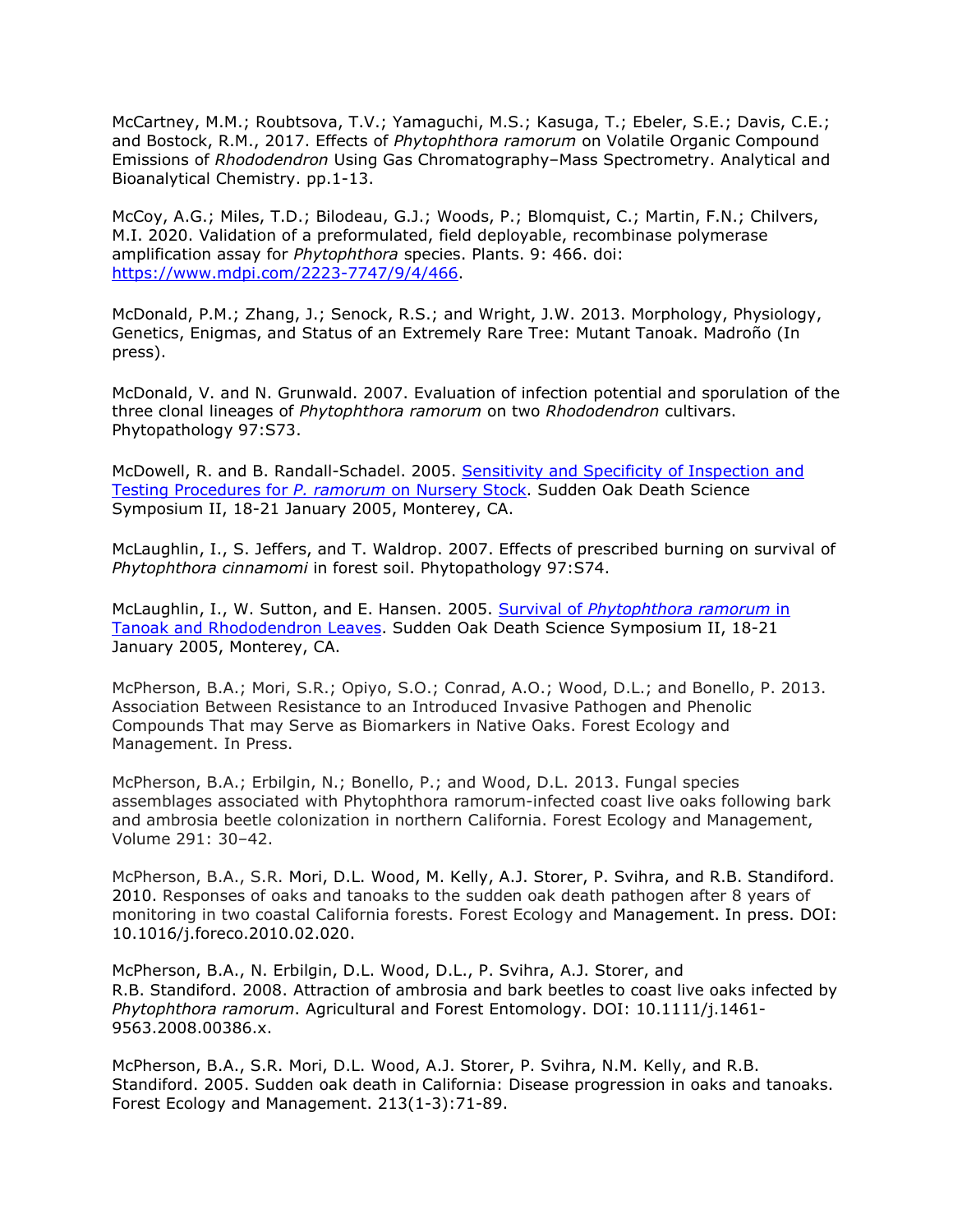McCartney, M.M.; Roubtsova, T.V.; Yamaguchi, M.S.; Kasuga, T.; Ebeler, S.E.; Davis, C.E.; and Bostock, R.M., 2017. Effects of *Phytophthora ramorum* on Volatile Organic Compound Emissions of *Rhododendron* Using Gas Chromatography–Mass Spectrometry. Analytical and Bioanalytical Chemistry. pp.1-13.

McCoy, A.G.; Miles, T.D.; Bilodeau, G.J.; Woods, P.; Blomquist, C.; Martin, F.N.; Chilvers, M.I. 2020. Validation of a preformulated, field deployable, recombinase polymerase amplification assay for *Phytophthora* species. Plants. 9: 466. doi: [https://www.mdpi.com/2223-7747/9/4/466](https://www.mdpi.com/2223-7747/9/4/466).

McDonald, P.M.; Zhang, J.; Senock, R.S.; and Wright, J.W. 2013. Morphology, Physiology, Genetics, Enigmas, and Status of an Extremely Rare Tree: Mutant Tanoak. Madroño (In press).

McDonald, V. and N. Grunwald. 2007. Evaluation of infection potential and sporulation of the three clonal lineages of *Phytophthora ramorum* on two *Rhododendron* cultivars. Phytopathology 97:S73.

McDowell, R. and B. Randall-Schadel. 2005. [Sensitivity and Specificity of Inspection and Testing Procedures for *P. ramorum* on Nursery Stock](). Sudden Oak Death Science Symposium II, 18-21 January 2005, Monterey, CA.

McLaughlin, I., S. Jeffers, and T. Waldrop. 2007. Effects of prescribed burning on survival of *Phytophthora cinnamomi* in forest soil. Phytopathology 97:S74.

McLaughlin, I., W. Sutton, and E. Hansen. 2005. [Survival of *Phytophthora ramorum* in Tanoak and Rhododendron Leaves](). Sudden Oak Death Science Symposium II, 18-21 January 2005, Monterey, CA.

McPherson, B.A.; Mori, S.R.; Opiyo, S.O.; Conrad, A.O.; Wood, D.L.; and Bonello, P. 2013. Association Between Resistance to an Introduced Invasive Pathogen and Phenolic Compounds That may Serve as Biomarkers in Native Oaks. Forest Ecology and Management. In Press.

McPherson, B.A.; Erbilgin, N.; Bonello, P.; and Wood, D.L. 2013. Fungal species assemblages associated with Phytophthora ramorum-infected coast live oaks following bark and ambrosia beetle colonization in northern California. Forest Ecology and Management, Volume 291: 30–42.

McPherson, B.A., S.R. Mori, D.L. Wood, M. Kelly, A.J. Storer, P. Svihra, and R.B. Standiford. 2010. Responses of oaks and tanoaks to the sudden oak death pathogen after 8 years of monitoring in two coastal California forests. Forest Ecology and Management. In press. DOI: 10.1016/j.foreco.2010.02.020.

McPherson, B.A., N. Erbilgin, D.L. Wood, D.L., P. Svihra, A.J. Storer, and R.B. Standiford. 2008. Attraction of ambrosia and bark beetles to coast live oaks infected by *Phytophthora ramorum*. Agricultural and Forest Entomology. DOI: 10.1111/j.1461-9563.2008.00386.x.

McPherson, B.A., S.R. Mori, D.L. Wood, A.J. Storer, P. Svihra, N.M. Kelly, and R.B. Standiford. 2005. Sudden oak death in California: Disease progression in oaks and tanoaks. Forest Ecology and Management. 213(1-3):71-89.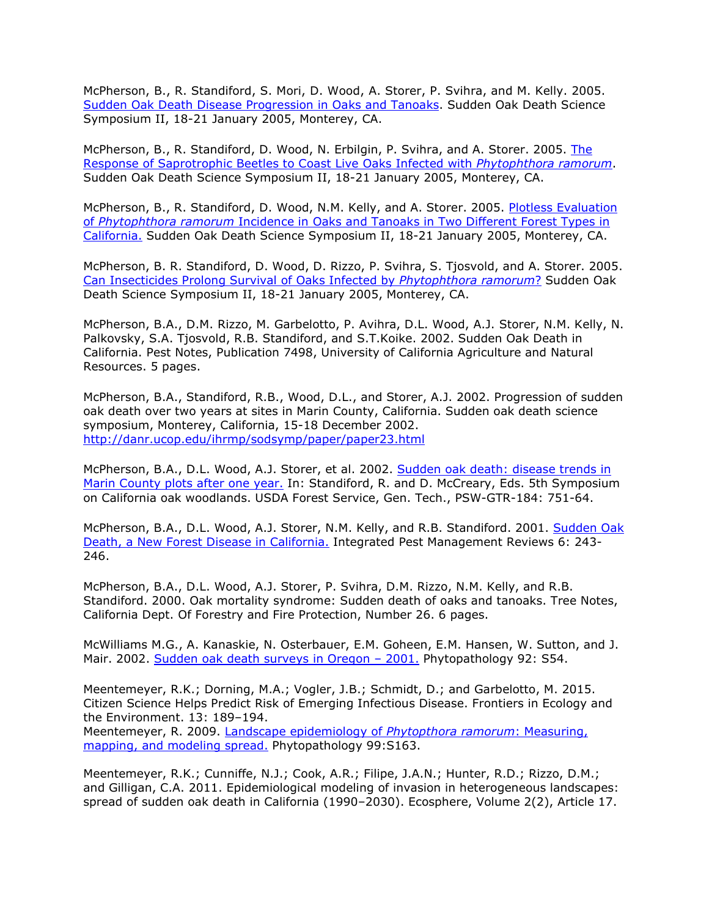McPherson, B., R. Standiford, S. Mori, D. Wood, A. Storer, P. Svihra, and M. Kelly. 2005. Sudden Oak Death Disease Progression in Oaks and Tanoaks. Sudden Oak Death Science Symposium II, 18-21 January 2005, Monterey, CA.

McPherson, B., R. Standiford, D. Wood, N. Erbilgin, P. Svihra, and A. Storer. 2005. The Response of Saprotrophic Beetles to Coast Live Oaks Infected with *Phytophthora ramorum*. Sudden Oak Death Science Symposium II, 18-21 January 2005, Monterey, CA.

McPherson, B., R. Standiford, D. Wood, N.M. Kelly, and A. Storer. 2005. Plotless Evaluation of *Phytophthora ramorum* Incidence in Oaks and Tanoaks in Two Different Forest Types in California. Sudden Oak Death Science Symposium II, 18-21 January 2005, Monterey, CA.

McPherson, B. R. Standiford, D. Wood, D. Rizzo, P. Svihra, S. Tjosvold, and A. Storer. 2005. Can Insecticides Prolong Survival of Oaks Infected by *Phytophthora ramorum*? Sudden Oak Death Science Symposium II, 18-21 January 2005, Monterey, CA.

McPherson, B.A., D.M. Rizzo, M. Garbelotto, P. Avihra, D.L. Wood, A.J. Storer, N.M. Kelly, N. Palkovsky, S.A. Tjosvold, R.B. Standiford, and S.T.Koike. 2002. Sudden Oak Death in California. Pest Notes, Publication 7498, University of California Agriculture and Natural Resources. 5 pages.

McPherson, B.A., Standiford, R.B., Wood, D.L., and Storer, A.J. 2002. Progression of sudden oak death over two years at sites in Marin County, California. Sudden oak death science symposium, Monterey, California, 15-18 December 2002. http://danr.ucop.edu/ihrmp/sodsymp/paper/paper23.html

McPherson, B.A., D.L. Wood, A.J. Storer, et al. 2002. Sudden oak death: disease trends in Marin County plots after one year. In: Standiford, R. and D. McCreary, Eds. 5th Symposium on California oak woodlands. USDA Forest Service, Gen. Tech., PSW-GTR-184: 751-64.

McPherson, B.A., D.L. Wood, A.J. Storer, N.M. Kelly, and R.B. Standiford. 2001. Sudden Oak Death, a New Forest Disease in California. Integrated Pest Management Reviews 6: 243-246.

McPherson, B.A., D.L. Wood, A.J. Storer, P. Svihra, D.M. Rizzo, N.M. Kelly, and R.B. Standiford. 2000. Oak mortality syndrome: Sudden death of oaks and tanoaks. Tree Notes, California Dept. Of Forestry and Fire Protection, Number 26. 6 pages.

McWilliams M.G., A. Kanaskie, N. Osterbauer, E.M. Goheen, E.M. Hansen, W. Sutton, and J. Mair. 2002. Sudden oak death surveys in Oregon – 2001. Phytopathology 92: S54.

Meentemeyer, R.K.; Dorning, M.A.; Vogler, J.B.; Schmidt, D.; and Garbelotto, M. 2015. Citizen Science Helps Predict Risk of Emerging Infectious Disease. Frontiers in Ecology and the Environment. 13: 189–194.
Meentemeyer, R. 2009. Landscape epidemiology of *Phytopthora ramorum*: Measuring, mapping, and modeling spread. Phytopathology 99:S163.

Meentemeyer, R.K.; Cunniffe, N.J.; Cook, A.R.; Filipe, J.A.N.; Hunter, R.D.; Rizzo, D.M.; and Gilligan, C.A. 2011. Epidemiological modeling of invasion in heterogeneous landscapes: spread of sudden oak death in California (1990–2030). Ecosphere, Volume 2(2), Article 17.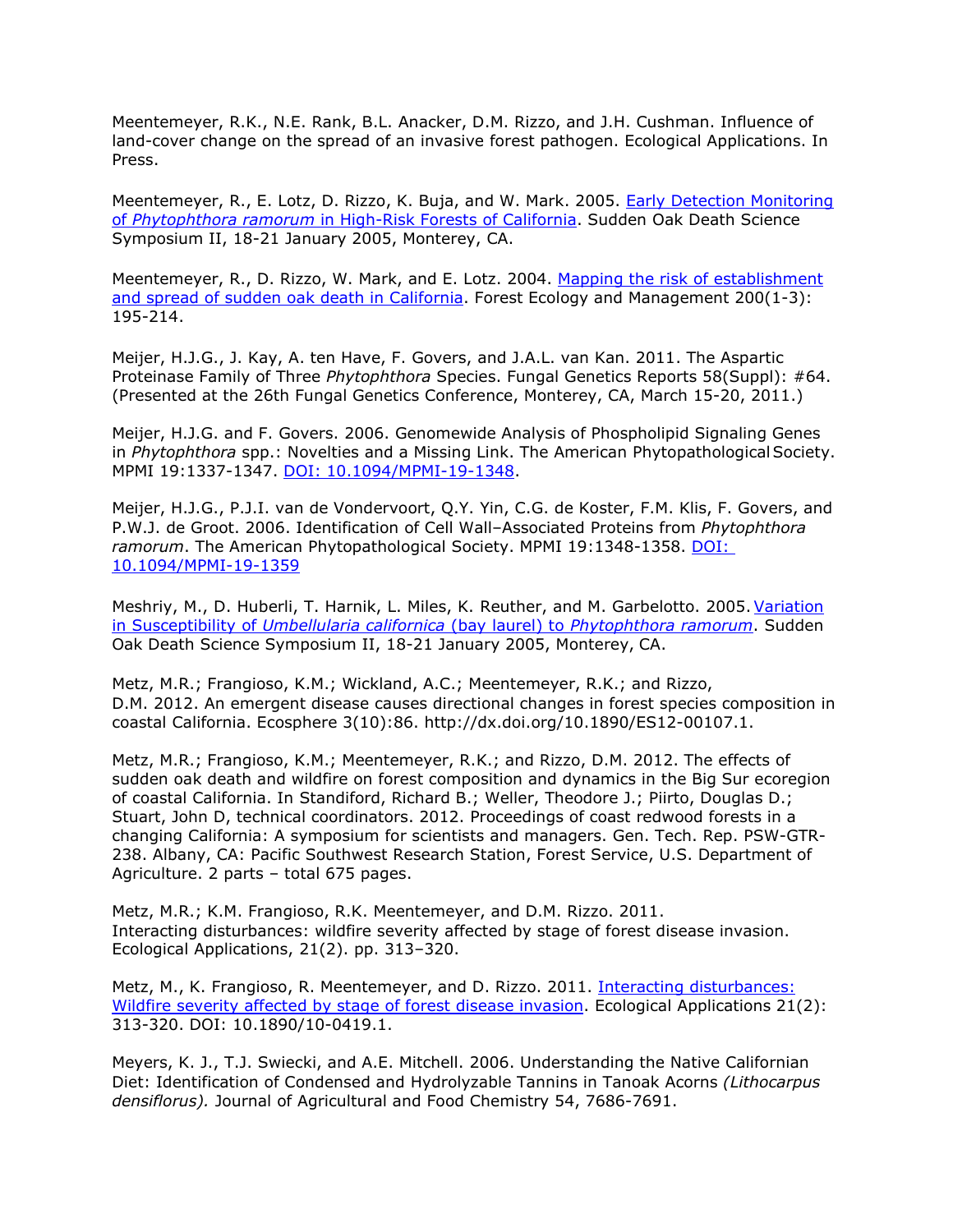Meentemeyer, R.K., N.E. Rank, B.L. Anacker, D.M. Rizzo, and J.H. Cushman. Influence of land-cover change on the spread of an invasive forest pathogen. Ecological Applications. In Press.

Meentemeyer, R., E. Lotz, D. Rizzo, K. Buja, and W. Mark. 2005. Early Detection Monitoring of *Phytophthora ramorum* in High-Risk Forests of California. Sudden Oak Death Science Symposium II, 18-21 January 2005, Monterey, CA.

Meentemeyer, R., D. Rizzo, W. Mark, and E. Lotz. 2004. Mapping the risk of establishment and spread of sudden oak death in California. Forest Ecology and Management 200(1-3): 195-214.

Meijer, H.J.G., J. Kay, A. ten Have, F. Govers, and J.A.L. van Kan. 2011. The Aspartic Proteinase Family of Three *Phytophthora* Species. Fungal Genetics Reports 58(Suppl): #64. (Presented at the 26th Fungal Genetics Conference, Monterey, CA, March 15-20, 2011.)

Meijer, H.J.G. and F. Govers. 2006. Genomewide Analysis of Phospholipid Signaling Genes in *Phytophthora* spp.: Novelties and a Missing Link. The American Phytopathological Society. MPMI 19:1337-1347. DOI: 10.1094/MPMI-19-1348.

Meijer, H.J.G., P.J.I. van de Vondervoort, Q.Y. Yin, C.G. de Koster, F.M. Klis, F. Govers, and P.W.J. de Groot. 2006. Identification of Cell Wall–Associated Proteins from *Phytophthora ramorum*. The American Phytopathological Society. MPMI 19:1348-1358. DOI: 10.1094/MPMI-19-1359

Meshriy, M., D. Huberli, T. Harnik, L. Miles, K. Reuther, and M. Garbelotto. 2005. Variation in Susceptibility of *Umbellularia californica* (bay laurel) to *Phytophthora ramorum*. Sudden Oak Death Science Symposium II, 18-21 January 2005, Monterey, CA.

Metz, M.R.; Frangioso, K.M.; Wickland, A.C.; Meentemeyer, R.K.; and Rizzo, D.M. 2012. An emergent disease causes directional changes in forest species composition in coastal California. Ecosphere 3(10):86. http://dx.doi.org/10.1890/ES12-00107.1.

Metz, M.R.; Frangioso, K.M.; Meentemeyer, R.K.; and Rizzo, D.M. 2012. The effects of sudden oak death and wildfire on forest composition and dynamics in the Big Sur ecoregion of coastal California. In Standiford, Richard B.; Weller, Theodore J.; Piirto, Douglas D.; Stuart, John D, technical coordinators. 2012. Proceedings of coast redwood forests in a changing California: A symposium for scientists and managers. Gen. Tech. Rep. PSW-GTR-238. Albany, CA: Pacific Southwest Research Station, Forest Service, U.S. Department of Agriculture. 2 parts – total 675 pages.

Metz, M.R.; K.M. Frangioso, R.K. Meentemeyer, and D.M. Rizzo. 2011. Interacting disturbances: wildfire severity affected by stage of forest disease invasion. Ecological Applications, 21(2). pp. 313–320.

Metz, M., K. Frangioso, R. Meentemeyer, and D. Rizzo. 2011. Interacting disturbances: Wildfire severity affected by stage of forest disease invasion. Ecological Applications 21(2): 313-320. DOI: 10.1890/10-0419.1.

Meyers, K. J., T.J. Swiecki, and A.E. Mitchell. 2006. Understanding the Native Californian Diet: Identification of Condensed and Hydrolyzable Tannins in Tanoak Acorns *(Lithocarpus densiflorus).* Journal of Agricultural and Food Chemistry 54, 7686-7691.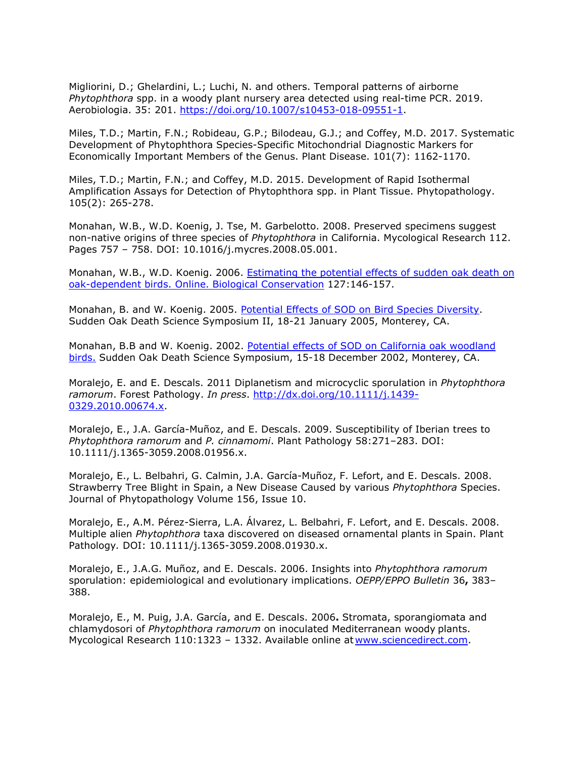Migliorini, D.; Ghelardini, L.; Luchi, N. and others. Temporal patterns of airborne *Phytophthora* spp. in a woody plant nursery area detected using real-time PCR. 2019. Aerobiologia. 35: 201. [https://doi.org/10.1007/s10453-018-09551-1](https://doi.org/10.1007/s10453-018-09551-1).

Miles, T.D.; Martin, F.N.; Robideau, G.P.; Bilodeau, G.J.; and Coffey, M.D. 2017. Systematic Development of Phytophthora Species-Specific Mitochondrial Diagnostic Markers for Economically Important Members of the Genus. Plant Disease. 101(7): 1162-1170.

Miles, T.D.; Martin, F.N.; and Coffey, M.D. 2015. Development of Rapid Isothermal Amplification Assays for Detection of Phytophthora spp. in Plant Tissue. Phytopathology. 105(2): 265-278.

Monahan, W.B., W.D. Koenig, J. Tse, M. Garbelotto. 2008. Preserved specimens suggest non-native origins of three species of *Phytophthora* in California. Mycological Research 112. Pages 757 – 758. DOI: 10.1016/j.mycres.2008.05.001.

Monahan, W.B., W.D. Koenig. 2006. [Estimating the potential effects of sudden oak death on oak-dependent birds. Online. Biological Conservation]() 127:146-157.

Monahan, B. and W. Koenig. 2005. [Potential Effects of SOD on Bird Species Diversity](). Sudden Oak Death Science Symposium II, 18-21 January 2005, Monterey, CA.

Monahan, B.B and W. Koenig. 2002. [Potential effects of SOD on California oak woodland birds.]() Sudden Oak Death Science Symposium, 15-18 December 2002, Monterey, CA.

Moralejo, E. and E. Descals. 2011 Diplanetism and microcyclic sporulation in *Phytophthora ramorum*. Forest Pathology. *In press*. [http://dx.doi.org/10.1111/j.1439-0329.2010.00674.x](http://dx.doi.org/10.1111/j.1439-0329.2010.00674.x).

Moralejo, E., J.A. García-Muñoz, and E. Descals. 2009. Susceptibility of Iberian trees to *Phytophthora ramorum* and *P. cinnamomi*. Plant Pathology 58:271–283. DOI: 10.1111/j.1365-3059.2008.01956.x.

Moralejo, E., L. Belbahri, G. Calmin, J.A. García-Muñoz, F. Lefort, and E. Descals. 2008. Strawberry Tree Blight in Spain, a New Disease Caused by various *Phytophthora* Species. Journal of Phytopathology Volume 156, Issue 10.

Moralejo, E., A.M. Pérez-Sierra, L.A. Álvarez, L. Belbahri, F. Lefort, and E. Descals. 2008. Multiple alien *Phytophthora* taxa discovered on diseased ornamental plants in Spain. Plant Pathology*.* DOI: 10.1111/j.1365-3059.2008.01930.x.

Moralejo, E., J.A.G. Muñoz, and E. Descals. 2006. Insights into *Phytophthora ramorum* sporulation: epidemiological and evolutionary implications. *OEPP/EPPO Bulletin* 36**,** 383–388.

Moralejo, E., M. Puig, J.A. García, and E. Descals. 2006**.** Stromata, sporangiomata and chlamydosori of *Phytophthora ramorum* on inoculated Mediterranean woody plants. Mycological Research 110:1323 – 1332. Available online at [www.sciencedirect.com](www.sciencedirect.com).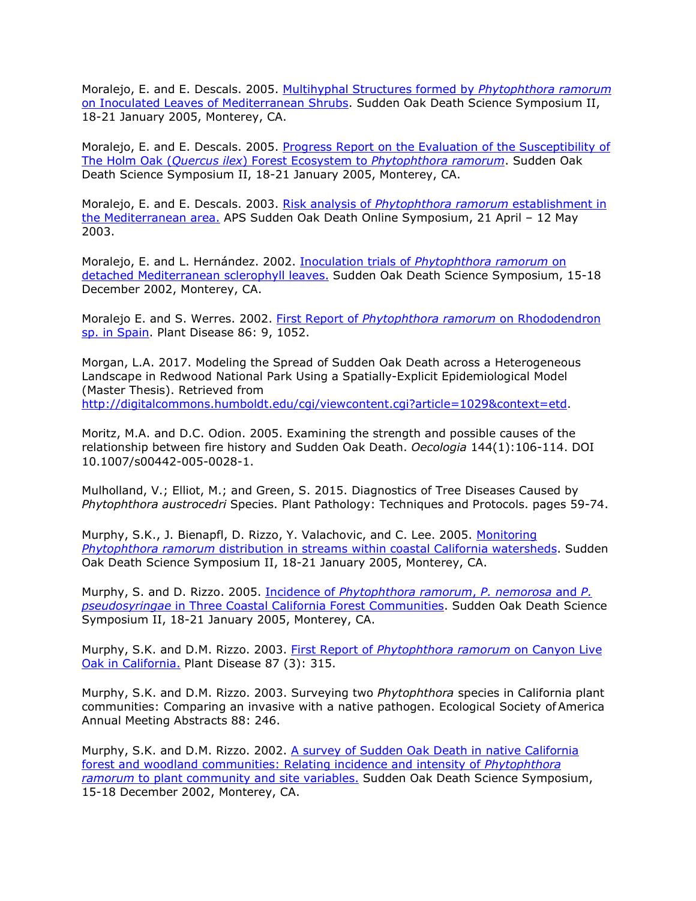Moralejo, E. and E. Descals. 2005. Multihyphal Structures formed by *Phytophthora ramorum* on Inoculated Leaves of Mediterranean Shrubs. Sudden Oak Death Science Symposium II, 18-21 January 2005, Monterey, CA.

Moralejo, E. and E. Descals. 2005. Progress Report on the Evaluation of the Susceptibility of The Holm Oak (*Quercus ilex*) Forest Ecosystem to *Phytophthora ramorum*. Sudden Oak Death Science Symposium II, 18-21 January 2005, Monterey, CA.

Moralejo, E. and E. Descals. 2003. Risk analysis of *Phytophthora ramorum* establishment in the Mediterranean area. APS Sudden Oak Death Online Symposium, 21 April – 12 May 2003.

Moralejo, E. and L. Hernández. 2002. Inoculation trials of *Phytophthora ramorum* on detached Mediterranean sclerophyll leaves. Sudden Oak Death Science Symposium, 15-18 December 2002, Monterey, CA.

Moralejo E. and S. Werres. 2002. First Report of *Phytophthora ramorum* on Rhododendron sp. in Spain. Plant Disease 86: 9, 1052.

Morgan, L.A. 2017. Modeling the Spread of Sudden Oak Death across a Heterogeneous Landscape in Redwood National Park Using a Spatially-Explicit Epidemiological Model (Master Thesis). Retrieved from http://digitalcommons.humboldt.edu/cgi/viewcontent.cgi?article=1029&context=etd.

Moritz, M.A. and D.C. Odion. 2005. Examining the strength and possible causes of the relationship between fire history and Sudden Oak Death. *Oecologia* 144(1):106-114. DOI 10.1007/s00442-005-0028-1.

Mulholland, V.; Elliot, M.; and Green, S. 2015. Diagnostics of Tree Diseases Caused by *Phytophthora austrocedri* Species. Plant Pathology: Techniques and Protocols. pages 59-74.

Murphy, S.K., J. Bienapfl, D. Rizzo, Y. Valachovic, and C. Lee. 2005. Monitoring *Phytophthora ramorum* distribution in streams within coastal California watersheds. Sudden Oak Death Science Symposium II, 18-21 January 2005, Monterey, CA.

Murphy, S. and D. Rizzo. 2005. Incidence of *Phytophthora ramorum*, *P. nemorosa* and *P. pseudosyringae* in Three Coastal California Forest Communities. Sudden Oak Death Science Symposium II, 18-21 January 2005, Monterey, CA.

Murphy, S.K. and D.M. Rizzo. 2003. First Report of *Phytophthora ramorum* on Canyon Live Oak in California. Plant Disease 87 (3): 315.

Murphy, S.K. and D.M. Rizzo. 2003. Surveying two *Phytophthora* species in California plant communities: Comparing an invasive with a native pathogen. Ecological Society of America Annual Meeting Abstracts 88: 246.

Murphy, S.K. and D.M. Rizzo. 2002. A survey of Sudden Oak Death in native California forest and woodland communities: Relating incidence and intensity of *Phytophthora ramorum* to plant community and site variables. Sudden Oak Death Science Symposium, 15-18 December 2002, Monterey, CA.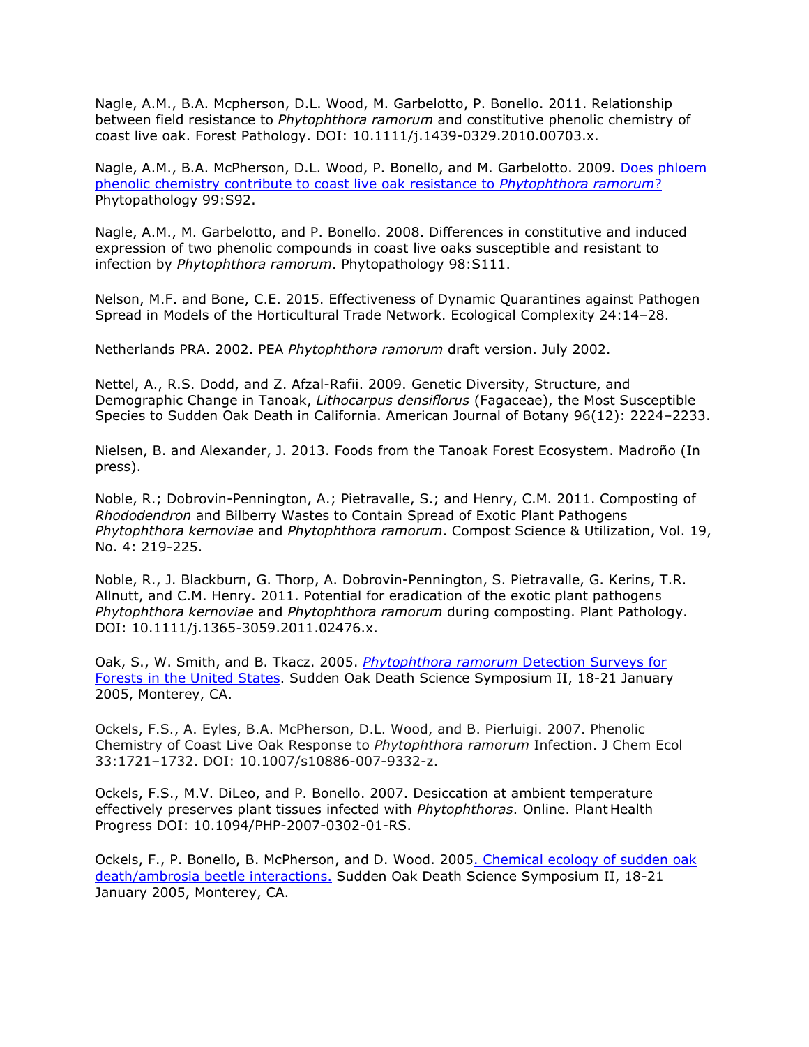Nagle, A.M., B.A. Mcpherson, D.L. Wood, M. Garbelotto, P. Bonello. 2011. Relationship between field resistance to *Phytophthora ramorum* and constitutive phenolic chemistry of coast live oak. Forest Pathology. DOI: 10.1111/j.1439-0329.2010.00703.x.

Nagle, A.M., B.A. McPherson, D.L. Wood, P. Bonello, and M. Garbelotto. 2009. Does phloem phenolic chemistry contribute to coast live oak resistance to *Phytophthora ramorum*? Phytopathology 99:S92.

Nagle, A.M., M. Garbelotto, and P. Bonello. 2008. Differences in constitutive and induced expression of two phenolic compounds in coast live oaks susceptible and resistant to infection by *Phytophthora ramorum*. Phytopathology 98:S111.

Nelson, M.F. and Bone, C.E. 2015. Effectiveness of Dynamic Quarantines against Pathogen Spread in Models of the Horticultural Trade Network. Ecological Complexity 24:14–28.

Netherlands PRA. 2002. PEA *Phytophthora ramorum* draft version. July 2002.

Nettel, A., R.S. Dodd, and Z. Afzal-Rafii. 2009. Genetic Diversity, Structure, and Demographic Change in Tanoak, *Lithocarpus densiflorus* (Fagaceae), the Most Susceptible Species to Sudden Oak Death in California. American Journal of Botany 96(12): 2224–2233.

Nielsen, B. and Alexander, J. 2013. Foods from the Tanoak Forest Ecosystem. Madroño (In press).

Noble, R.; Dobrovin-Pennington, A.; Pietravalle, S.; and Henry, C.M. 2011. Composting of *Rhododendron* and Bilberry Wastes to Contain Spread of Exotic Plant Pathogens *Phytophthora kernoviae* and *Phytophthora ramorum*. Compost Science & Utilization, Vol. 19, No. 4: 219-225.

Noble, R., J. Blackburn, G. Thorp, A. Dobrovin-Pennington, S. Pietravalle, G. Kerins, T.R. Allnutt, and C.M. Henry. 2011. Potential for eradication of the exotic plant pathogens *Phytophthora kernoviae* and *Phytophthora ramorum* during composting. Plant Pathology. DOI: 10.1111/j.1365-3059.2011.02476.x.

Oak, S., W. Smith, and B. Tkacz. 2005. *Phytophthora ramorum* Detection Surveys for Forests in the United States. Sudden Oak Death Science Symposium II, 18-21 January 2005, Monterey, CA.

Ockels, F.S., A. Eyles, B.A. McPherson, D.L. Wood, and B. Pierluigi. 2007. Phenolic Chemistry of Coast Live Oak Response to *Phytophthora ramorum* Infection. J Chem Ecol 33:1721–1732. DOI: 10.1007/s10886-007-9332-z.

Ockels, F.S., M.V. DiLeo, and P. Bonello. 2007. Desiccation at ambient temperature effectively preserves plant tissues infected with *Phytophthoras*. Online. Plant Health Progress DOI: 10.1094/PHP-2007-0302-01-RS.

Ockels, F., P. Bonello, B. McPherson, and D. Wood. 2005. Chemical ecology of sudden oak death/ambrosia beetle interactions. Sudden Oak Death Science Symposium II, 18-21 January 2005, Monterey, CA.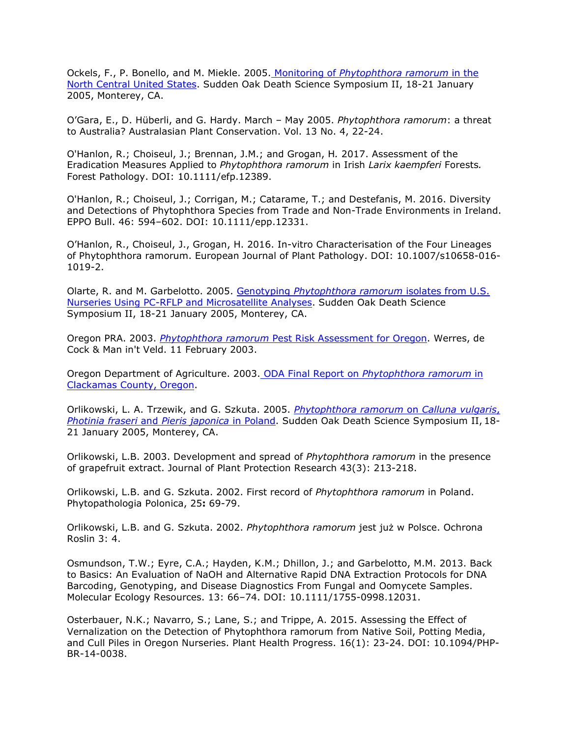Ockels, F., P. Bonello, and M. Miekle. 2005. Monitoring of *Phytophthora ramorum* in the North Central United States. Sudden Oak Death Science Symposium II, 18-21 January 2005, Monterey, CA.

O'Gara, E., D. Hüberli, and G. Hardy. March – May 2005. *Phytophthora ramorum*: a threat to Australia? Australasian Plant Conservation. Vol. 13 No. 4, 22-24.

O'Hanlon, R.; Choiseul, J.; Brennan, J.M.; and Grogan, H. 2017. Assessment of the Eradication Measures Applied to *Phytophthora ramorum* in Irish *Larix kaempferi* Forests. Forest Pathology. DOI: 10.1111/efp.12389.

O'Hanlon, R.; Choiseul, J.; Corrigan, M.; Catarame, T.; and Destefanis, M. 2016. Diversity and Detections of Phytophthora Species from Trade and Non-Trade Environments in Ireland. EPPO Bull. 46: 594–602. DOI: 10.1111/epp.12331.

O'Hanlon, R., Choiseul, J., Grogan, H. 2016. In-vitro Characterisation of the Four Lineages of Phytophthora ramorum. European Journal of Plant Pathology. DOI: 10.1007/s10658-016-1019-2.

Olarte, R. and M. Garbelotto. 2005. Genotyping *Phytophthora ramorum* isolates from U.S. Nurseries Using PC-RFLP and Microsatellite Analyses. Sudden Oak Death Science Symposium II, 18-21 January 2005, Monterey, CA.

Oregon PRA. 2003. *Phytophthora ramorum* Pest Risk Assessment for Oregon. Werres, de Cock & Man in't Veld. 11 February 2003.

Oregon Department of Agriculture. 2003. ODA Final Report on *Phytophthora ramorum* in Clackamas County, Oregon.

Orlikowski, L. A. Trzewik, and G. Szkuta. 2005. *Phytophthora ramorum* on *Calluna vulgaris, Photinia fraseri* and *Pieris japonica* in Poland. Sudden Oak Death Science Symposium II, 18-21 January 2005, Monterey, CA.

Orlikowski, L.B. 2003. Development and spread of *Phytophthora ramorum* in the presence of grapefruit extract. Journal of Plant Protection Research 43(3): 213-218.

Orlikowski, L.B. and G. Szkuta. 2002. First record of *Phytophthora ramorum* in Poland. Phytopathologia Polonica, 25**:** 69-79.

Orlikowski, L.B. and G. Szkuta. 2002. *Phytophthora ramorum* jest już w Polsce. Ochrona Roslin 3: 4.

Osmundson, T.W.; Eyre, C.A.; Hayden, K.M.; Dhillon, J.; and Garbelotto, M.M. 2013. Back to Basics: An Evaluation of NaOH and Alternative Rapid DNA Extraction Protocols for DNA Barcoding, Genotyping, and Disease Diagnostics From Fungal and Oomycete Samples. Molecular Ecology Resources. 13: 66–74. DOI: 10.1111/1755-0998.12031.

Osterbauer, N.K.; Navarro, S.; Lane, S.; and Trippe, A. 2015. Assessing the Effect of Vernalization on the Detection of Phytophthora ramorum from Native Soil, Potting Media, and Cull Piles in Oregon Nurseries. Plant Health Progress. 16(1): 23-24. DOI: 10.1094/PHP-BR-14-0038.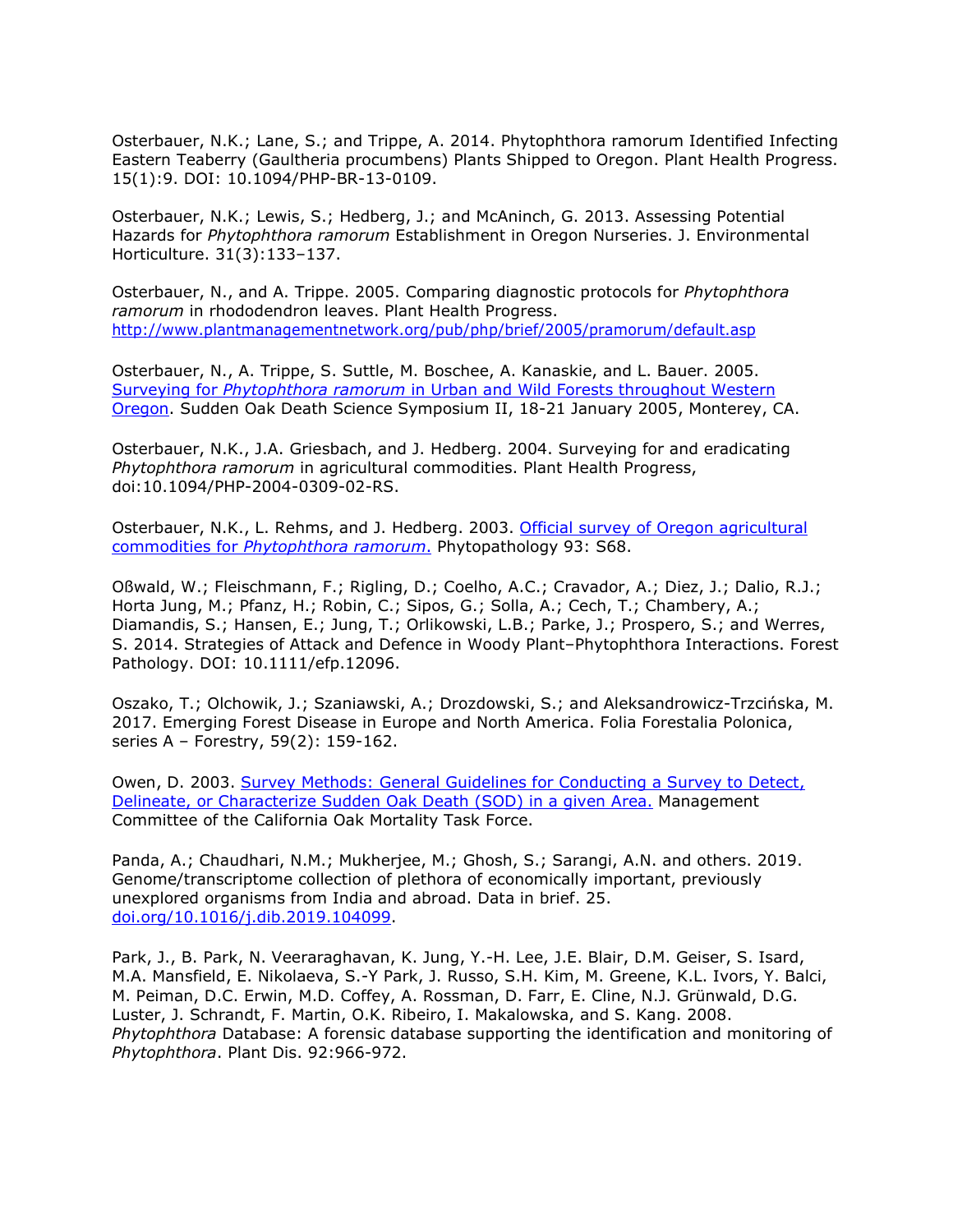Osterbauer, N.K.; Lane, S.; and Trippe, A. 2014. Phytophthora ramorum Identified Infecting Eastern Teaberry (Gaultheria procumbens) Plants Shipped to Oregon. Plant Health Progress. 15(1):9. DOI: 10.1094/PHP-BR-13-0109.

Osterbauer, N.K.; Lewis, S.; Hedberg, J.; and McAninch, G. 2013. Assessing Potential Hazards for *Phytophthora ramorum* Establishment in Oregon Nurseries. J. Environmental Horticulture. 31(3):133–137.

Osterbauer, N., and A. Trippe. 2005. Comparing diagnostic protocols for *Phytophthora ramorum* in rhododendron leaves. Plant Health Progress. http://www.plantmanagementnetwork.org/pub/php/brief/2005/pramorum/default.asp

Osterbauer, N., A. Trippe, S. Suttle, M. Boschee, A. Kanaskie, and L. Bauer. 2005. Surveying for *Phytophthora ramorum* in Urban and Wild Forests throughout Western Oregon. Sudden Oak Death Science Symposium II, 18-21 January 2005, Monterey, CA.

Osterbauer, N.K., J.A. Griesbach, and J. Hedberg. 2004. Surveying for and eradicating *Phytophthora ramorum* in agricultural commodities. Plant Health Progress, doi:10.1094/PHP-2004-0309-02-RS.

Osterbauer, N.K., L. Rehms, and J. Hedberg. 2003. Official survey of Oregon agricultural commodities for *Phytophthora ramorum*. Phytopathology 93: S68.

Oßwald, W.; Fleischmann, F.; Rigling, D.; Coelho, A.C.; Cravador, A.; Diez, J.; Dalio, R.J.; Horta Jung, M.; Pfanz, H.; Robin, C.; Sipos, G.; Solla, A.; Cech, T.; Chambery, A.; Diamandis, S.; Hansen, E.; Jung, T.; Orlikowski, L.B.; Parke, J.; Prospero, S.; and Werres, S. 2014. Strategies of Attack and Defence in Woody Plant–Phytophthora Interactions. Forest Pathology. DOI: 10.1111/efp.12096.

Oszako, T.; Olchowik, J.; Szaniawski, A.; Drozdowski, S.; and Aleksandrowicz-Trzcińska, M. 2017. Emerging Forest Disease in Europe and North America. Folia Forestalia Polonica, series A – Forestry, 59(2): 159-162.

Owen, D. 2003. Survey Methods: General Guidelines for Conducting a Survey to Detect, Delineate, or Characterize Sudden Oak Death (SOD) in a given Area. Management Committee of the California Oak Mortality Task Force.

Panda, A.; Chaudhari, N.M.; Mukherjee, M.; Ghosh, S.; Sarangi, A.N. and others. 2019. Genome/transcriptome collection of plethora of economically important, previously unexplored organisms from India and abroad. Data in brief. 25. doi.org/10.1016/j.dib.2019.104099.

Park, J., B. Park, N. Veeraraghavan, K. Jung, Y.-H. Lee, J.E. Blair, D.M. Geiser, S. Isard, M.A. Mansfield, E. Nikolaeva, S.-Y Park, J. Russo, S.H. Kim, M. Greene, K.L. Ivors, Y. Balci, M. Peiman, D.C. Erwin, M.D. Coffey, A. Rossman, D. Farr, E. Cline, N.J. Grünwald, D.G. Luster, J. Schrandt, F. Martin, O.K. Ribeiro, I. Makalowska, and S. Kang. 2008. *Phytophthora* Database: A forensic database supporting the identification and monitoring of *Phytophthora*. Plant Dis. 92:966-972.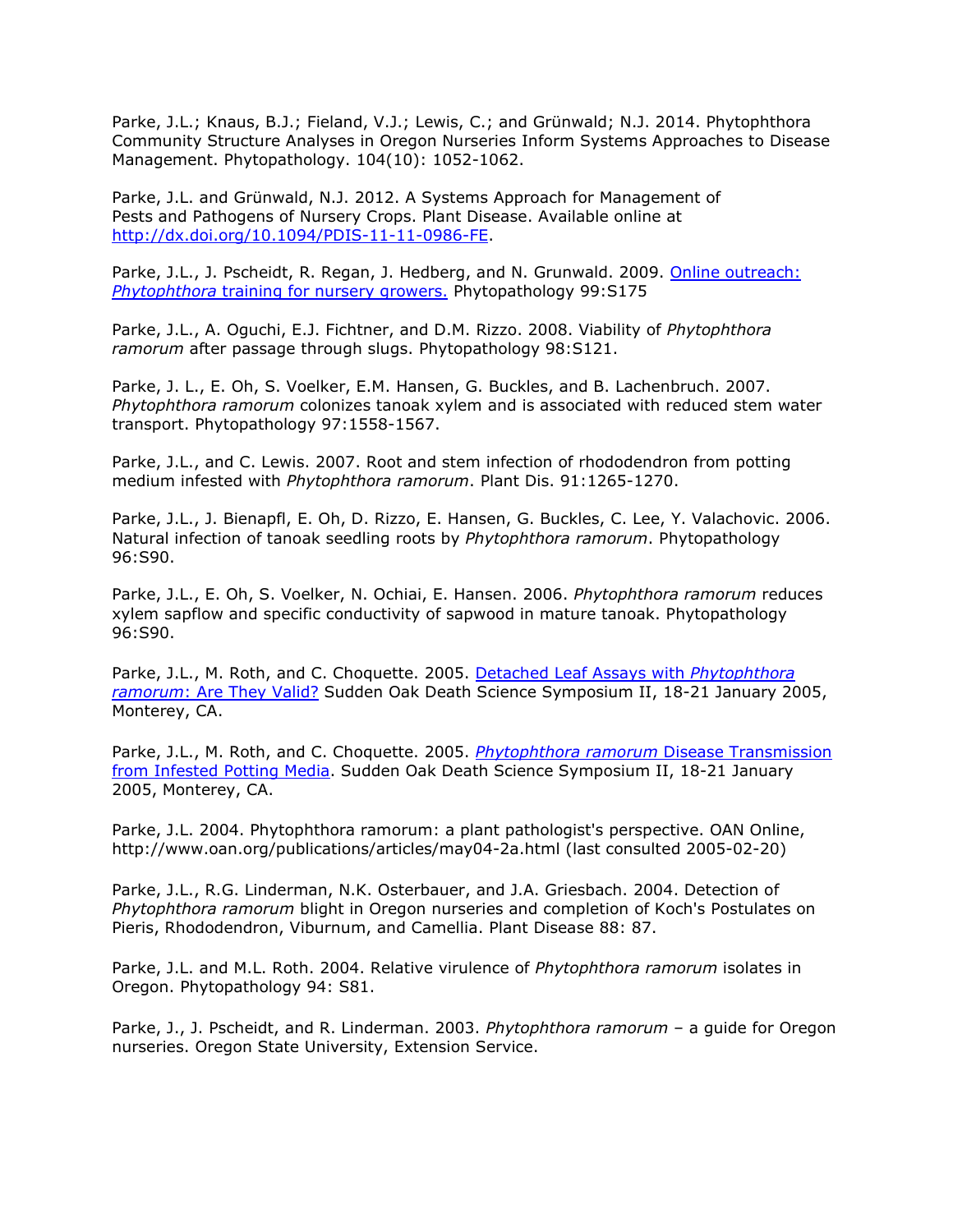Parke, J.L.; Knaus, B.J.; Fieland, V.J.; Lewis, C.; and Grünwald; N.J. 2014. Phytophthora Community Structure Analyses in Oregon Nurseries Inform Systems Approaches to Disease Management. Phytopathology. 104(10): 1052-1062.

Parke, J.L. and Grünwald, N.J. 2012. A Systems Approach for Management of Pests and Pathogens of Nursery Crops. Plant Disease. Available online at [http://dx.doi.org/10.1094/PDIS-11-11-0986-FE](http://dx.doi.org/10.1094/PDIS-11-11-0986-FE).

Parke, J.L., J. Pscheidt, R. Regan, J. Hedberg, and N. Grunwald. 2009. [Online outreach: *Phytophthora* training for nursery growers.](#) Phytopathology 99:S175

Parke, J.L., A. Oguchi, E.J. Fichtner, and D.M. Rizzo. 2008. Viability of *Phytophthora ramorum* after passage through slugs. Phytopathology 98:S121.

Parke, J. L., E. Oh, S. Voelker, E.M. Hansen, G. Buckles, and B. Lachenbruch. 2007. *Phytophthora ramorum* colonizes tanoak xylem and is associated with reduced stem water transport. Phytopathology 97:1558-1567.

Parke, J.L., and C. Lewis. 2007. Root and stem infection of rhododendron from potting medium infested with *Phytophthora ramorum*. Plant Dis. 91:1265-1270.

Parke, J.L., J. Bienapfl, E. Oh, D. Rizzo, E. Hansen, G. Buckles, C. Lee, Y. Valachovic. 2006. Natural infection of tanoak seedling roots by *Phytophthora ramorum*. Phytopathology 96:S90.

Parke, J.L., E. Oh, S. Voelker, N. Ochiai, E. Hansen. 2006. *Phytophthora ramorum* reduces xylem sapflow and specific conductivity of sapwood in mature tanoak. Phytopathology 96:S90.

Parke, J.L., M. Roth, and C. Choquette. 2005. [Detached Leaf Assays with *Phytophthora ramorum*: Are They Valid?](#) Sudden Oak Death Science Symposium II, 18-21 January 2005, Monterey, CA.

Parke, J.L., M. Roth, and C. Choquette. 2005. [*Phytophthora ramorum* Disease Transmission from Infested Potting Media](#). Sudden Oak Death Science Symposium II, 18-21 January 2005, Monterey, CA.

Parke, J.L. 2004. Phytophthora ramorum: a plant pathologist's perspective. OAN Online, http://www.oan.org/publications/articles/may04-2a.html (last consulted 2005-02-20)

Parke, J.L., R.G. Linderman, N.K. Osterbauer, and J.A. Griesbach. 2004. Detection of *Phytophthora ramorum* blight in Oregon nurseries and completion of Koch's Postulates on Pieris, Rhododendron, Viburnum, and Camellia. Plant Disease 88: 87.

Parke, J.L. and M.L. Roth. 2004. Relative virulence of *Phytophthora ramorum* isolates in Oregon. Phytopathology 94: S81.

Parke, J., J. Pscheidt, and R. Linderman. 2003. *Phytophthora ramorum* – a guide for Oregon nurseries. Oregon State University, Extension Service.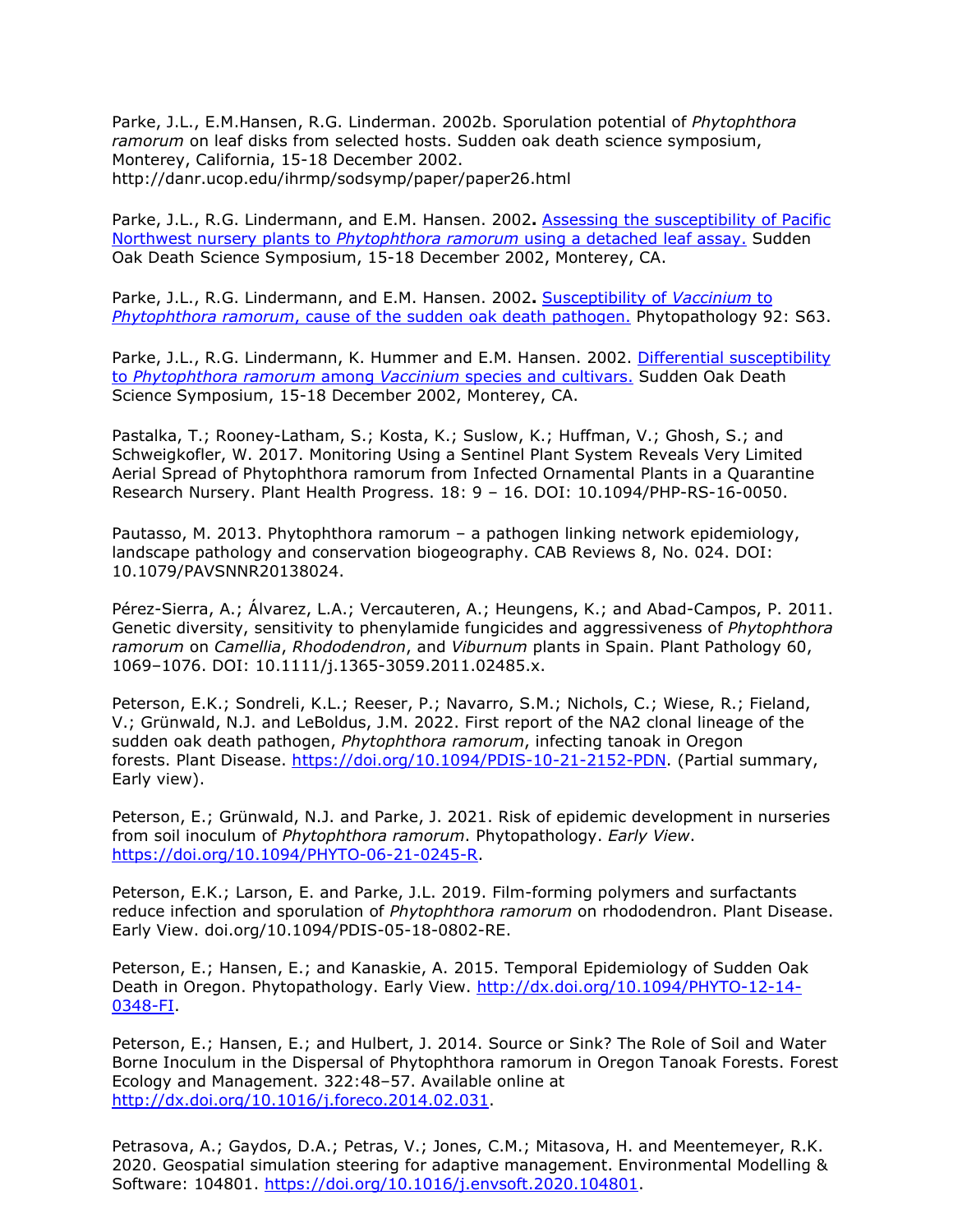Parke, J.L., E.M.Hansen, R.G. Linderman. 2002b. Sporulation potential of *Phytophthora ramorum* on leaf disks from selected hosts. Sudden oak death science symposium, Monterey, California, 15-18 December 2002. http://danr.ucop.edu/ihrmp/sodsymp/paper/paper26.html

Parke, J.L., R.G. Lindermann, and E.M. Hansen. 2002**.** Assessing the susceptibility of Pacific Northwest nursery plants to *Phytophthora ramorum* using a detached leaf assay. Sudden Oak Death Science Symposium, 15-18 December 2002, Monterey, CA.

Parke, J.L., R.G. Lindermann, and E.M. Hansen. 2002**.** Susceptibility of *Vaccinium* to *Phytophthora ramorum*, cause of the sudden oak death pathogen. Phytopathology 92: S63.

Parke, J.L., R.G. Lindermann, K. Hummer and E.M. Hansen. 2002. Differential susceptibility to *Phytophthora ramorum* among *Vaccinium* species and cultivars. Sudden Oak Death Science Symposium, 15-18 December 2002, Monterey, CA.

Pastalka, T.; Rooney-Latham, S.; Kosta, K.; Suslow, K.; Huffman, V.; Ghosh, S.; and Schweigkofler, W. 2017. Monitoring Using a Sentinel Plant System Reveals Very Limited Aerial Spread of Phytophthora ramorum from Infected Ornamental Plants in a Quarantine Research Nursery. Plant Health Progress. 18: 9 – 16. DOI: 10.1094/PHP-RS-16-0050.

Pautasso, M. 2013. Phytophthora ramorum – a pathogen linking network epidemiology, landscape pathology and conservation biogeography. CAB Reviews 8, No. 024. DOI: 10.1079/PAVSNNR20138024.

Pérez-Sierra, A.; Álvarez, L.A.; Vercauteren, A.; Heungens, K.; and Abad-Campos, P. 2011. Genetic diversity, sensitivity to phenylamide fungicides and aggressiveness of *Phytophthora ramorum* on *Camellia*, *Rhododendron*, and *Viburnum* plants in Spain. Plant Pathology 60, 1069–1076. DOI: 10.1111/j.1365-3059.2011.02485.x.

Peterson, E.K.; Sondreli, K.L.; Reeser, P.; Navarro, S.M.; Nichols, C.; Wiese, R.; Fieland, V.; Grünwald, N.J. and LeBoldus, J.M. 2022. First report of the NA2 clonal lineage of the sudden oak death pathogen, *Phytophthora ramorum*, infecting tanoak in Oregon forests. Plant Disease. https://doi.org/10.1094/PDIS-10-21-2152-PDN. (Partial summary, Early view).

Peterson, E.; Grünwald, N.J. and Parke, J. 2021. Risk of epidemic development in nurseries from soil inoculum of *Phytophthora ramorum*. Phytopathology. *Early View*. https://doi.org/10.1094/PHYTO-06-21-0245-R.

Peterson, E.K.; Larson, E. and Parke, J.L. 2019. Film-forming polymers and surfactants reduce infection and sporulation of *Phytophthora ramorum* on rhododendron. Plant Disease. Early View. doi.org/10.1094/PDIS-05-18-0802-RE.

Peterson, E.; Hansen, E.; and Kanaskie, A. 2015. Temporal Epidemiology of Sudden Oak Death in Oregon. Phytopathology. Early View. http://dx.doi.org/10.1094/PHYTO-12-14-0348-FI.

Peterson, E.; Hansen, E.; and Hulbert, J. 2014. Source or Sink? The Role of Soil and Water Borne Inoculum in the Dispersal of Phytophthora ramorum in Oregon Tanoak Forests. Forest Ecology and Management. 322:48–57. Available online at http://dx.doi.org/10.1016/j.foreco.2014.02.031.

Petrasova, A.; Gaydos, D.A.; Petras, V.; Jones, C.M.; Mitasova, H. and Meentemeyer, R.K. 2020. Geospatial simulation steering for adaptive management. Environmental Modelling & Software: 104801. https://doi.org/10.1016/j.envsoft.2020.104801.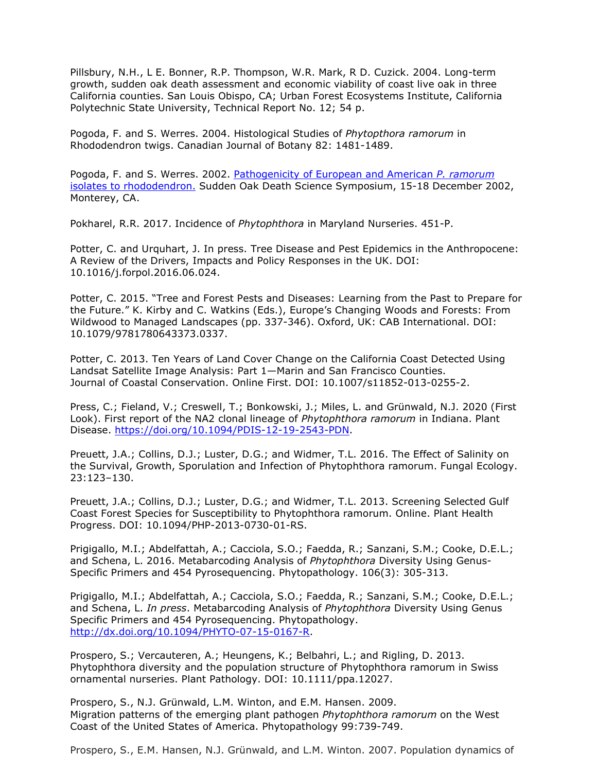Pillsbury, N.H., L E. Bonner, R.P. Thompson, W.R. Mark, R D. Cuzick. 2004. Long-term growth, sudden oak death assessment and economic viability of coast live oak in three California counties. San Louis Obispo, CA; Urban Forest Ecosystems Institute, California Polytechnic State University, Technical Report No. 12; 54 p.

Pogoda, F. and S. Werres. 2004. Histological Studies of *Phytopthora ramorum* in Rhododendron twigs. Canadian Journal of Botany 82: 1481-1489.

Pogoda, F. and S. Werres. 2002. Pathogenicity of European and American *P. ramorum* isolates to rhododendron. Sudden Oak Death Science Symposium, 15-18 December 2002, Monterey, CA.

Pokharel, R.R. 2017. Incidence of *Phytophthora* in Maryland Nurseries. 451-P.

Potter, C. and Urquhart, J. In press. Tree Disease and Pest Epidemics in the Anthropocene: A Review of the Drivers, Impacts and Policy Responses in the UK. DOI: 10.1016/j.forpol.2016.06.024.

Potter, C. 2015. "Tree and Forest Pests and Diseases: Learning from the Past to Prepare for the Future." K. Kirby and C. Watkins (Eds.), Europe's Changing Woods and Forests: From Wildwood to Managed Landscapes (pp. 337-346). Oxford, UK: CAB International. DOI: 10.1079/9781780643373.0337.

Potter, C. 2013. Ten Years of Land Cover Change on the California Coast Detected Using Landsat Satellite Image Analysis: Part 1—Marin and San Francisco Counties. Journal of Coastal Conservation. Online First. DOI: 10.1007/s11852-013-0255-2.

Press, C.; Fieland, V.; Creswell, T.; Bonkowski, J.; Miles, L. and Grünwald, N.J. 2020 (First Look). First report of the NA2 clonal lineage of *Phytophthora ramorum* in Indiana. Plant Disease. https://doi.org/10.1094/PDIS-12-19-2543-PDN.

Preuett, J.A.; Collins, D.J.; Luster, D.G.; and Widmer, T.L. 2016. The Effect of Salinity on the Survival, Growth, Sporulation and Infection of Phytophthora ramorum. Fungal Ecology. 23:123–130.

Preuett, J.A.; Collins, D.J.; Luster, D.G.; and Widmer, T.L. 2013. Screening Selected Gulf Coast Forest Species for Susceptibility to Phytophthora ramorum. Online. Plant Health Progress. DOI: 10.1094/PHP-2013-0730-01-RS.

Prigigallo, M.I.; Abdelfattah, A.; Cacciola, S.O.; Faedda, R.; Sanzani, S.M.; Cooke, D.E.L.; and Schena, L. 2016. Metabarcoding Analysis of *Phytophthora* Diversity Using Genus-Specific Primers and 454 Pyrosequencing. Phytopathology. 106(3): 305-313.

Prigigallo, M.I.; Abdelfattah, A.; Cacciola, S.O.; Faedda, R.; Sanzani, S.M.; Cooke, D.E.L.; and Schena, L. *In press*. Metabarcoding Analysis of *Phytophthora* Diversity Using Genus Specific Primers and 454 Pyrosequencing. Phytopathology. http://dx.doi.org/10.1094/PHYTO-07-15-0167-R.

Prospero, S.; Vercauteren, A.; Heungens, K.; Belbahri, L.; and Rigling, D. 2013. Phytophthora diversity and the population structure of Phytophthora ramorum in Swiss ornamental nurseries. Plant Pathology. DOI: 10.1111/ppa.12027.

Prospero, S., N.J. Grünwald, L.M. Winton, and E.M. Hansen. 2009. Migration patterns of the emerging plant pathogen *Phytophthora ramorum* on the West Coast of the United States of America. Phytopathology 99:739-749.

Prospero, S., E.M. Hansen, N.J. Grünwald, and L.M. Winton. 2007. Population dynamics of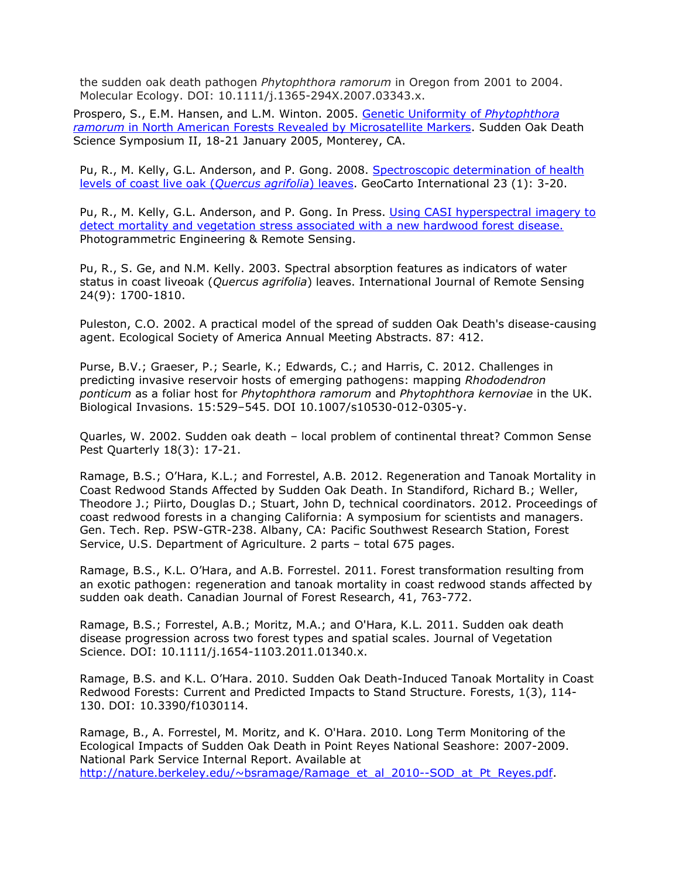the sudden oak death pathogen *Phytophthora ramorum* in Oregon from 2001 to 2004. Molecular Ecology. DOI: 10.1111/j.1365-294X.2007.03343.x.

Prospero, S., E.M. Hansen, and L.M. Winton. 2005. Genetic Uniformity of *Phytophthora ramorum* in North American Forests Revealed by Microsatellite Markers. Sudden Oak Death Science Symposium II, 18-21 January 2005, Monterey, CA.

Pu, R., M. Kelly, G.L. Anderson, and P. Gong. 2008. Spectroscopic determination of health levels of coast live oak (*Quercus agrifolia*) leaves. GeoCarto International 23 (1): 3-20.

Pu, R., M. Kelly, G.L. Anderson, and P. Gong. In Press. Using CASI hyperspectral imagery to detect mortality and vegetation stress associated with a new hardwood forest disease. Photogrammetric Engineering & Remote Sensing.

Pu, R., S. Ge, and N.M. Kelly. 2003. Spectral absorption features as indicators of water status in coast liveoak (*Quercus agrifolia*) leaves. International Journal of Remote Sensing 24(9): 1700-1810.

Puleston, C.O. 2002. A practical model of the spread of sudden Oak Death's disease-causing agent. Ecological Society of America Annual Meeting Abstracts. 87: 412.

Purse, B.V.; Graeser, P.; Searle, K.; Edwards, C.; and Harris, C. 2012. Challenges in predicting invasive reservoir hosts of emerging pathogens: mapping *Rhododendron ponticum* as a foliar host for *Phytophthora ramorum* and *Phytophthora kernoviae* in the UK. Biological Invasions. 15:529–545. DOI 10.1007/s10530-012-0305-y.

Quarles, W. 2002. Sudden oak death – local problem of continental threat? Common Sense Pest Quarterly 18(3): 17-21.

Ramage, B.S.; O'Hara, K.L.; and Forrestel, A.B. 2012. Regeneration and Tanoak Mortality in Coast Redwood Stands Affected by Sudden Oak Death. In Standiford, Richard B.; Weller, Theodore J.; Piirto, Douglas D.; Stuart, John D, technical coordinators. 2012. Proceedings of coast redwood forests in a changing California: A symposium for scientists and managers. Gen. Tech. Rep. PSW-GTR-238. Albany, CA: Pacific Southwest Research Station, Forest Service, U.S. Department of Agriculture. 2 parts – total 675 pages.

Ramage, B.S., K.L. O'Hara, and A.B. Forrestel. 2011. Forest transformation resulting from an exotic pathogen: regeneration and tanoak mortality in coast redwood stands affected by sudden oak death. Canadian Journal of Forest Research, 41, 763-772.

Ramage, B.S.; Forrestel, A.B.; Moritz, M.A.; and O'Hara, K.L. 2011. Sudden oak death disease progression across two forest types and spatial scales. Journal of Vegetation Science. DOI: 10.1111/j.1654-1103.2011.01340.x.

Ramage, B.S. and K.L. O'Hara. 2010. Sudden Oak Death-Induced Tanoak Mortality in Coast Redwood Forests: Current and Predicted Impacts to Stand Structure. Forests, 1(3), 114-130. DOI: 10.3390/f1030114.

Ramage, B., A. Forrestel, M. Moritz, and K. O'Hara. 2010. Long Term Monitoring of the Ecological Impacts of Sudden Oak Death in Point Reyes National Seashore: 2007-2009. National Park Service Internal Report. Available at http://nature.berkeley.edu/~bsramage/Ramage_et_al_2010--SOD_at_Pt_Reyes.pdf.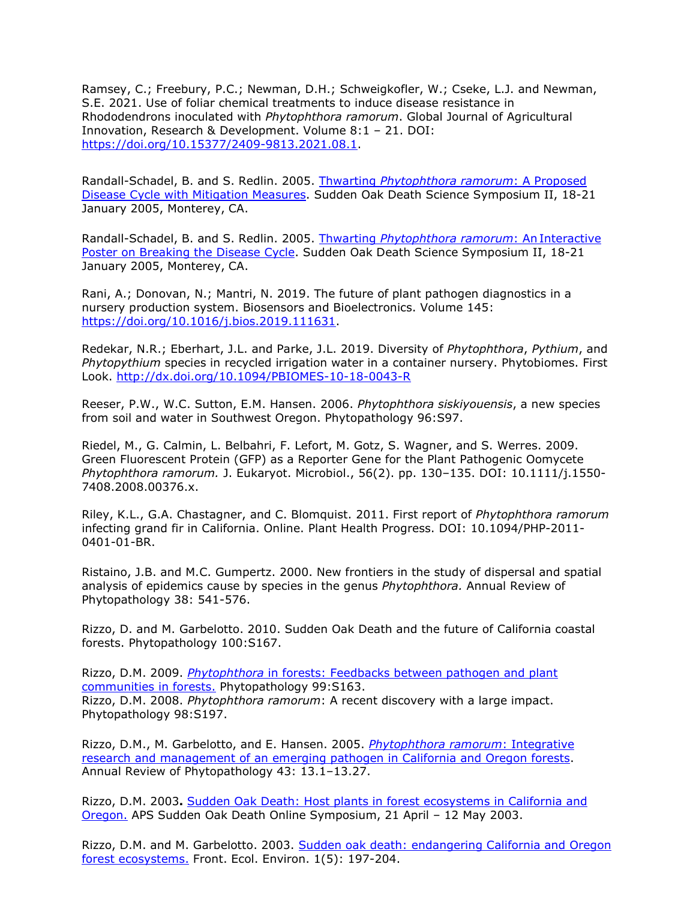Ramsey, C.; Freebury, P.C.; Newman, D.H.; Schweigkofler, W.; Cseke, L.J. and Newman, S.E. 2021. Use of foliar chemical treatments to induce disease resistance in Rhododendrons inoculated with *Phytophthora ramorum*. Global Journal of Agricultural Innovation, Research & Development. Volume 8:1 – 21. DOI: https://doi.org/10.15377/2409-9813.2021.08.1.

Randall-Schadel, B. and S. Redlin. 2005. Thwarting *Phytophthora ramorum*: A Proposed Disease Cycle with Mitigation Measures. Sudden Oak Death Science Symposium II, 18-21 January 2005, Monterey, CA.

Randall-Schadel, B. and S. Redlin. 2005. Thwarting *Phytophthora ramorum*: An Interactive Poster on Breaking the Disease Cycle. Sudden Oak Death Science Symposium II, 18-21 January 2005, Monterey, CA.

Rani, A.; Donovan, N.; Mantri, N. 2019. The future of plant pathogen diagnostics in a nursery production system. Biosensors and Bioelectronics. Volume 145: https://doi.org/10.1016/j.bios.2019.111631.

Redekar, N.R.; Eberhart, J.L. and Parke, J.L. 2019. Diversity of *Phytophthora*, *Pythium*, and *Phytopythium* species in recycled irrigation water in a container nursery. Phytobiomes. First Look. http://dx.doi.org/10.1094/PBIOMES-10-18-0043-R

Reeser, P.W., W.C. Sutton, E.M. Hansen. 2006. *Phytophthora siskiyouensis*, a new species from soil and water in Southwest Oregon. Phytopathology 96:S97.

Riedel, M., G. Calmin, L. Belbahri, F. Lefort, M. Gotz, S. Wagner, and S. Werres. 2009. Green Fluorescent Protein (GFP) as a Reporter Gene for the Plant Pathogenic Oomycete *Phytophthora ramorum.* J. Eukaryot. Microbiol., 56(2). pp. 130–135. DOI: 10.1111/j.1550-7408.2008.00376.x.

Riley, K.L., G.A. Chastagner, and C. Blomquist. 2011. First report of *Phytophthora ramorum* infecting grand fir in California. Online. Plant Health Progress. DOI: 10.1094/PHP-2011-0401-01-BR.

Ristaino, J.B. and M.C. Gumpertz. 2000. New frontiers in the study of dispersal and spatial analysis of epidemics cause by species in the genus *Phytophthora.* Annual Review of Phytopathology 38: 541-576.

Rizzo, D. and M. Garbelotto. 2010. Sudden Oak Death and the future of California coastal forests. Phytopathology 100:S167.

Rizzo, D.M. 2009. *Phytophthora* in forests: Feedbacks between pathogen and plant communities in forests. Phytopathology 99:S163.
Rizzo, D.M. 2008. *Phytophthora ramorum*: A recent discovery with a large impact. Phytopathology 98:S197.

Rizzo, D.M., M. Garbelotto, and E. Hansen. 2005. *Phytophthora ramorum*: Integrative research and management of an emerging pathogen in California and Oregon forests. Annual Review of Phytopathology 43: 13.1–13.27.

Rizzo, D.M. 2003**.** Sudden Oak Death: Host plants in forest ecosystems in California and Oregon. APS Sudden Oak Death Online Symposium, 21 April – 12 May 2003.

Rizzo, D.M. and M. Garbelotto. 2003. Sudden oak death: endangering California and Oregon forest ecosystems. Front. Ecol. Environ. 1(5): 197-204.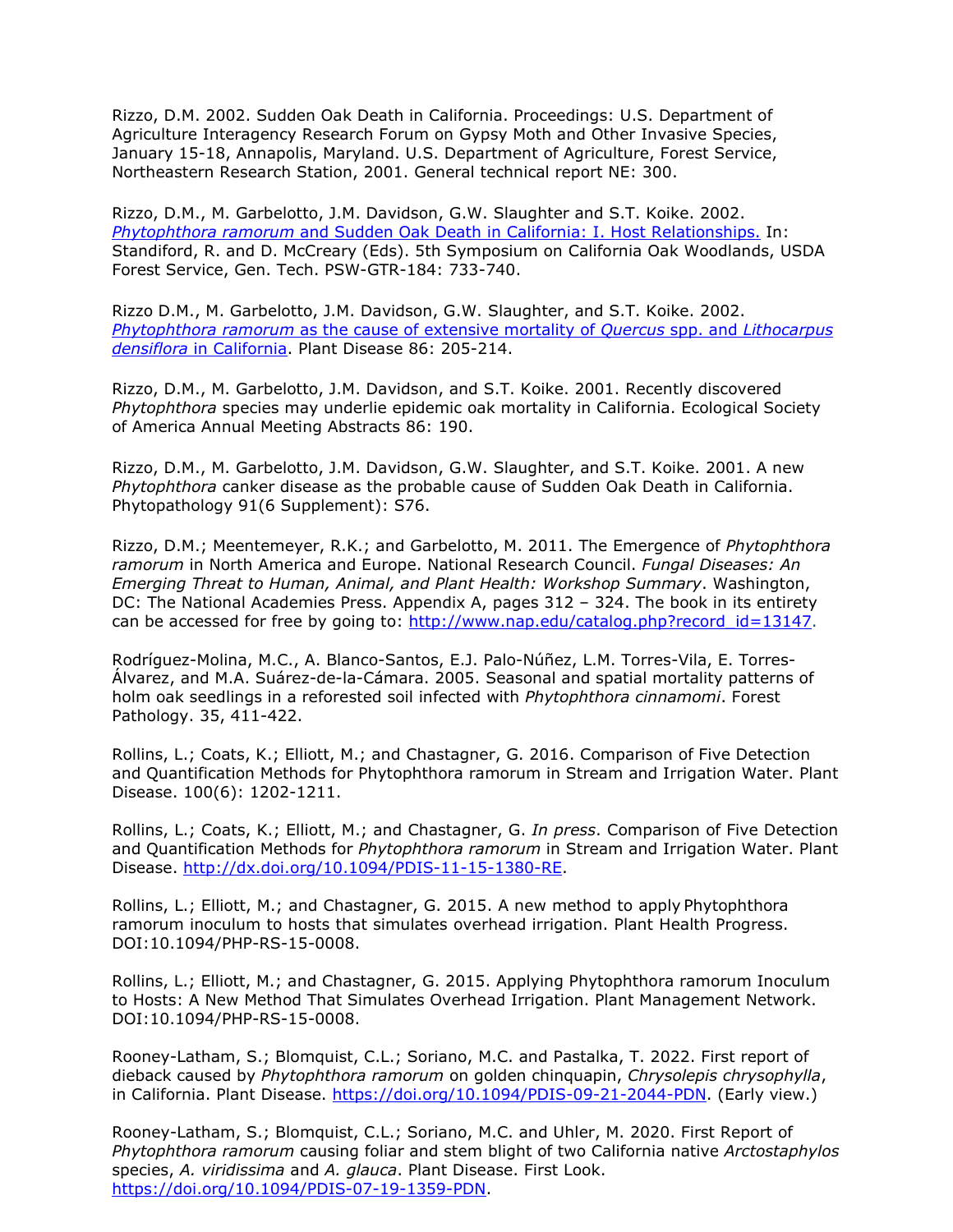Rizzo, D.M. 2002. Sudden Oak Death in California. Proceedings: U.S. Department of Agriculture Interagency Research Forum on Gypsy Moth and Other Invasive Species, January 15-18, Annapolis, Maryland. U.S. Department of Agriculture, Forest Service, Northeastern Research Station, 2001. General technical report NE: 300.

Rizzo, D.M., M. Garbelotto, J.M. Davidson, G.W. Slaughter and S.T. Koike. 2002. *Phytophthora ramorum* and Sudden Oak Death in California: I. Host Relationships. In: Standiford, R. and D. McCreary (Eds). 5th Symposium on California Oak Woodlands, USDA Forest Service, Gen. Tech. PSW-GTR-184: 733-740.

Rizzo D.M., M. Garbelotto, J.M. Davidson, G.W. Slaughter, and S.T. Koike. 2002. *Phytophthora ramorum* as the cause of extensive mortality of *Quercus* spp. and *Lithocarpus densiflora* in California. Plant Disease 86: 205-214.

Rizzo, D.M., M. Garbelotto, J.M. Davidson, and S.T. Koike. 2001. Recently discovered *Phytophthora* species may underlie epidemic oak mortality in California. Ecological Society of America Annual Meeting Abstracts 86: 190.

Rizzo, D.M., M. Garbelotto, J.M. Davidson, G.W. Slaughter, and S.T. Koike. 2001. A new *Phytophthora* canker disease as the probable cause of Sudden Oak Death in California. Phytopathology 91(6 Supplement): S76.

Rizzo, D.M.; Meentemeyer, R.K.; and Garbelotto, M. 2011. The Emergence of *Phytophthora ramorum* in North America and Europe. National Research Council. *Fungal Diseases: An Emerging Threat to Human, Animal, and Plant Health: Workshop Summary*. Washington, DC: The National Academies Press. Appendix A, pages 312 – 324. The book in its entirety can be accessed for free by going to: http://www.nap.edu/catalog.php?record_id=13147.

Rodríguez-Molina, M.C., A. Blanco-Santos, E.J. Palo-Núñez, L.M. Torres-Vila, E. Torres-Álvarez, and M.A. Suárez-de-la-Cámara. 2005. Seasonal and spatial mortality patterns of holm oak seedlings in a reforested soil infected with *Phytophthora cinnamomi*. Forest Pathology. 35, 411-422.

Rollins, L.; Coats, K.; Elliott, M.; and Chastagner, G. 2016. Comparison of Five Detection and Quantification Methods for Phytophthora ramorum in Stream and Irrigation Water. Plant Disease. 100(6): 1202-1211.

Rollins, L.; Coats, K.; Elliott, M.; and Chastagner, G. *In press*. Comparison of Five Detection and Quantification Methods for *Phytophthora ramorum* in Stream and Irrigation Water. Plant Disease. http://dx.doi.org/10.1094/PDIS-11-15-1380-RE.

Rollins, L.; Elliott, M.; and Chastagner, G. 2015. A new method to apply Phytophthora ramorum inoculum to hosts that simulates overhead irrigation. Plant Health Progress. DOI:10.1094/PHP-RS-15-0008.

Rollins, L.; Elliott, M.; and Chastagner, G. 2015. Applying Phytophthora ramorum Inoculum to Hosts: A New Method That Simulates Overhead Irrigation. Plant Management Network. DOI:10.1094/PHP-RS-15-0008.

Rooney-Latham, S.; Blomquist, C.L.; Soriano, M.C. and Pastalka, T. 2022. First report of dieback caused by *Phytophthora ramorum* on golden chinquapin, *Chrysolepis chrysophylla*, in California. Plant Disease. https://doi.org/10.1094/PDIS-09-21-2044-PDN. (Early view.)

Rooney-Latham, S.; Blomquist, C.L.; Soriano, M.C. and Uhler, M. 2020. First Report of *Phytophthora ramorum* causing foliar and stem blight of two California native *Arctostaphylos* species, *A. viridissima* and *A. glauca*. Plant Disease. First Look. https://doi.org/10.1094/PDIS-07-19-1359-PDN.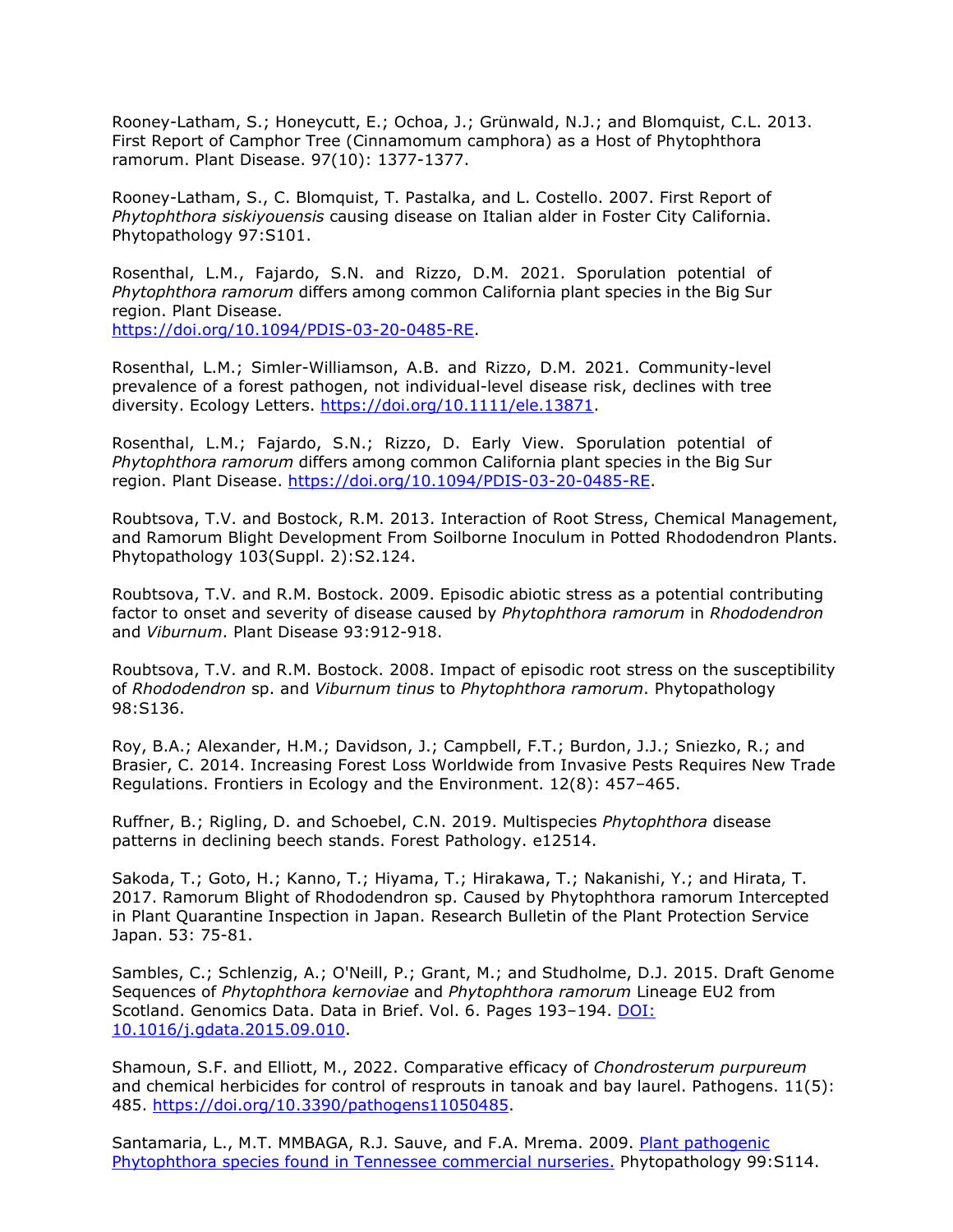Rooney-Latham, S.; Honeycutt, E.; Ochoa, J.; Grünwald, N.J.; and Blomquist, C.L. 2013. First Report of Camphor Tree (Cinnamomum camphora) as a Host of Phytophthora ramorum. Plant Disease. 97(10): 1377-1377.

Rooney-Latham, S., C. Blomquist, T. Pastalka, and L. Costello. 2007. First Report of *Phytophthora siskiyouensis* causing disease on Italian alder in Foster City California. Phytopathology 97:S101.

Rosenthal, L.M., Fajardo, S.N. and Rizzo, D.M. 2021. Sporulation potential of *Phytophthora ramorum* differs among common California plant species in the Big Sur region. Plant Disease. [https://doi.org/10.1094/PDIS-03-20-0485-RE](https://doi.org/10.1094/PDIS-03-20-0485-RE).

Rosenthal, L.M.; Simler-Williamson, A.B. and Rizzo, D.M. 2021. Community-level prevalence of a forest pathogen, not individual-level disease risk, declines with tree diversity. Ecology Letters. [https://doi.org/10.1111/ele.13871](https://doi.org/10.1111/ele.13871).

Rosenthal, L.M.; Fajardo, S.N.; Rizzo, D. Early View. Sporulation potential of *Phytophthora ramorum* differs among common California plant species in the Big Sur region. Plant Disease. [https://doi.org/10.1094/PDIS-03-20-0485-RE](https://doi.org/10.1094/PDIS-03-20-0485-RE).

Roubtsova, T.V. and Bostock, R.M. 2013. Interaction of Root Stress, Chemical Management, and Ramorum Blight Development From Soilborne Inoculum in Potted Rhododendron Plants. Phytopathology 103(Suppl. 2):S2.124.

Roubtsova, T.V. and R.M. Bostock. 2009. Episodic abiotic stress as a potential contributing factor to onset and severity of disease caused by *Phytophthora ramorum* in *Rhododendron* and *Viburnum*. Plant Disease 93:912-918.

Roubtsova, T.V. and R.M. Bostock. 2008. Impact of episodic root stress on the susceptibility of *Rhododendron* sp. and *Viburnum tinus* to *Phytophthora ramorum*. Phytopathology 98:S136.

Roy, B.A.; Alexander, H.M.; Davidson, J.; Campbell, F.T.; Burdon, J.J.; Sniezko, R.; and Brasier, C. 2014. Increasing Forest Loss Worldwide from Invasive Pests Requires New Trade Regulations. Frontiers in Ecology and the Environment. 12(8): 457–465.

Ruffner, B.; Rigling, D. and Schoebel, C.N. 2019. Multispecies *Phytophthora* disease patterns in declining beech stands. Forest Pathology. e12514.

Sakoda, T.; Goto, H.; Kanno, T.; Hiyama, T.; Hirakawa, T.; Nakanishi, Y.; and Hirata, T. 2017. Ramorum Blight of Rhododendron sp. Caused by Phytophthora ramorum Intercepted in Plant Quarantine Inspection in Japan. Research Bulletin of the Plant Protection Service Japan. 53: 75-81.

Sambles, C.; Schlenzig, A.; O'Neill, P.; Grant, M.; and Studholme, D.J. 2015. Draft Genome Sequences of *Phytophthora kernoviae* and *Phytophthora ramorum* Lineage EU2 from Scotland. Genomics Data. Data in Brief. Vol. 6. Pages 193–194. [DOI: 10.1016/j.gdata.2015.09.010](https://doi.org/10.1016/j.gdata.2015.09.010).

Shamoun, S.F. and Elliott, M., 2022. Comparative efficacy of *Chondrosterum purpureum* and chemical herbicides for control of resprouts in tanoak and bay laurel. Pathogens. 11(5): 485. [https://doi.org/10.3390/pathogens11050485](https://doi.org/10.3390/pathogens11050485).

Santamaria, L., M.T. MMBAGA, R.J. Sauve, and F.A. Mrema. 2009. [Plant pathogenic Phytophthora species found in Tennessee commercial nurseries.](#) Phytopathology 99:S114.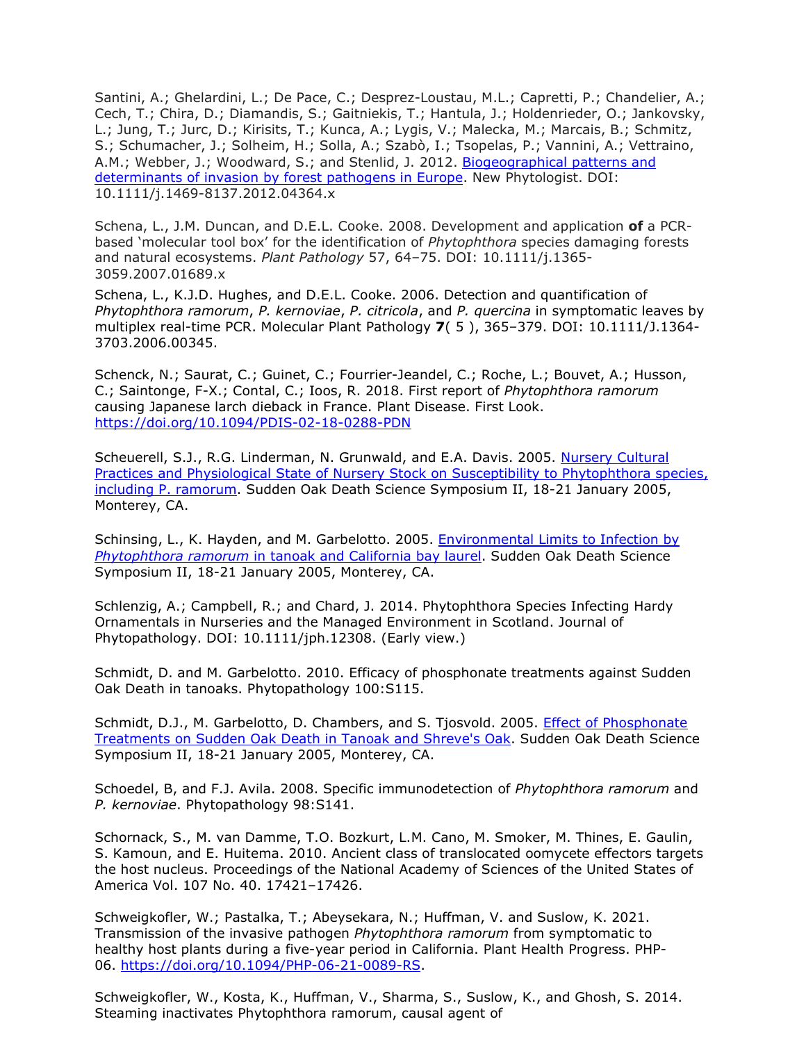Santini, A.; Ghelardini, L.; De Pace, C.; Desprez-Loustau, M.L.; Capretti, P.; Chandelier, A.; Cech, T.; Chira, D.; Diamandis, S.; Gaitniekis, T.; Hantula, J.; Holdenrieder, O.; Jankovsky, L.; Jung, T.; Jurc, D.; Kirisits, T.; Kunca, A.; Lygis, V.; Malecka, M.; Marcais, B.; Schmitz, S.; Schumacher, J.; Solheim, H.; Solla, A.; Szabò, I.; Tsopelas, P.; Vannini, A.; Vettraino, A.M.; Webber, J.; Woodward, S.; and Stenlid, J. 2012. Biogeographical patterns and determinants of invasion by forest pathogens in Europe. New Phytologist. DOI: 10.1111/j.1469-8137.2012.04364.x

Schena, L., J.M. Duncan, and D.E.L. Cooke. 2008. Development and application **of** a PCR-based 'molecular tool box' for the identification of *Phytophthora* species damaging forests and natural ecosystems. *Plant Pathology* 57, 64–75. DOI: 10.1111/j.1365-3059.2007.01689.x

Schena, L., K.J.D. Hughes, and D.E.L. Cooke. 2006. Detection and quantification of *Phytophthora ramorum*, *P. kernoviae*, *P. citricola*, and *P. quercina* in symptomatic leaves by multiplex real-time PCR. Molecular Plant Pathology **7**( 5 ), 365–379. DOI: 10.1111/J.1364-3703.2006.00345.

Schenck, N.; Saurat, C.; Guinet, C.; Fourrier-Jeandel, C.; Roche, L.; Bouvet, A.; Husson, C.; Saintonge, F-X.; Contal, C.; Ioos, R. 2018. First report of *Phytophthora ramorum* causing Japanese larch dieback in France. Plant Disease. First Look. https://doi.org/10.1094/PDIS-02-18-0288-PDN

Scheuerell, S.J., R.G. Linderman, N. Grunwald, and E.A. Davis. 2005. Nursery Cultural Practices and Physiological State of Nursery Stock on Susceptibility to Phytophthora species, including P. ramorum. Sudden Oak Death Science Symposium II, 18-21 January 2005, Monterey, CA.

Schinsing, L., K. Hayden, and M. Garbelotto. 2005. Environmental Limits to Infection by *Phytophthora ramorum* in tanoak and California bay laurel. Sudden Oak Death Science Symposium II, 18-21 January 2005, Monterey, CA.

Schlenzig, A.; Campbell, R.; and Chard, J. 2014. Phytophthora Species Infecting Hardy Ornamentals in Nurseries and the Managed Environment in Scotland. Journal of Phytopathology. DOI: 10.1111/jph.12308. (Early view.)

Schmidt, D. and M. Garbelotto. 2010. Efficacy of phosphonate treatments against Sudden Oak Death in tanoaks. Phytopathology 100:S115.

Schmidt, D.J., M. Garbelotto, D. Chambers, and S. Tjosvold. 2005. Effect of Phosphonate Treatments on Sudden Oak Death in Tanoak and Shreve's Oak. Sudden Oak Death Science Symposium II, 18-21 January 2005, Monterey, CA.

Schoedel, B, and F.J. Avila. 2008. Specific immunodetection of *Phytophthora ramorum* and *P. kernoviae*. Phytopathology 98:S141.

Schornack, S., M. van Damme, T.O. Bozkurt, L.M. Cano, M. Smoker, M. Thines, E. Gaulin, S. Kamoun, and E. Huitema. 2010. Ancient class of translocated oomycete effectors targets the host nucleus. Proceedings of the National Academy of Sciences of the United States of America Vol. 107 No. 40. 17421–17426.

Schweigkofler, W.; Pastalka, T.; Abeysekara, N.; Huffman, V. and Suslow, K. 2021. Transmission of the invasive pathogen *Phytophthora ramorum* from symptomatic to healthy host plants during a five-year period in California. Plant Health Progress. PHP-06. https://doi.org/10.1094/PHP-06-21-0089-RS.

Schweigkofler, W., Kosta, K., Huffman, V., Sharma, S., Suslow, K., and Ghosh, S. 2014. Steaming inactivates Phytophthora ramorum, causal agent of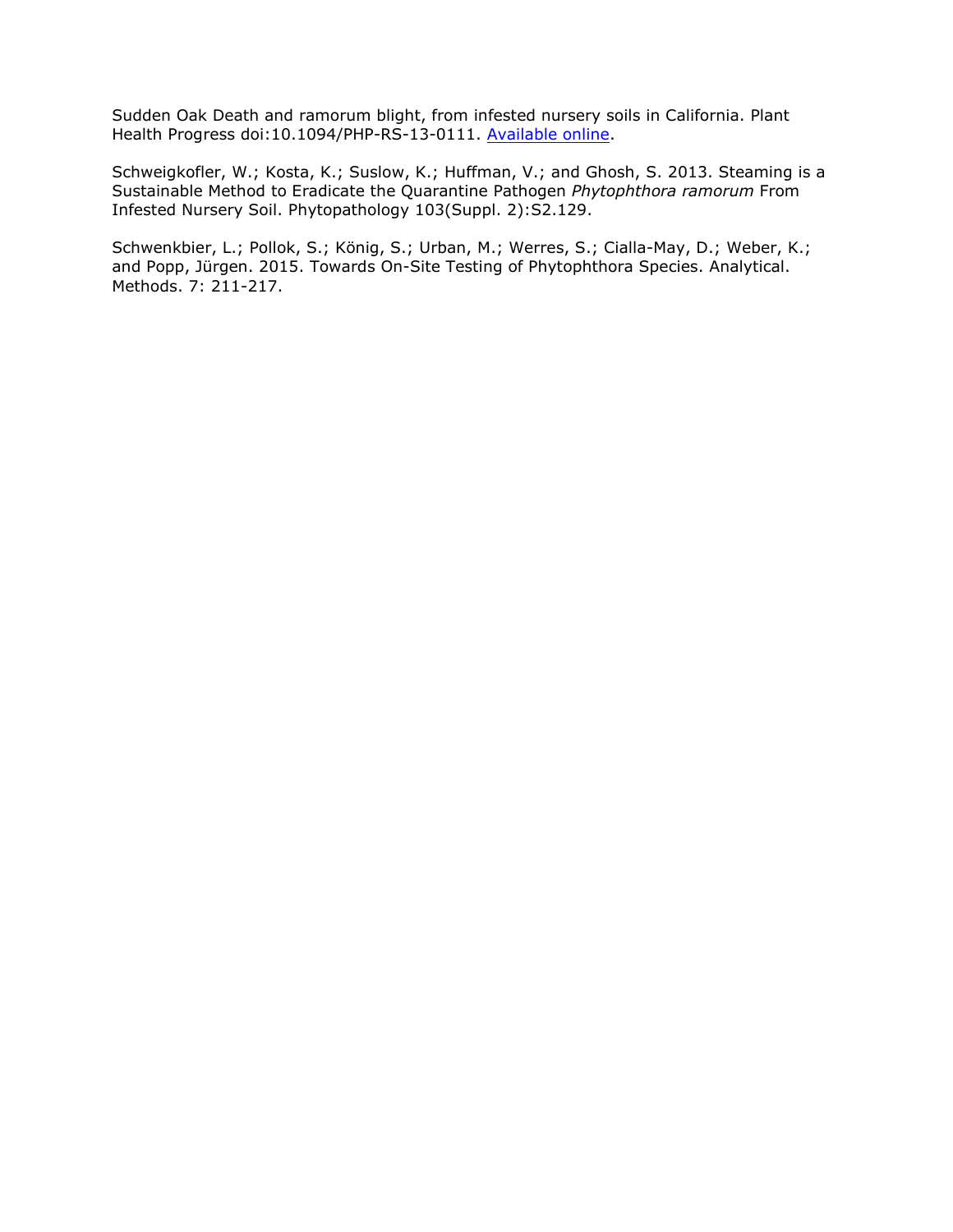Sudden Oak Death and ramorum blight, from infested nursery soils in California. Plant Health Progress doi:10.1094/PHP-RS-13-0111. Available online.

Schweigkofler, W.; Kosta, K.; Suslow, K.; Huffman, V.; and Ghosh, S. 2013. Steaming is a Sustainable Method to Eradicate the Quarantine Pathogen *Phytophthora ramorum* From Infested Nursery Soil. Phytopathology 103(Suppl. 2):S2.129.

Schwenkbier, L.; Pollok, S.; König, S.; Urban, M.; Werres, S.; Cialla-May, D.; Weber, K.; and Popp, Jürgen. 2015. Towards On-Site Testing of Phytophthora Species. Analytical. Methods. 7: 211-217.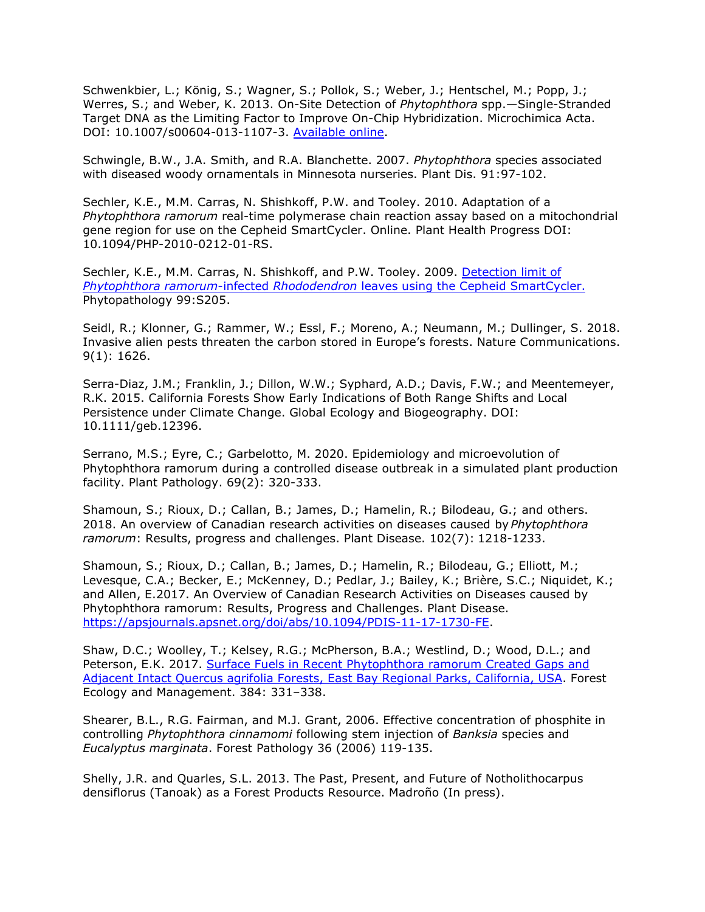Schwenkbier, L.; König, S.; Wagner, S.; Pollok, S.; Weber, J.; Hentschel, M.; Popp, J.; Werres, S.; and Weber, K. 2013. On-Site Detection of *Phytophthora* spp.—Single-Stranded Target DNA as the Limiting Factor to Improve On-Chip Hybridization. Microchimica Acta. DOI: 10.1007/s00604-013-1107-3. [Available online](Available online).

Schwingle, B.W., J.A. Smith, and R.A. Blanchette. 2007. *Phytophthora* species associated with diseased woody ornamentals in Minnesota nurseries. Plant Dis. 91:97-102.

Sechler, K.E., M.M. Carras, N. Shishkoff, P.W. and Tooley. 2010. Adaptation of a *Phytophthora ramorum* real-time polymerase chain reaction assay based on a mitochondrial gene region for use on the Cepheid SmartCycler. Online. Plant Health Progress DOI: 10.1094/PHP-2010-0212-01-RS.

Sechler, K.E., M.M. Carras, N. Shishkoff, and P.W. Tooley. 2009. [Detection limit of *Phytophthora ramorum*-infected *Rhododendron* leaves using the Cepheid SmartCycler.](Detection limit of Phytophthora ramorum-infected Rhododendron leaves using the Cepheid SmartCycler.) Phytopathology 99:S205.

Seidl, R.; Klonner, G.; Rammer, W.; Essl, F.; Moreno, A.; Neumann, M.; Dullinger, S. 2018. Invasive alien pests threaten the carbon stored in Europe's forests. Nature Communications. 9(1): 1626.

Serra-Diaz, J.M.; Franklin, J.; Dillon, W.W.; Syphard, A.D.; Davis, F.W.; and Meentemeyer, R.K. 2015. California Forests Show Early Indications of Both Range Shifts and Local Persistence under Climate Change. Global Ecology and Biogeography. DOI: 10.1111/geb.12396.

Serrano, M.S.; Eyre, C.; Garbelotto, M. 2020. Epidemiology and microevolution of Phytophthora ramorum during a controlled disease outbreak in a simulated plant production facility. Plant Pathology. 69(2): 320-333.

Shamoun, S.; Rioux, D.; Callan, B.; James, D.; Hamelin, R.; Bilodeau, G.; and others. 2018. An overview of Canadian research activities on diseases caused by *Phytophthora ramorum*: Results, progress and challenges. Plant Disease. 102(7): 1218-1233.

Shamoun, S.; Rioux, D.; Callan, B.; James, D.; Hamelin, R.; Bilodeau, G.; Elliott, M.; Levesque, C.A.; Becker, E.; McKenney, D.; Pedlar, J.; Bailey, K.; Brière, S.C.; Niquidet, K.; and Allen, E.2017. An Overview of Canadian Research Activities on Diseases caused by Phytophthora ramorum: Results, Progress and Challenges. Plant Disease. https://apsjournals.apsnet.org/doi/abs/10.1094/PDIS-11-17-1730-FE.

Shaw, D.C.; Woolley, T.; Kelsey, R.G.; McPherson, B.A.; Westlind, D.; Wood, D.L.; and Peterson, E.K. 2017. [Surface Fuels in Recent Phytophthora ramorum Created Gaps and Adjacent Intact Quercus agrifolia Forests, East Bay Regional Parks, California, USA](Surface Fuels in Recent Phytophthora ramorum Created Gaps and Adjacent Intact Quercus agrifolia Forests, East Bay Regional Parks, California, USA). Forest Ecology and Management. 384: 331–338.

Shearer, B.L., R.G. Fairman, and M.J. Grant, 2006. Effective concentration of phosphite in controlling *Phytophthora cinnamomi* following stem injection of *Banksia* species and *Eucalyptus marginata*. Forest Pathology 36 (2006) 119-135.

Shelly, J.R. and Quarles, S.L. 2013. The Past, Present, and Future of Notholithocarpus densiflorus (Tanoak) as a Forest Products Resource. Madroño (In press).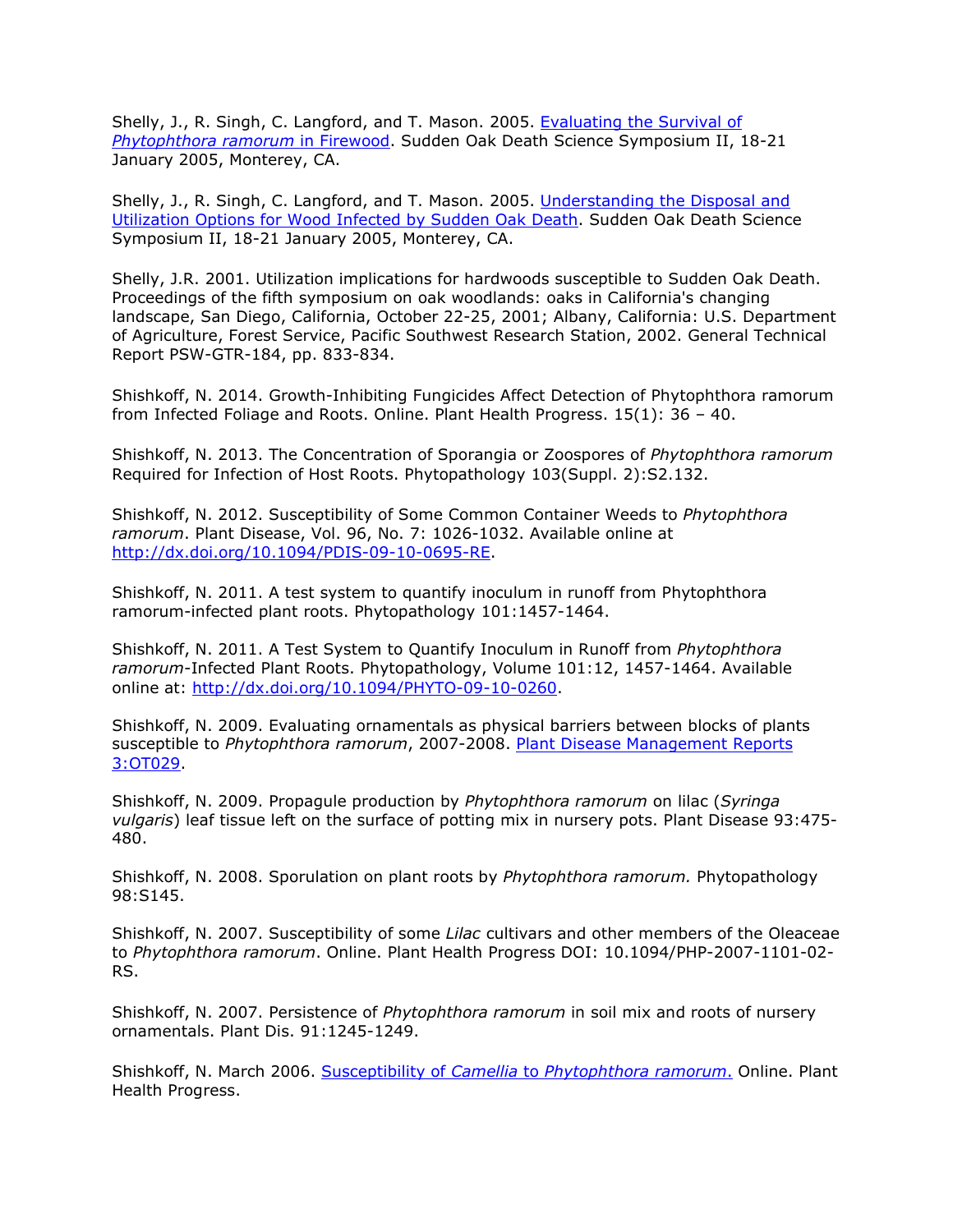Shelly, J., R. Singh, C. Langford, and T. Mason. 2005. Evaluating the Survival of *Phytophthora ramorum* in Firewood. Sudden Oak Death Science Symposium II, 18-21 January 2005, Monterey, CA.

Shelly, J., R. Singh, C. Langford, and T. Mason. 2005. Understanding the Disposal and Utilization Options for Wood Infected by Sudden Oak Death. Sudden Oak Death Science Symposium II, 18-21 January 2005, Monterey, CA.

Shelly, J.R. 2001. Utilization implications for hardwoods susceptible to Sudden Oak Death. Proceedings of the fifth symposium on oak woodlands: oaks in California's changing landscape, San Diego, California, October 22-25, 2001; Albany, California: U.S. Department of Agriculture, Forest Service, Pacific Southwest Research Station, 2002. General Technical Report PSW-GTR-184, pp. 833-834.

Shishkoff, N. 2014. Growth-Inhibiting Fungicides Affect Detection of Phytophthora ramorum from Infected Foliage and Roots. Online. Plant Health Progress. 15(1): 36 – 40.

Shishkoff, N. 2013. The Concentration of Sporangia or Zoospores of *Phytophthora ramorum* Required for Infection of Host Roots. Phytopathology 103(Suppl. 2):S2.132.

Shishkoff, N. 2012. Susceptibility of Some Common Container Weeds to *Phytophthora ramorum*. Plant Disease, Vol. 96, No. 7: 1026-1032. Available online at http://dx.doi.org/10.1094/PDIS-09-10-0695-RE.

Shishkoff, N. 2011. A test system to quantify inoculum in runoff from Phytophthora ramorum-infected plant roots. Phytopathology 101:1457-1464.

Shishkoff, N. 2011. A Test System to Quantify Inoculum in Runoff from *Phytophthora ramorum*-Infected Plant Roots. Phytopathology, Volume 101:12, 1457-1464. Available online at: http://dx.doi.org/10.1094/PHYTO-09-10-0260.

Shishkoff, N. 2009. Evaluating ornamentals as physical barriers between blocks of plants susceptible to *Phytophthora ramorum*, 2007-2008. Plant Disease Management Reports 3:OT029.

Shishkoff, N. 2009. Propagule production by *Phytophthora ramorum* on lilac (*Syringa vulgaris*) leaf tissue left on the surface of potting mix in nursery pots. Plant Disease 93:475-480.

Shishkoff, N. 2008. Sporulation on plant roots by *Phytophthora ramorum.* Phytopathology 98:S145.

Shishkoff, N. 2007. Susceptibility of some *Lilac* cultivars and other members of the Oleaceae to *Phytophthora ramorum*. Online. Plant Health Progress DOI: 10.1094/PHP-2007-1101-02-RS.

Shishkoff, N. 2007. Persistence of *Phytophthora ramorum* in soil mix and roots of nursery ornamentals. Plant Dis. 91:1245-1249.

Shishkoff, N. March 2006. Susceptibility of *Camellia* to *Phytophthora ramorum*. Online. Plant Health Progress.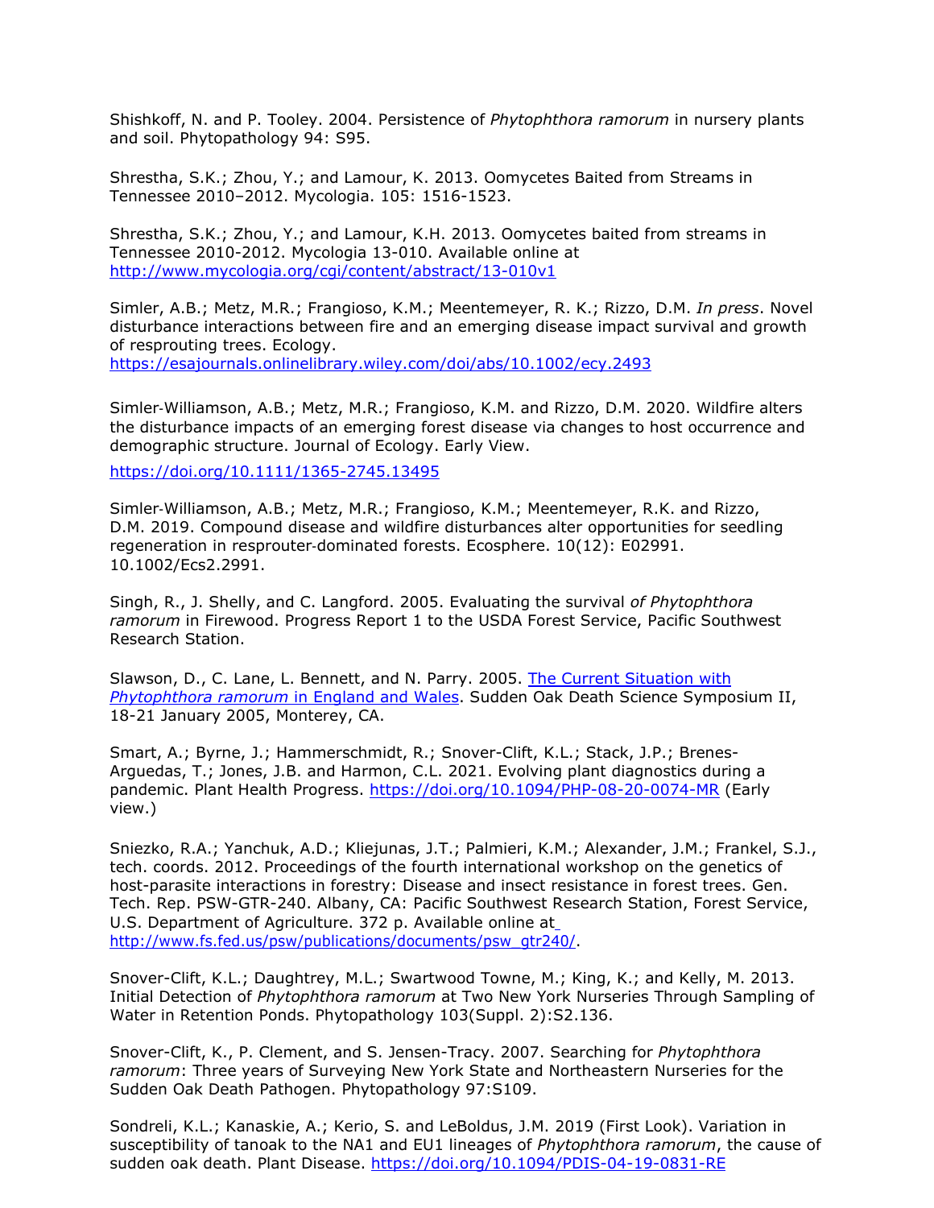Shishkoff, N. and P. Tooley. 2004. Persistence of *Phytophthora ramorum* in nursery plants and soil. Phytopathology 94: S95.

Shrestha, S.K.; Zhou, Y.; and Lamour, K. 2013. Oomycetes Baited from Streams in Tennessee 2010–2012. Mycologia. 105: 1516-1523.

Shrestha, S.K.; Zhou, Y.; and Lamour, K.H. 2013. Oomycetes baited from streams in Tennessee 2010-2012. Mycologia 13-010. Available online at http://www.mycologia.org/cgi/content/abstract/13-010v1

Simler, A.B.; Metz, M.R.; Frangioso, K.M.; Meentemeyer, R. K.; Rizzo, D.M. *In press*. Novel disturbance interactions between fire and an emerging disease impact survival and growth of resprouting trees. Ecology. https://esajournals.onlinelibrary.wiley.com/doi/abs/10.1002/ecy.2493

Simler-Williamson, A.B.; Metz, M.R.; Frangioso, K.M. and Rizzo, D.M. 2020. Wildfire alters the disturbance impacts of an emerging forest disease via changes to host occurrence and demographic structure. Journal of Ecology. Early View.

https://doi.org/10.1111/1365-2745.13495

Simler-Williamson, A.B.; Metz, M.R.; Frangioso, K.M.; Meentemeyer, R.K. and Rizzo, D.M. 2019. Compound disease and wildfire disturbances alter opportunities for seedling regeneration in resprouter-dominated forests. Ecosphere. 10(12): E02991. 10.1002/Ecs2.2991.

Singh, R., J. Shelly, and C. Langford. 2005. Evaluating the survival *of Phytophthora ramorum* in Firewood. Progress Report 1 to the USDA Forest Service, Pacific Southwest Research Station.

Slawson, D., C. Lane, L. Bennett, and N. Parry. 2005. The Current Situation with *Phytophthora ramorum* in England and Wales. Sudden Oak Death Science Symposium II, 18-21 January 2005, Monterey, CA.

Smart, A.; Byrne, J.; Hammerschmidt, R.; Snover-Clift, K.L.; Stack, J.P.; Brenes-Arguedas, T.; Jones, J.B. and Harmon, C.L. 2021. Evolving plant diagnostics during a pandemic. Plant Health Progress. https://doi.org/10.1094/PHP-08-20-0074-MR (Early view.)

Sniezko, R.A.; Yanchuk, A.D.; Kliejunas, J.T.; Palmieri, K.M.; Alexander, J.M.; Frankel, S.J., tech. coords. 2012. Proceedings of the fourth international workshop on the genetics of host-parasite interactions in forestry: Disease and insect resistance in forest trees. Gen. Tech. Rep. PSW-GTR-240. Albany, CA: Pacific Southwest Research Station, Forest Service, U.S. Department of Agriculture. 372 p. Available online at http://www.fs.fed.us/psw/publications/documents/psw_gtr240/.

Snover-Clift, K.L.; Daughtrey, M.L.; Swartwood Towne, M.; King, K.; and Kelly, M. 2013. Initial Detection of *Phytophthora ramorum* at Two New York Nurseries Through Sampling of Water in Retention Ponds. Phytopathology 103(Suppl. 2):S2.136.

Snover-Clift, K., P. Clement, and S. Jensen-Tracy. 2007. Searching for *Phytophthora ramorum*: Three years of Surveying New York State and Northeastern Nurseries for the Sudden Oak Death Pathogen. Phytopathology 97:S109.

Sondreli, K.L.; Kanaskie, A.; Kerio, S. and LeBoldus, J.M. 2019 (First Look). Variation in susceptibility of tanoak to the NA1 and EU1 lineages of *Phytophthora ramorum*, the cause of sudden oak death. Plant Disease. https://doi.org/10.1094/PDIS-04-19-0831-RE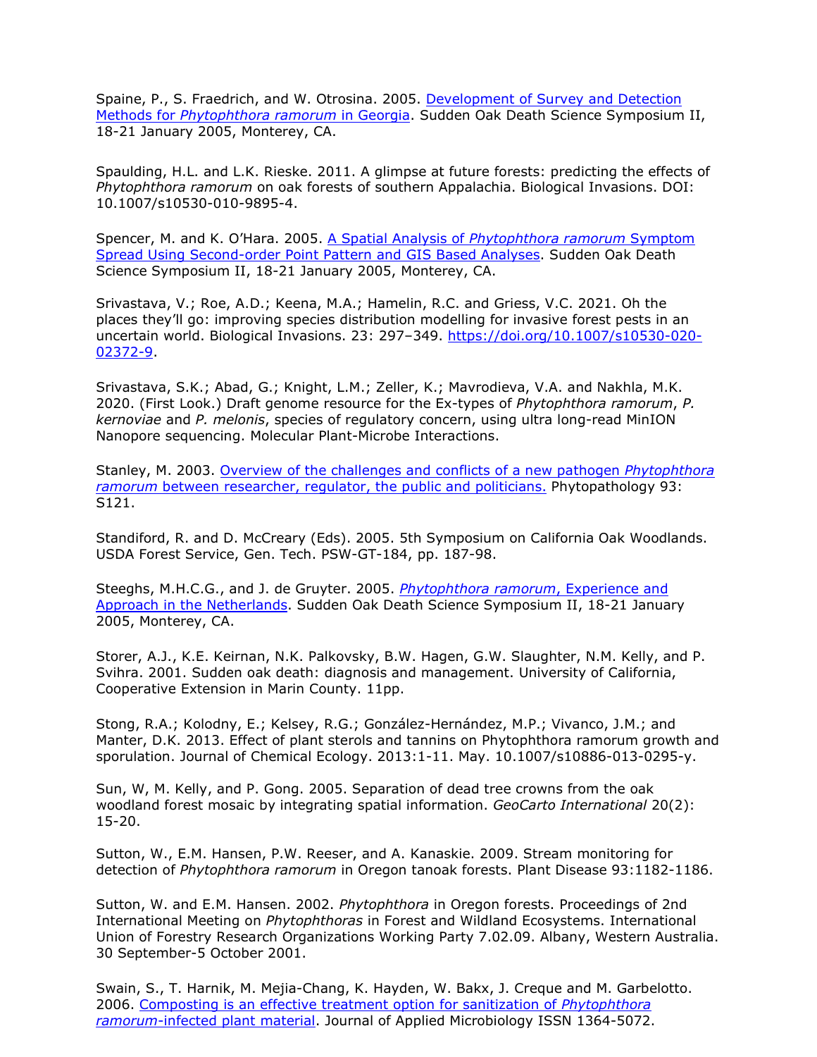Spaine, P., S. Fraedrich, and W. Otrosina. 2005. Development of Survey and Detection Methods for *Phytophthora ramorum* in Georgia. Sudden Oak Death Science Symposium II, 18-21 January 2005, Monterey, CA.

Spaulding, H.L. and L.K. Rieske. 2011. A glimpse at future forests: predicting the effects of *Phytophthora ramorum* on oak forests of southern Appalachia. Biological Invasions. DOI: 10.1007/s10530-010-9895-4.

Spencer, M. and K. O'Hara. 2005. A Spatial Analysis of *Phytophthora ramorum* Symptom Spread Using Second-order Point Pattern and GIS Based Analyses. Sudden Oak Death Science Symposium II, 18-21 January 2005, Monterey, CA.

Srivastava, V.; Roe, A.D.; Keena, M.A.; Hamelin, R.C. and Griess, V.C. 2021. Oh the places they'll go: improving species distribution modelling for invasive forest pests in an uncertain world. Biological Invasions. 23: 297–349. https://doi.org/10.1007/s10530-020-02372-9.

Srivastava, S.K.; Abad, G.; Knight, L.M.; Zeller, K.; Mavrodieva, V.A. and Nakhla, M.K. 2020. (First Look.) Draft genome resource for the Ex-types of *Phytophthora ramorum*, *P. kernoviae* and *P. melonis*, species of regulatory concern, using ultra long-read MinION Nanopore sequencing. Molecular Plant-Microbe Interactions.

Stanley, M. 2003. Overview of the challenges and conflicts of a new pathogen *Phytophthora ramorum* between researcher, regulator, the public and politicians. Phytopathology 93: S121.

Standiford, R. and D. McCreary (Eds). 2005. 5th Symposium on California Oak Woodlands. USDA Forest Service, Gen. Tech. PSW-GT-184, pp. 187-98.

Steeghs, M.H.C.G., and J. de Gruyter. 2005. *Phytophthora ramorum*, Experience and Approach in the Netherlands. Sudden Oak Death Science Symposium II, 18-21 January 2005, Monterey, CA.

Storer, A.J., K.E. Keirnan, N.K. Palkovsky, B.W. Hagen, G.W. Slaughter, N.M. Kelly, and P. Svihra. 2001. Sudden oak death: diagnosis and management. University of California, Cooperative Extension in Marin County. 11pp.

Stong, R.A.; Kolodny, E.; Kelsey, R.G.; González-Hernández, M.P.; Vivanco, J.M.; and Manter, D.K. 2013. Effect of plant sterols and tannins on Phytophthora ramorum growth and sporulation. Journal of Chemical Ecology. 2013:1-11. May. 10.1007/s10886-013-0295-y.

Sun, W, M. Kelly, and P. Gong. 2005. Separation of dead tree crowns from the oak woodland forest mosaic by integrating spatial information. *GeoCarto International* 20(2): 15-20.

Sutton, W., E.M. Hansen, P.W. Reeser, and A. Kanaskie. 2009. Stream monitoring for detection of *Phytophthora ramorum* in Oregon tanoak forests. Plant Disease 93:1182-1186.

Sutton, W. and E.M. Hansen. 2002. *Phytophthora* in Oregon forests. Proceedings of 2nd International Meeting on *Phytophthoras* in Forest and Wildland Ecosystems. International Union of Forestry Research Organizations Working Party 7.02.09. Albany, Western Australia. 30 September-5 October 2001.

Swain, S., T. Harnik, M. Mejia-Chang, K. Hayden, W. Bakx, J. Creque and M. Garbelotto. 2006. Composting is an effective treatment option for sanitization of *Phytophthora ramorum*-infected plant material. Journal of Applied Microbiology ISSN 1364-5072.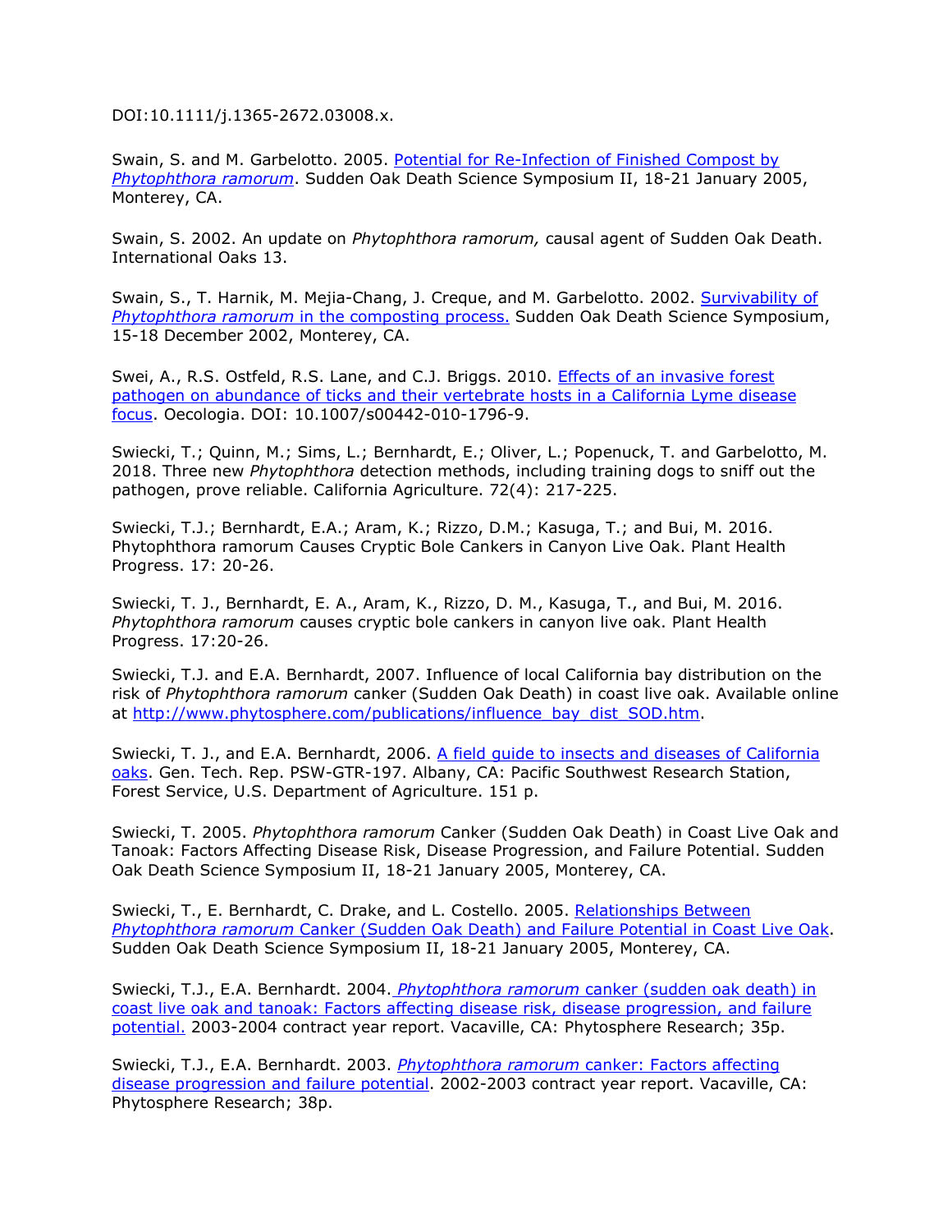DOI:10.1111/j.1365-2672.03008.x.

Swain, S. and M. Garbelotto. 2005. Potential for Re-Infection of Finished Compost by *Phytophthora ramorum*. Sudden Oak Death Science Symposium II, 18-21 January 2005, Monterey, CA.

Swain, S. 2002. An update on *Phytophthora ramorum,* causal agent of Sudden Oak Death. International Oaks 13.

Swain, S., T. Harnik, M. Mejia-Chang, J. Creque, and M. Garbelotto. 2002. Survivability of *Phytophthora ramorum* in the composting process. Sudden Oak Death Science Symposium, 15-18 December 2002, Monterey, CA.

Swei, A., R.S. Ostfeld, R.S. Lane, and C.J. Briggs. 2010. Effects of an invasive forest pathogen on abundance of ticks and their vertebrate hosts in a California Lyme disease focus. Oecologia. DOI: 10.1007/s00442-010-1796-9.

Swiecki, T.; Quinn, M.; Sims, L.; Bernhardt, E.; Oliver, L.; Popenuck, T. and Garbelotto, M. 2018. Three new *Phytophthora* detection methods, including training dogs to sniff out the pathogen, prove reliable. California Agriculture. 72(4): 217-225.

Swiecki, T.J.; Bernhardt, E.A.; Aram, K.; Rizzo, D.M.; Kasuga, T.; and Bui, M. 2016. Phytophthora ramorum Causes Cryptic Bole Cankers in Canyon Live Oak. Plant Health Progress. 17: 20-26.

Swiecki, T. J., Bernhardt, E. A., Aram, K., Rizzo, D. M., Kasuga, T., and Bui, M. 2016. *Phytophthora ramorum* causes cryptic bole cankers in canyon live oak. Plant Health Progress. 17:20-26.

Swiecki, T.J. and E.A. Bernhardt, 2007. Influence of local California bay distribution on the risk of *Phytophthora ramorum* canker (Sudden Oak Death) in coast live oak. Available online at http://www.phytosphere.com/publications/influence_bay_dist_SOD.htm.

Swiecki, T. J., and E.A. Bernhardt, 2006. A field guide to insects and diseases of California oaks. Gen. Tech. Rep. PSW-GTR-197. Albany, CA: Pacific Southwest Research Station, Forest Service, U.S. Department of Agriculture. 151 p.

Swiecki, T. 2005. *Phytophthora ramorum* Canker (Sudden Oak Death) in Coast Live Oak and Tanoak: Factors Affecting Disease Risk, Disease Progression, and Failure Potential. Sudden Oak Death Science Symposium II, 18-21 January 2005, Monterey, CA.

Swiecki, T., E. Bernhardt, C. Drake, and L. Costello. 2005. Relationships Between *Phytophthora ramorum* Canker (Sudden Oak Death) and Failure Potential in Coast Live Oak. Sudden Oak Death Science Symposium II, 18-21 January 2005, Monterey, CA.

Swiecki, T.J., E.A. Bernhardt. 2004. *Phytophthora ramorum* canker (sudden oak death) in coast live oak and tanoak: Factors affecting disease risk, disease progression, and failure potential. 2003-2004 contract year report. Vacaville, CA: Phytosphere Research; 35p.

Swiecki, T.J., E.A. Bernhardt. 2003. *Phytophthora ramorum* canker: Factors affecting disease progression and failure potential. 2002-2003 contract year report. Vacaville, CA: Phytosphere Research; 38p.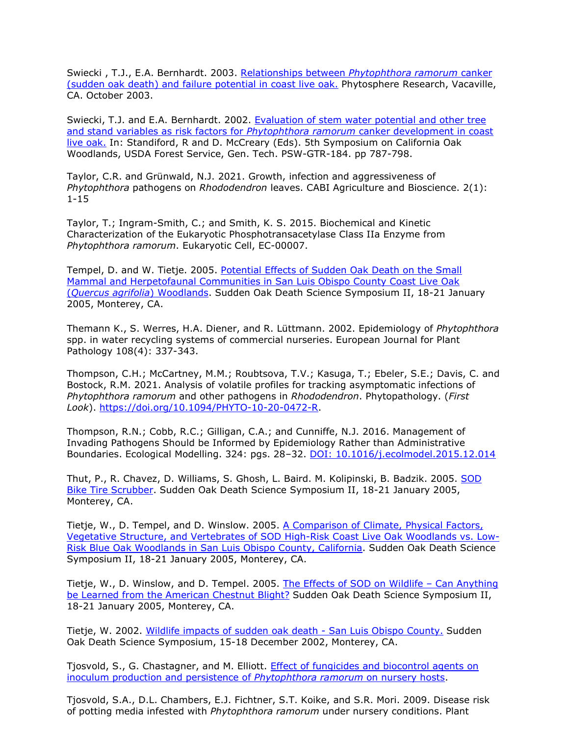Swiecki , T.J., E.A. Bernhardt. 2003. Relationships between *Phytophthora ramorum* canker (sudden oak death) and failure potential in coast live oak. Phytosphere Research, Vacaville, CA. October 2003.

Swiecki, T.J. and E.A. Bernhardt. 2002. Evaluation of stem water potential and other tree and stand variables as risk factors for *Phytophthora ramorum* canker development in coast live oak. In: Standiford, R and D. McCreary (Eds). 5th Symposium on California Oak Woodlands, USDA Forest Service, Gen. Tech. PSW-GTR-184. pp 787-798.

Taylor, C.R. and Grünwald, N.J. 2021. Growth, infection and aggressiveness of *Phytophthora* pathogens on *Rhododendron* leaves. CABI Agriculture and Bioscience. 2(1): 1-15

Taylor, T.; Ingram-Smith, C.; and Smith, K. S. 2015. Biochemical and Kinetic Characterization of the Eukaryotic Phosphotransacetylase Class IIa Enzyme from *Phytophthora ramorum*. Eukaryotic Cell, EC-00007.

Tempel, D. and W. Tietje. 2005. Potential Effects of Sudden Oak Death on the Small Mammal and Herpetofaunal Communities in San Luis Obispo County Coast Live Oak (*Quercus agrifolia*) Woodlands. Sudden Oak Death Science Symposium II, 18-21 January 2005, Monterey, CA.

Themann K., S. Werres, H.A. Diener, and R. Lüttmann. 2002. Epidemiology of *Phytophthora* spp. in water recycling systems of commercial nurseries. European Journal for Plant Pathology 108(4): 337-343.

Thompson, C.H.; McCartney, M.M.; Roubtsova, T.V.; Kasuga, T.; Ebeler, S.E.; Davis, C. and Bostock, R.M. 2021. Analysis of volatile profiles for tracking asymptomatic infections of *Phytophthora ramorum* and other pathogens in *Rhododendron*. Phytopathology. (*First Look*). https://doi.org/10.1094/PHYTO-10-20-0472-R.

Thompson, R.N.; Cobb, R.C.; Gilligan, C.A.; and Cunniffe, N.J. 2016. Management of Invading Pathogens Should be Informed by Epidemiology Rather than Administrative Boundaries. Ecological Modelling. 324: pgs. 28–32. DOI: 10.1016/j.ecolmodel.2015.12.014

Thut, P., R. Chavez, D. Williams, S. Ghosh, L. Baird. M. Kolipinski, B. Badzik. 2005. SOD Bike Tire Scrubber. Sudden Oak Death Science Symposium II, 18-21 January 2005, Monterey, CA.

Tietje, W., D. Tempel, and D. Winslow. 2005. A Comparison of Climate, Physical Factors, Vegetative Structure, and Vertebrates of SOD High-Risk Coast Live Oak Woodlands vs. Low-Risk Blue Oak Woodlands in San Luis Obispo County, California. Sudden Oak Death Science Symposium II, 18-21 January 2005, Monterey, CA.

Tietje, W., D. Winslow, and D. Tempel. 2005. The Effects of SOD on Wildlife – Can Anything be Learned from the American Chestnut Blight? Sudden Oak Death Science Symposium II, 18-21 January 2005, Monterey, CA.

Tietje, W. 2002. Wildlife impacts of sudden oak death - San Luis Obispo County. Sudden Oak Death Science Symposium, 15-18 December 2002, Monterey, CA.

Tjosvold, S., G. Chastagner, and M. Elliott. Effect of fungicides and biocontrol agents on inoculum production and persistence of *Phytophthora ramorum* on nursery hosts.

Tjosvold, S.A., D.L. Chambers, E.J. Fichtner, S.T. Koike, and S.R. Mori. 2009. Disease risk of potting media infested with *Phytophthora ramorum* under nursery conditions. Plant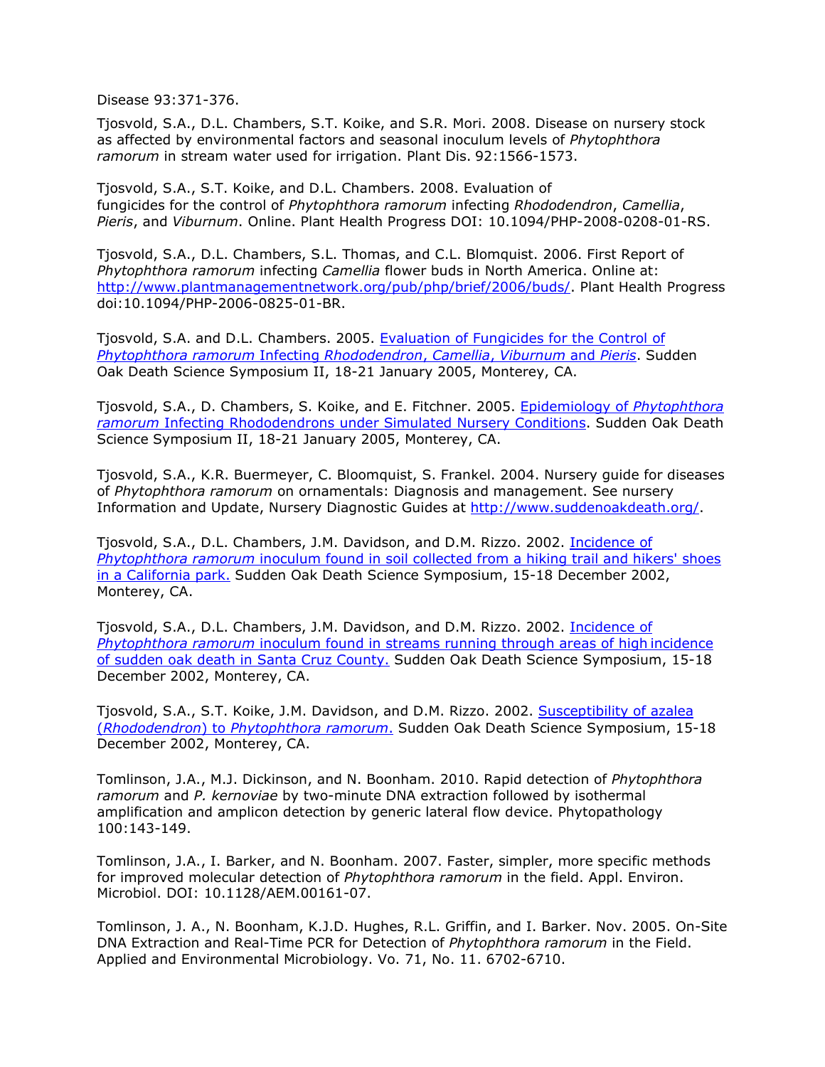Disease 93:371-376.

Tjosvold, S.A., D.L. Chambers, S.T. Koike, and S.R. Mori. 2008. Disease on nursery stock as affected by environmental factors and seasonal inoculum levels of *Phytophthora ramorum* in stream water used for irrigation. Plant Dis. 92:1566-1573.

Tjosvold, S.A., S.T. Koike, and D.L. Chambers. 2008. Evaluation of fungicides for the control of *Phytophthora ramorum* infecting *Rhododendron*, *Camellia*, *Pieris*, and *Viburnum*. Online. Plant Health Progress DOI: 10.1094/PHP-2008-0208-01-RS.

Tjosvold, S.A., D.L. Chambers, S.L. Thomas, and C.L. Blomquist. 2006. First Report of *Phytophthora ramorum* infecting *Camellia* flower buds in North America. Online at: http://www.plantmanagementnetwork.org/pub/php/brief/2006/buds/. Plant Health Progress doi:10.1094/PHP-2006-0825-01-BR.

Tjosvold, S.A. and D.L. Chambers. 2005. Evaluation of Fungicides for the Control of *Phytophthora ramorum* Infecting *Rhododendron*, *Camellia*, *Viburnum* and *Pieris*. Sudden Oak Death Science Symposium II, 18-21 January 2005, Monterey, CA.

Tjosvold, S.A., D. Chambers, S. Koike, and E. Fitchner. 2005. Epidemiology of *Phytophthora ramorum* Infecting Rhododendrons under Simulated Nursery Conditions. Sudden Oak Death Science Symposium II, 18-21 January 2005, Monterey, CA.

Tjosvold, S.A., K.R. Buermeyer, C. Bloomquist, S. Frankel. 2004. Nursery guide for diseases of *Phytophthora ramorum* on ornamentals: Diagnosis and management. See nursery Information and Update, Nursery Diagnostic Guides at http://www.suddenoakdeath.org/.

Tjosvold, S.A., D.L. Chambers, J.M. Davidson, and D.M. Rizzo. 2002. Incidence of *Phytophthora ramorum* inoculum found in soil collected from a hiking trail and hikers' shoes in a California park. Sudden Oak Death Science Symposium, 15-18 December 2002, Monterey, CA.

Tjosvold, S.A., D.L. Chambers, J.M. Davidson, and D.M. Rizzo. 2002. Incidence of *Phytophthora ramorum* inoculum found in streams running through areas of high incidence of sudden oak death in Santa Cruz County. Sudden Oak Death Science Symposium, 15-18 December 2002, Monterey, CA.

Tjosvold, S.A., S.T. Koike, J.M. Davidson, and D.M. Rizzo. 2002. Susceptibility of azalea (*Rhododendron*) to *Phytophthora ramorum*. Sudden Oak Death Science Symposium, 15-18 December 2002, Monterey, CA.

Tomlinson, J.A., M.J. Dickinson, and N. Boonham. 2010. Rapid detection of *Phytophthora ramorum* and *P. kernoviae* by two-minute DNA extraction followed by isothermal amplification and amplicon detection by generic lateral flow device. Phytopathology 100:143-149.

Tomlinson, J.A., I. Barker, and N. Boonham. 2007. Faster, simpler, more specific methods for improved molecular detection of *Phytophthora ramorum* in the field. Appl. Environ. Microbiol. DOI: 10.1128/AEM.00161-07.

Tomlinson, J. A., N. Boonham, K.J.D. Hughes, R.L. Griffin, and I. Barker. Nov. 2005. On-Site DNA Extraction and Real-Time PCR for Detection of *Phytophthora ramorum* in the Field. Applied and Environmental Microbiology. Vo. 71, No. 11. 6702-6710.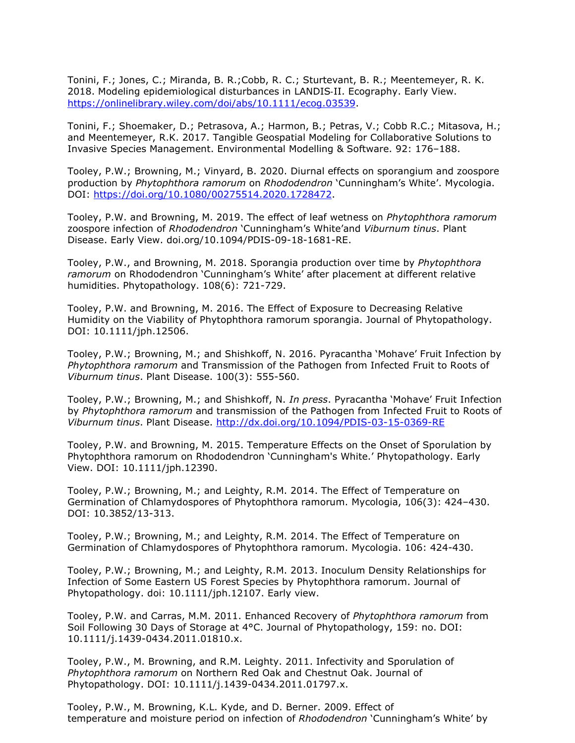Tonini, F.; Jones, C.; Miranda, B. R.;Cobb, R. C.; Sturtevant, B. R.; Meentemeyer, R. K. 2018. Modeling epidemiological disturbances in LANDIS‐II. Ecography. Early View. https://onlinelibrary.wiley.com/doi/abs/10.1111/ecog.03539.

Tonini, F.; Shoemaker, D.; Petrasova, A.; Harmon, B.; Petras, V.; Cobb R.C.; Mitasova, H.; and Meentemeyer, R.K. 2017. Tangible Geospatial Modeling for Collaborative Solutions to Invasive Species Management. Environmental Modelling & Software. 92: 176–188.

Tooley, P.W.; Browning, M.; Vinyard, B. 2020. Diurnal effects on sporangium and zoospore production by *Phytophthora ramorum* on *Rhododendron* 'Cunningham's White'. Mycologia. DOI: https://doi.org/10.1080/00275514.2020.1728472.

Tooley, P.W. and Browning, M. 2019. The effect of leaf wetness on *Phytophthora ramorum* zoospore infection of *Rhododendron* 'Cunningham's White'and *Viburnum tinus*. Plant Disease. Early View. doi.org/10.1094/PDIS-09-18-1681-RE.

Tooley, P.W., and Browning, M. 2018. Sporangia production over time by *Phytophthora ramorum* on Rhododendron 'Cunningham's White' after placement at different relative humidities. Phytopathology. 108(6): 721-729.

Tooley, P.W. and Browning, M. 2016. The Effect of Exposure to Decreasing Relative Humidity on the Viability of Phytophthora ramorum sporangia. Journal of Phytopathology. DOI: 10.1111/jph.12506.

Tooley, P.W.; Browning, M.; and Shishkoff, N. 2016. Pyracantha 'Mohave' Fruit Infection by *Phytophthora ramorum* and Transmission of the Pathogen from Infected Fruit to Roots of *Viburnum tinus*. Plant Disease. 100(3): 555-560.

Tooley, P.W.; Browning, M.; and Shishkoff, N. *In press*. Pyracantha 'Mohave' Fruit Infection by *Phytophthora ramorum* and transmission of the Pathogen from Infected Fruit to Roots of *Viburnum tinus*. Plant Disease. http://dx.doi.org/10.1094/PDIS-03-15-0369-RE

Tooley, P.W. and Browning, M. 2015. Temperature Effects on the Onset of Sporulation by Phytophthora ramorum on Rhododendron 'Cunningham's White.' Phytopathology. Early View. DOI: 10.1111/jph.12390.

Tooley, P.W.; Browning, M.; and Leighty, R.M. 2014. The Effect of Temperature on Germination of Chlamydospores of Phytophthora ramorum. Mycologia, 106(3): 424–430. DOI: 10.3852/13-313.

Tooley, P.W.; Browning, M.; and Leighty, R.M. 2014. The Effect of Temperature on Germination of Chlamydospores of Phytophthora ramorum. Mycologia. 106: 424-430.

Tooley, P.W.; Browning, M.; and Leighty, R.M. 2013. Inoculum Density Relationships for Infection of Some Eastern US Forest Species by Phytophthora ramorum. Journal of Phytopathology. doi: 10.1111/jph.12107. Early view.

Tooley, P.W. and Carras, M.M. 2011. Enhanced Recovery of *Phytophthora ramorum* from Soil Following 30 Days of Storage at 4°C. Journal of Phytopathology, 159: no. DOI: 10.1111/j.1439-0434.2011.01810.x.

Tooley, P.W., M. Browning, and R.M. Leighty. 2011. Infectivity and Sporulation of *Phytophthora ramorum* on Northern Red Oak and Chestnut Oak. Journal of Phytopathology. DOI: 10.1111/j.1439-0434.2011.01797.x.

Tooley, P.W., M. Browning, K.L. Kyde, and D. Berner. 2009. Effect of temperature and moisture period on infection of *Rhododendron* 'Cunningham's White' by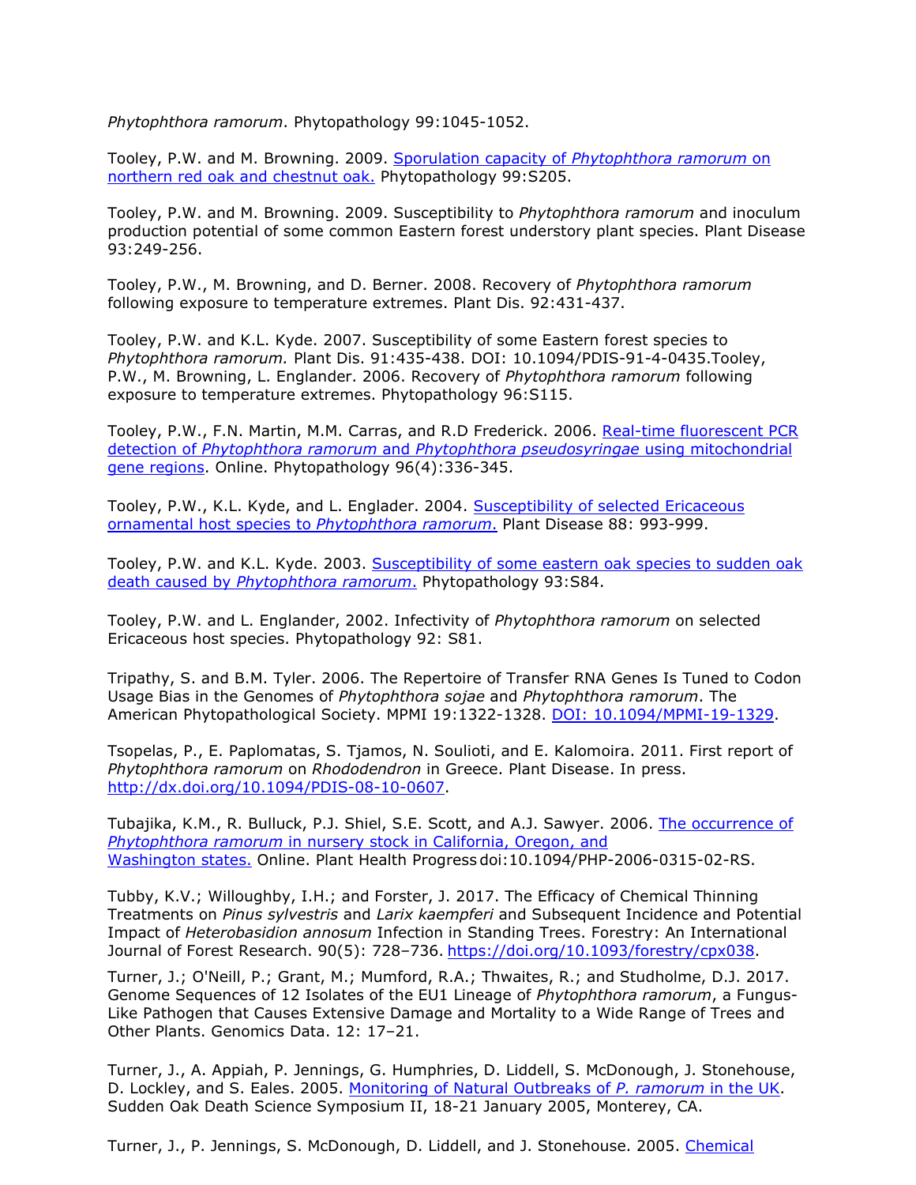*Phytophthora ramorum*. Phytopathology 99:1045-1052.

Tooley, P.W. and M. Browning. 2009. [Sporulation capacity of *Phytophthora ramorum* on northern red oak and chestnut oak.] Phytopathology 99:S205.

Tooley, P.W. and M. Browning. 2009. Susceptibility to *Phytophthora ramorum* and inoculum production potential of some common Eastern forest understory plant species. Plant Disease 93:249-256.

Tooley, P.W., M. Browning, and D. Berner. 2008. Recovery of *Phytophthora ramorum* following exposure to temperature extremes. Plant Dis. 92:431-437.

Tooley, P.W. and K.L. Kyde. 2007. Susceptibility of some Eastern forest species to *Phytophthora ramorum.* Plant Dis. 91:435-438. DOI: 10.1094/PDIS-91-4-0435.Tooley, P.W., M. Browning, L. Englander. 2006. Recovery of *Phytophthora ramorum* following exposure to temperature extremes. Phytopathology 96:S115.

Tooley, P.W., F.N. Martin, M.M. Carras, and R.D Frederick. 2006. [Real-time fluorescent PCR detection of *Phytophthora ramorum* and *Phytophthora pseudosyringae* using mitochondrial gene regions]. Online. Phytopathology 96(4):336-345.

Tooley, P.W., K.L. Kyde, and L. Englader. 2004. [Susceptibility of selected Ericaceous ornamental host species to *Phytophthora ramorum*.] Plant Disease 88: 993-999.

Tooley, P.W. and K.L. Kyde. 2003. [Susceptibility of some eastern oak species to sudden oak death caused by *Phytophthora ramorum*.] Phytopathology 93:S84.

Tooley, P.W. and L. Englander, 2002. Infectivity of *Phytophthora ramorum* on selected Ericaceous host species. Phytopathology 92: S81.

Tripathy, S. and B.M. Tyler. 2006. The Repertoire of Transfer RNA Genes Is Tuned to Codon Usage Bias in the Genomes of *Phytophthora sojae* and *Phytophthora ramorum*. The American Phytopathological Society. MPMI 19:1322-1328. [DOI: 10.1094/MPMI-19-1329].

Tsopelas, P., E. Paplomatas, S. Tjamos, N. Soulioti, and E. Kalomoira. 2011. First report of *Phytophthora ramorum* on *Rhododendron* in Greece. Plant Disease. In press. http://dx.doi.org/10.1094/PDIS-08-10-0607.

Tubajika, K.M., R. Bulluck, P.J. Shiel, S.E. Scott, and A.J. Sawyer. 2006. [The occurrence of *Phytophthora ramorum* in nursery stock in California, Oregon, and Washington states.] Online. Plant Health Progress doi:10.1094/PHP-2006-0315-02-RS.

Tubby, K.V.; Willoughby, I.H.; and Forster, J. 2017. The Efficacy of Chemical Thinning Treatments on *Pinus sylvestris* and *Larix kaempferi* and Subsequent Incidence and Potential Impact of *Heterobasidion annosum* Infection in Standing Trees. Forestry: An International Journal of Forest Research. 90(5): 728–736. https://doi.org/10.1093/forestry/cpx038.

Turner, J.; O'Neill, P.; Grant, M.; Mumford, R.A.; Thwaites, R.; and Studholme, D.J. 2017. Genome Sequences of 12 Isolates of the EU1 Lineage of *Phytophthora ramorum*, a Fungus-Like Pathogen that Causes Extensive Damage and Mortality to a Wide Range of Trees and Other Plants. Genomics Data. 12: 17–21.

Turner, J., A. Appiah, P. Jennings, G. Humphries, D. Liddell, S. McDonough, J. Stonehouse, D. Lockley, and S. Eales. 2005. [Monitoring of Natural Outbreaks of *P. ramorum* in the UK]. Sudden Oak Death Science Symposium II, 18-21 January 2005, Monterey, CA.

Turner, J., P. Jennings, S. McDonough, D. Liddell, and J. Stonehouse. 2005. [Chemical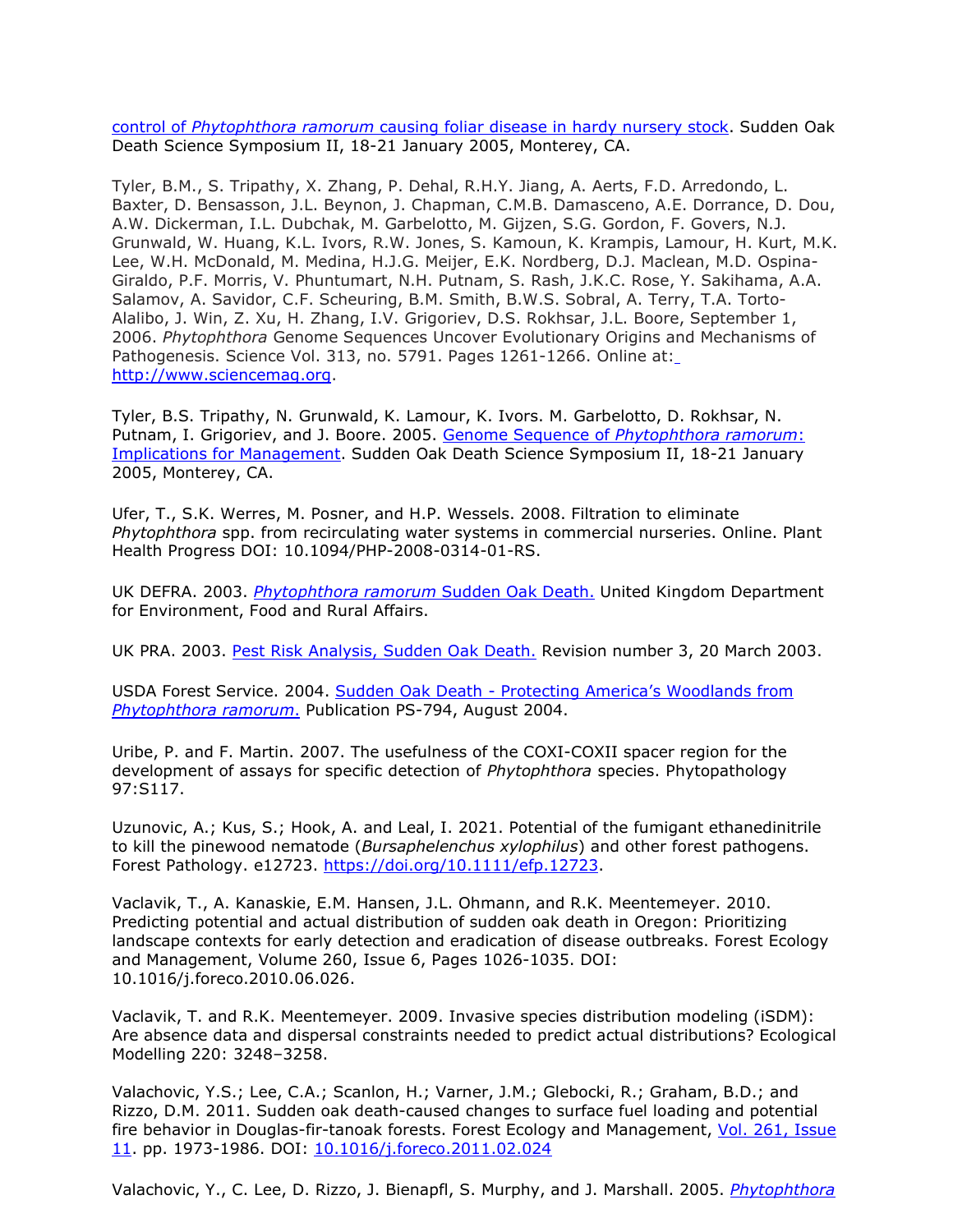control of *Phytophthora ramorum* causing foliar disease in hardy nursery stock. Sudden Oak Death Science Symposium II, 18-21 January 2005, Monterey, CA.

Tyler, B.M., S. Tripathy, X. Zhang, P. Dehal, R.H.Y. Jiang, A. Aerts, F.D. Arredondo, L. Baxter, D. Bensasson, J.L. Beynon, J. Chapman, C.M.B. Damasceno, A.E. Dorrance, D. Dou, A.W. Dickerman, I.L. Dubchak, M. Garbelotto, M. Gijzen, S.G. Gordon, F. Govers, N.J. Grunwald, W. Huang, K.L. Ivors, R.W. Jones, S. Kamoun, K. Krampis, Lamour, H. Kurt, M.K. Lee, W.H. McDonald, M. Medina, H.J.G. Meijer, E.K. Nordberg, D.J. Maclean, M.D. Ospina-Giraldo, P.F. Morris, V. Phuntumart, N.H. Putnam, S. Rash, J.K.C. Rose, Y. Sakihama, A.A. Salamov, A. Savidor, C.F. Scheuring, B.M. Smith, B.W.S. Sobral, A. Terry, T.A. Torto-Alalibo, J. Win, Z. Xu, H. Zhang, I.V. Grigoriev, D.S. Rokhsar, J.L. Boore, September 1, 2006. *Phytophthora* Genome Sequences Uncover Evolutionary Origins and Mechanisms of Pathogenesis. Science Vol. 313, no. 5791. Pages 1261-1266. Online at: http://www.sciencemag.org.

Tyler, B.S. Tripathy, N. Grunwald, K. Lamour, K. Ivors. M. Garbelotto, D. Rokhsar, N. Putnam, I. Grigoriev, and J. Boore. 2005. Genome Sequence of *Phytophthora ramorum*: Implications for Management. Sudden Oak Death Science Symposium II, 18-21 January 2005, Monterey, CA.

Ufer, T., S.K. Werres, M. Posner, and H.P. Wessels. 2008. Filtration to eliminate *Phytophthora* spp. from recirculating water systems in commercial nurseries. Online. Plant Health Progress DOI: 10.1094/PHP-2008-0314-01-RS.

UK DEFRA. 2003. *Phytophthora ramorum* Sudden Oak Death. United Kingdom Department for Environment, Food and Rural Affairs.

UK PRA. 2003. Pest Risk Analysis, Sudden Oak Death. Revision number 3, 20 March 2003.

USDA Forest Service. 2004. Sudden Oak Death - Protecting America's Woodlands from *Phytophthora ramorum*. Publication PS-794, August 2004.

Uribe, P. and F. Martin. 2007. The usefulness of the COXI-COXII spacer region for the development of assays for specific detection of *Phytophthora* species. Phytopathology 97:S117.

Uzunovic, A.; Kus, S.; Hook, A. and Leal, I. 2021. Potential of the fumigant ethanedinitrile to kill the pinewood nematode (*Bursaphelenchus xylophilus*) and other forest pathogens. Forest Pathology. e12723. https://doi.org/10.1111/efp.12723.

Vaclavik, T., A. Kanaskie, E.M. Hansen, J.L. Ohmann, and R.K. Meentemeyer. 2010. Predicting potential and actual distribution of sudden oak death in Oregon: Prioritizing landscape contexts for early detection and eradication of disease outbreaks. Forest Ecology and Management, Volume 260, Issue 6, Pages 1026-1035. DOI: 10.1016/j.foreco.2010.06.026.

Vaclavik, T. and R.K. Meentemeyer. 2009. Invasive species distribution modeling (iSDM): Are absence data and dispersal constraints needed to predict actual distributions? Ecological Modelling 220: 3248–3258.

Valachovic, Y.S.; Lee, C.A.; Scanlon, H.; Varner, J.M.; Glebocki, R.; Graham, B.D.; and Rizzo, D.M. 2011. Sudden oak death-caused changes to surface fuel loading and potential fire behavior in Douglas-fir-tanoak forests. Forest Ecology and Management, Vol. 261, Issue 11. pp. 1973-1986. DOI: 10.1016/j.foreco.2011.02.024

Valachovic, Y., C. Lee, D. Rizzo, J. Bienapfl, S. Murphy, and J. Marshall. 2005. *Phytophthora*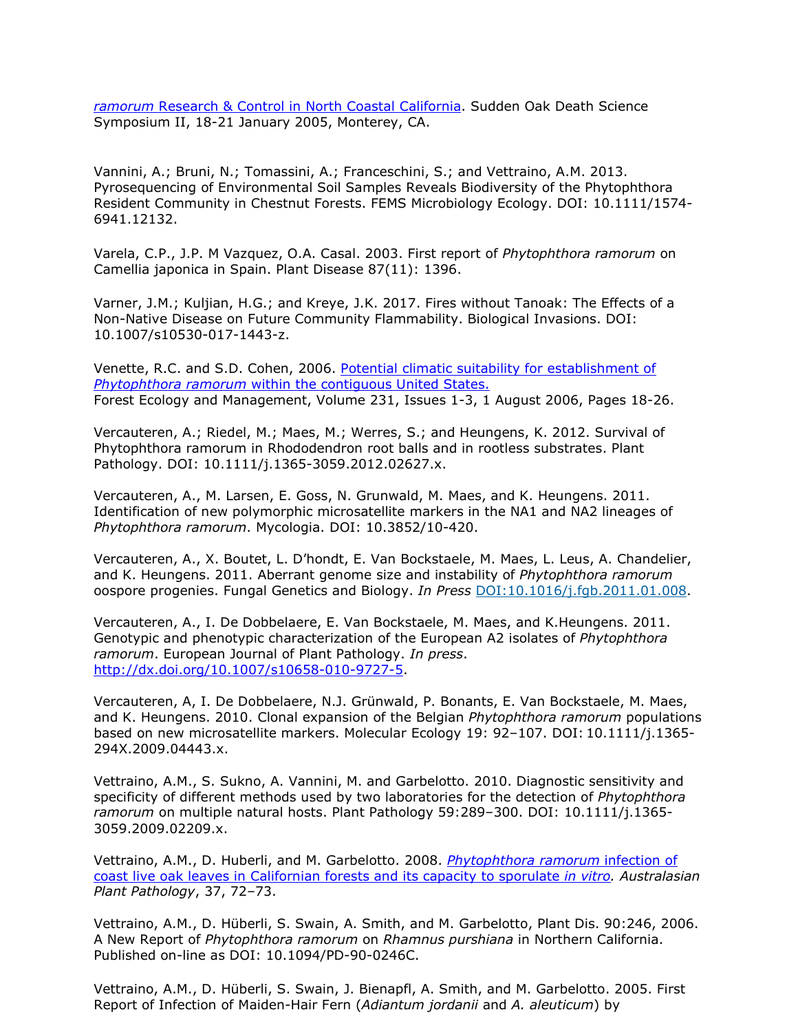*ramorum* Research & Control in North Coastal California. Sudden Oak Death Science Symposium II, 18-21 January 2005, Monterey, CA.

Vannini, A.; Bruni, N.; Tomassini, A.; Franceschini, S.; and Vettraino, A.M. 2013. Pyrosequencing of Environmental Soil Samples Reveals Biodiversity of the Phytophthora Resident Community in Chestnut Forests. FEMS Microbiology Ecology. DOI: 10.1111/1574-6941.12132.

Varela, C.P., J.P. M Vazquez, O.A. Casal. 2003. First report of *Phytophthora ramorum* on Camellia japonica in Spain. Plant Disease 87(11): 1396.

Varner, J.M.; Kuljian, H.G.; and Kreye, J.K. 2017. Fires without Tanoak: The Effects of a Non-Native Disease on Future Community Flammability. Biological Invasions. DOI: 10.1007/s10530-017-1443-z.

Venette, R.C. and S.D. Cohen, 2006. Potential climatic suitability for establishment of *Phytophthora ramorum* within the contiguous United States. Forest Ecology and Management, Volume 231, Issues 1-3, 1 August 2006, Pages 18-26.

Vercauteren, A.; Riedel, M.; Maes, M.; Werres, S.; and Heungens, K. 2012. Survival of Phytophthora ramorum in Rhododendron root balls and in rootless substrates. Plant Pathology. DOI: 10.1111/j.1365-3059.2012.02627.x.

Vercauteren, A., M. Larsen, E. Goss, N. Grunwald, M. Maes, and K. Heungens. 2011. Identification of new polymorphic microsatellite markers in the NA1 and NA2 lineages of *Phytophthora ramorum*. Mycologia. DOI: 10.3852/10-420.

Vercauteren, A., X. Boutet, L. D'hondt, E. Van Bockstaele, M. Maes, L. Leus, A. Chandelier, and K. Heungens. 2011. Aberrant genome size and instability of *Phytophthora ramorum* oospore progenies. Fungal Genetics and Biology. *In Press* DOI:10.1016/j.fgb.2011.01.008.

Vercauteren, A., I. De Dobbelaere, E. Van Bockstaele, M. Maes, and K.Heungens. 2011. Genotypic and phenotypic characterization of the European A2 isolates of *Phytophthora ramorum*. European Journal of Plant Pathology. *In press*. http://dx.doi.org/10.1007/s10658-010-9727-5.

Vercauteren, A, I. De Dobbelaere, N.J. Grünwald, P. Bonants, E. Van Bockstaele, M. Maes, and K. Heungens. 2010. Clonal expansion of the Belgian *Phytophthora ramorum* populations based on new microsatellite markers. Molecular Ecology 19: 92–107. DOI: 10.1111/j.1365-294X.2009.04443.x.

Vettraino, A.M., S. Sukno, A. Vannini, M. and Garbelotto. 2010. Diagnostic sensitivity and specificity of different methods used by two laboratories for the detection of *Phytophthora ramorum* on multiple natural hosts. Plant Pathology 59:289–300. DOI: 10.1111/j.1365-3059.2009.02209.x.

Vettraino, A.M., D. Huberli, and M. Garbelotto. 2008. *Phytophthora ramorum* infection of coast live oak leaves in Californian forests and its capacity to sporulate *in vitro*. *Australasian Plant Pathology*, 37, 72–73.

Vettraino, A.M., D. Hüberli, S. Swain, A. Smith, and M. Garbelotto, Plant Dis. 90:246, 2006. A New Report of *Phytophthora ramorum* on *Rhamnus purshiana* in Northern California. Published on-line as DOI: 10.1094/PD-90-0246C.

Vettraino, A.M., D. Hüberli, S. Swain, J. Bienapfl, A. Smith, and M. Garbelotto. 2005. First Report of Infection of Maiden-Hair Fern (*Adiantum jordanii* and *A. aleuticum*) by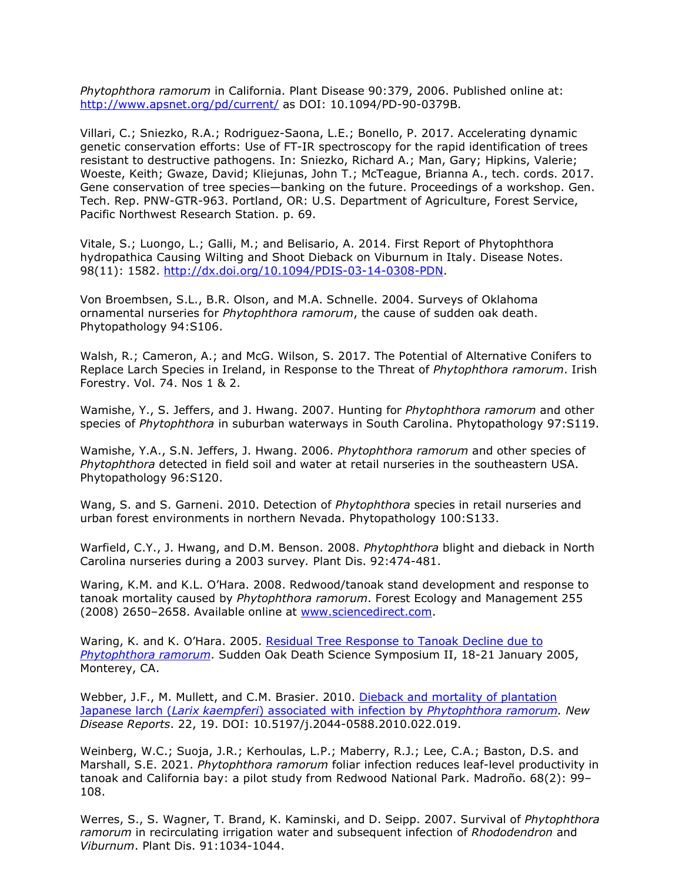*Phytophthora ramorum* in California. Plant Disease 90:379, 2006. Published online at: http://www.apsnet.org/pd/current/ as DOI: 10.1094/PD-90-0379B.

Villari, C.; Sniezko, R.A.; Rodriguez-Saona, L.E.; Bonello, P. 2017. Accelerating dynamic genetic conservation efforts: Use of FT-IR spectroscopy for the rapid identification of trees resistant to destructive pathogens. In: Sniezko, Richard A.; Man, Gary; Hipkins, Valerie; Woeste, Keith; Gwaze, David; Kliejunas, John T.; McTeague, Brianna A., tech. cords. 2017. Gene conservation of tree species—banking on the future. Proceedings of a workshop. Gen. Tech. Rep. PNW-GTR-963. Portland, OR: U.S. Department of Agriculture, Forest Service, Pacific Northwest Research Station. p. 69.

Vitale, S.; Luongo, L.; Galli, M.; and Belisario, A. 2014. First Report of Phytophthora hydropathica Causing Wilting and Shoot Dieback on Viburnum in Italy. Disease Notes. 98(11): 1582. http://dx.doi.org/10.1094/PDIS-03-14-0308-PDN.

Von Broembsen, S.L., B.R. Olson, and M.A. Schnelle. 2004. Surveys of Oklahoma ornamental nurseries for *Phytophthora ramorum*, the cause of sudden oak death. Phytopathology 94:S106.

Walsh, R.; Cameron, A.; and McG. Wilson, S. 2017. The Potential of Alternative Conifers to Replace Larch Species in Ireland, in Response to the Threat of *Phytophthora ramorum*. Irish Forestry. Vol. 74. Nos 1 & 2.

Wamishe, Y., S. Jeffers, and J. Hwang. 2007. Hunting for *Phytophthora ramorum* and other species of *Phytophthora* in suburban waterways in South Carolina. Phytopathology 97:S119.

Wamishe, Y.A., S.N. Jeffers, J. Hwang. 2006. *Phytophthora ramorum* and other species of *Phytophthora* detected in field soil and water at retail nurseries in the southeastern USA. Phytopathology 96:S120.

Wang, S. and S. Garneni. 2010. Detection of *Phytophthora* species in retail nurseries and urban forest environments in northern Nevada. Phytopathology 100:S133.

Warfield, C.Y., J. Hwang, and D.M. Benson. 2008. *Phytophthora* blight and dieback in North Carolina nurseries during a 2003 survey. Plant Dis. 92:474-481.

Waring, K.M. and K.L. O'Hara. 2008. Redwood/tanoak stand development and response to tanoak mortality caused by *Phytophthora ramorum*. Forest Ecology and Management 255 (2008) 2650–2658. Available online at www.sciencedirect.com.

Waring, K. and K. O'Hara. 2005. Residual Tree Response to Tanoak Decline due to *Phytophthora ramorum*. Sudden Oak Death Science Symposium II, 18-21 January 2005, Monterey, CA.

Webber, J.F., M. Mullett, and C.M. Brasier. 2010. Dieback and mortality of plantation Japanese larch (*Larix kaempferi*) associated with infection by *Phytophthora ramorum*. *New Disease Reports*. 22, 19. DOI: 10.5197/j.2044-0588.2010.022.019.

Weinberg, W.C.; Suoja, J.R.; Kerhoulas, L.P.; Maberry, R.J.; Lee, C.A.; Baston, D.S. and Marshall, S.E. 2021. *Phytophthora ramorum* foliar infection reduces leaf-level productivity in tanoak and California bay: a pilot study from Redwood National Park. Madroño. 68(2): 99–108.

Werres, S., S. Wagner, T. Brand, K. Kaminski, and D. Seipp. 2007. Survival of *Phytophthora ramorum* in recirculating irrigation water and subsequent infection of *Rhododendron* and *Viburnum*. Plant Dis. 91:1034-1044.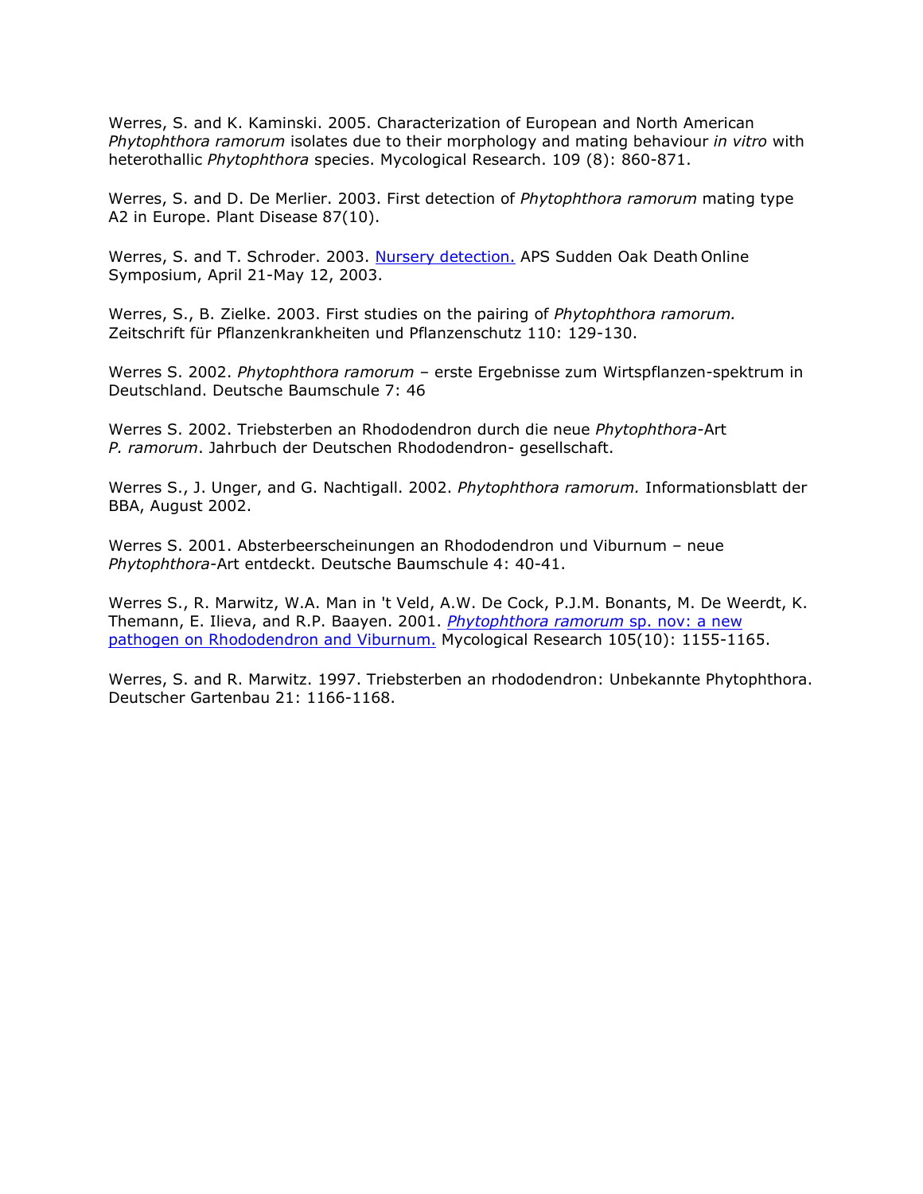Werres, S. and K. Kaminski. 2005. Characterization of European and North American *Phytophthora ramorum* isolates due to their morphology and mating behaviour *in vitro* with heterothallic *Phytophthora* species. Mycological Research. 109 (8): 860-871.

Werres, S. and D. De Merlier. 2003. First detection of *Phytophthora ramorum* mating type A2 in Europe. Plant Disease 87(10).

Werres, S. and T. Schroder. 2003. Nursery detection. APS Sudden Oak Death Online Symposium, April 21-May 12, 2003.

Werres, S., B. Zielke. 2003. First studies on the pairing of *Phytophthora ramorum.* Zeitschrift für Pflanzenkrankheiten und Pflanzenschutz 110: 129-130.

Werres S. 2002. *Phytophthora ramorum* – erste Ergebnisse zum Wirtspflanzen-spektrum in Deutschland. Deutsche Baumschule 7: 46

Werres S. 2002. Triebsterben an Rhododendron durch die neue *Phytophthora*-Art *P. ramorum*. Jahrbuch der Deutschen Rhododendron- gesellschaft.

Werres S., J. Unger, and G. Nachtigall. 2002. *Phytophthora ramorum.* Informationsblatt der BBA, August 2002.

Werres S. 2001. Absterbeerscheinungen an Rhododendron und Viburnum – neue *Phytophthora*-Art entdeckt. Deutsche Baumschule 4: 40-41.

Werres S., R. Marwitz, W.A. Man in 't Veld, A.W. De Cock, P.J.M. Bonants, M. De Weerdt, K. Themann, E. Ilieva, and R.P. Baayen. 2001. *Phytophthora ramorum* sp. nov: a new pathogen on Rhododendron and Viburnum. Mycological Research 105(10): 1155-1165.

Werres, S. and R. Marwitz. 1997. Triebsterben an rhododendron: Unbekannte Phytophthora. Deutscher Gartenbau 21: 1166-1168.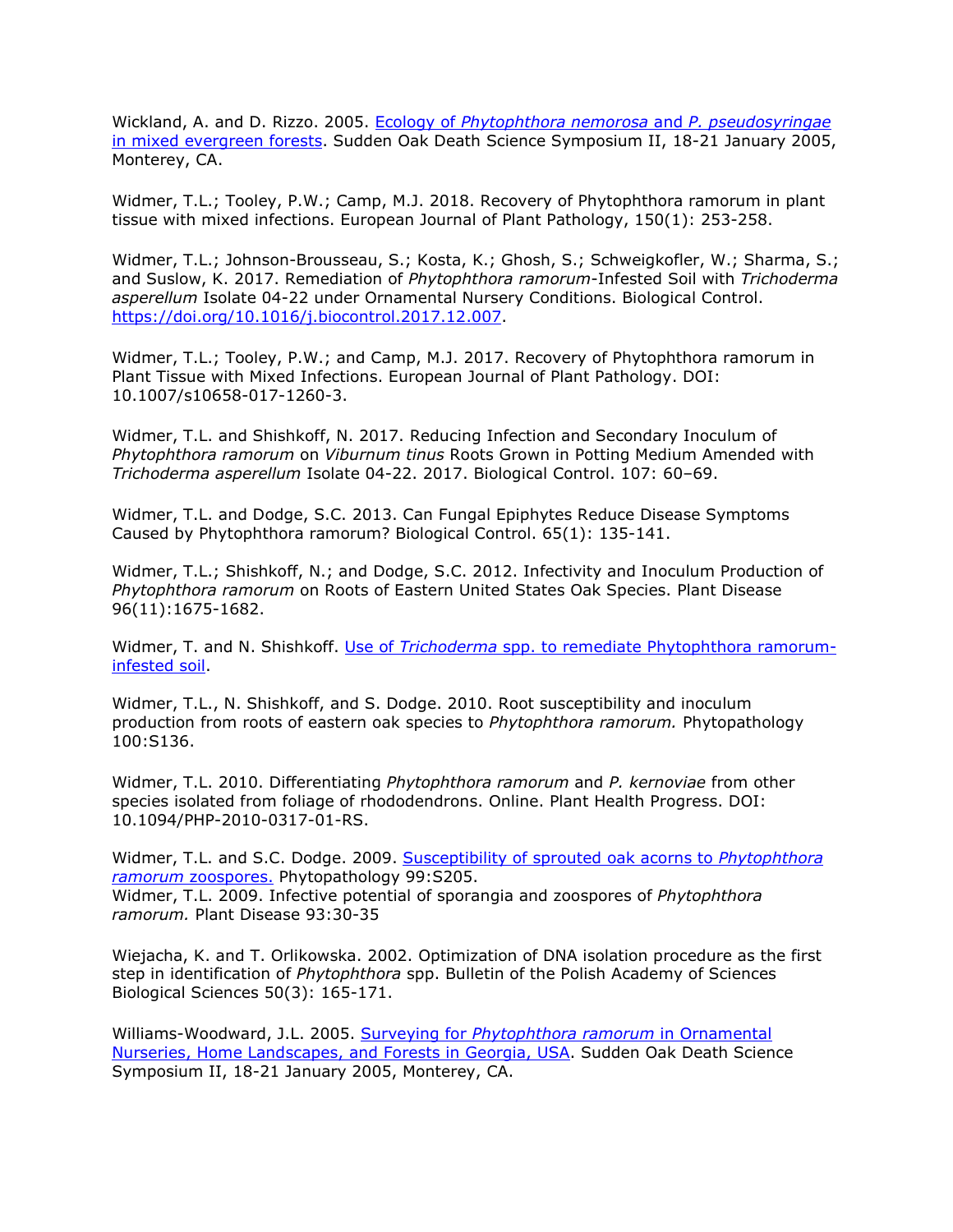Wickland, A. and D. Rizzo. 2005. [Ecology of *Phytophthora nemorosa* and *P. pseudosyringae* in mixed evergreen forests]. Sudden Oak Death Science Symposium II, 18-21 January 2005, Monterey, CA.

Widmer, T.L.; Tooley, P.W.; Camp, M.J. 2018. Recovery of Phytophthora ramorum in plant tissue with mixed infections. European Journal of Plant Pathology, 150(1): 253-258.

Widmer, T.L.; Johnson-Brousseau, S.; Kosta, K.; Ghosh, S.; Schweigkofler, W.; Sharma, S.; and Suslow, K. 2017. Remediation of *Phytophthora ramorum*-Infested Soil with *Trichoderma asperellum* Isolate 04-22 under Ornamental Nursery Conditions. Biological Control. https://doi.org/10.1016/j.biocontrol.2017.12.007.

Widmer, T.L.; Tooley, P.W.; and Camp, M.J. 2017. Recovery of Phytophthora ramorum in Plant Tissue with Mixed Infections. European Journal of Plant Pathology. DOI: 10.1007/s10658-017-1260-3.

Widmer, T.L. and Shishkoff, N. 2017. Reducing Infection and Secondary Inoculum of *Phytophthora ramorum* on *Viburnum tinus* Roots Grown in Potting Medium Amended with *Trichoderma asperellum* Isolate 04-22. 2017. Biological Control. 107: 60–69.

Widmer, T.L. and Dodge, S.C. 2013. Can Fungal Epiphytes Reduce Disease Symptoms Caused by Phytophthora ramorum? Biological Control. 65(1): 135-141.

Widmer, T.L.; Shishkoff, N.; and Dodge, S.C. 2012. Infectivity and Inoculum Production of *Phytophthora ramorum* on Roots of Eastern United States Oak Species. Plant Disease 96(11):1675-1682.

Widmer, T. and N. Shishkoff. [Use of *Trichoderma* spp. to remediate Phytophthora ramorum-infested soil].

Widmer, T.L., N. Shishkoff, and S. Dodge. 2010. Root susceptibility and inoculum production from roots of eastern oak species to *Phytophthora ramorum.* Phytopathology 100:S136.

Widmer, T.L. 2010. Differentiating *Phytophthora ramorum* and *P. kernoviae* from other species isolated from foliage of rhododendrons. Online. Plant Health Progress. DOI: 10.1094/PHP-2010-0317-01-RS.

Widmer, T.L. and S.C. Dodge. 2009. [Susceptibility of sprouted oak acorns to *Phytophthora ramorum* zoospores.] Phytopathology 99:S205.
Widmer, T.L. 2009. Infective potential of sporangia and zoospores of *Phytophthora ramorum.* Plant Disease 93:30-35

Wiejacha, K. and T. Orlikowska. 2002. Optimization of DNA isolation procedure as the first step in identification of *Phytophthora* spp. Bulletin of the Polish Academy of Sciences Biological Sciences 50(3): 165-171.

Williams-Woodward, J.L. 2005. [Surveying for *Phytophthora ramorum* in Ornamental Nurseries, Home Landscapes, and Forests in Georgia, USA]. Sudden Oak Death Science Symposium II, 18-21 January 2005, Monterey, CA.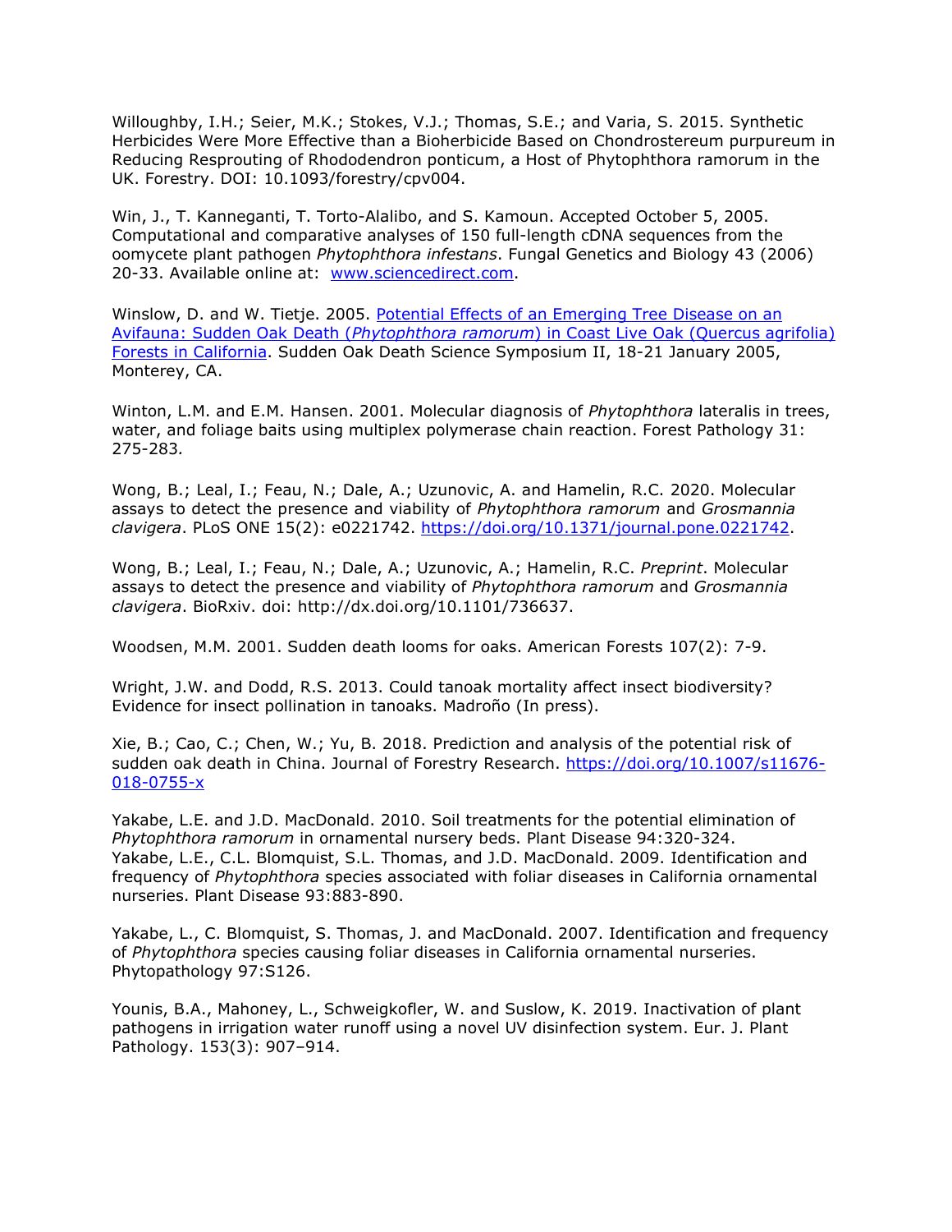Willoughby, I.H.; Seier, M.K.; Stokes, V.J.; Thomas, S.E.; and Varia, S. 2015. Synthetic Herbicides Were More Effective than a Bioherbicide Based on Chondrostereum purpureum in Reducing Resprouting of Rhododendron ponticum, a Host of Phytophthora ramorum in the UK. Forestry. DOI: 10.1093/forestry/cpv004.

Win, J., T. Kanneganti, T. Torto-Alalibo, and S. Kamoun. Accepted October 5, 2005. Computational and comparative analyses of 150 full-length cDNA sequences from the oomycete plant pathogen *Phytophthora infestans*. Fungal Genetics and Biology 43 (2006) 20-33. Available online at: www.sciencedirect.com.

Winslow, D. and W. Tietje. 2005. Potential Effects of an Emerging Tree Disease on an Avifauna: Sudden Oak Death (*Phytophthora ramorum*) in Coast Live Oak (Quercus agrifolia) Forests in California. Sudden Oak Death Science Symposium II, 18-21 January 2005, Monterey, CA.

Winton, L.M. and E.M. Hansen. 2001. Molecular diagnosis of *Phytophthora* lateralis in trees, water, and foliage baits using multiplex polymerase chain reaction. Forest Pathology 31: 275-283.

Wong, B.; Leal, I.; Feau, N.; Dale, A.; Uzunovic, A. and Hamelin, R.C. 2020. Molecular assays to detect the presence and viability of *Phytophthora ramorum* and *Grosmannia clavigera*. PLoS ONE 15(2): e0221742. https://doi.org/10.1371/journal.pone.0221742.

Wong, B.; Leal, I.; Feau, N.; Dale, A.; Uzunovic, A.; Hamelin, R.C. *Preprint*. Molecular assays to detect the presence and viability of *Phytophthora ramorum* and *Grosmannia clavigera*. BioRxiv. doi: http://dx.doi.org/10.1101/736637.

Woodsen, M.M. 2001. Sudden death looms for oaks. American Forests 107(2): 7-9.

Wright, J.W. and Dodd, R.S. 2013. Could tanoak mortality affect insect biodiversity? Evidence for insect pollination in tanoaks. Madroño (In press).

Xie, B.; Cao, C.; Chen, W.; Yu, B. 2018. Prediction and analysis of the potential risk of sudden oak death in China. Journal of Forestry Research. https://doi.org/10.1007/s11676-018-0755-x

Yakabe, L.E. and J.D. MacDonald. 2010. Soil treatments for the potential elimination of *Phytophthora ramorum* in ornamental nursery beds. Plant Disease 94:320-324.
Yakabe, L.E., C.L. Blomquist, S.L. Thomas, and J.D. MacDonald. 2009. Identification and frequency of *Phytophthora* species associated with foliar diseases in California ornamental nurseries. Plant Disease 93:883-890.

Yakabe, L., C. Blomquist, S. Thomas, J. and MacDonald. 2007. Identification and frequency of *Phytophthora* species causing foliar diseases in California ornamental nurseries. Phytopathology 97:S126.

Younis, B.A., Mahoney, L., Schweigkofler, W. and Suslow, K. 2019. Inactivation of plant pathogens in irrigation water runoff using a novel UV disinfection system. Eur. J. Plant Pathology. 153(3): 907–914.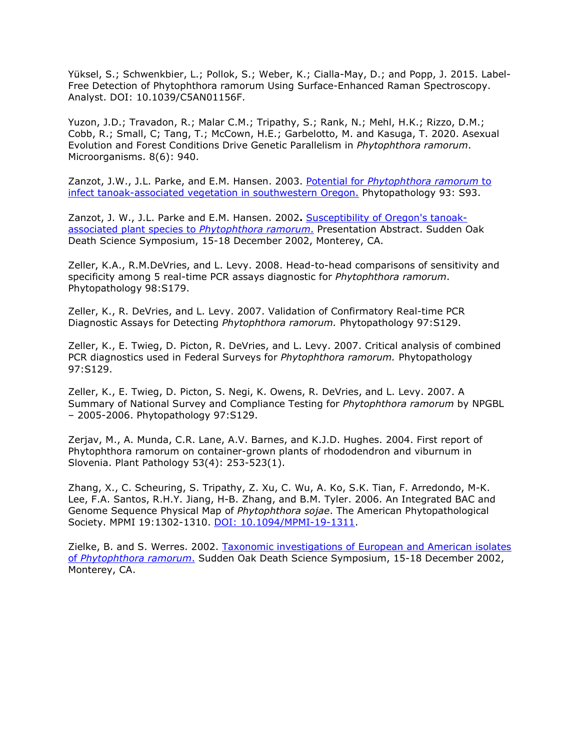Yüksel, S.; Schwenkbier, L.; Pollok, S.; Weber, K.; Cialla-May, D.; and Popp, J. 2015. Label-Free Detection of Phytophthora ramorum Using Surface-Enhanced Raman Spectroscopy. Analyst. DOI: 10.1039/C5AN01156F.

Yuzon, J.D.; Travadon, R.; Malar C.M.; Tripathy, S.; Rank, N.; Mehl, H.K.; Rizzo, D.M.; Cobb, R.; Small, C; Tang, T.; McCown, H.E.; Garbelotto, M. and Kasuga, T. 2020. Asexual Evolution and Forest Conditions Drive Genetic Parallelism in *Phytophthora ramorum*. Microorganisms. 8(6): 940.

Zanzot, J.W., J.L. Parke, and E.M. Hansen. 2003. [Potential for *Phytophthora ramorum* to infect tanoak-associated vegetation in southwestern Oregon.]() Phytopathology 93: S93.

Zanzot, J. W., J.L. Parke and E.M. Hansen. 2002**.** [Susceptibility of Oregon's tanoak-associated plant species to *Phytophthora ramorum*.]() Presentation Abstract. Sudden Oak Death Science Symposium, 15-18 December 2002, Monterey, CA.

Zeller, K.A., R.M.DeVries, and L. Levy. 2008. Head-to-head comparisons of sensitivity and specificity among 5 real-time PCR assays diagnostic for *Phytophthora ramorum*. Phytopathology 98:S179.

Zeller, K., R. DeVries, and L. Levy. 2007. Validation of Confirmatory Real-time PCR Diagnostic Assays for Detecting *Phytophthora ramorum.* Phytopathology 97:S129.

Zeller, K., E. Twieg, D. Picton, R. DeVries, and L. Levy. 2007. Critical analysis of combined PCR diagnostics used in Federal Surveys for *Phytophthora ramorum.* Phytopathology 97:S129.

Zeller, K., E. Twieg, D. Picton, S. Negi, K. Owens, R. DeVries, and L. Levy. 2007. A Summary of National Survey and Compliance Testing for *Phytophthora ramorum* by NPGBL – 2005-2006. Phytopathology 97:S129.

Zerjav, M., A. Munda, C.R. Lane, A.V. Barnes, and K.J.D. Hughes. 2004. First report of Phytophthora ramorum on container-grown plants of rhododendron and viburnum in Slovenia. Plant Pathology 53(4): 253-523(1).

Zhang, X., C. Scheuring, S. Tripathy, Z. Xu, C. Wu, A. Ko, S.K. Tian, F. Arredondo, M-K. Lee, F.A. Santos, R.H.Y. Jiang, H-B. Zhang, and B.M. Tyler. 2006. An Integrated BAC and Genome Sequence Physical Map of *Phytophthora sojae*. The American Phytopathological Society. MPMI 19:1302-1310. [DOI: 10.1094/MPMI-19-1311]().

Zielke, B. and S. Werres. 2002. [Taxonomic investigations of European and American isolates of *Phytophthora ramorum*.]() Sudden Oak Death Science Symposium, 15-18 December 2002, Monterey, CA.